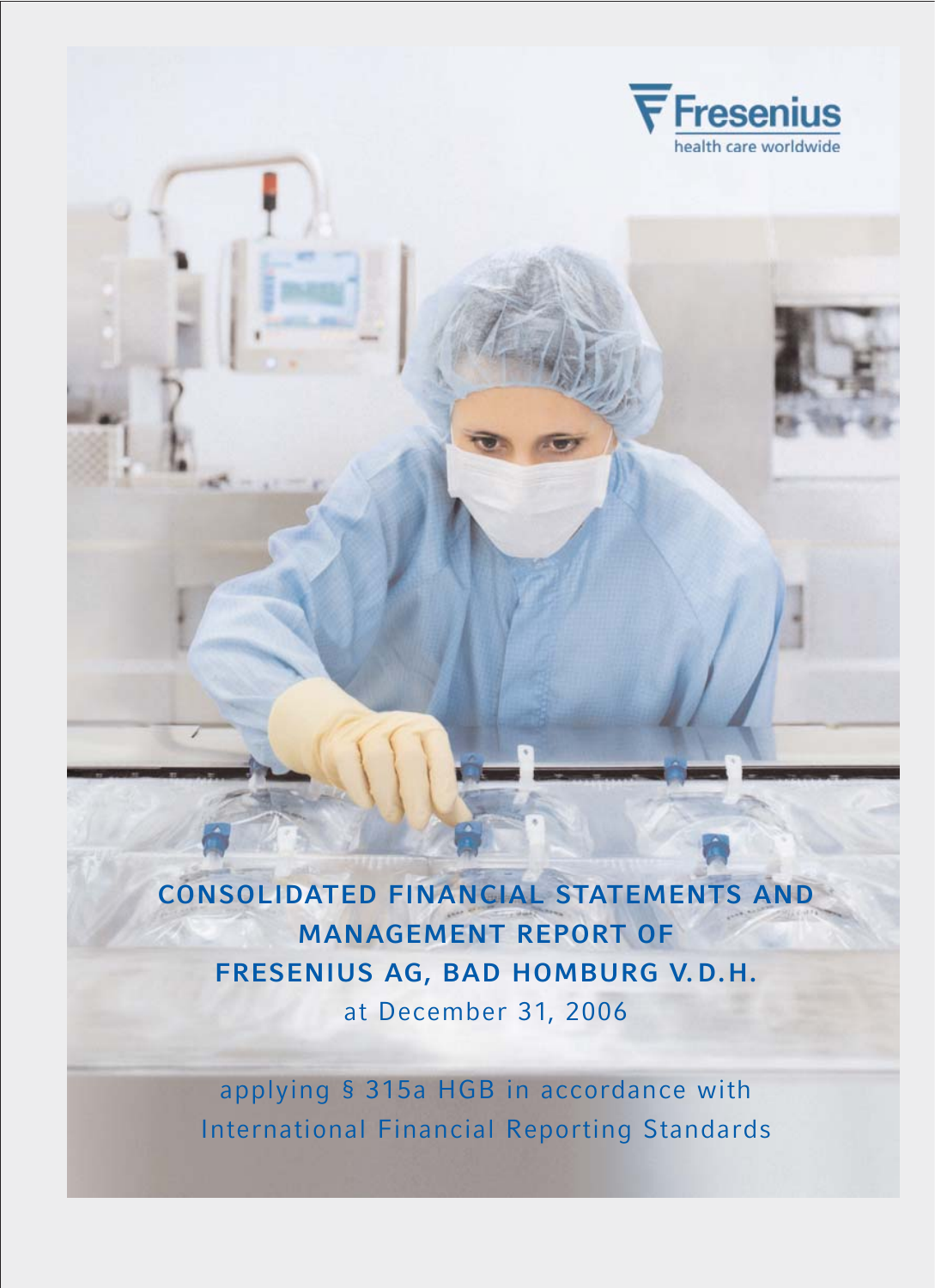Fresenius
health care worldwide

# CONSOLIDATED FINANCIAL STATEMENTS AND MANAGEMENT REPORT OF FRESENIUS AG, BAD HOMBURG V.D.H.

at December 31, 2006

applying § 315a HGB in accordance with International Financial Reporting Standards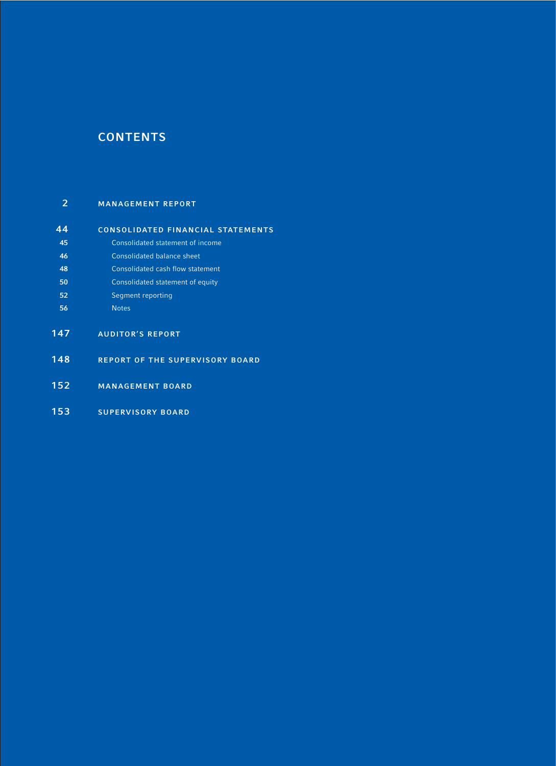# CONTENTS

| | |
|---|---|
| 2 | **MANAGEMENT REPORT** |
| 44 | **CONSOLIDATED FINANCIAL STATEMENTS** |
| 45 | Consolidated statement of income |
| 46 | Consolidated balance sheet |
| 48 | Consolidated cash flow statement |
| 50 | Consolidated statement of equity |
| 52 | Segment reporting |
| 56 | Notes |
| 147 | **AUDITOR'S REPORT** |
| 148 | **REPORT OF THE SUPERVISORY BOARD** |
| 152 | **MANAGEMENT BOARD** |
| 153 | **SUPERVISORY BOARD** |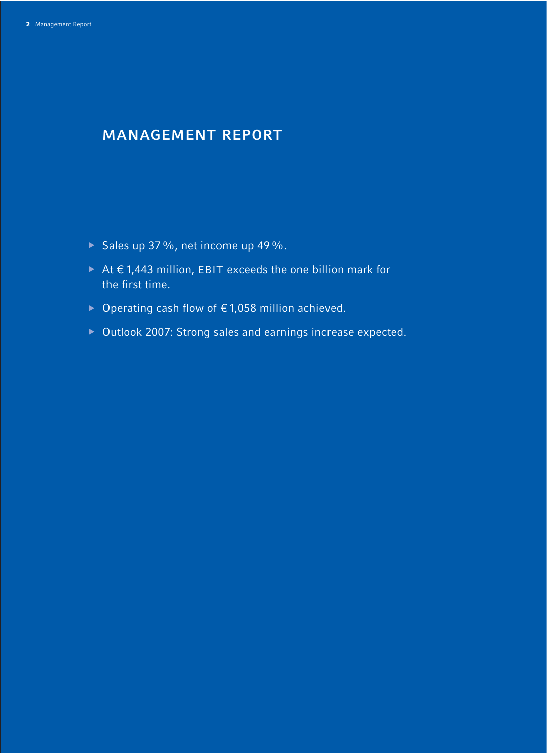# MANAGEMENT REPORT

- Sales up 37 %, net income up 49 %.
- At € 1,443 million, EBIT exceeds the one billion mark for the first time.
- Operating cash flow of € 1,058 million achieved.
- Outlook 2007: Strong sales and earnings increase expected.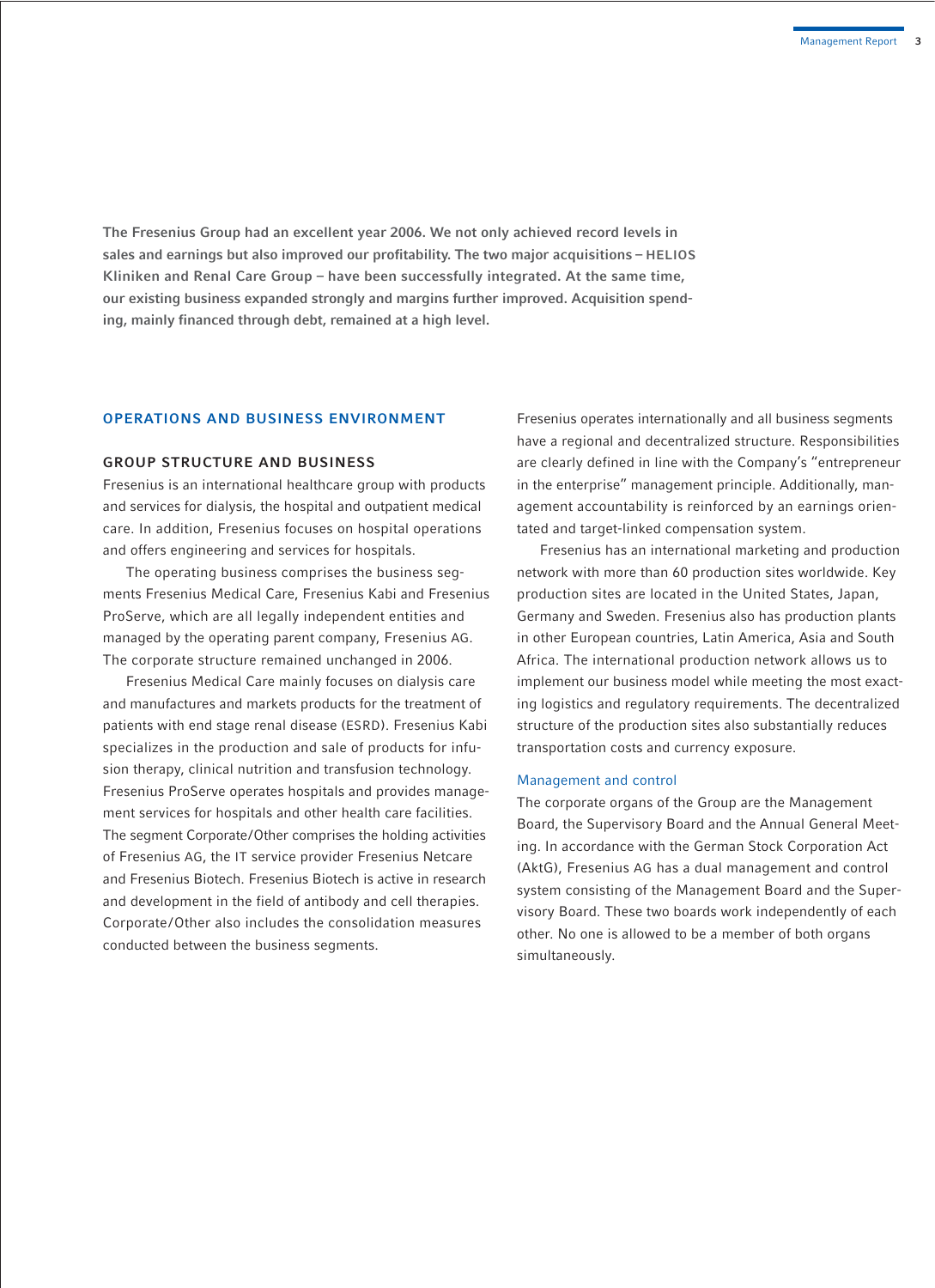**The Fresenius Group had an excellent year 2006. We not only achieved record levels in sales and earnings but also improved our profitability. The two major acquisitions – HELIOS Kliniken and Renal Care Group – have been successfully integrated. At the same time, our existing business expanded strongly and margins further improved. Acquisition spending, mainly financed through debt, remained at a high level.**

## OPERATIONS AND BUSINESS ENVIRONMENT

### GROUP STRUCTURE AND BUSINESS

Fresenius is an international healthcare group with products and services for dialysis, the hospital and outpatient medical care. In addition, Fresenius focuses on hospital operations and offers engineering and services for hospitals.

The operating business comprises the business segments Fresenius Medical Care, Fresenius Kabi and Fresenius ProServe, which are all legally independent entities and managed by the operating parent company, Fresenius AG. The corporate structure remained unchanged in 2006.

Fresenius Medical Care mainly focuses on dialysis care and manufactures and markets products for the treatment of patients with end stage renal disease (ESRD). Fresenius Kabi specializes in the production and sale of products for infusion therapy, clinical nutrition and transfusion technology. Fresenius ProServe operates hospitals and provides management services for hospitals and other health care facilities. The segment Corporate/Other comprises the holding activities of Fresenius AG, the IT service provider Fresenius Netcare and Fresenius Biotech. Fresenius Biotech is active in research and development in the field of antibody and cell therapies. Corporate/Other also includes the consolidation measures conducted between the business segments.

Fresenius operates internationally and all business segments have a regional and decentralized structure. Responsibilities are clearly defined in line with the Company's "entrepreneur in the enterprise" management principle. Additionally, management accountability is reinforced by an earnings orientated and target-linked compensation system.

Fresenius has an international marketing and production network with more than 60 production sites worldwide. Key production sites are located in the United States, Japan, Germany and Sweden. Fresenius also has production plants in other European countries, Latin America, Asia and South Africa. The international production network allows us to implement our business model while meeting the most exacting logistics and regulatory requirements. The decentralized structure of the production sites also substantially reduces transportation costs and currency exposure.

#### Management and control

The corporate organs of the Group are the Management Board, the Supervisory Board and the Annual General Meeting. In accordance with the German Stock Corporation Act (AktG), Fresenius AG has a dual management and control system consisting of the Management Board and the Supervisory Board. These two boards work independently of each other. No one is allowed to be a member of both organs simultaneously.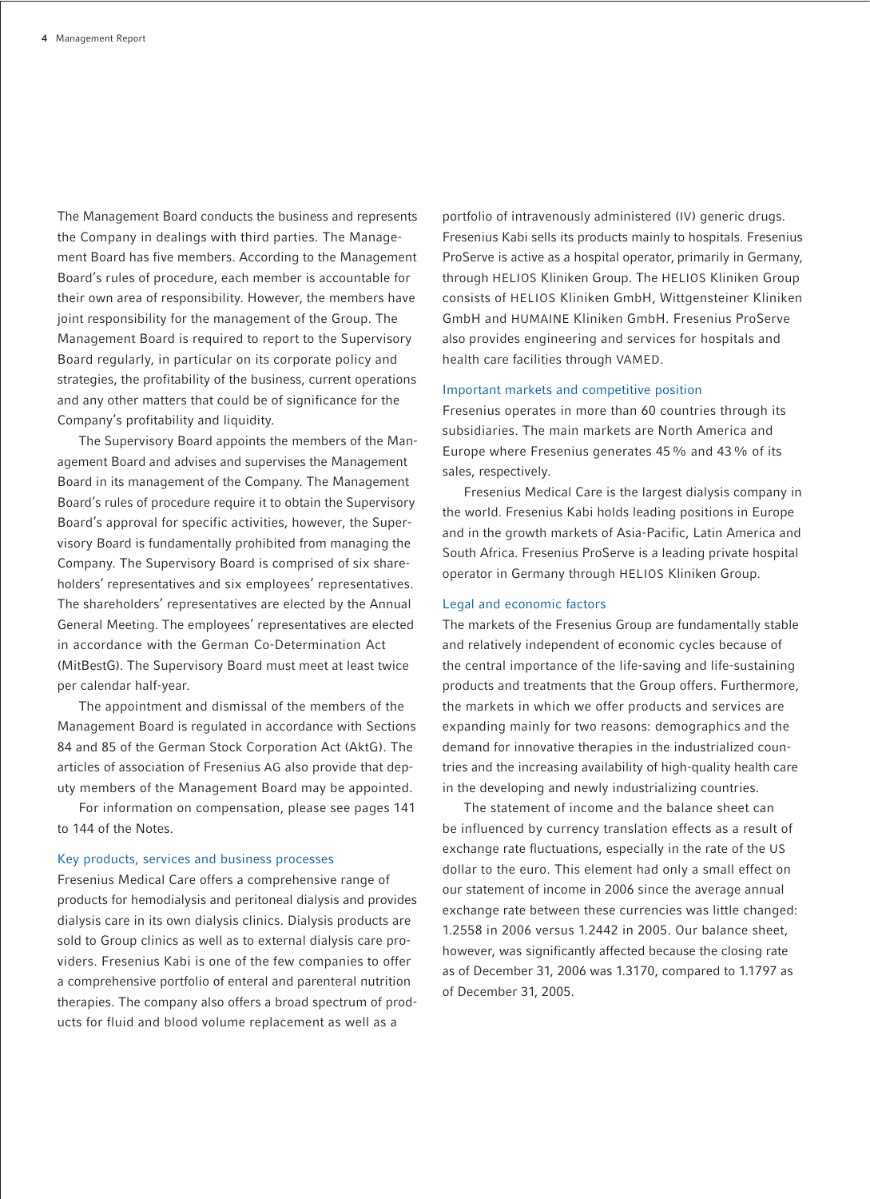The Management Board conducts the business and represents the Company in dealings with third parties. The Management Board has five members. According to the Management Board's rules of procedure, each member is accountable for their own area of responsibility. However, the members have joint responsibility for the management of the Group. The Management Board is required to report to the Supervisory Board regularly, in particular on its corporate policy and strategies, the profitability of the business, current operations and any other matters that could be of significance for the Company's profitability and liquidity.

The Supervisory Board appoints the members of the Management Board and advises and supervises the Management Board in its management of the Company. The Management Board's rules of procedure require it to obtain the Supervisory Board's approval for specific activities, however, the Supervisory Board is fundamentally prohibited from managing the Company. The Supervisory Board is comprised of six shareholders' representatives and six employees' representatives. The shareholders' representatives are elected by the Annual General Meeting. The employees' representatives are elected in accordance with the German Co-Determination Act (MitBestG). The Supervisory Board must meet at least twice per calendar half-year.

The appointment and dismissal of the members of the Management Board is regulated in accordance with Sections 84 and 85 of the German Stock Corporation Act (AktG). The articles of association of Fresenius AG also provide that deputy members of the Management Board may be appointed.

For information on compensation, please see pages 141 to 144 of the Notes.

### Key products, services and business processes

Fresenius Medical Care offers a comprehensive range of products for hemodialysis and peritoneal dialysis and provides dialysis care in its own dialysis clinics. Dialysis products are sold to Group clinics as well as to external dialysis care providers. Fresenius Kabi is one of the few companies to offer a comprehensive portfolio of enteral and parenteral nutrition therapies. The company also offers a broad spectrum of products for fluid and blood volume replacement as well as a portfolio of intravenously administered (IV) generic drugs. Fresenius Kabi sells its products mainly to hospitals. Fresenius ProServe is active as a hospital operator, primarily in Germany, through HELIOS Kliniken Group. The HELIOS Kliniken Group consists of HELIOS Kliniken GmbH, Wittgensteiner Kliniken GmbH and HUMAINE Kliniken GmbH. Fresenius ProServe also provides engineering and services for hospitals and health care facilities through VAMED.

### Important markets and competitive position

Fresenius operates in more than 60 countries through its subsidiaries. The main markets are North America and Europe where Fresenius generates 45 % and 43 % of its sales, respectively.

Fresenius Medical Care is the largest dialysis company in the world. Fresenius Kabi holds leading positions in Europe and in the growth markets of Asia-Pacific, Latin America and South Africa. Fresenius ProServe is a leading private hospital operator in Germany through HELIOS Kliniken Group.

### Legal and economic factors

The markets of the Fresenius Group are fundamentally stable and relatively independent of economic cycles because of the central importance of the life-saving and life-sustaining products and treatments that the Group offers. Furthermore, the markets in which we offer products and services are expanding mainly for two reasons: demographics and the demand for innovative therapies in the industrialized countries and the increasing availability of high-quality health care in the developing and newly industrializing countries.

The statement of income and the balance sheet can be influenced by currency translation effects as a result of exchange rate fluctuations, especially in the rate of the US dollar to the euro. This element had only a small effect on our statement of income in 2006 since the average annual exchange rate between these currencies was little changed: 1.2558 in 2006 versus 1.2442 in 2005. Our balance sheet, however, was significantly affected because the closing rate as of December 31, 2006 was 1.3170, compared to 1.1797 as of December 31, 2005.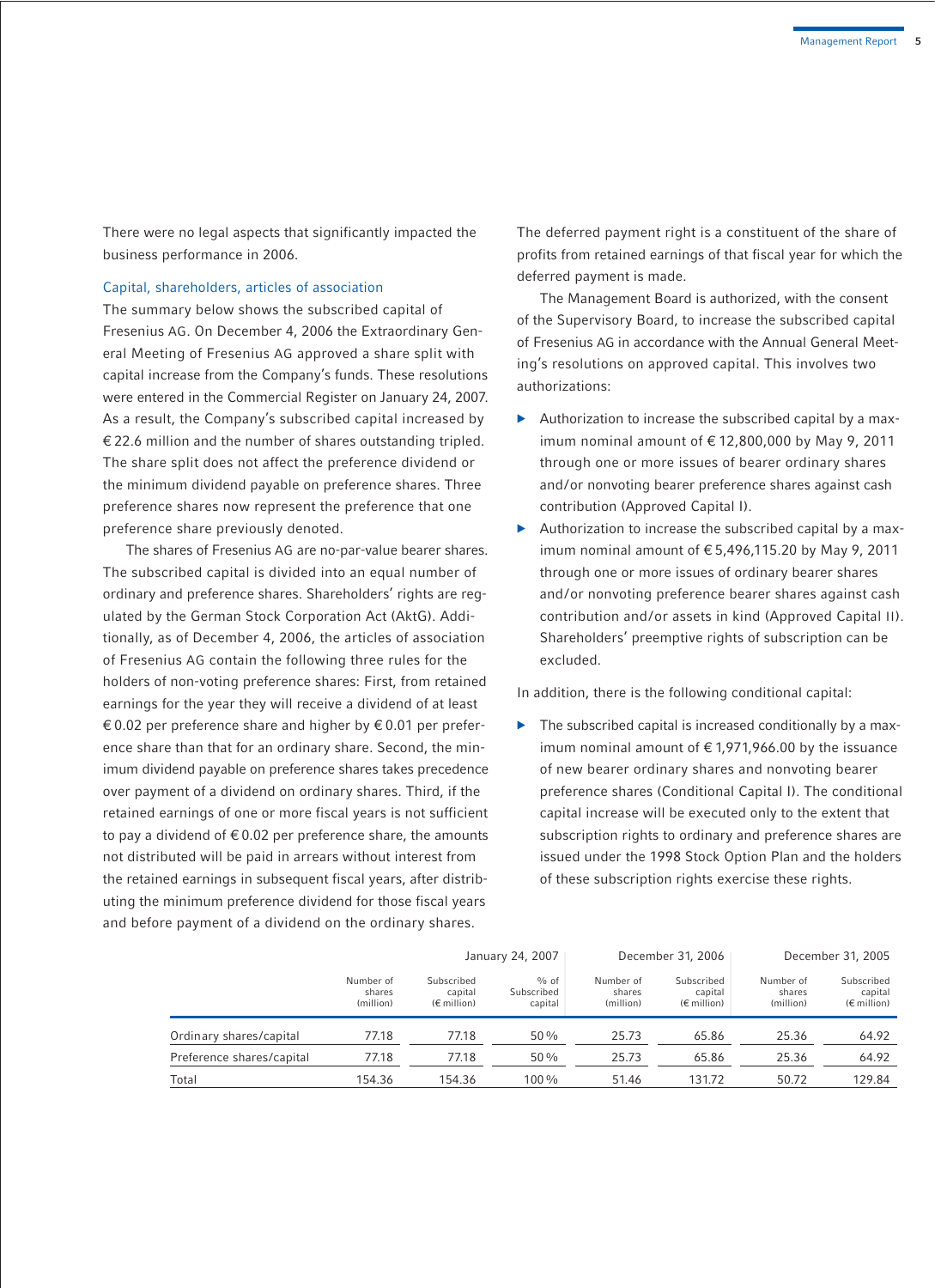There were no legal aspects that significantly impacted the business performance in 2006.

### Capital, shareholders, articles of association

The summary below shows the subscribed capital of Fresenius AG. On December 4, 2006 the Extraordinary General Meeting of Fresenius AG approved a share split with capital increase from the Company's funds. These resolutions were entered in the Commercial Register on January 24, 2007. As a result, the Company's subscribed capital increased by € 22.6 million and the number of shares outstanding tripled. The share split does not affect the preference dividend or the minimum dividend payable on preference shares. Three preference shares now represent the preference that one preference share previously denoted.

The shares of Fresenius AG are no-par-value bearer shares. The subscribed capital is divided into an equal number of ordinary and preference shares. Shareholders' rights are regulated by the German Stock Corporation Act (AktG). Additionally, as of December 4, 2006, the articles of association of Fresenius AG contain the following three rules for the holders of non-voting preference shares: First, from retained earnings for the year they will receive a dividend of at least € 0.02 per preference share and higher by € 0.01 per preference share than that for an ordinary share. Second, the minimum dividend payable on preference shares takes precedence over payment of a dividend on ordinary shares. Third, if the retained earnings of one or more fiscal years is not sufficient to pay a dividend of € 0.02 per preference share, the amounts not distributed will be paid in arrears without interest from the retained earnings in subsequent fiscal years, after distributing the minimum preference dividend for those fiscal years and before payment of a dividend on the ordinary shares. The deferred payment right is a constituent of the share of profits from retained earnings of that fiscal year for which the deferred payment is made.

The Management Board is authorized, with the consent of the Supervisory Board, to increase the subscribed capital of Fresenius AG in accordance with the Annual General Meeting's resolutions on approved capital. This involves two authorizations:

- Authorization to increase the subscribed capital by a maximum nominal amount of € 12,800,000 by May 9, 2011 through one or more issues of bearer ordinary shares and/or nonvoting bearer preference shares against cash contribution (Approved Capital I).
- Authorization to increase the subscribed capital by a maximum nominal amount of € 5,496,115.20 by May 9, 2011 through one or more issues of ordinary bearer shares and/or nonvoting preference bearer shares against cash contribution and/or assets in kind (Approved Capital II). Shareholders' preemptive rights of subscription can be excluded.

In addition, there is the following conditional capital:

- The subscribed capital is increased conditionally by a maximum nominal amount of € 1,971,966.00 by the issuance of new bearer ordinary shares and nonvoting bearer preference shares (Conditional Capital I). The conditional capital increase will be executed only to the extent that subscription rights to ordinary and preference shares are issued under the 1998 Stock Option Plan and the holders of these subscription rights exercise these rights.

| | January 24, 2007 | | | December 31, 2006 | | December 31, 2005 | |
|---|---|---|---|---|---|---|---|
| | Number of shares (million) | Subscribed capital (€ million) | % of Subscribed capital | Number of shares (million) | Subscribed capital (€ million) | Number of shares (million) | Subscribed capital (€ million) |
| Ordinary shares/capital | 77.18 | 77.18 | 50 % | 25.73 | 65.86 | 25.36 | 64.92 |
| Preference shares/capital | 77.18 | 77.18 | 50 % | 25.73 | 65.86 | 25.36 | 64.92 |
| Total | 154.36 | 154.36 | 100 % | 51.46 | 131.72 | 50.72 | 129.84 |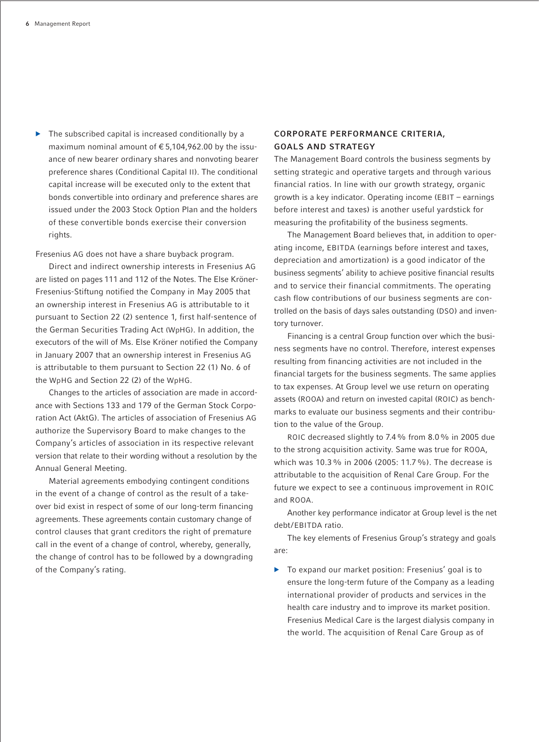- The subscribed capital is increased conditionally by a maximum nominal amount of € 5,104,962.00 by the issuance of new bearer ordinary shares and nonvoting bearer preference shares (Conditional Capital II). The conditional capital increase will be executed only to the extent that bonds convertible into ordinary and preference shares are issued under the 2003 Stock Option Plan and the holders of these convertible bonds exercise their conversion rights.

Fresenius AG does not have a share buyback program.

Direct and indirect ownership interests in Fresenius AG are listed on pages 111 and 112 of the Notes. The Else Kröner-Fresenius-Stiftung notified the Company in May 2005 that an ownership interest in Fresenius AG is attributable to it pursuant to Section 22 (2) sentence 1, first half-sentence of the German Securities Trading Act (WpHG). In addition, the executors of the will of Ms. Else Kröner notified the Company in January 2007 that an ownership interest in Fresenius AG is attributable to them pursuant to Section 22 (1) No. 6 of the WpHG and Section 22 (2) of the WpHG.

Changes to the articles of association are made in accordance with Sections 133 and 179 of the German Stock Corporation Act (AktG). The articles of association of Fresenius AG authorize the Supervisory Board to make changes to the Company's articles of association in its respective relevant version that relate to their wording without a resolution by the Annual General Meeting.

Material agreements embodying contingent conditions in the event of a change of control as the result of a takeover bid exist in respect of some of our long-term financing agreements. These agreements contain customary change of control clauses that grant creditors the right of premature call in the event of a change of control, whereby, generally, the change of control has to be followed by a downgrading of the Company's rating.

## CORPORATE PERFORMANCE CRITERIA, GOALS AND STRATEGY

The Management Board controls the business segments by setting strategic and operative targets and through various financial ratios. In line with our growth strategy, organic growth is a key indicator. Operating income (EBIT – earnings before interest and taxes) is another useful yardstick for measuring the profitability of the business segments.

The Management Board believes that, in addition to operating income, EBITDA (earnings before interest and taxes, depreciation and amortization) is a good indicator of the business segments' ability to achieve positive financial results and to service their financial commitments. The operating cash flow contributions of our business segments are controlled on the basis of days sales outstanding (DSO) and inventory turnover.

Financing is a central Group function over which the business segments have no control. Therefore, interest expenses resulting from financing activities are not included in the financial targets for the business segments. The same applies to tax expenses. At Group level we use return on operating assets (ROOA) and return on invested capital (ROIC) as benchmarks to evaluate our business segments and their contribution to the value of the Group.

ROIC decreased slightly to 7.4 % from 8.0 % in 2005 due to the strong acquisition activity. Same was true for ROOA, which was 10.3 % in 2006 (2005: 11.7 %). The decrease is attributable to the acquisition of Renal Care Group. For the future we expect to see a continuous improvement in ROIC and ROOA.

Another key performance indicator at Group level is the net debt/EBITDA ratio.

The key elements of Fresenius Group's strategy and goals are:

- To expand our market position: Fresenius' goal is to ensure the long-term future of the Company as a leading international provider of products and services in the health care industry and to improve its market position. Fresenius Medical Care is the largest dialysis company in the world. The acquisition of Renal Care Group as of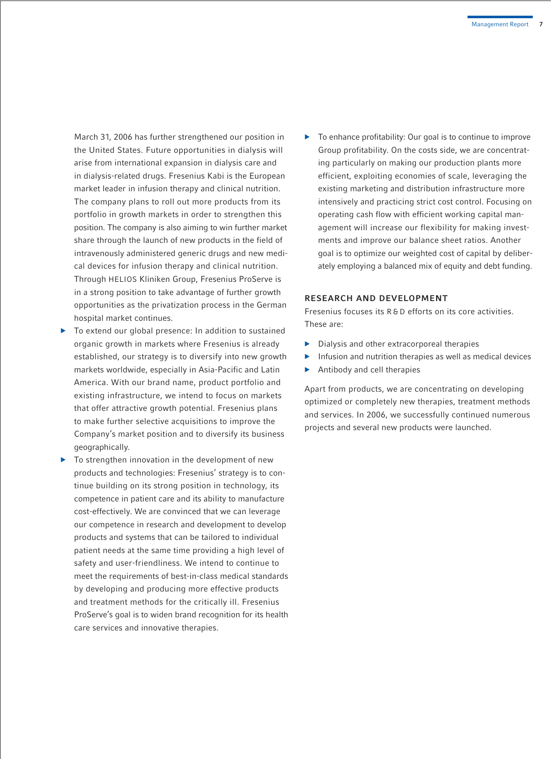March 31, 2006 has further strengthened our position in the United States. Future opportunities in dialysis will arise from international expansion in dialysis care and in dialysis-related drugs. Fresenius Kabi is the European market leader in infusion therapy and clinical nutrition. The company plans to roll out more products from its portfolio in growth markets in order to strengthen this position. The company is also aiming to win further market share through the launch of new products in the field of intravenously administered generic drugs and new medical devices for infusion therapy and clinical nutrition. Through HELIOS Kliniken Group, Fresenius ProServe is in a strong position to take advantage of further growth opportunities as the privatization process in the German hospital market continues.

- To extend our global presence: In addition to sustained organic growth in markets where Fresenius is already established, our strategy is to diversify into new growth markets worldwide, especially in Asia-Pacific and Latin America. With our brand name, product portfolio and existing infrastructure, we intend to focus on markets that offer attractive growth potential. Fresenius plans to make further selective acquisitions to improve the Company's market position and to diversify its business geographically.
- To strengthen innovation in the development of new products and technologies: Fresenius' strategy is to continue building on its strong position in technology, its competence in patient care and its ability to manufacture cost-effectively. We are convinced that we can leverage our competence in research and development to develop products and systems that can be tailored to individual patient needs at the same time providing a high level of safety and user-friendliness. We intend to continue to meet the requirements of best-in-class medical standards by developing and producing more effective products and treatment methods for the critically ill. Fresenius ProServe's goal is to widen brand recognition for its health care services and innovative therapies.
- To enhance profitability: Our goal is to continue to improve Group profitability. On the costs side, we are concentrating particularly on making our production plants more efficient, exploiting economies of scale, leveraging the existing marketing and distribution infrastructure more intensively and practicing strict cost control. Focusing on operating cash flow with efficient working capital management will increase our flexibility for making investments and improve our balance sheet ratios. Another goal is to optimize our weighted cost of capital by deliberately employing a balanced mix of equity and debt funding.

## RESEARCH AND DEVELOPMENT

Fresenius focuses its R&D efforts on its core activities. These are:

- Dialysis and other extracorporeal therapies
- Infusion and nutrition therapies as well as medical devices
- Antibody and cell therapies

Apart from products, we are concentrating on developing optimized or completely new therapies, treatment methods and services. In 2006, we successfully continued numerous projects and several new products were launched.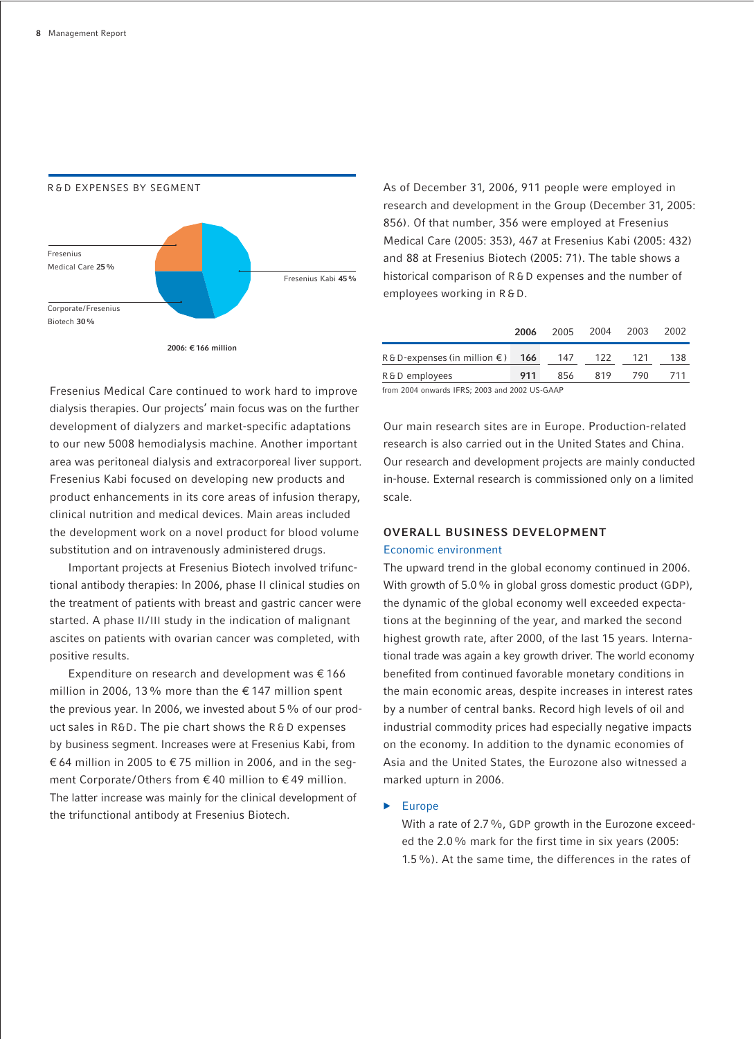## R&D EXPENSES BY SEGMENT

Fresenius Medical Care **25%**

Fresenius Kabi **45%**

Corporate/Fresenius Biotech **30%**

**2006: € 166 million**

Fresenius Medical Care continued to work hard to improve dialysis therapies. Our projects' main focus was on the further development of dialyzers and market-specific adaptations to our new 5008 hemodialysis machine. Another important area was peritoneal dialysis and extracorporeal liver support. Fresenius Kabi focused on developing new products and product enhancements in its core areas of infusion therapy, clinical nutrition and medical devices. Main areas included the development work on a novel product for blood volume substitution and on intravenously administered drugs.

Important projects at Fresenius Biotech involved trifunctional antibody therapies: In 2006, phase II clinical studies on the treatment of patients with breast and gastric cancer were started. A phase II/III study in the indication of malignant ascites on patients with ovarian cancer was completed, with positive results.

Expenditure on research and development was € 166 million in 2006, 13% more than the € 147 million spent the previous year. In 2006, we invested about 5% of our product sales in R&D. The pie chart shows the R&D expenses by business segment. Increases were at Fresenius Kabi, from € 64 million in 2005 to € 75 million in 2006, and in the segment Corporate/Others from € 40 million to € 49 million. The latter increase was mainly for the clinical development of the trifunctional antibody at Fresenius Biotech.

As of December 31, 2006, 911 people were employed in research and development in the Group (December 31, 2005: 856). Of that number, 356 were employed at Fresenius Medical Care (2005: 353), 467 at Fresenius Kabi (2005: 432) and 88 at Fresenius Biotech (2005: 71). The table shows a historical comparison of R&D expenses and the number of employees working in R&D.

| | **2006** | 2005 | 2004 | 2003 | 2002 |
|---|---|---|---|---|---|
| R&D-expenses (in million €) | **166** | 147 | 122 | 121 | 138 |
| R&D employees | **911** | 856 | 819 | 790 | 711 |

from 2004 onwards IFRS; 2003 and 2002 US-GAAP

Our main research sites are in Europe. Production-related research is also carried out in the United States and China. Our research and development projects are mainly conducted in-house. External research is commissioned only on a limited scale.

## OVERALL BUSINESS DEVELOPMENT

### Economic environment

The upward trend in the global economy continued in 2006. With growth of 5.0% in global gross domestic product (GDP), the dynamic of the global economy well exceeded expectations at the beginning of the year, and marked the second highest growth rate, after 2000, of the last 15 years. International trade was again a key growth driver. The world economy benefited from continued favorable monetary conditions in the main economic areas, despite increases in interest rates by a number of central banks. Record high levels of oil and industrial commodity prices had especially negative impacts on the economy. In addition to the dynamic economies of Asia and the United States, the Eurozone also witnessed a marked upturn in 2006.

- Europe

  With a rate of 2.7%, GDP growth in the Eurozone exceeded the 2.0% mark for the first time in six years (2005: 1.5%). At the same time, the differences in the rates of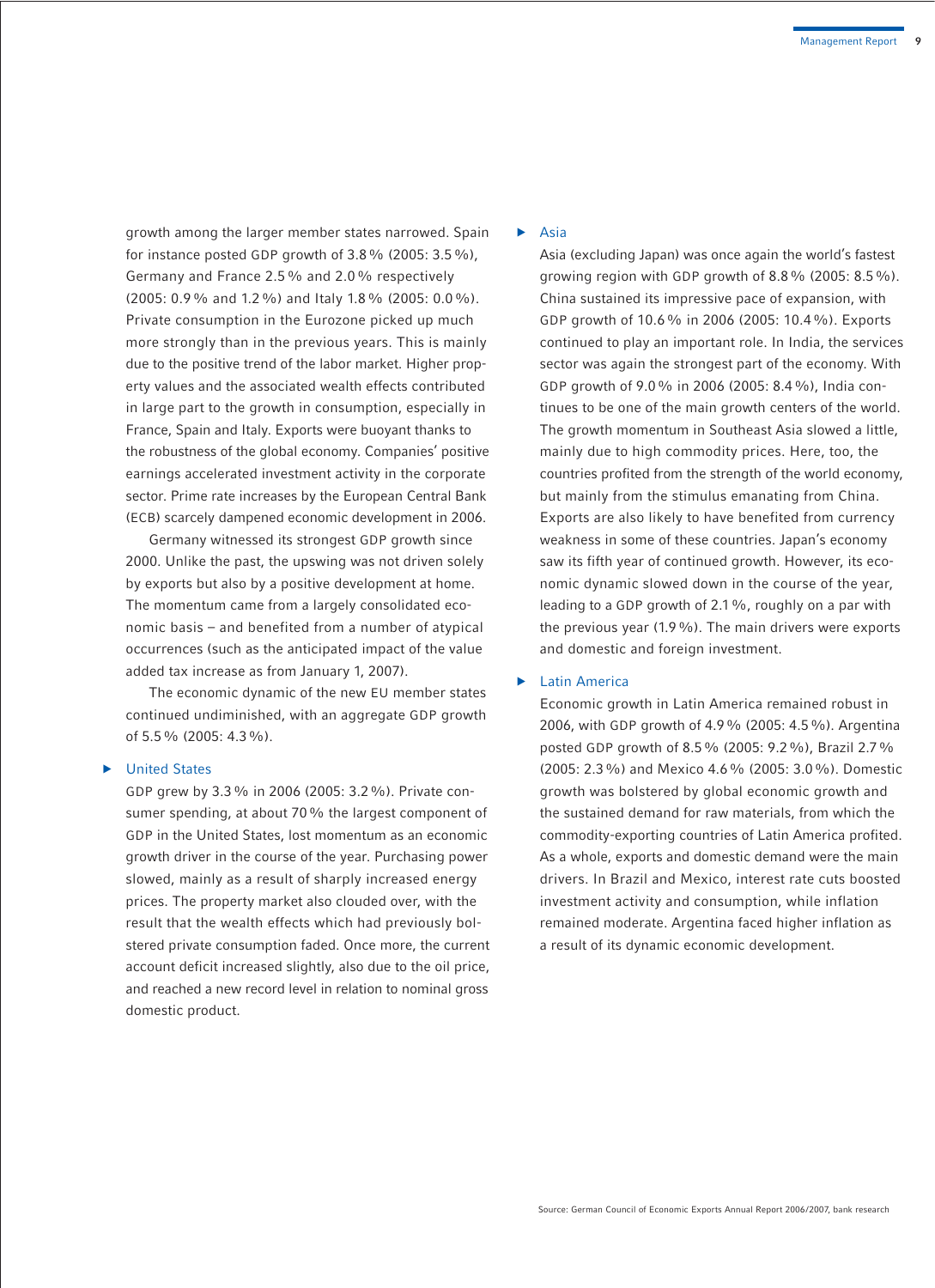growth among the larger member states narrowed. Spain for instance posted GDP growth of 3.8 % (2005: 3.5 %), Germany and France 2.5 % and 2.0 % respectively (2005: 0.9 % and 1.2 %) and Italy 1.8 % (2005: 0.0 %). Private consumption in the Eurozone picked up much more strongly than in the previous years. This is mainly due to the positive trend of the labor market. Higher property values and the associated wealth effects contributed in large part to the growth in consumption, especially in France, Spain and Italy. Exports were buoyant thanks to the robustness of the global economy. Companies' positive earnings accelerated investment activity in the corporate sector. Prime rate increases by the European Central Bank (ECB) scarcely dampened economic development in 2006.

Germany witnessed its strongest GDP growth since 2000. Unlike the past, the upswing was not driven solely by exports but also by a positive development at home. The momentum came from a largely consolidated economic basis – and benefited from a number of atypical occurrences (such as the anticipated impact of the value added tax increase as from January 1, 2007).

The economic dynamic of the new EU member states continued undiminished, with an aggregate GDP growth of 5.5 % (2005: 4.3 %).

### United States

GDP grew by 3.3 % in 2006 (2005: 3.2 %). Private consumer spending, at about 70 % the largest component of GDP in the United States, lost momentum as an economic growth driver in the course of the year. Purchasing power slowed, mainly as a result of sharply increased energy prices. The property market also clouded over, with the result that the wealth effects which had previously bolstered private consumption faded. Once more, the current account deficit increased slightly, also due to the oil price, and reached a new record level in relation to nominal gross domestic product.

### Asia

Asia (excluding Japan) was once again the world's fastest growing region with GDP growth of 8.8 % (2005: 8.5 %). China sustained its impressive pace of expansion, with GDP growth of 10.6 % in 2006 (2005: 10.4 %). Exports continued to play an important role. In India, the services sector was again the strongest part of the economy. With GDP growth of 9.0 % in 2006 (2005: 8.4 %), India continues to be one of the main growth centers of the world. The growth momentum in Southeast Asia slowed a little, mainly due to high commodity prices. Here, too, the countries profited from the strength of the world economy, but mainly from the stimulus emanating from China. Exports are also likely to have benefited from currency weakness in some of these countries. Japan's economy saw its fifth year of continued growth. However, its economic dynamic slowed down in the course of the year, leading to a GDP growth of 2.1 %, roughly on a par with the previous year (1.9 %). The main drivers were exports and domestic and foreign investment.

### Latin America

Economic growth in Latin America remained robust in 2006, with GDP growth of 4.9 % (2005: 4.5 %). Argentina posted GDP growth of 8.5 % (2005: 9.2 %), Brazil 2.7 % (2005: 2.3 %) and Mexico 4.6 % (2005: 3.0 %). Domestic growth was bolstered by global economic growth and the sustained demand for raw materials, from which the commodity-exporting countries of Latin America profited. As a whole, exports and domestic demand were the main drivers. In Brazil and Mexico, interest rate cuts boosted investment activity and consumption, while inflation remained moderate. Argentina faced higher inflation as a result of its dynamic economic development.

Source: German Council of Economic Exports Annual Report 2006/2007, bank research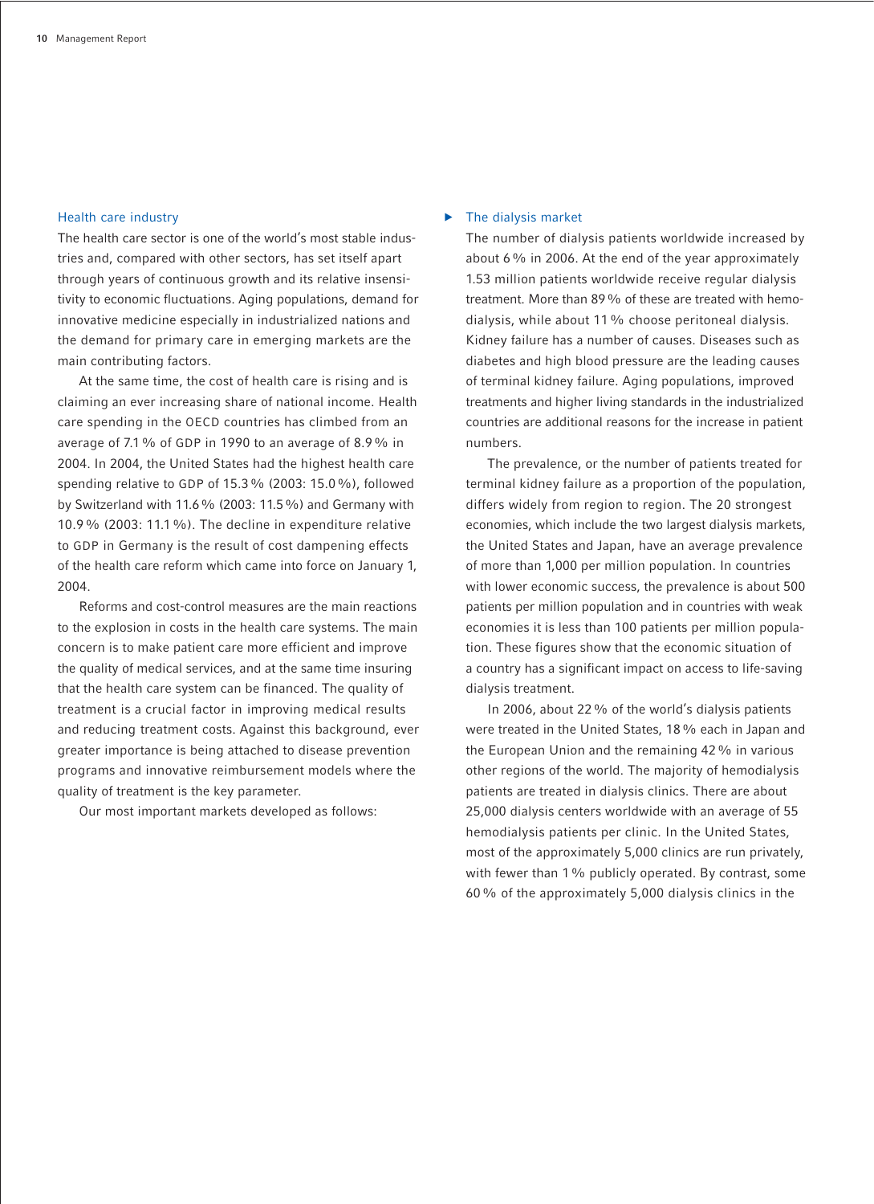## Health care industry

The health care sector is one of the world's most stable industries and, compared with other sectors, has set itself apart through years of continuous growth and its relative insensitivity to economic fluctuations. Aging populations, demand for innovative medicine especially in industrialized nations and the demand for primary care in emerging markets are the main contributing factors.

At the same time, the cost of health care is rising and is claiming an ever increasing share of national income. Health care spending in the OECD countries has climbed from an average of 7.1 % of GDP in 1990 to an average of 8.9 % in 2004. In 2004, the United States had the highest health care spending relative to GDP of 15.3 % (2003: 15.0 %), followed by Switzerland with 11.6 % (2003: 11.5 %) and Germany with 10.9 % (2003: 11.1 %). The decline in expenditure relative to GDP in Germany is the result of cost dampening effects of the health care reform which came into force on January 1, 2004.

Reforms and cost-control measures are the main reactions to the explosion in costs in the health care systems. The main concern is to make patient care more efficient and improve the quality of medical services, and at the same time insuring that the health care system can be financed. The quality of treatment is a crucial factor in improving medical results and reducing treatment costs. Against this background, ever greater importance is being attached to disease prevention programs and innovative reimbursement models where the quality of treatment is the key parameter.

Our most important markets developed as follows:

### The dialysis market

The number of dialysis patients worldwide increased by about 6 % in 2006. At the end of the year approximately 1.53 million patients worldwide receive regular dialysis treatment. More than 89 % of these are treated with hemodialysis, while about 11 % choose peritoneal dialysis. Kidney failure has a number of causes. Diseases such as diabetes and high blood pressure are the leading causes of terminal kidney failure. Aging populations, improved treatments and higher living standards in the industrialized countries are additional reasons for the increase in patient numbers.

The prevalence, or the number of patients treated for terminal kidney failure as a proportion of the population, differs widely from region to region. The 20 strongest economies, which include the two largest dialysis markets, the United States and Japan, have an average prevalence of more than 1,000 per million population. In countries with lower economic success, the prevalence is about 500 patients per million population and in countries with weak economies it is less than 100 patients per million population. These figures show that the economic situation of a country has a significant impact on access to life-saving dialysis treatment.

In 2006, about 22 % of the world's dialysis patients were treated in the United States, 18 % each in Japan and the European Union and the remaining 42 % in various other regions of the world. The majority of hemodialysis patients are treated in dialysis clinics. There are about 25,000 dialysis centers worldwide with an average of 55 hemodialysis patients per clinic. In the United States, most of the approximately 5,000 clinics are run privately, with fewer than 1 % publicly operated. By contrast, some 60 % of the approximately 5,000 dialysis clinics in the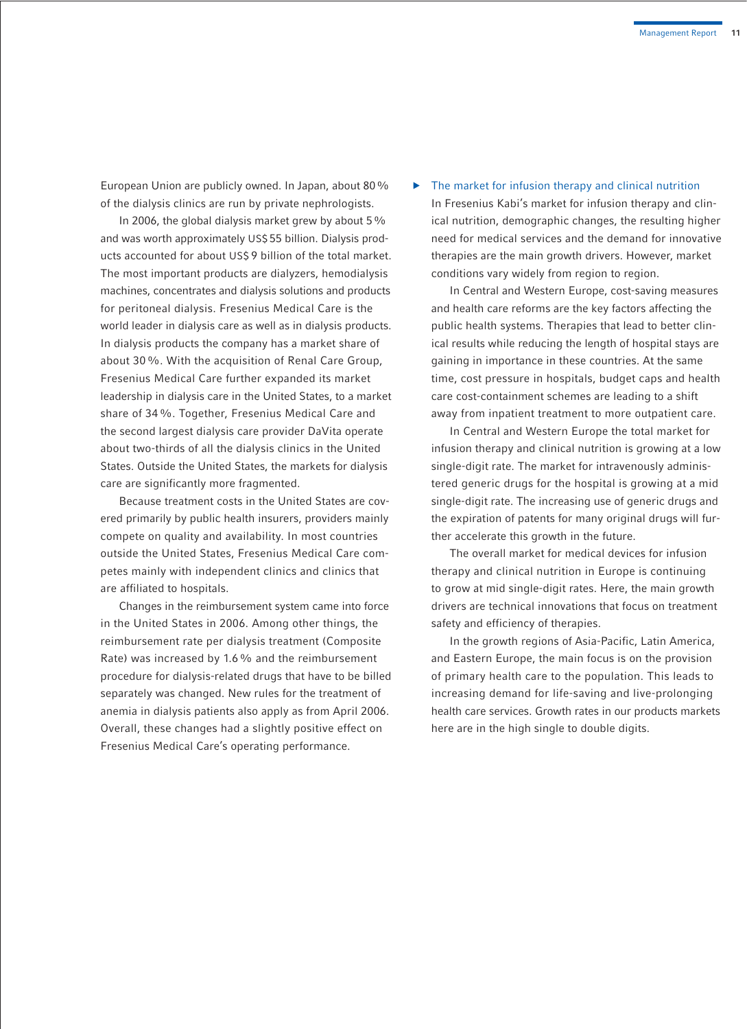European Union are publicly owned. In Japan, about 80 % of the dialysis clinics are run by private nephrologists.

In 2006, the global dialysis market grew by about 5 % and was worth approximately US$ 55 billion. Dialysis products accounted for about US$ 9 billion of the total market. The most important products are dialyzers, hemodialysis machines, concentrates and dialysis solutions and products for peritoneal dialysis. Fresenius Medical Care is the world leader in dialysis care as well as in dialysis products. In dialysis products the company has a market share of about 30 %. With the acquisition of Renal Care Group, Fresenius Medical Care further expanded its market leadership in dialysis care in the United States, to a market share of 34 %. Together, Fresenius Medical Care and the second largest dialysis care provider DaVita operate about two-thirds of all the dialysis clinics in the United States. Outside the United States, the markets for dialysis care are significantly more fragmented.

Because treatment costs in the United States are covered primarily by public health insurers, providers mainly compete on quality and availability. In most countries outside the United States, Fresenius Medical Care competes mainly with independent clinics and clinics that are affiliated to hospitals.

Changes in the reimbursement system came into force in the United States in 2006. Among other things, the reimbursement rate per dialysis treatment (Composite Rate) was increased by 1.6 % and the reimbursement procedure for dialysis-related drugs that have to be billed separately was changed. New rules for the treatment of anemia in dialysis patients also apply as from April 2006. Overall, these changes had a slightly positive effect on Fresenius Medical Care's operating performance.

### The market for infusion therapy and clinical nutrition

In Fresenius Kabi's market for infusion therapy and clinical nutrition, demographic changes, the resulting higher need for medical services and the demand for innovative therapies are the main growth drivers. However, market conditions vary widely from region to region.

In Central and Western Europe, cost-saving measures and health care reforms are the key factors affecting the public health systems. Therapies that lead to better clinical results while reducing the length of hospital stays are gaining in importance in these countries. At the same time, cost pressure in hospitals, budget caps and health care cost-containment schemes are leading to a shift away from inpatient treatment to more outpatient care.

In Central and Western Europe the total market for infusion therapy and clinical nutrition is growing at a low single-digit rate. The market for intravenously administered generic drugs for the hospital is growing at a mid single-digit rate. The increasing use of generic drugs and the expiration of patents for many original drugs will further accelerate this growth in the future.

The overall market for medical devices for infusion therapy and clinical nutrition in Europe is continuing to grow at mid single-digit rates. Here, the main growth drivers are technical innovations that focus on treatment safety and efficiency of therapies.

In the growth regions of Asia-Pacific, Latin America, and Eastern Europe, the main focus is on the provision of primary health care to the population. This leads to increasing demand for life-saving and live-prolonging health care services. Growth rates in our products markets here are in the high single to double digits.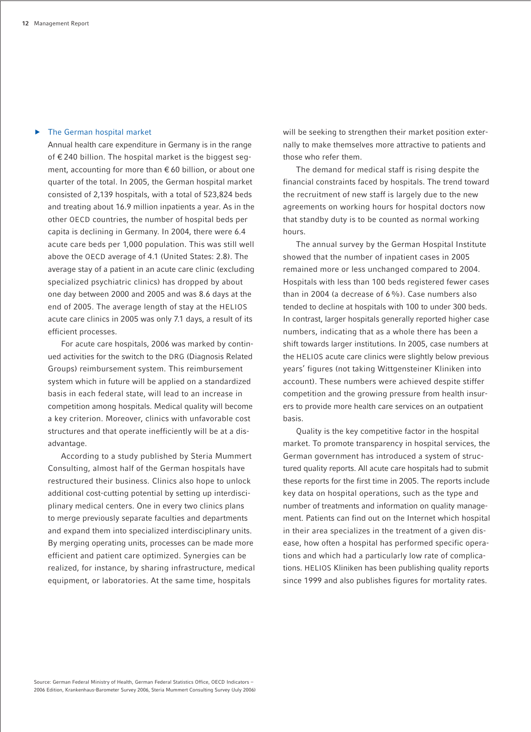## The German hospital market

Annual health care expenditure in Germany is in the range of € 240 billion. The hospital market is the biggest segment, accounting for more than € 60 billion, or about one quarter of the total. In 2005, the German hospital market consisted of 2,139 hospitals, with a total of 523,824 beds and treating about 16.9 million inpatients a year. As in the other OECD countries, the number of hospital beds per capita is declining in Germany. In 2004, there were 6.4 acute care beds per 1,000 population. This was still well above the OECD average of 4.1 (United States: 2.8). The average stay of a patient in an acute care clinic (excluding specialized psychiatric clinics) has dropped by about one day between 2000 and 2005 and was 8.6 days at the end of 2005. The average length of stay at the HELIOS acute care clinics in 2005 was only 7.1 days, a result of its efficient processes.

For acute care hospitals, 2006 was marked by continued activities for the switch to the DRG (Diagnosis Related Groups) reimbursement system. This reimbursement system which in future will be applied on a standardized basis in each federal state, will lead to an increase in competition among hospitals. Medical quality will become a key criterion. Moreover, clinics with unfavorable cost structures and that operate inefficiently will be at a disadvantage.

According to a study published by Steria Mummert Consulting, almost half of the German hospitals have restructured their business. Clinics also hope to unlock additional cost-cutting potential by setting up interdisciplinary medical centers. One in every two clinics plans to merge previously separate faculties and departments and expand them into specialized interdisciplinary units. By merging operating units, processes can be made more efficient and patient care optimized. Synergies can be realized, for instance, by sharing infrastructure, medical equipment, or laboratories. At the same time, hospitals will be seeking to strengthen their market position externally to make themselves more attractive to patients and those who refer them.

The demand for medical staff is rising despite the financial constraints faced by hospitals. The trend toward the recruitment of new staff is largely due to the new agreements on working hours for hospital doctors now that standby duty is to be counted as normal working hours.

The annual survey by the German Hospital Institute showed that the number of inpatient cases in 2005 remained more or less unchanged compared to 2004. Hospitals with less than 100 beds registered fewer cases than in 2004 (a decrease of 6 %). Case numbers also tended to decline at hospitals with 100 to under 300 beds. In contrast, larger hospitals generally reported higher case numbers, indicating that as a whole there has been a shift towards larger institutions. In 2005, case numbers at the HELIOS acute care clinics were slightly below previous years' figures (not taking Wittgensteiner Kliniken into account). These numbers were achieved despite stiffer competition and the growing pressure from health insurers to provide more health care services on an outpatient basis.

Quality is the key competitive factor in the hospital market. To promote transparency in hospital services, the German government has introduced a system of structured quality reports. All acute care hospitals had to submit these reports for the first time in 2005. The reports include key data on hospital operations, such as the type and number of treatments and information on quality management. Patients can find out on the Internet which hospital in their area specializes in the treatment of a given disease, how often a hospital has performed specific operations and which had a particularly low rate of complications. HELIOS Kliniken has been publishing quality reports since 1999 and also publishes figures for mortality rates.

Source: German Federal Ministry of Health, German Federal Statistics Office, OECD Indicators – 2006 Edition, Krankenhaus-Barometer Survey 2006, Steria Mummert Consulting Survey (July 2006)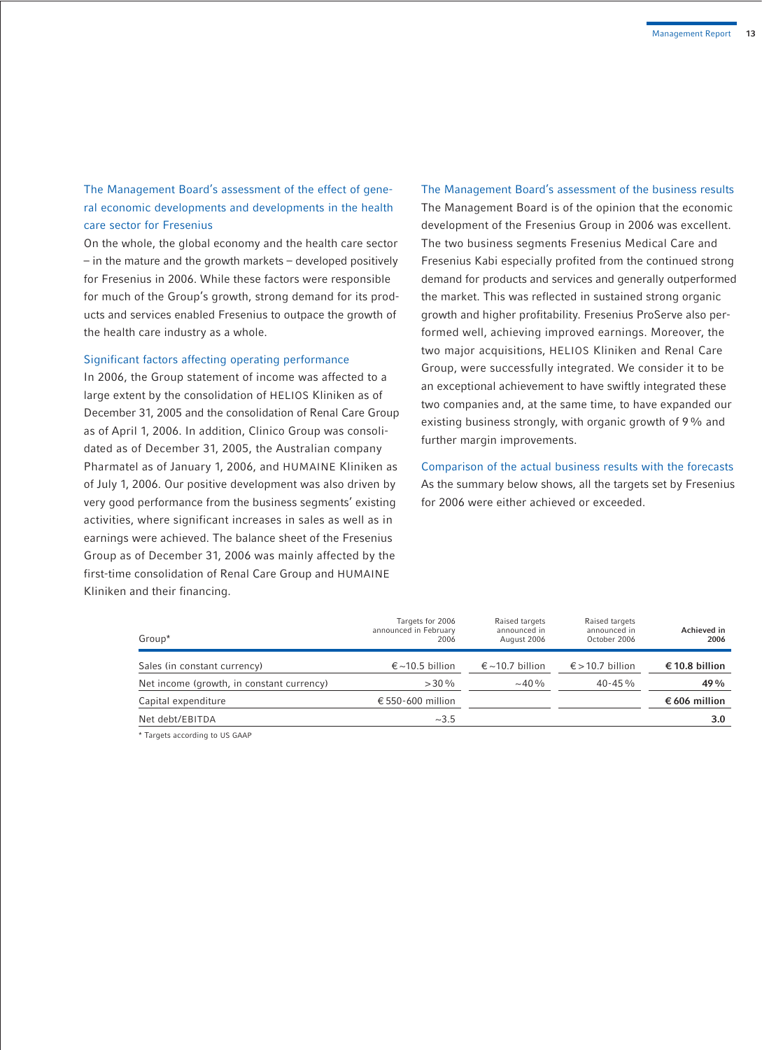### The Management Board's assessment of the effect of general economic developments and developments in the health care sector for Fresenius

On the whole, the global economy and the health care sector – in the mature and the growth markets – developed positively for Fresenius in 2006. While these factors were responsible for much of the Group's growth, strong demand for its products and services enabled Fresenius to outpace the growth of the health care industry as a whole.

### Significant factors affecting operating performance

In 2006, the Group statement of income was affected to a large extent by the consolidation of HELIOS Kliniken as of December 31, 2005 and the consolidation of Renal Care Group as of April 1, 2006. In addition, Clinico Group was consolidated as of December 31, 2005, the Australian company Pharmatel as of January 1, 2006, and HUMAINE Kliniken as of July 1, 2006. Our positive development was also driven by very good performance from the business segments' existing activities, where significant increases in sales as well as in earnings were achieved. The balance sheet of the Fresenius Group as of December 31, 2006 was mainly affected by the first-time consolidation of Renal Care Group and HUMAINE Kliniken and their financing.

### The Management Board's assessment of the business results

The Management Board is of the opinion that the economic development of the Fresenius Group in 2006 was excellent. The two business segments Fresenius Medical Care and Fresenius Kabi especially profited from the continued strong demand for products and services and generally outperformed the market. This was reflected in sustained strong organic growth and higher profitability. Fresenius ProServe also performed well, achieving improved earnings. Moreover, the two major acquisitions, HELIOS Kliniken and Renal Care Group, were successfully integrated. We consider it to be an exceptional achievement to have swiftly integrated these two companies and, at the same time, to have expanded our existing business strongly, with organic growth of 9 % and further margin improvements.

### Comparison of the actual business results with the forecasts

As the summary below shows, all the targets set by Fresenius for 2006 were either achieved or exceeded.

| Group* | Targets for 2006 announced in February 2006 | Raised targets announced in August 2006 | Raised targets announced in October 2006 | Achieved in 2006 |
|---|---|---|---|---|
| Sales (in constant currency) | € ~10.5 billion | € ~10.7 billion | € > 10.7 billion | **€ 10.8 billion** |
| Net income (growth, in constant currency) | > 30 % | ~40 % | 40-45 % | **49 %** |
| Capital expenditure | € 550-600 million | | | **€ 606 million** |
| Net debt/EBITDA | ~3.5 | | | **3.0** |

\* Targets according to US GAAP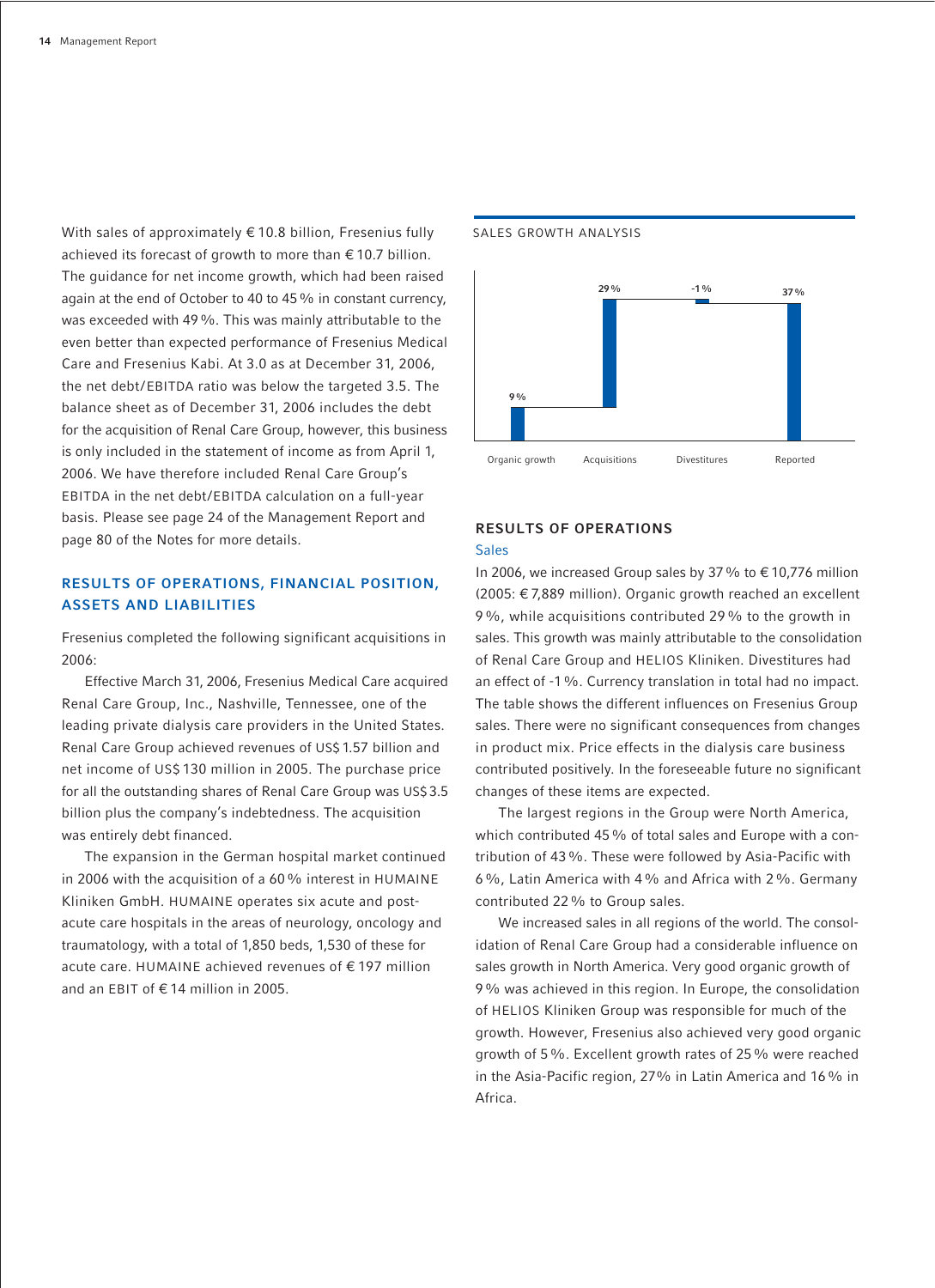With sales of approximately € 10.8 billion, Fresenius fully achieved its forecast of growth to more than € 10.7 billion. The guidance for net income growth, which had been raised again at the end of October to 40 to 45 % in constant currency, was exceeded with 49 %. This was mainly attributable to the even better than expected performance of Fresenius Medical Care and Fresenius Kabi. At 3.0 as at December 31, 2006, the net debt/EBITDA ratio was below the targeted 3.5. The balance sheet as of December 31, 2006 includes the debt for the acquisition of Renal Care Group, however, this business is only included in the statement of income as from April 1, 2006. We have therefore included Renal Care Group's EBITDA in the net debt/EBITDA calculation on a full-year basis. Please see page 24 of the Management Report and page 80 of the Notes for more details.

## RESULTS OF OPERATIONS, FINANCIAL POSITION, ASSETS AND LIABILITIES

Fresenius completed the following significant acquisitions in 2006:

Effective March 31, 2006, Fresenius Medical Care acquired Renal Care Group, Inc., Nashville, Tennessee, one of the leading private dialysis care providers in the United States. Renal Care Group achieved revenues of US$ 1.57 billion and net income of US$ 130 million in 2005. The purchase price for all the outstanding shares of Renal Care Group was US$ 3.5 billion plus the company's indebtedness. The acquisition was entirely debt financed.

The expansion in the German hospital market continued in 2006 with the acquisition of a 60 % interest in HUMAINE Kliniken GmbH. HUMAINE operates six acute and post-acute care hospitals in the areas of neurology, oncology and traumatology, with a total of 1,850 beds, 1,530 of these for acute care. HUMAINE achieved revenues of € 197 million and an EBIT of € 14 million in 2005.

SALES GROWTH ANALYSIS

| Organic growth | Acquisitions | Divestitures | Reported |
|---|---|---|---|
| 9 % | 29 % | -1 % | 37 % |

## RESULTS OF OPERATIONS

### Sales

In 2006, we increased Group sales by 37 % to € 10,776 million (2005: € 7,889 million). Organic growth reached an excellent 9 %, while acquisitions contributed 29 % to the growth in sales. This growth was mainly attributable to the consolidation of Renal Care Group and HELIOS Kliniken. Divestitures had an effect of -1 %. Currency translation in total had no impact. The table shows the different influences on Fresenius Group sales. There were no significant consequences from changes in product mix. Price effects in the dialysis care business contributed positively. In the foreseeable future no significant changes of these items are expected.

The largest regions in the Group were North America, which contributed 45 % of total sales and Europe with a contribution of 43 %. These were followed by Asia-Pacific with 6 %, Latin America with 4 % and Africa with 2 %. Germany contributed 22 % to Group sales.

We increased sales in all regions of the world. The consolidation of Renal Care Group had a considerable influence on sales growth in North America. Very good organic growth of 9 % was achieved in this region. In Europe, the consolidation of HELIOS Kliniken Group was responsible for much of the growth. However, Fresenius also achieved very good organic growth of 5 %. Excellent growth rates of 25 % were reached in the Asia-Pacific region, 27% in Latin America and 16 % in Africa.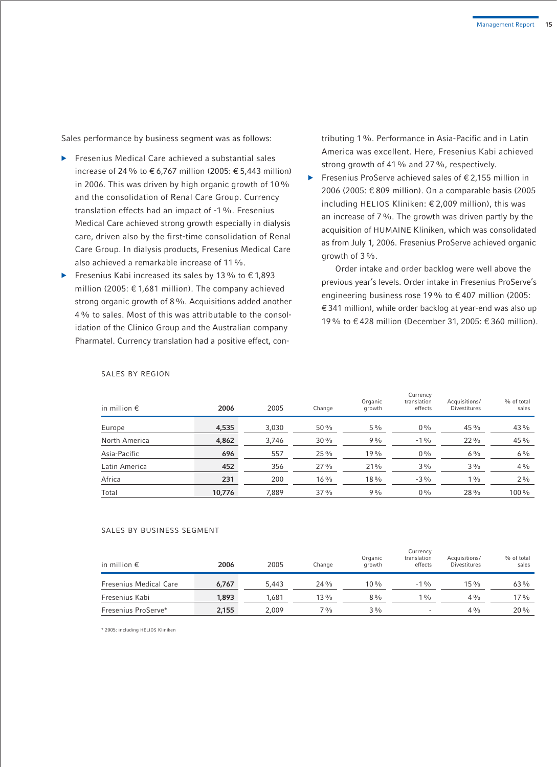Sales performance by business segment was as follows:

- Fresenius Medical Care achieved a substantial sales increase of 24 % to € 6,767 million (2005: € 5,443 million) in 2006. This was driven by high organic growth of 10 % and the consolidation of Renal Care Group. Currency translation effects had an impact of -1 %. Fresenius Medical Care achieved strong growth especially in dialysis care, driven also by the first-time consolidation of Renal Care Group. In dialysis products, Fresenius Medical Care also achieved a remarkable increase of 11 %.
- Fresenius Kabi increased its sales by 13 % to € 1,893 million (2005: € 1,681 million). The company achieved strong organic growth of 8 %. Acquisitions added another 4 % to sales. Most of this was attributable to the consolidation of the Clinico Group and the Australian company Pharmatel. Currency translation had a positive effect, contributing 1 %. Performance in Asia-Pacific and in Latin America was excellent. Here, Fresenius Kabi achieved strong growth of 41 % and 27 %, respectively.
- Fresenius ProServe achieved sales of € 2,155 million in 2006 (2005: € 809 million). On a comparable basis (2005 including HELIOS Kliniken: € 2,009 million), this was an increase of 7 %. The growth was driven partly by the acquisition of HUMAINE Kliniken, which was consolidated as from July 1, 2006. Fresenius ProServe achieved organic growth of 3 %.

Order intake and order backlog were well above the previous year's levels. Order intake in Fresenius ProServe's engineering business rose 19 % to € 407 million (2005: € 341 million), while order backlog at year-end was also up 19 % to € 428 million (December 31, 2005: € 360 million).

SALES BY REGION

| in million € | 2006 | 2005 | Change | Organic growth | Currency translation effects | Acquisitions/ Divestitures | % of total sales |
|---|---|---|---|---|---|---|---|
| Europe | **4,535** | 3,030 | 50 % | 5 % | 0 % | 45 % | 43 % |
| North America | **4,862** | 3,746 | 30 % | 9 % | -1 % | 22 % | 45 % |
| Asia-Pacific | **696** | 557 | 25 % | 19 % | 0 % | 6 % | 6 % |
| Latin America | **452** | 356 | 27 % | 21% | 3 % | 3 % | 4 % |
| Africa | **231** | 200 | 16 % | 18 % | -3 % | 1 % | 2 % |
| Total | **10,776** | 7,889 | 37 % | 9 % | 0 % | 28 % | 100 % |

SALES BY BUSINESS SEGMENT

| in million € | 2006 | 2005 | Change | Organic growth | Currency translation effects | Acquisitions/ Divestitures | % of total sales |
|---|---|---|---|---|---|---|---|
| Fresenius Medical Care | **6,767** | 5,443 | 24 % | 10 % | -1 % | 15 % | 63 % |
| Fresenius Kabi | **1,893** | 1,681 | 13 % | 8 % | 1 % | 4 % | 17 % |
| Fresenius ProServe* | **2,155** | 2,009 | 7 % | 3 % | - | 4 % | 20 % |

* 2005: including HELIOS Kliniken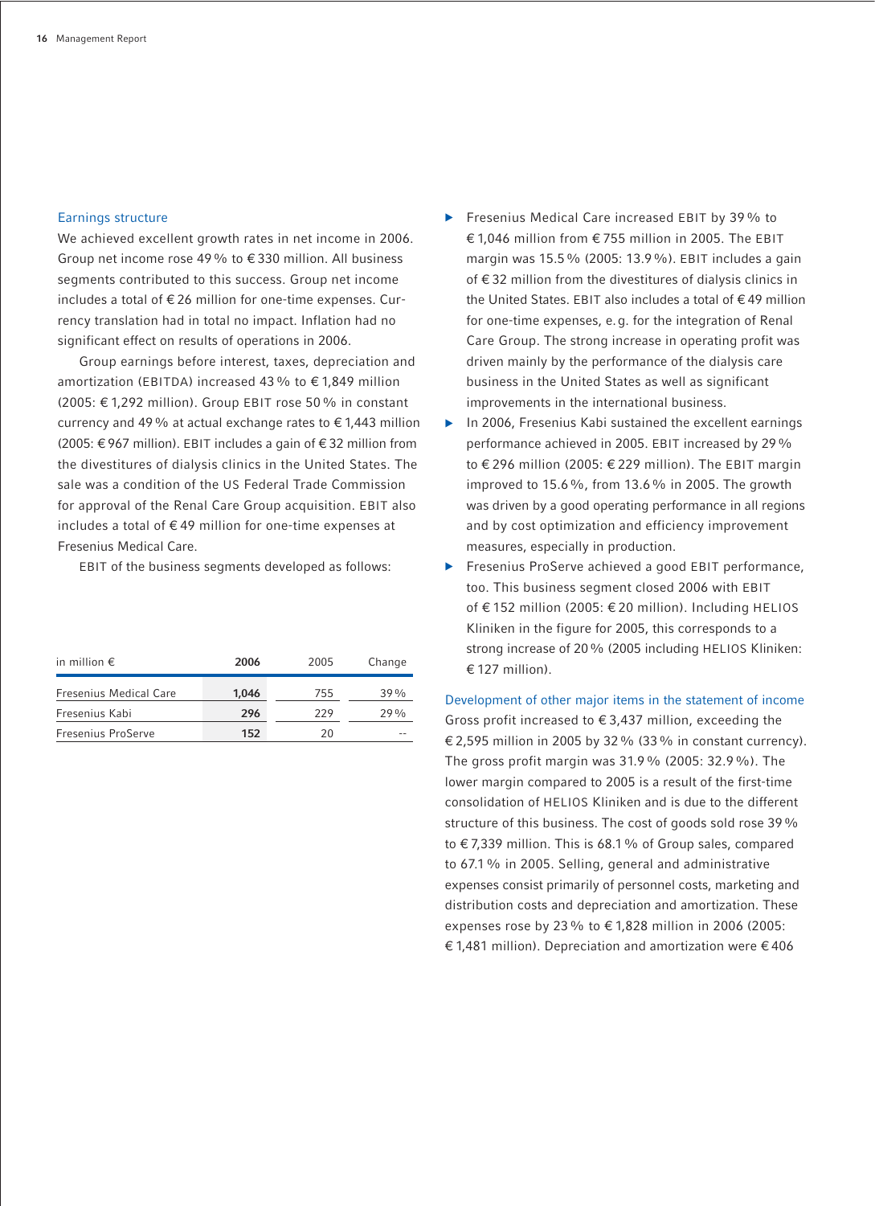### Earnings structure

We achieved excellent growth rates in net income in 2006. Group net income rose 49 % to € 330 million. All business segments contributed to this success. Group net income includes a total of € 26 million for one-time expenses. Currency translation had in total no impact. Inflation had no significant effect on results of operations in 2006.

Group earnings before interest, taxes, depreciation and amortization (EBITDA) increased 43 % to € 1,849 million (2005: € 1,292 million). Group EBIT rose 50 % in constant currency and 49 % at actual exchange rates to € 1,443 million (2005: € 967 million). EBIT includes a gain of € 32 million from the divestitures of dialysis clinics in the United States. The sale was a condition of the US Federal Trade Commission for approval of the Renal Care Group acquisition. EBIT also includes a total of € 49 million for one-time expenses at Fresenius Medical Care.

EBIT of the business segments developed as follows:

| in million € | 2006 | 2005 | Change |
|---|---|---|---|
| Fresenius Medical Care | **1,046** | 755 | 39 % |
| Fresenius Kabi | **296** | 229 | 29 % |
| Fresenius ProServe | **152** | 20 | -- |

- Fresenius Medical Care increased EBIT by 39 % to € 1,046 million from € 755 million in 2005. The EBIT margin was 15.5 % (2005: 13.9 %). EBIT includes a gain of € 32 million from the divestitures of dialysis clinics in the United States. EBIT also includes a total of € 49 million for one-time expenses, e. g. for the integration of Renal Care Group. The strong increase in operating profit was driven mainly by the performance of the dialysis care business in the United States as well as significant improvements in the international business.
- In 2006, Fresenius Kabi sustained the excellent earnings performance achieved in 2005. EBIT increased by 29 % to € 296 million (2005: € 229 million). The EBIT margin improved to 15.6 %, from 13.6 % in 2005. The growth was driven by a good operating performance in all regions and by cost optimization and efficiency improvement measures, especially in production.
- Fresenius ProServe achieved a good EBIT performance, too. This business segment closed 2006 with EBIT of € 152 million (2005: € 20 million). Including HELIOS Kliniken in the figure for 2005, this corresponds to a strong increase of 20 % (2005 including HELIOS Kliniken: € 127 million).

### Development of other major items in the statement of income

Gross profit increased to € 3,437 million, exceeding the € 2,595 million in 2005 by 32 % (33 % in constant currency). The gross profit margin was 31.9 % (2005: 32.9 %). The lower margin compared to 2005 is a result of the first-time consolidation of HELIOS Kliniken and is due to the different structure of this business. The cost of goods sold rose 39 % to € 7,339 million. This is 68.1 % of Group sales, compared to 67.1 % in 2005. Selling, general and administrative expenses consist primarily of personnel costs, marketing and distribution costs and depreciation and amortization. These expenses rose by 23 % to € 1,828 million in 2006 (2005: € 1,481 million). Depreciation and amortization were € 406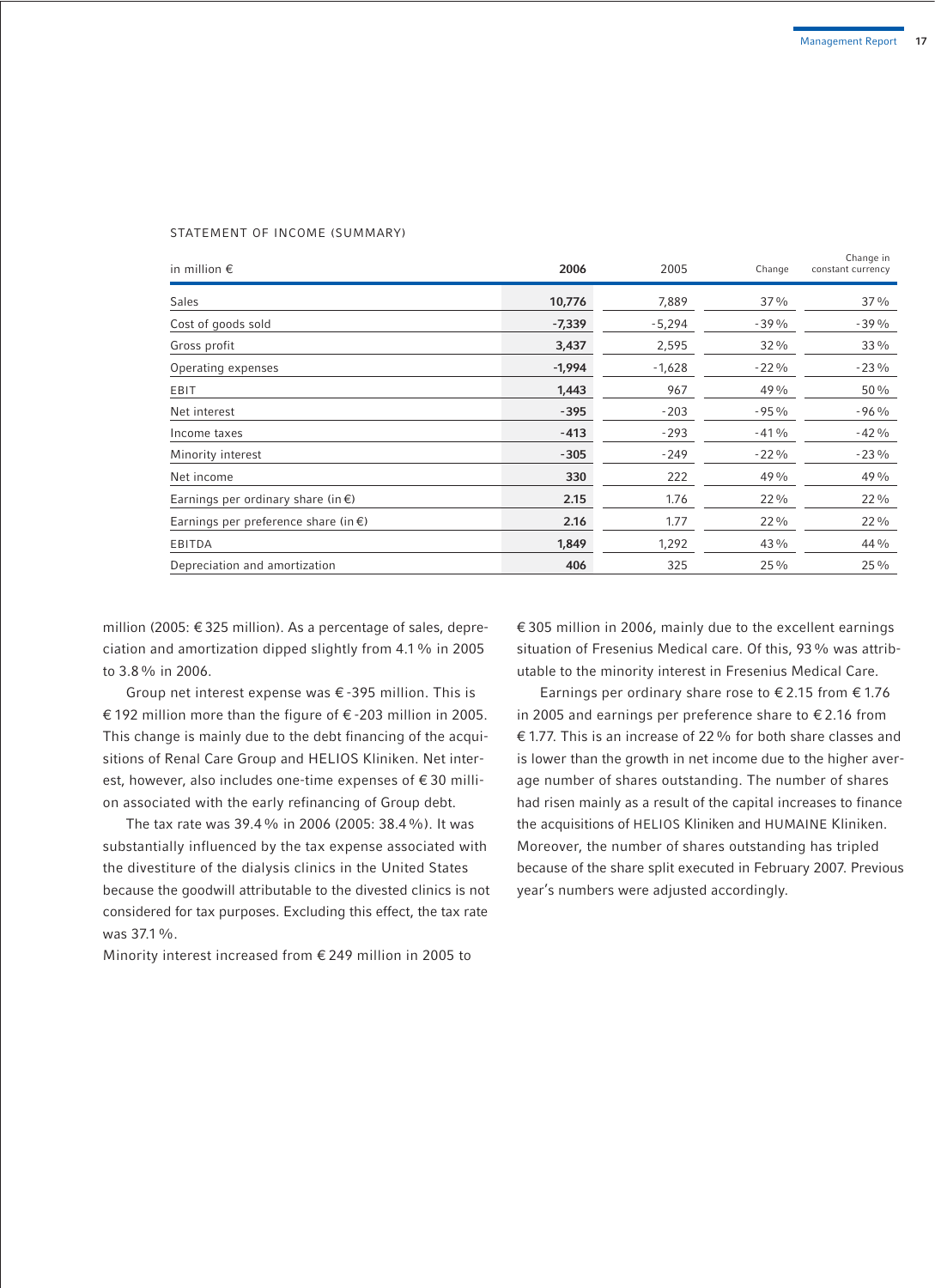STATEMENT OF INCOME (SUMMARY)

| in million € | 2006 | 2005 | Change | Change in constant currency |
|---|---|---|---|---|
| Sales | **10,776** | 7,889 | 37 % | 37 % |
| Cost of goods sold | **-7,339** | -5,294 | -39 % | -39 % |
| Gross profit | **3,437** | 2,595 | 32 % | 33 % |
| Operating expenses | **-1,994** | -1,628 | -22 % | -23 % |
| EBIT | **1,443** | 967 | 49 % | 50 % |
| Net interest | **-395** | -203 | -95 % | -96 % |
| Income taxes | **-413** | -293 | -41 % | -42 % |
| Minority interest | **-305** | -249 | -22 % | -23 % |
| Net income | **330** | 222 | 49 % | 49 % |
| Earnings per ordinary share (in €) | **2.15** | 1.76 | 22 % | 22 % |
| Earnings per preference share (in €) | **2.16** | 1.77 | 22 % | 22 % |
| EBITDA | **1,849** | 1,292 | 43 % | 44 % |
| Depreciation and amortization | **406** | 325 | 25 % | 25 % |

million (2005: € 325 million). As a percentage of sales, depreciation and amortization dipped slightly from 4.1 % in 2005 to 3.8 % in 2006.

Group net interest expense was € -395 million. This is € 192 million more than the figure of € -203 million in 2005. This change is mainly due to the debt financing of the acquisitions of Renal Care Group and HELIOS Kliniken. Net interest, however, also includes one-time expenses of € 30 million associated with the early refinancing of Group debt.

The tax rate was 39.4 % in 2006 (2005: 38.4 %). It was substantially influenced by the tax expense associated with the divestiture of the dialysis clinics in the United States because the goodwill attributable to the divested clinics is not considered for tax purposes. Excluding this effect, the tax rate was 37.1 %.

Minority interest increased from € 249 million in 2005 to € 305 million in 2006, mainly due to the excellent earnings situation of Fresenius Medical care. Of this, 93 % was attributable to the minority interest in Fresenius Medical Care.

Earnings per ordinary share rose to € 2.15 from € 1.76 in 2005 and earnings per preference share to € 2.16 from € 1.77. This is an increase of 22 % for both share classes and is lower than the growth in net income due to the higher average number of shares outstanding. The number of shares had risen mainly as a result of the capital increases to finance the acquisitions of HELIOS Kliniken and HUMAINE Kliniken. Moreover, the number of shares outstanding has tripled because of the share split executed in February 2007. Previous year's numbers were adjusted accordingly.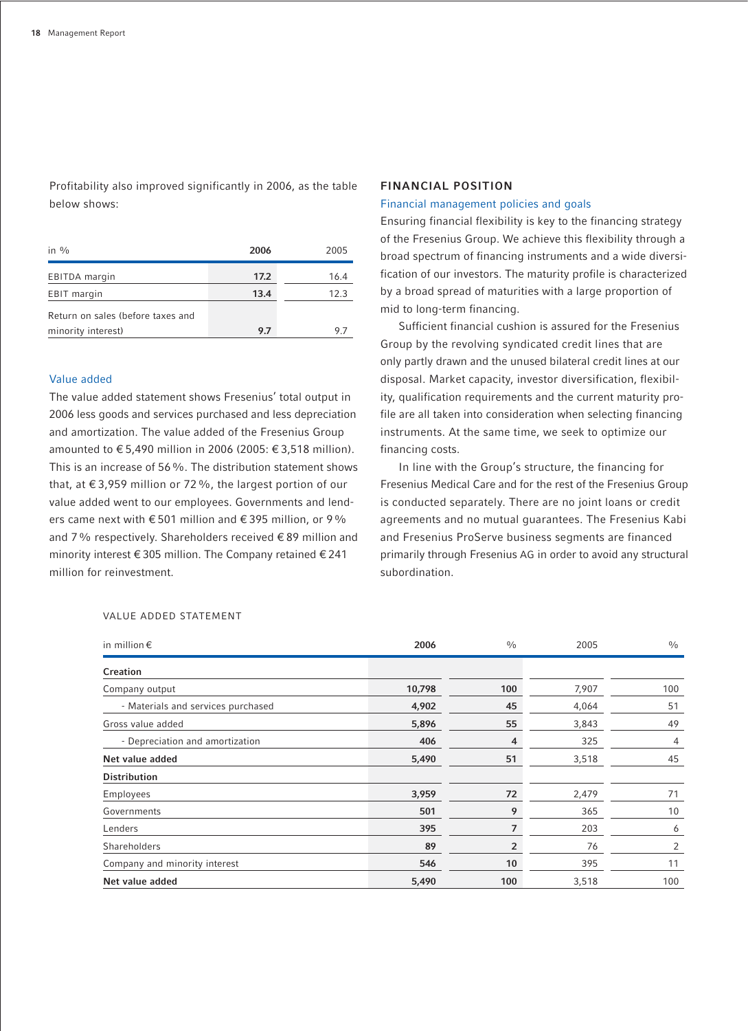Profitability also improved significantly in 2006, as the table below shows:

| in % | 2006 | 2005 |
|---|---|---|
| EBITDA margin | **17.2** | 16.4 |
| EBIT margin | **13.4** | 12.3 |
| Return on sales (before taxes and minority interest) | **9.7** | 9.7 |

### Value added

The value added statement shows Fresenius' total output in 2006 less goods and services purchased and less depreciation and amortization. The value added of the Fresenius Group amounted to € 5,490 million in 2006 (2005: € 3,518 million). This is an increase of 56 %. The distribution statement shows that, at € 3,959 million or 72 %, the largest portion of our value added went to our employees. Governments and lenders came next with € 501 million and € 395 million, or 9 % and 7 % respectively. Shareholders received € 89 million and minority interest € 305 million. The Company retained € 241 million for reinvestment.

## FINANCIAL POSITION

### Financial management policies and goals

Ensuring financial flexibility is key to the financing strategy of the Fresenius Group. We achieve this flexibility through a broad spectrum of financing instruments and a wide diversification of our investors. The maturity profile is characterized by a broad spread of maturities with a large proportion of mid to long-term financing.

Sufficient financial cushion is assured for the Fresenius Group by the revolving syndicated credit lines that are only partly drawn and the unused bilateral credit lines at our disposal. Market capacity, investor diversification, flexibility, qualification requirements and the current maturity profile are all taken into consideration when selecting financing instruments. At the same time, we seek to optimize our financing costs.

In line with the Group's structure, the financing for Fresenius Medical Care and for the rest of the Fresenius Group is conducted separately. There are no joint loans or credit agreements and no mutual guarantees. The Fresenius Kabi and Fresenius ProServe business segments are financed primarily through Fresenius AG in order to avoid any structural subordination.

VALUE ADDED STATEMENT

| in million € | 2006 | % | 2005 | % |
|---|---|---|---|---|
| **Creation** | | | | |
| Company output | **10,798** | **100** | 7,907 | 100 |
| - Materials and services purchased | **4,902** | **45** | 4,064 | 51 |
| Gross value added | **5,896** | **55** | 3,843 | 49 |
| - Depreciation and amortization | **406** | **4** | 325 | 4 |
| **Net value added** | **5,490** | **51** | 3,518 | 45 |
| **Distribution** | | | | |
| Employees | **3,959** | **72** | 2,479 | 71 |
| Governments | **501** | **9** | 365 | 10 |
| Lenders | **395** | **7** | 203 | 6 |
| Shareholders | **89** | **2** | 76 | 2 |
| Company and minority interest | **546** | **10** | 395 | 11 |
| **Net value added** | **5,490** | **100** | 3,518 | 100 |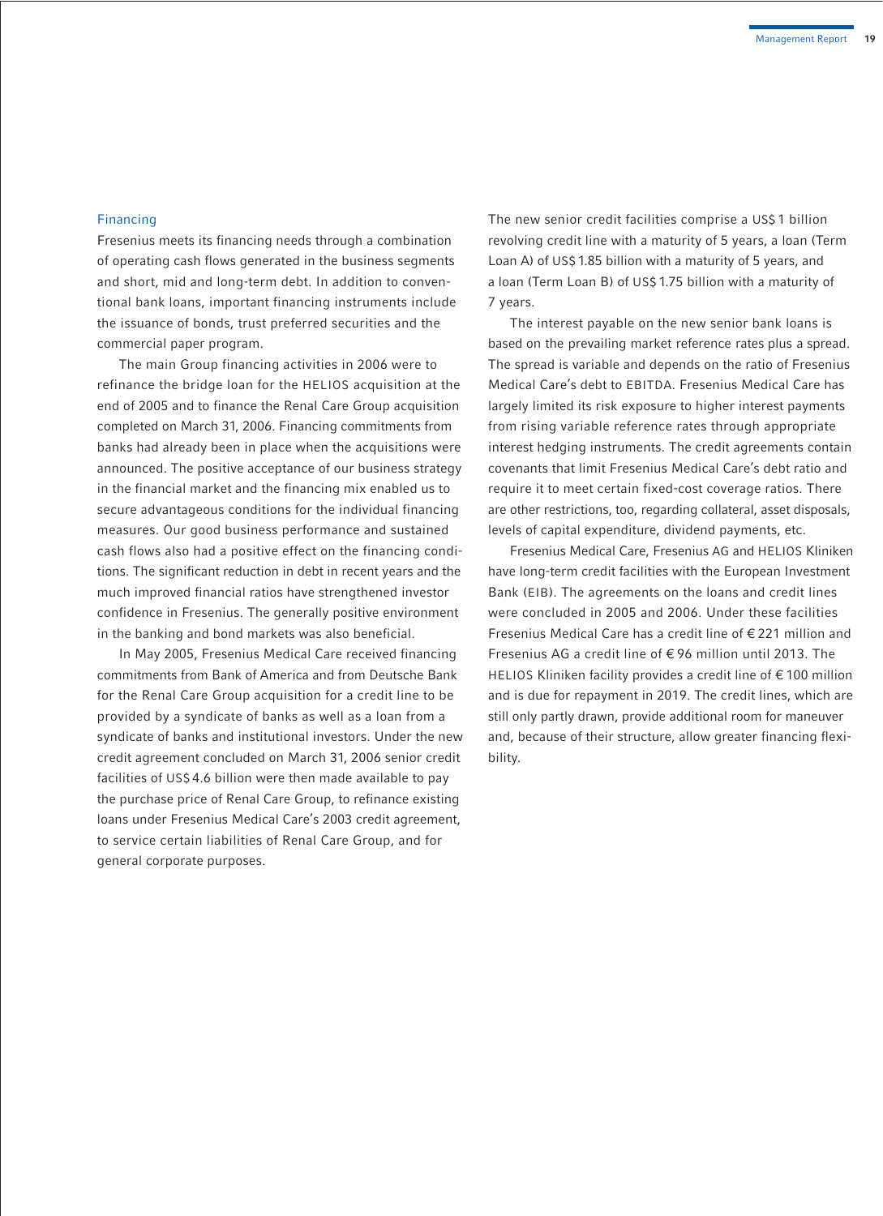## Financing

Fresenius meets its financing needs through a combination of operating cash flows generated in the business segments and short, mid and long-term debt. In addition to conventional bank loans, important financing instruments include the issuance of bonds, trust preferred securities and the commercial paper program.

The main Group financing activities in 2006 were to refinance the bridge loan for the HELIOS acquisition at the end of 2005 and to finance the Renal Care Group acquisition completed on March 31, 2006. Financing commitments from banks had already been in place when the acquisitions were announced. The positive acceptance of our business strategy in the financial market and the financing mix enabled us to secure advantageous conditions for the individual financing measures. Our good business performance and sustained cash flows also had a positive effect on the financing conditions. The significant reduction in debt in recent years and the much improved financial ratios have strengthened investor confidence in Fresenius. The generally positive environment in the banking and bond markets was also beneficial.

In May 2005, Fresenius Medical Care received financing commitments from Bank of America and from Deutsche Bank for the Renal Care Group acquisition for a credit line to be provided by a syndicate of banks as well as a loan from a syndicate of banks and institutional investors. Under the new credit agreement concluded on March 31, 2006 senior credit facilities of US$ 4.6 billion were then made available to pay the purchase price of Renal Care Group, to refinance existing loans under Fresenius Medical Care's 2003 credit agreement, to service certain liabilities of Renal Care Group, and for general corporate purposes.

The new senior credit facilities comprise a US$ 1 billion revolving credit line with a maturity of 5 years, a loan (Term Loan A) of US$ 1.85 billion with a maturity of 5 years, and a loan (Term Loan B) of US$ 1.75 billion with a maturity of 7 years.

The interest payable on the new senior bank loans is based on the prevailing market reference rates plus a spread. The spread is variable and depends on the ratio of Fresenius Medical Care's debt to EBITDA. Fresenius Medical Care has largely limited its risk exposure to higher interest payments from rising variable reference rates through appropriate interest hedging instruments. The credit agreements contain covenants that limit Fresenius Medical Care's debt ratio and require it to meet certain fixed-cost coverage ratios. There are other restrictions, too, regarding collateral, asset disposals, levels of capital expenditure, dividend payments, etc.

Fresenius Medical Care, Fresenius AG and HELIOS Kliniken have long-term credit facilities with the European Investment Bank (EIB). The agreements on the loans and credit lines were concluded in 2005 and 2006. Under these facilities Fresenius Medical Care has a credit line of € 221 million and Fresenius AG a credit line of € 96 million until 2013. The HELIOS Kliniken facility provides a credit line of € 100 million and is due for repayment in 2019. The credit lines, which are still only partly drawn, provide additional room for maneuver and, because of their structure, allow greater financing flexibility.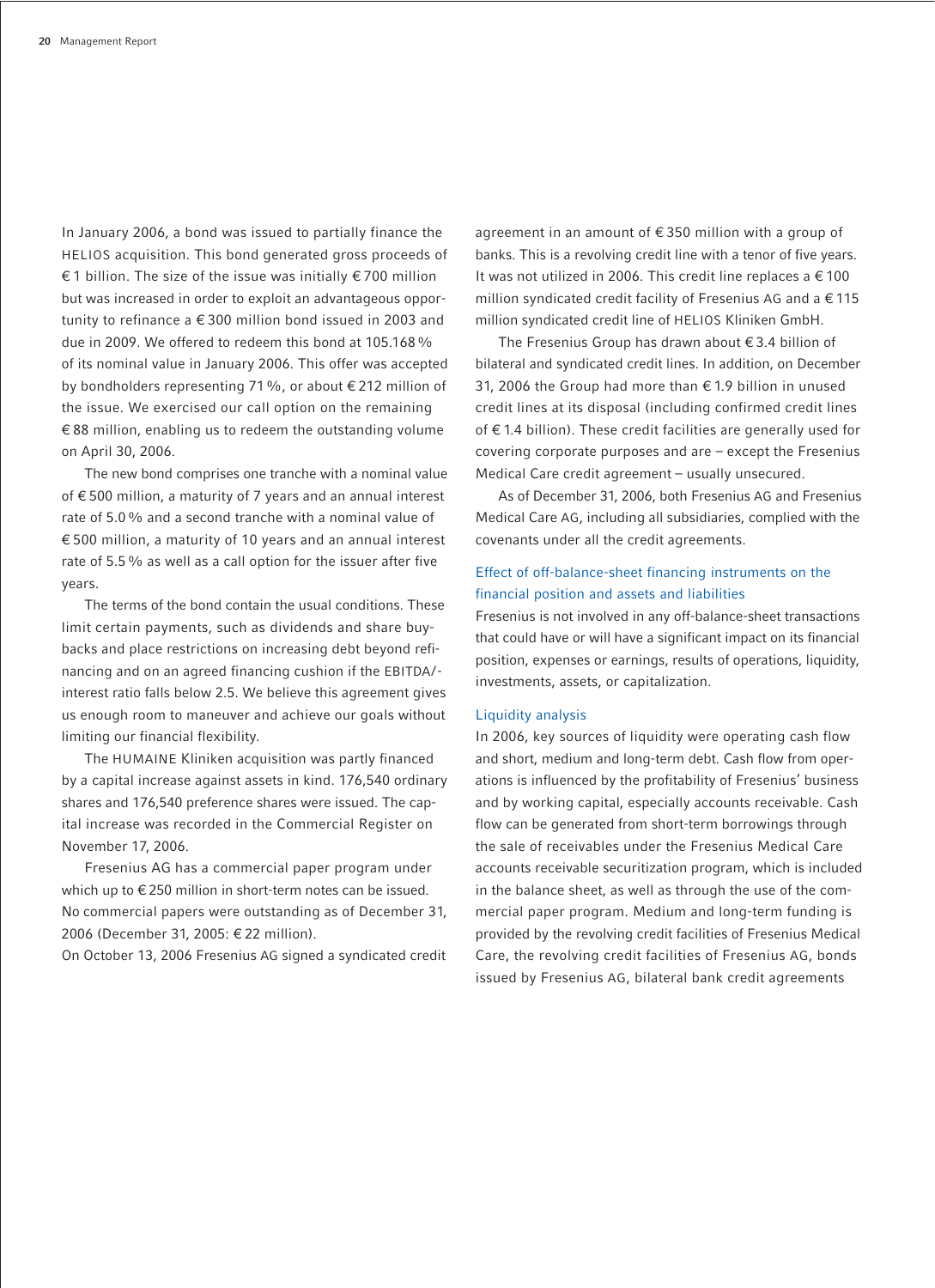In January 2006, a bond was issued to partially finance the HELIOS acquisition. This bond generated gross proceeds of € 1 billion. The size of the issue was initially € 700 million but was increased in order to exploit an advantageous opportunity to refinance a € 300 million bond issued in 2003 and due in 2009. We offered to redeem this bond at 105.168 % of its nominal value in January 2006. This offer was accepted by bondholders representing 71 %, or about € 212 million of the issue. We exercised our call option on the remaining € 88 million, enabling us to redeem the outstanding volume on April 30, 2006.

The new bond comprises one tranche with a nominal value of € 500 million, a maturity of 7 years and an annual interest rate of 5.0 % and a second tranche with a nominal value of € 500 million, a maturity of 10 years and an annual interest rate of 5.5 % as well as a call option for the issuer after five years.

The terms of the bond contain the usual conditions. These limit certain payments, such as dividends and share buybacks and place restrictions on increasing debt beyond refinancing and on an agreed financing cushion if the EBITDA/interest ratio falls below 2.5. We believe this agreement gives us enough room to maneuver and achieve our goals without limiting our financial flexibility.

The HUMAINE Kliniken acquisition was partly financed by a capital increase against assets in kind. 176,540 ordinary shares and 176,540 preference shares were issued. The capital increase was recorded in the Commercial Register on November 17, 2006.

Fresenius AG has a commercial paper program under which up to € 250 million in short-term notes can be issued. No commercial papers were outstanding as of December 31, 2006 (December 31, 2005: € 22 million).

On October 13, 2006 Fresenius AG signed a syndicated credit agreement in an amount of € 350 million with a group of banks. This is a revolving credit line with a tenor of five years. It was not utilized in 2006. This credit line replaces a € 100 million syndicated credit facility of Fresenius AG and a € 115 million syndicated credit line of HELIOS Kliniken GmbH.

The Fresenius Group has drawn about € 3.4 billion of bilateral and syndicated credit lines. In addition, on December 31, 2006 the Group had more than € 1.9 billion in unused credit lines at its disposal (including confirmed credit lines of € 1.4 billion). These credit facilities are generally used for covering corporate purposes and are – except the Fresenius Medical Care credit agreement – usually unsecured.

As of December 31, 2006, both Fresenius AG and Fresenius Medical Care AG, including all subsidiaries, complied with the covenants under all the credit agreements.

### Effect of off-balance-sheet financing instruments on the financial position and assets and liabilities

Fresenius is not involved in any off-balance-sheet transactions that could have or will have a significant impact on its financial position, expenses or earnings, results of operations, liquidity, investments, assets, or capitalization.

### Liquidity analysis

In 2006, key sources of liquidity were operating cash flow and short, medium and long-term debt. Cash flow from operations is influenced by the profitability of Fresenius' business and by working capital, especially accounts receivable. Cash flow can be generated from short-term borrowings through the sale of receivables under the Fresenius Medical Care accounts receivable securitization program, which is included in the balance sheet, as well as through the use of the commercial paper program. Medium and long-term funding is provided by the revolving credit facilities of Fresenius Medical Care, the revolving credit facilities of Fresenius AG, bonds issued by Fresenius AG, bilateral bank credit agreements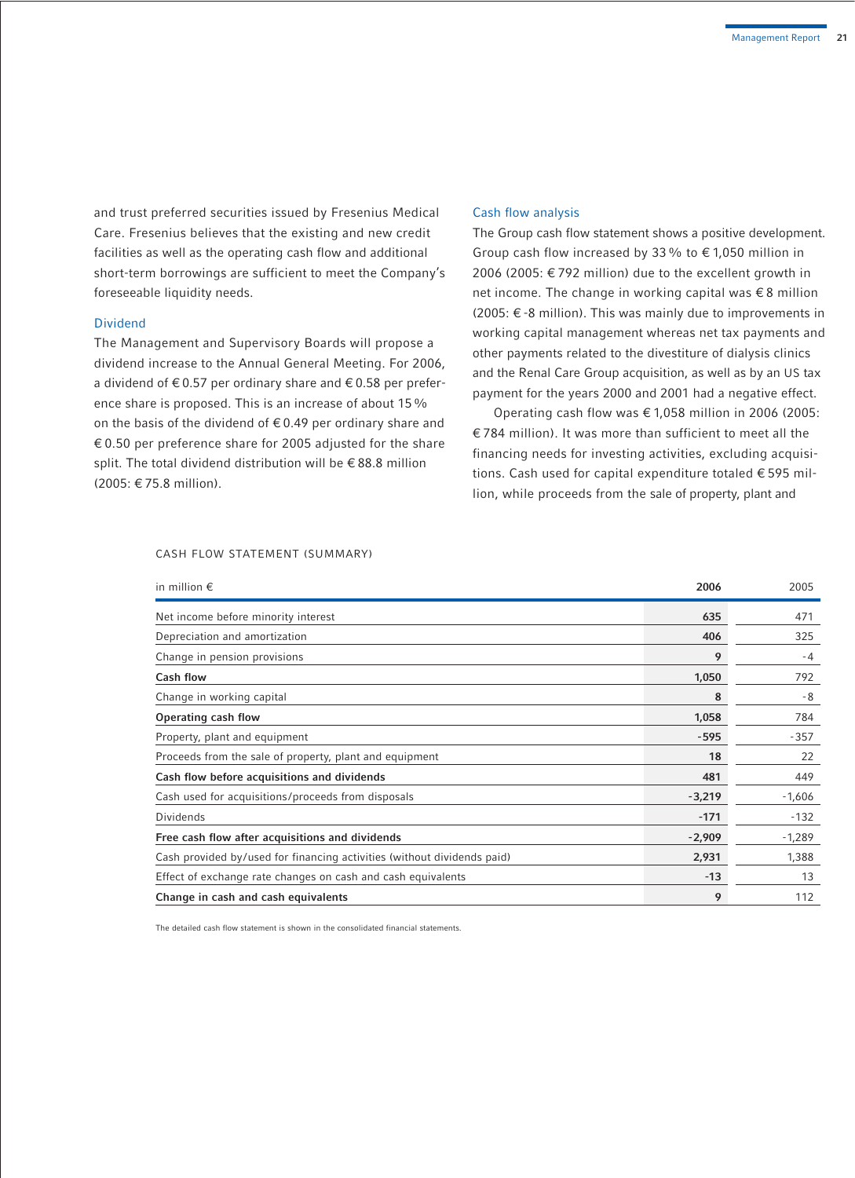and trust preferred securities issued by Fresenius Medical Care. Fresenius believes that the existing and new credit facilities as well as the operating cash flow and additional short-term borrowings are sufficient to meet the Company's foreseeable liquidity needs.

### Dividend

The Management and Supervisory Boards will propose a dividend increase to the Annual General Meeting. For 2006, a dividend of € 0.57 per ordinary share and € 0.58 per preference share is proposed. This is an increase of about 15 % on the basis of the dividend of € 0.49 per ordinary share and € 0.50 per preference share for 2005 adjusted for the share split. The total dividend distribution will be € 88.8 million (2005: € 75.8 million).

### Cash flow analysis

The Group cash flow statement shows a positive development. Group cash flow increased by 33 % to € 1,050 million in 2006 (2005: € 792 million) due to the excellent growth in net income. The change in working capital was € 8 million (2005: € -8 million). This was mainly due to improvements in working capital management whereas net tax payments and other payments related to the divestiture of dialysis clinics and the Renal Care Group acquisition, as well as by an US tax payment for the years 2000 and 2001 had a negative effect.

Operating cash flow was € 1,058 million in 2006 (2005: € 784 million). It was more than sufficient to meet all the financing needs for investing activities, excluding acquisitions. Cash used for capital expenditure totaled € 595 million, while proceeds from the sale of property, plant and

CASH FLOW STATEMENT (SUMMARY)

| in million € | 2006 | 2005 |
|---|---|---|
| Net income before minority interest | 635 | 471 |
| Depreciation and amortization | 406 | 325 |
| Change in pension provisions | 9 | -4 |
| **Cash flow** | **1,050** | **792** |
| Change in working capital | 8 | -8 |
| **Operating cash flow** | **1,058** | **784** |
| Property, plant and equipment | -595 | -357 |
| Proceeds from the sale of property, plant and equipment | 18 | 22 |
| **Cash flow before acquisitions and dividends** | **481** | **449** |
| Cash used for acquisitions/proceeds from disposals | -3,219 | -1,606 |
| Dividends | -171 | -132 |
| **Free cash flow after acquisitions and dividends** | **-2,909** | **-1,289** |
| Cash provided by/used for financing activities (without dividends paid) | 2,931 | 1,388 |
| Effect of exchange rate changes on cash and cash equivalents | -13 | 13 |
| **Change in cash and cash equivalents** | **9** | **112** |

The detailed cash flow statement is shown in the consolidated financial statements.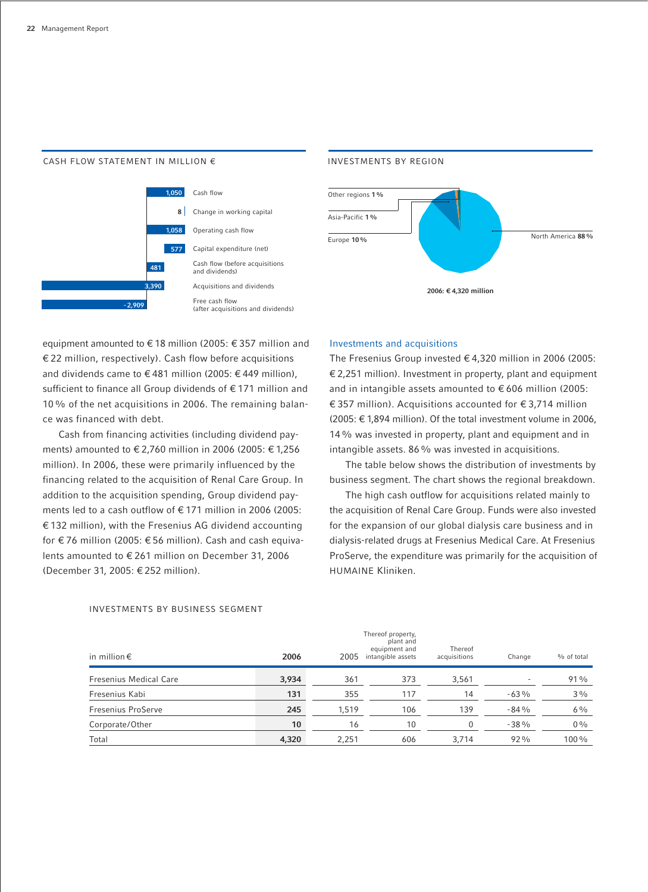CASH FLOW STATEMENT IN MILLION €

| | |
|---|---|
| Cash flow | 1,050 |
| Change in working capital | 8 |
| Operating cash flow | 1,058 |
| Capital expenditure (net) | 577 |
| Cash flow (before acquisitions and dividends) | 481 |
| Acquisitions and dividends | 3,390 |
| Free cash flow (after acquisitions and dividends) | -2,909 |

INVESTMENTS BY REGION

North America 88 %
Europe 10 %
Asia-Pacific 1 %
Other regions 1 %

2006: € 4,320 million

equipment amounted to € 18 million (2005: € 357 million and € 22 million, respectively). Cash flow before acquisitions and dividends came to € 481 million (2005: € 449 million), sufficient to finance all Group dividends of € 171 million and 10 % of the net acquisitions in 2006. The remaining balance was financed with debt.

Cash from financing activities (including dividend payments) amounted to € 2,760 million in 2006 (2005: € 1,256 million). In 2006, these were primarily influenced by the financing related to the acquisition of Renal Care Group. In addition to the acquisition spending, Group dividend payments led to a cash outflow of € 171 million in 2006 (2005: € 132 million), with the Fresenius AG dividend accounting for € 76 million (2005: € 56 million). Cash and cash equivalents amounted to € 261 million on December 31, 2006 (December 31, 2005: € 252 million).

## Investments and acquisitions

The Fresenius Group invested € 4,320 million in 2006 (2005: € 2,251 million). Investment in property, plant and equipment and in intangible assets amounted to € 606 million (2005: € 357 million). Acquisitions accounted for € 3,714 million (2005: € 1,894 million). Of the total investment volume in 2006, 14 % was invested in property, plant and equipment and in intangible assets. 86 % was invested in acquisitions.

The table below shows the distribution of investments by business segment. The chart shows the regional breakdown.

The high cash outflow for acquisitions related mainly to the acquisition of Renal Care Group. Funds were also invested for the expansion of our global dialysis care business and in dialysis-related drugs at Fresenius Medical Care. At Fresenius ProServe, the expenditure was primarily for the acquisition of HUMAINE Kliniken.

INVESTMENTS BY BUSINESS SEGMENT

| in million € | 2006 | 2005 | Thereof property, plant and equipment and intangible assets | Thereof acquisitions | Change | % of total |
|---|---|---|---|---|---|---|
| Fresenius Medical Care | **3,934** | 361 | 373 | 3,561 | - | 91 % |
| Fresenius Kabi | **131** | 355 | 117 | 14 | -63 % | 3 % |
| Fresenius ProServe | **245** | 1,519 | 106 | 139 | -84 % | 6 % |
| Corporate/Other | **10** | 16 | 10 | 0 | -38 % | 0 % |
| Total | **4,320** | 2,251 | 606 | 3,714 | 92 % | 100 % |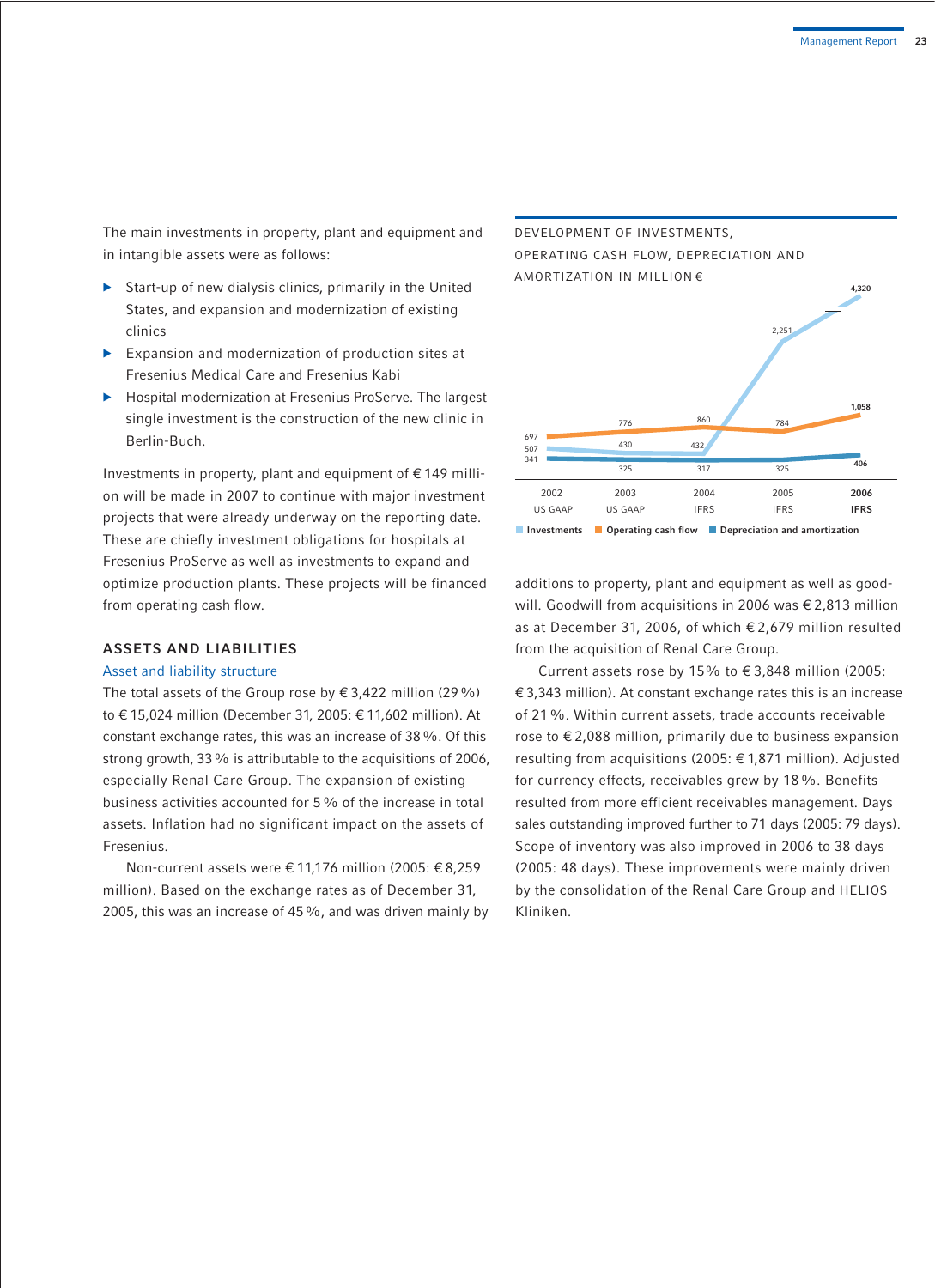The main investments in property, plant and equipment and in intangible assets were as follows:

- Start-up of new dialysis clinics, primarily in the United States, and expansion and modernization of existing clinics
- Expansion and modernization of production sites at Fresenius Medical Care and Fresenius Kabi
- Hospital modernization at Fresenius ProServe. The largest single investment is the construction of the new clinic in Berlin-Buch.

Investments in property, plant and equipment of € 149 million will be made in 2007 to continue with major investment projects that were already underway on the reporting date. These are chiefly investment obligations for hospitals at Fresenius ProServe as well as investments to expand and optimize production plants. These projects will be financed from operating cash flow.

## ASSETS AND LIABILITIES

### Asset and liability structure

The total assets of the Group rose by € 3,422 million (29 %) to € 15,024 million (December 31, 2005: € 11,602 million). At constant exchange rates, this was an increase of 38 %. Of this strong growth, 33 % is attributable to the acquisitions of 2006, especially Renal Care Group. The expansion of existing business activities accounted for 5 % of the increase in total assets. Inflation had no significant impact on the assets of Fresenius.

Non-current assets were € 11,176 million (2005: € 8,259 million). Based on the exchange rates as of December 31, 2005, this was an increase of 45 %, and was driven mainly by additions to property, plant and equipment as well as goodwill. Goodwill from acquisitions in 2006 was € 2,813 million as at December 31, 2006, of which € 2,679 million resulted from the acquisition of Renal Care Group.

Current assets rose by 15% to € 3,848 million (2005: € 3,343 million). At constant exchange rates this is an increase of 21 %. Within current assets, trade accounts receivable rose to € 2,088 million, primarily due to business expansion resulting from acquisitions (2005: € 1,871 million). Adjusted for currency effects, receivables grew by 18 %. Benefits resulted from more efficient receivables management. Days sales outstanding improved further to 71 days (2005: 79 days). Scope of inventory was also improved in 2006 to 38 days (2005: 48 days). These improvements were mainly driven by the consolidation of the Renal Care Group and HELIOS Kliniken.

DEVELOPMENT OF INVESTMENTS, OPERATING CASH FLOW, DEPRECIATION AND AMORTIZATION IN MILLION €

| | 2002 US GAAP | 2003 US GAAP | 2004 IFRS | 2005 IFRS | 2006 IFRS |
|---|---|---|---|---|---|
| Investments | 507 | 430 | 432 | 2,251 | 4,320 |
| Operating cash flow | 697 | 776 | 860 | 784 | 1,058 |
| Depreciation and amortization | 341 | 325 | 317 | 325 | 406 |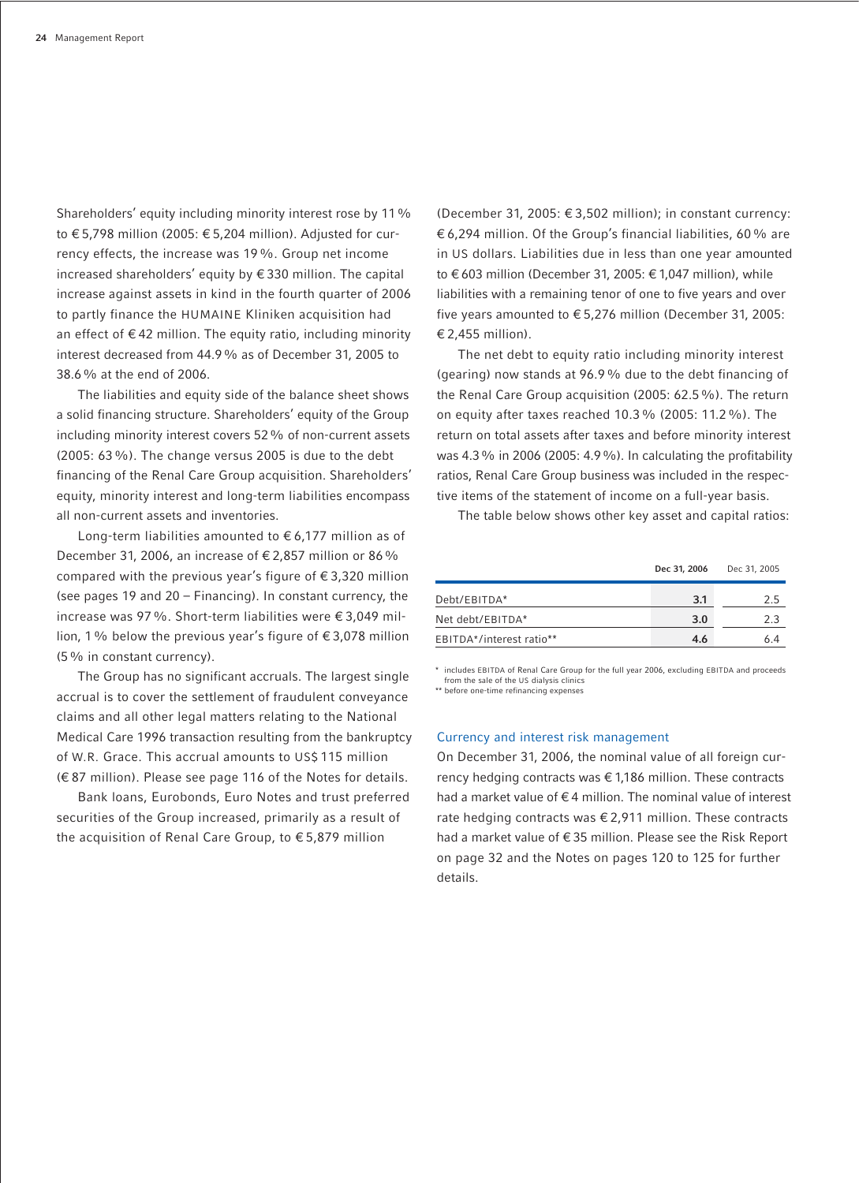Shareholders' equity including minority interest rose by 11% to € 5,798 million (2005: € 5,204 million). Adjusted for currency effects, the increase was 19%. Group net income increased shareholders' equity by € 330 million. The capital increase against assets in kind in the fourth quarter of 2006 to partly finance the HUMAINE Kliniken acquisition had an effect of € 42 million. The equity ratio, including minority interest decreased from 44.9% as of December 31, 2005 to 38.6% at the end of 2006.

The liabilities and equity side of the balance sheet shows a solid financing structure. Shareholders' equity of the Group including minority interest covers 52% of non-current assets (2005: 63%). The change versus 2005 is due to the debt financing of the Renal Care Group acquisition. Shareholders' equity, minority interest and long-term liabilities encompass all non-current assets and inventories.

Long-term liabilities amounted to € 6,177 million as of December 31, 2006, an increase of € 2,857 million or 86% compared with the previous year's figure of € 3,320 million (see pages 19 and 20 – Financing). In constant currency, the increase was 97%. Short-term liabilities were € 3,049 million, 1% below the previous year's figure of € 3,078 million (5% in constant currency).

The Group has no significant accruals. The largest single accrual is to cover the settlement of fraudulent conveyance claims and all other legal matters relating to the National Medical Care 1996 transaction resulting from the bankruptcy of W.R. Grace. This accrual amounts to US$ 115 million (€ 87 million). Please see page 116 of the Notes for details.

Bank loans, Eurobonds, Euro Notes and trust preferred securities of the Group increased, primarily as a result of the acquisition of Renal Care Group, to € 5,879 million (December 31, 2005: € 3,502 million); in constant currency: € 6,294 million. Of the Group's financial liabilities, 60% are in US dollars. Liabilities due in less than one year amounted to € 603 million (December 31, 2005: € 1,047 million), while liabilities with a remaining tenor of one to five years and over five years amounted to € 5,276 million (December 31, 2005: € 2,455 million).

The net debt to equity ratio including minority interest (gearing) now stands at 96.9% due to the debt financing of the Renal Care Group acquisition (2005: 62.5%). The return on equity after taxes reached 10.3% (2005: 11.2%). The return on total assets after taxes and before minority interest was 4.3% in 2006 (2005: 4.9%). In calculating the profitability ratios, Renal Care Group business was included in the respective items of the statement of income on a full-year basis.

The table below shows other key asset and capital ratios:

| | **Dec 31, 2006** | Dec 31, 2005 |
|---|---|---|
| Debt/EBITDA* | **3.1** | 2.5 |
| Net debt/EBITDA* | **3.0** | 2.3 |
| EBITDA*/interest ratio** | **4.6** | 6.4 |

\* includes EBITDA of Renal Care Group for the full year 2006, excluding EBITDA and proceeds from the sale of the US dialysis clinics
** before one-time refinancing expenses

## Currency and interest risk management

On December 31, 2006, the nominal value of all foreign currency hedging contracts was € 1,186 million. These contracts had a market value of € 4 million. The nominal value of interest rate hedging contracts was € 2,911 million. These contracts had a market value of € 35 million. Please see the Risk Report on page 32 and the Notes on pages 120 to 125 for further details.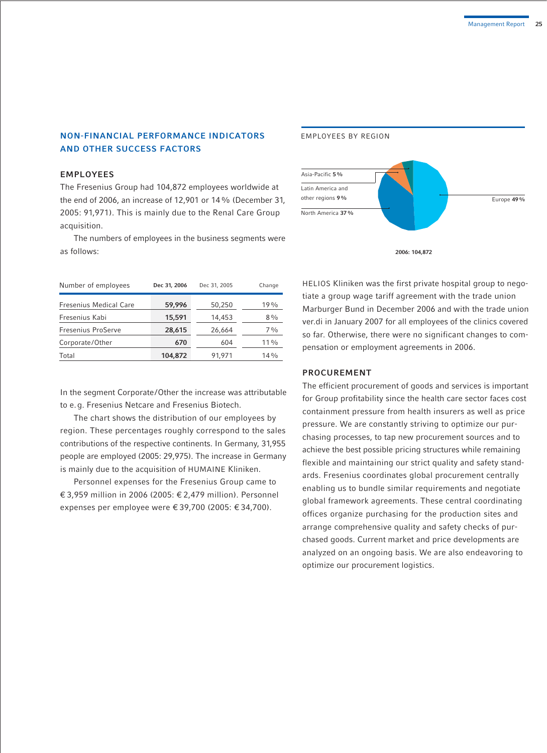## NON-FINANCIAL PERFORMANCE INDICATORS AND OTHER SUCCESS FACTORS

### EMPLOYEES

The Fresenius Group had 104,872 employees worldwide at the end of 2006, an increase of 12,901 or 14 % (December 31, 2005: 91,971). This is mainly due to the Renal Care Group acquisition.

The numbers of employees in the business segments were as follows:

| Number of employees | Dec 31, 2006 | Dec 31, 2005 | Change |
|---|---|---|---|
| Fresenius Medical Care | **59,996** | 50,250 | 19 % |
| Fresenius Kabi | **15,591** | 14,453 | 8 % |
| Fresenius ProServe | **28,615** | 26,664 | 7 % |
| Corporate/Other | **670** | 604 | 11 % |
| Total | **104,872** | 91,971 | 14 % |

In the segment Corporate/Other the increase was attributable to e. g. Fresenius Netcare and Fresenius Biotech.

The chart shows the distribution of our employees by region. These percentages roughly correspond to the sales contributions of the respective continents. In Germany, 31,955 people are employed (2005: 29,975). The increase in Germany is mainly due to the acquisition of HUMAINE Kliniken.

Personnel expenses for the Fresenius Group came to € 3,959 million in 2006 (2005: € 2,479 million). Personnel expenses per employee were € 39,700 (2005: € 34,700).

EMPLOYEES BY REGION

- Asia-Pacific **5 %**
- Latin America and other regions **9 %**
- North America **37 %**
- Europe **49 %**

**2006: 104,872**

HELIOS Kliniken was the first private hospital group to negotiate a group wage tariff agreement with the trade union Marburger Bund in December 2006 and with the trade union ver.di in January 2007 for all employees of the clinics covered so far. Otherwise, there were no significant changes to compensation or employment agreements in 2006.

### PROCUREMENT

The efficient procurement of goods and services is important for Group profitability since the health care sector faces cost containment pressure from health insurers as well as price pressure. We are constantly striving to optimize our purchasing processes, to tap new procurement sources and to achieve the best possible pricing structures while remaining flexible and maintaining our strict quality and safety standards. Fresenius coordinates global procurement centrally enabling us to bundle similar requirements and negotiate global framework agreements. These central coordinating offices organize purchasing for the production sites and arrange comprehensive quality and safety checks of purchased goods. Current market and price developments are analyzed on an ongoing basis. We are also endeavoring to optimize our procurement logistics.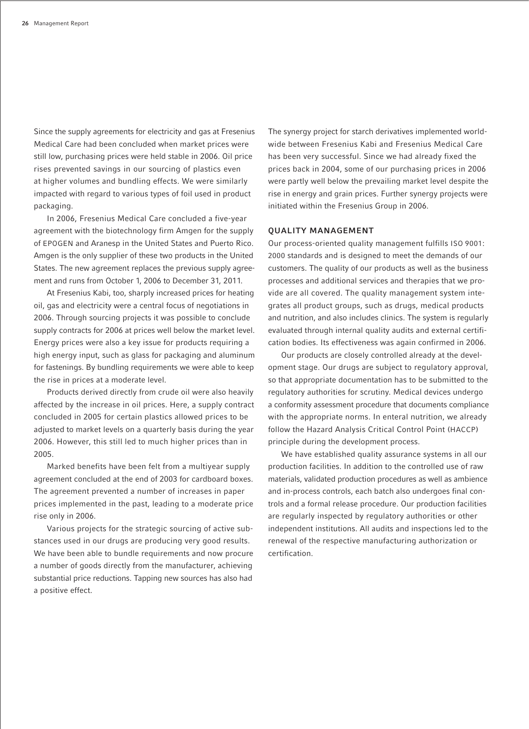Since the supply agreements for electricity and gas at Fresenius Medical Care had been concluded when market prices were still low, purchasing prices were held stable in 2006. Oil price rises prevented savings in our sourcing of plastics even at higher volumes and bundling effects. We were similarly impacted with regard to various types of foil used in product packaging.

In 2006, Fresenius Medical Care concluded a five-year agreement with the biotechnology firm Amgen for the supply of EPOGEN and Aranesp in the United States and Puerto Rico. Amgen is the only supplier of these two products in the United States. The new agreement replaces the previous supply agreement and runs from October 1, 2006 to December 31, 2011.

At Fresenius Kabi, too, sharply increased prices for heating oil, gas and electricity were a central focus of negotiations in 2006. Through sourcing projects it was possible to conclude supply contracts for 2006 at prices well below the market level. Energy prices were also a key issue for products requiring a high energy input, such as glass for packaging and aluminum for fastenings. By bundling requirements we were able to keep the rise in prices at a moderate level.

Products derived directly from crude oil were also heavily affected by the increase in oil prices. Here, a supply contract concluded in 2005 for certain plastics allowed prices to be adjusted to market levels on a quarterly basis during the year 2006. However, this still led to much higher prices than in 2005.

Marked benefits have been felt from a multiyear supply agreement concluded at the end of 2003 for cardboard boxes. The agreement prevented a number of increases in paper prices implemented in the past, leading to a moderate price rise only in 2006.

Various projects for the strategic sourcing of active substances used in our drugs are producing very good results. We have been able to bundle requirements and now procure a number of goods directly from the manufacturer, achieving substantial price reductions. Tapping new sources has also had a positive effect.

The synergy project for starch derivatives implemented worldwide between Fresenius Kabi and Fresenius Medical Care has been very successful. Since we had already fixed the prices back in 2004, some of our purchasing prices in 2006 were partly well below the prevailing market level despite the rise in energy and grain prices. Further synergy projects were initiated within the Fresenius Group in 2006.

## QUALITY MANAGEMENT

Our process-oriented quality management fulfills ISO 9001:2000 standards and is designed to meet the demands of our customers. The quality of our products as well as the business processes and additional services and therapies that we provide are all covered. The quality management system integrates all product groups, such as drugs, medical products and nutrition, and also includes clinics. The system is regularly evaluated through internal quality audits and external certification bodies. Its effectiveness was again confirmed in 2006.

Our products are closely controlled already at the development stage. Our drugs are subject to regulatory approval, so that appropriate documentation has to be submitted to the regulatory authorities for scrutiny. Medical devices undergo a conformity assessment procedure that documents compliance with the appropriate norms. In enteral nutrition, we already follow the Hazard Analysis Critical Control Point (HACCP) principle during the development process.

We have established quality assurance systems in all our production facilities. In addition to the controlled use of raw materials, validated production procedures as well as ambience and in-process controls, each batch also undergoes final controls and a formal release procedure. Our production facilities are regularly inspected by regulatory authorities or other independent institutions. All audits and inspections led to the renewal of the respective manufacturing authorization or certification.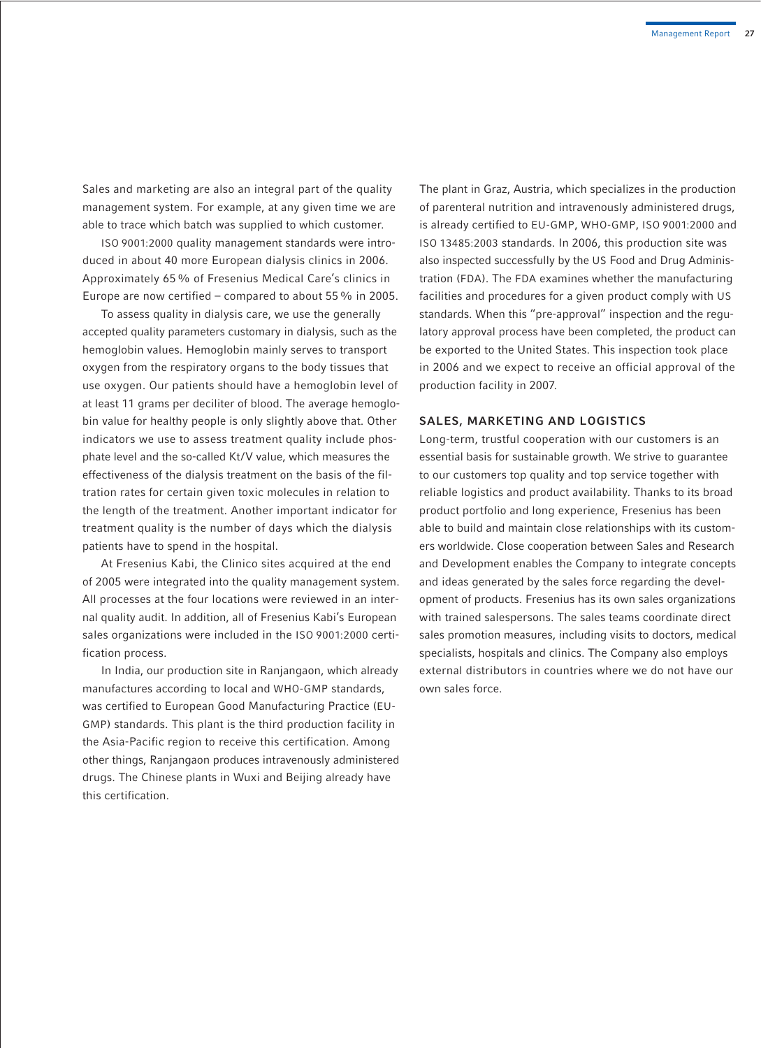Sales and marketing are also an integral part of the quality management system. For example, at any given time we are able to trace which batch was supplied to which customer.

ISO 9001:2000 quality management standards were introduced in about 40 more European dialysis clinics in 2006. Approximately 65 % of Fresenius Medical Care's clinics in Europe are now certified – compared to about 55 % in 2005.

To assess quality in dialysis care, we use the generally accepted quality parameters customary in dialysis, such as the hemoglobin values. Hemoglobin mainly serves to transport oxygen from the respiratory organs to the body tissues that use oxygen. Our patients should have a hemoglobin level of at least 11 grams per deciliter of blood. The average hemoglobin value for healthy people is only slightly above that. Other indicators we use to assess treatment quality include phosphate level and the so-called Kt/V value, which measures the effectiveness of the dialysis treatment on the basis of the filtration rates for certain given toxic molecules in relation to the length of the treatment. Another important indicator for treatment quality is the number of days which the dialysis patients have to spend in the hospital.

At Fresenius Kabi, the Clinico sites acquired at the end of 2005 were integrated into the quality management system. All processes at the four locations were reviewed in an internal quality audit. In addition, all of Fresenius Kabi's European sales organizations were included in the ISO 9001:2000 certification process.

In India, our production site in Ranjangaon, which already manufactures according to local and WHO-GMP standards, was certified to European Good Manufacturing Practice (EU-GMP) standards. This plant is the third production facility in the Asia-Pacific region to receive this certification. Among other things, Ranjangaon produces intravenously administered drugs. The Chinese plants in Wuxi and Beijing already have this certification.

The plant in Graz, Austria, which specializes in the production of parenteral nutrition and intravenously administered drugs, is already certified to EU-GMP, WHO-GMP, ISO 9001:2000 and ISO 13485:2003 standards. In 2006, this production site was also inspected successfully by the US Food and Drug Administration (FDA). The FDA examines whether the manufacturing facilities and procedures for a given product comply with US standards. When this "pre-approval" inspection and the regulatory approval process have been completed, the product can be exported to the United States. This inspection took place in 2006 and we expect to receive an official approval of the production facility in 2007.

## SALES, MARKETING AND LOGISTICS

Long-term, trustful cooperation with our customers is an essential basis for sustainable growth. We strive to guarantee to our customers top quality and top service together with reliable logistics and product availability. Thanks to its broad product portfolio and long experience, Fresenius has been able to build and maintain close relationships with its customers worldwide. Close cooperation between Sales and Research and Development enables the Company to integrate concepts and ideas generated by the sales force regarding the development of products. Fresenius has its own sales organizations with trained salespersons. The sales teams coordinate direct sales promotion measures, including visits to doctors, medical specialists, hospitals and clinics. The Company also employs external distributors in countries where we do not have our own sales force.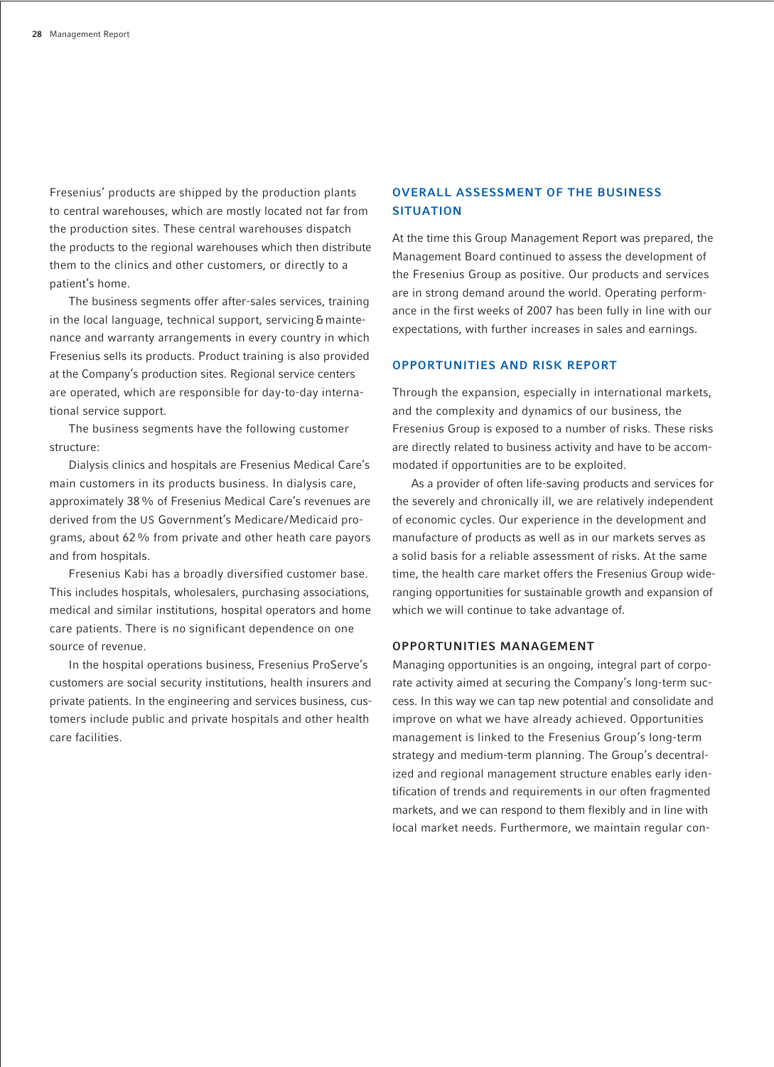Fresenius' products are shipped by the production plants to central warehouses, which are mostly located not far from the production sites. These central warehouses dispatch the products to the regional warehouses which then distribute them to the clinics and other customers, or directly to a patient's home.

The business segments offer after-sales services, training in the local language, technical support, servicing & maintenance and warranty arrangements in every country in which Fresenius sells its products. Product training is also provided at the Company's production sites. Regional service centers are operated, which are responsible for day-to-day international service support.

The business segments have the following customer structure:

Dialysis clinics and hospitals are Fresenius Medical Care's main customers in its products business. In dialysis care, approximately 38 % of Fresenius Medical Care's revenues are derived from the US Government's Medicare/Medicaid programs, about 62 % from private and other heath care payors and from hospitals.

Fresenius Kabi has a broadly diversified customer base. This includes hospitals, wholesalers, purchasing associations, medical and similar institutions, hospital operators and home care patients. There is no significant dependence on one source of revenue.

In the hospital operations business, Fresenius ProServe's customers are social security institutions, health insurers and private patients. In the engineering and services business, customers include public and private hospitals and other health care facilities.

## OVERALL ASSESSMENT OF THE BUSINESS SITUATION

At the time this Group Management Report was prepared, the Management Board continued to assess the development of the Fresenius Group as positive. Our products and services are in strong demand around the world. Operating performance in the first weeks of 2007 has been fully in line with our expectations, with further increases in sales and earnings.

## OPPORTUNITIES AND RISK REPORT

Through the expansion, especially in international markets, and the complexity and dynamics of our business, the Fresenius Group is exposed to a number of risks. These risks are directly related to business activity and have to be accommodated if opportunities are to be exploited.

As a provider of often life-saving products and services for the severely and chronically ill, we are relatively independent of economic cycles. Our experience in the development and manufacture of products as well as in our markets serves as a solid basis for a reliable assessment of risks. At the same time, the health care market offers the Fresenius Group wide-ranging opportunities for sustainable growth and expansion of which we will continue to take advantage of.

### OPPORTUNITIES MANAGEMENT

Managing opportunities is an ongoing, integral part of corporate activity aimed at securing the Company's long-term success. In this way we can tap new potential and consolidate and improve on what we have already achieved. Opportunities management is linked to the Fresenius Group's long-term strategy and medium-term planning. The Group's decentralized and regional management structure enables early identification of trends and requirements in our often fragmented markets, and we can respond to them flexibly and in line with local market needs. Furthermore, we maintain regular con-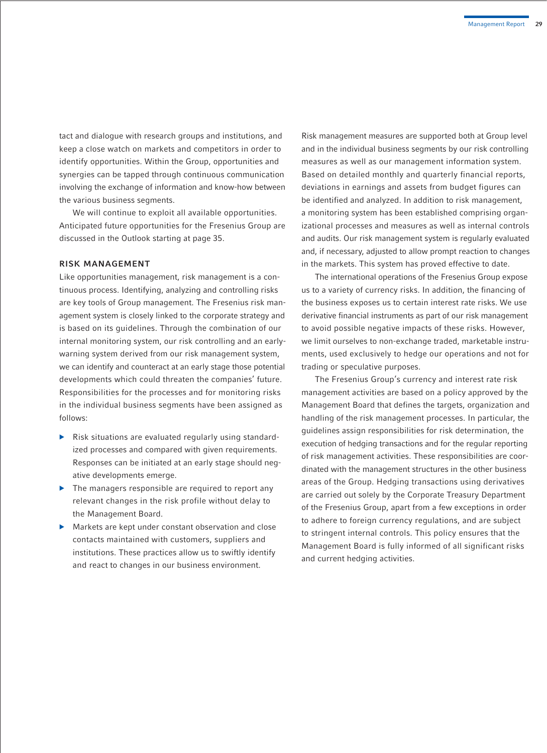tact and dialogue with research groups and institutions, and keep a close watch on markets and competitors in order to identify opportunities. Within the Group, opportunities and synergies can be tapped through continuous communication involving the exchange of information and know-how between the various business segments.

We will continue to exploit all available opportunities. Anticipated future opportunities for the Fresenius Group are discussed in the Outlook starting at page 35.

## RISK MANAGEMENT

Like opportunities management, risk management is a continuous process. Identifying, analyzing and controlling risks are key tools of Group management. The Fresenius risk management system is closely linked to the corporate strategy and is based on its guidelines. Through the combination of our internal monitoring system, our risk controlling and an early-warning system derived from our risk management system, we can identify and counteract at an early stage those potential developments which could threaten the companies' future. Responsibilities for the processes and for monitoring risks in the individual business segments have been assigned as follows:

- Risk situations are evaluated regularly using standardized processes and compared with given requirements. Responses can be initiated at an early stage should negative developments emerge.
- The managers responsible are required to report any relevant changes in the risk profile without delay to the Management Board.
- Markets are kept under constant observation and close contacts maintained with customers, suppliers and institutions. These practices allow us to swiftly identify and react to changes in our business environment.

Risk management measures are supported both at Group level and in the individual business segments by our risk controlling measures as well as our management information system. Based on detailed monthly and quarterly financial reports, deviations in earnings and assets from budget figures can be identified and analyzed. In addition to risk management, a monitoring system has been established comprising organizational processes and measures as well as internal controls and audits. Our risk management system is regularly evaluated and, if necessary, adjusted to allow prompt reaction to changes in the markets. This system has proved effective to date.

The international operations of the Fresenius Group expose us to a variety of currency risks. In addition, the financing of the business exposes us to certain interest rate risks. We use derivative financial instruments as part of our risk management to avoid possible negative impacts of these risks. However, we limit ourselves to non-exchange traded, marketable instruments, used exclusively to hedge our operations and not for trading or speculative purposes.

The Fresenius Group's currency and interest rate risk management activities are based on a policy approved by the Management Board that defines the targets, organization and handling of the risk management processes. In particular, the guidelines assign responsibilities for risk determination, the execution of hedging transactions and for the regular reporting of risk management activities. These responsibilities are coordinated with the management structures in the other business areas of the Group. Hedging transactions using derivatives are carried out solely by the Corporate Treasury Department of the Fresenius Group, apart from a few exceptions in order to adhere to foreign currency regulations, and are subject to stringent internal controls. This policy ensures that the Management Board is fully informed of all significant risks and current hedging activities.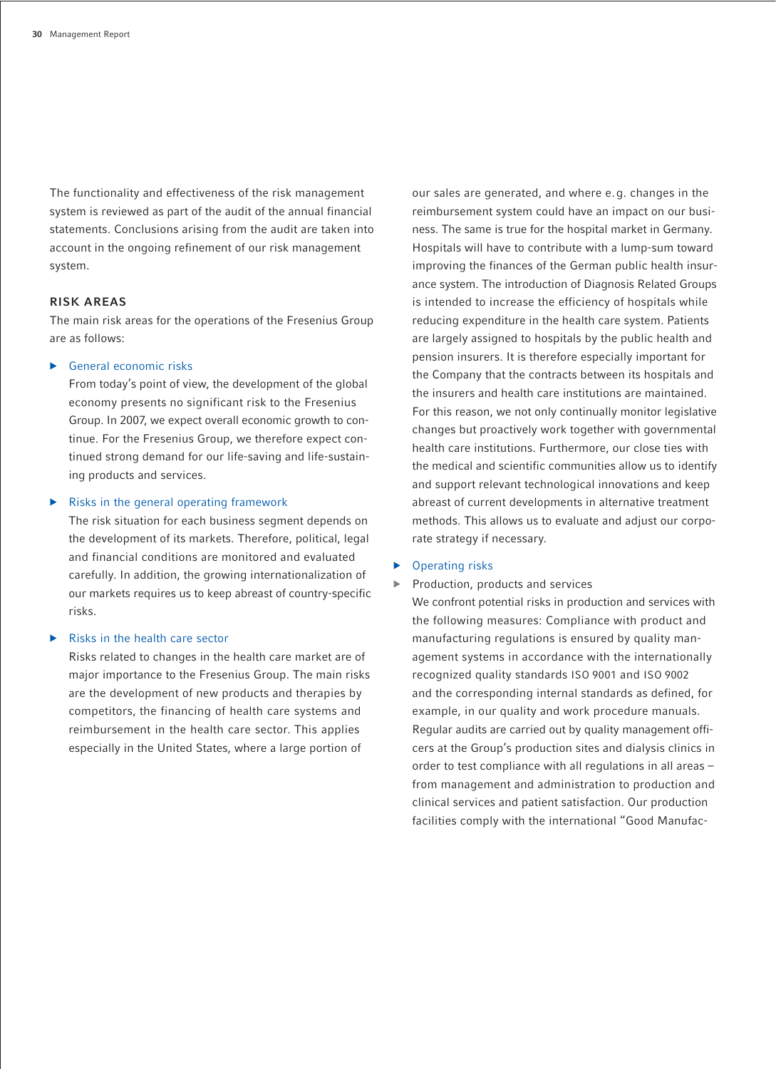The functionality and effectiveness of the risk management system is reviewed as part of the audit of the annual financial statements. Conclusions arising from the audit are taken into account in the ongoing refinement of our risk management system.

## RISK AREAS

The main risk areas for the operations of the Fresenius Group are as follows:

- **General economic risks**
  From today's point of view, the development of the global economy presents no significant risk to the Fresenius Group. In 2007, we expect overall economic growth to continue. For the Fresenius Group, we therefore expect continued strong demand for our life-saving and life-sustaining products and services.

- **Risks in the general operating framework**
  The risk situation for each business segment depends on the development of its markets. Therefore, political, legal and financial conditions are monitored and evaluated carefully. In addition, the growing internationalization of our markets requires us to keep abreast of country-specific risks.

- **Risks in the health care sector**
  Risks related to changes in the health care market are of major importance to the Fresenius Group. The main risks are the development of new products and therapies by competitors, the financing of health care systems and reimbursement in the health care sector. This applies especially in the United States, where a large portion of our sales are generated, and where e.g. changes in the reimbursement system could have an impact on our business. The same is true for the hospital market in Germany. Hospitals will have to contribute with a lump-sum toward improving the finances of the German public health insurance system. The introduction of Diagnosis Related Groups is intended to increase the efficiency of hospitals while reducing expenditure in the health care system. Patients are largely assigned to hospitals by the public health and pension insurers. It is therefore especially important for the Company that the contracts between its hospitals and the insurers and health care institutions are maintained. For this reason, we not only continually monitor legislative changes but proactively work together with governmental health care institutions. Furthermore, our close ties with the medical and scientific communities allow us to identify and support relevant technological innovations and keep abreast of current developments in alternative treatment methods. This allows us to evaluate and adjust our corporate strategy if necessary.

- **Operating risks**

- Production, products and services
  We confront potential risks in production and services with the following measures: Compliance with product and manufacturing regulations is ensured by quality management systems in accordance with the internationally recognized quality standards ISO 9001 and ISO 9002 and the corresponding internal standards as defined, for example, in our quality and work procedure manuals. Regular audits are carried out by quality management officers at the Group's production sites and dialysis clinics in order to test compliance with all regulations in all areas – from management and administration to production and clinical services and patient satisfaction. Our production facilities comply with the international "Good Manufac-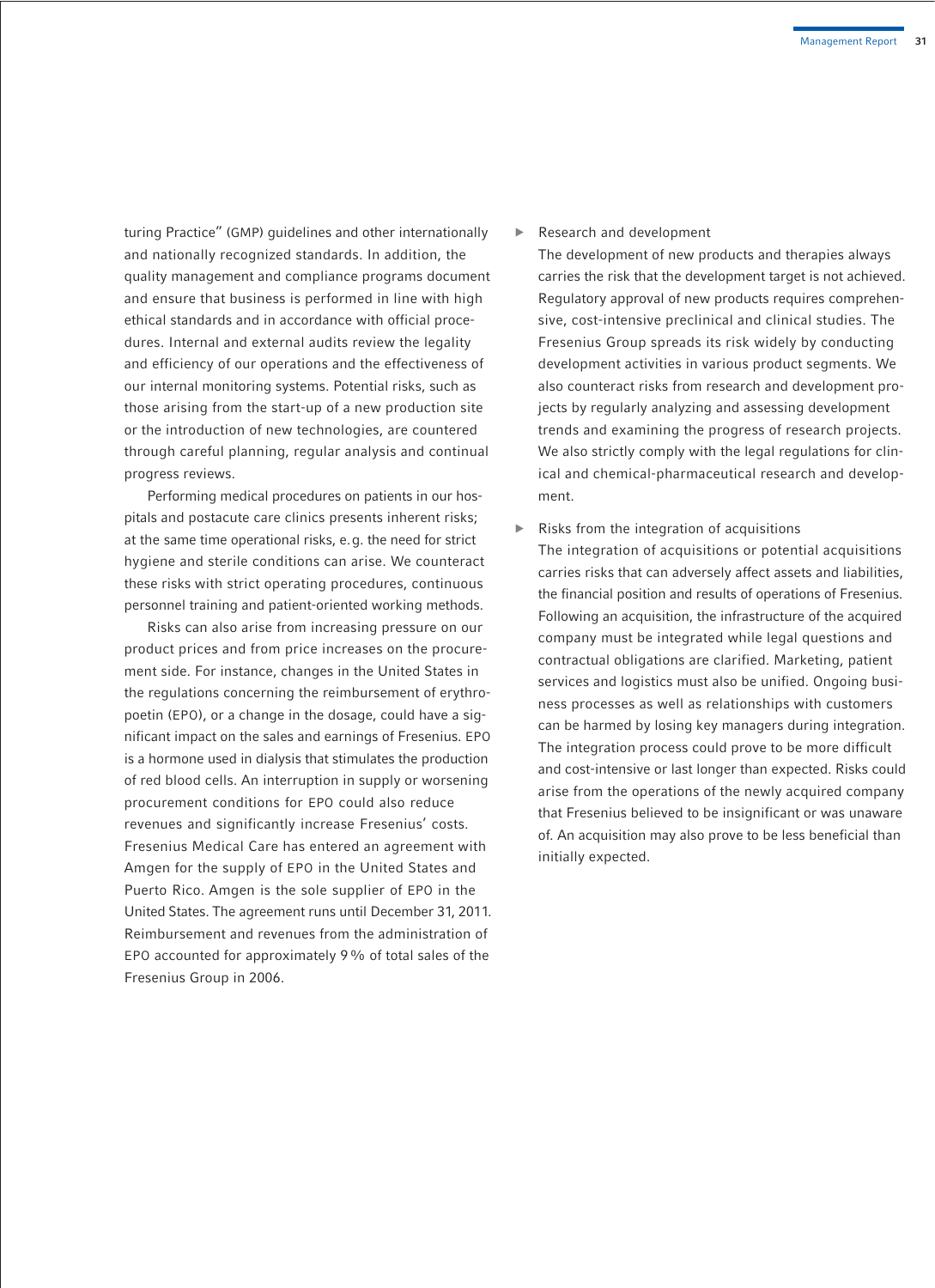turing Practice" (GMP) guidelines and other internationally and nationally recognized standards. In addition, the quality management and compliance programs document and ensure that business is performed in line with high ethical standards and in accordance with official procedures. Internal and external audits review the legality and efficiency of our operations and the effectiveness of our internal monitoring systems. Potential risks, such as those arising from the start-up of a new production site or the introduction of new technologies, are countered through careful planning, regular analysis and continual progress reviews.

Performing medical procedures on patients in our hospitals and postacute care clinics presents inherent risks; at the same time operational risks, e.g. the need for strict hygiene and sterile conditions can arise. We counteract these risks with strict operating procedures, continuous personnel training and patient-oriented working methods.

Risks can also arise from increasing pressure on our product prices and from price increases on the procurement side. For instance, changes in the United States in the regulations concerning the reimbursement of erythropoetin (EPO), or a change in the dosage, could have a significant impact on the sales and earnings of Fresenius. EPO is a hormone used in dialysis that stimulates the production of red blood cells. An interruption in supply or worsening procurement conditions for EPO could also reduce revenues and significantly increase Fresenius' costs. Fresenius Medical Care has entered an agreement with Amgen for the supply of EPO in the United States and Puerto Rico. Amgen is the sole supplier of EPO in the United States. The agreement runs until December 31, 2011. Reimbursement and revenues from the administration of EPO accounted for approximately 9% of total sales of the Fresenius Group in 2006.

- Research and development

  The development of new products and therapies always carries the risk that the development target is not achieved. Regulatory approval of new products requires comprehensive, cost-intensive preclinical and clinical studies. The Fresenius Group spreads its risk widely by conducting development activities in various product segments. We also counteract risks from research and development projects by regularly analyzing and assessing development trends and examining the progress of research projects. We also strictly comply with the legal regulations for clinical and chemical-pharmaceutical research and development.

- Risks from the integration of acquisitions

  The integration of acquisitions or potential acquisitions carries risks that can adversely affect assets and liabilities, the financial position and results of operations of Fresenius. Following an acquisition, the infrastructure of the acquired company must be integrated while legal questions and contractual obligations are clarified. Marketing, patient services and logistics must also be unified. Ongoing business processes as well as relationships with customers can be harmed by losing key managers during integration. The integration process could prove to be more difficult and cost-intensive or last longer than expected. Risks could arise from the operations of the newly acquired company that Fresenius believed to be insignificant or was unaware of. An acquisition may also prove to be less beneficial than initially expected.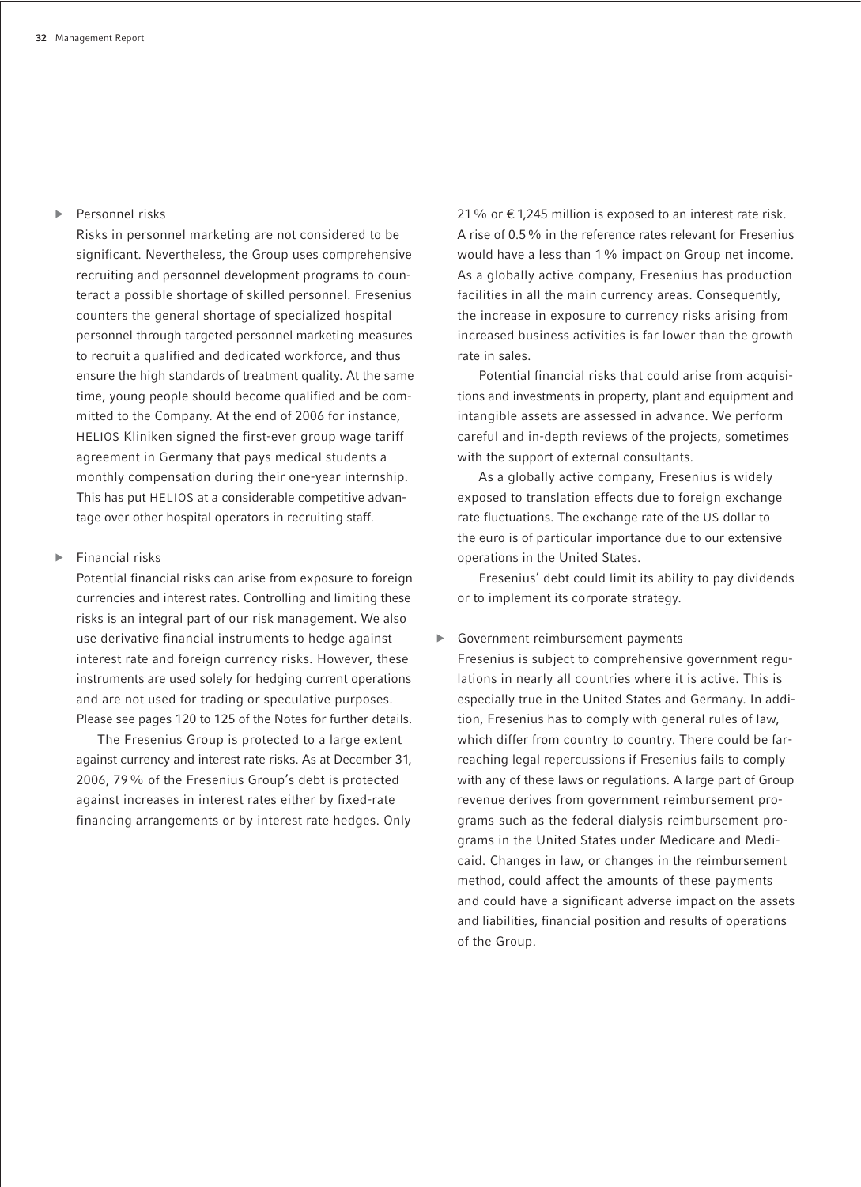- Personnel risks

  Risks in personnel marketing are not considered to be significant. Nevertheless, the Group uses comprehensive recruiting and personnel development programs to counteract a possible shortage of skilled personnel. Fresenius counters the general shortage of specialized hospital personnel through targeted personnel marketing measures to recruit a qualified and dedicated workforce, and thus ensure the high standards of treatment quality. At the same time, young people should become qualified and be committed to the Company. At the end of 2006 for instance, HELIOS Kliniken signed the first-ever group wage tariff agreement in Germany that pays medical students a monthly compensation during their one-year internship. This has put HELIOS at a considerable competitive advantage over other hospital operators in recruiting staff.

- Financial risks

  Potential financial risks can arise from exposure to foreign currencies and interest rates. Controlling and limiting these risks is an integral part of our risk management. We also use derivative financial instruments to hedge against interest rate and foreign currency risks. However, these instruments are used solely for hedging current operations and are not used for trading or speculative purposes. Please see pages 120 to 125 of the Notes for further details.

  The Fresenius Group is protected to a large extent against currency and interest rate risks. As at December 31, 2006, 79 % of the Fresenius Group's debt is protected against increases in interest rates either by fixed-rate financing arrangements or by interest rate hedges. Only 21 % or € 1,245 million is exposed to an interest rate risk. A rise of 0.5 % in the reference rates relevant for Fresenius would have a less than 1 % impact on Group net income. As a globally active company, Fresenius has production facilities in all the main currency areas. Consequently, the increase in exposure to currency risks arising from increased business activities is far lower than the growth rate in sales.

  Potential financial risks that could arise from acquisitions and investments in property, plant and equipment and intangible assets are assessed in advance. We perform careful and in-depth reviews of the projects, sometimes with the support of external consultants.

  As a globally active company, Fresenius is widely exposed to translation effects due to foreign exchange rate fluctuations. The exchange rate of the US dollar to the euro is of particular importance due to our extensive operations in the United States.

  Fresenius' debt could limit its ability to pay dividends or to implement its corporate strategy.

- Government reimbursement payments

  Fresenius is subject to comprehensive government regulations in nearly all countries where it is active. This is especially true in the United States and Germany. In addition, Fresenius has to comply with general rules of law, which differ from country to country. There could be far-reaching legal repercussions if Fresenius fails to comply with any of these laws or regulations. A large part of Group revenue derives from government reimbursement programs such as the federal dialysis reimbursement programs in the United States under Medicare and Medicaid. Changes in law, or changes in the reimbursement method, could affect the amounts of these payments and could have a significant adverse impact on the assets and liabilities, financial position and results of operations of the Group.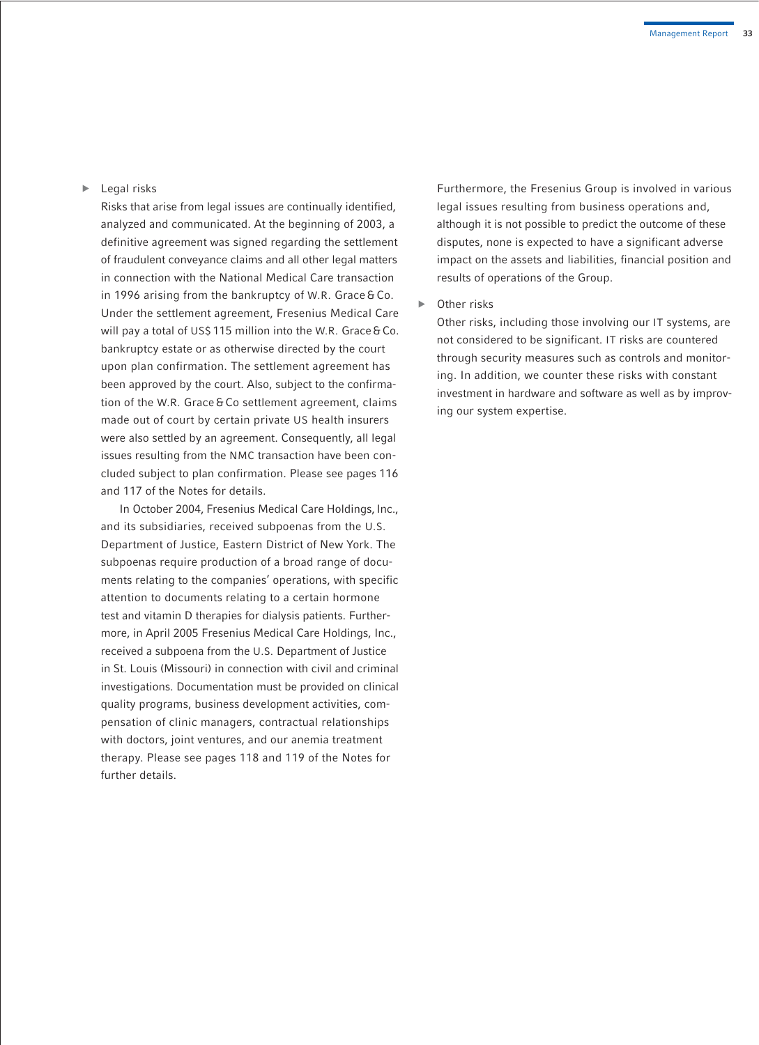- Legal risks

  Risks that arise from legal issues are continually identified, analyzed and communicated. At the beginning of 2003, a definitive agreement was signed regarding the settlement of fraudulent conveyance claims and all other legal matters in connection with the National Medical Care transaction in 1996 arising from the bankruptcy of W.R. Grace & Co. Under the settlement agreement, Fresenius Medical Care will pay a total of US$ 115 million into the W.R. Grace & Co. bankruptcy estate or as otherwise directed by the court upon plan confirmation. The settlement agreement has been approved by the court. Also, subject to the confirmation of the W.R. Grace & Co settlement agreement, claims made out of court by certain private US health insurers were also settled by an agreement. Consequently, all legal issues resulting from the NMC transaction have been concluded subject to plan confirmation. Please see pages 116 and 117 of the Notes for details.

  In October 2004, Fresenius Medical Care Holdings, Inc., and its subsidiaries, received subpoenas from the U.S. Department of Justice, Eastern District of New York. The subpoenas require production of a broad range of documents relating to the companies' operations, with specific attention to documents relating to a certain hormone test and vitamin D therapies for dialysis patients. Furthermore, in April 2005 Fresenius Medical Care Holdings, Inc., received a subpoena from the U.S. Department of Justice in St. Louis (Missouri) in connection with civil and criminal investigations. Documentation must be provided on clinical quality programs, business development activities, compensation of clinic managers, contractual relationships with doctors, joint ventures, and our anemia treatment therapy. Please see pages 118 and 119 of the Notes for further details.

  Furthermore, the Fresenius Group is involved in various legal issues resulting from business operations and, although it is not possible to predict the outcome of these disputes, none is expected to have a significant adverse impact on the assets and liabilities, financial position and results of operations of the Group.

- Other risks

  Other risks, including those involving our IT systems, are not considered to be significant. IT risks are countered through security measures such as controls and monitoring. In addition, we counter these risks with constant investment in hardware and software as well as by improving our system expertise.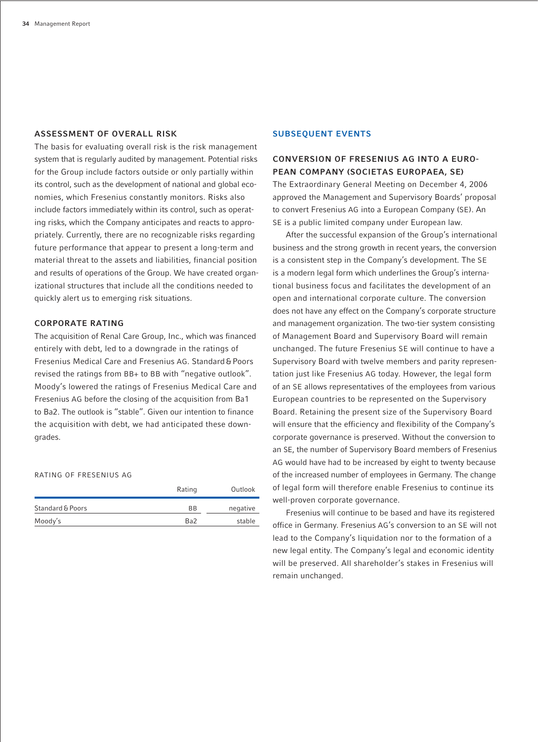## ASSESSMENT OF OVERALL RISK

The basis for evaluating overall risk is the risk management system that is regularly audited by management. Potential risks for the Group include factors outside or only partially within its control, such as the development of national and global economies, which Fresenius constantly monitors. Risks also include factors immediately within its control, such as operating risks, which the Company anticipates and reacts to appropriately. Currently, there are no recognizable risks regarding future performance that appear to present a long-term and material threat to the assets and liabilities, financial position and results of operations of the Group. We have created organizational structures that include all the conditions needed to quickly alert us to emerging risk situations.

## CORPORATE RATING

The acquisition of Renal Care Group, Inc., which was financed entirely with debt, led to a downgrade in the ratings of Fresenius Medical Care and Fresenius AG. Standard & Poors revised the ratings from BB+ to BB with "negative outlook". Moody's lowered the ratings of Fresenius Medical Care and Fresenius AG before the closing of the acquisition from Ba1 to Ba2. The outlook is "stable". Given our intention to finance the acquisition with debt, we had anticipated these downgrades.

RATING OF FRESENIUS AG

| | Rating | Outlook |
|---|---|---|
| Standard & Poors | BB | negative |
| Moody's | Ba2 | stable |

## SUBSEQUENT EVENTS

### CONVERSION OF FRESENIUS AG INTO A EUROPEAN COMPANY (SOCIETAS EUROPAEA, SE)

The Extraordinary General Meeting on December 4, 2006 approved the Management and Supervisory Boards' proposal to convert Fresenius AG into a European Company (SE). An SE is a public limited company under European law.

After the successful expansion of the Group's international business and the strong growth in recent years, the conversion is a consistent step in the Company's development. The SE is a modern legal form which underlines the Group's international business focus and facilitates the development of an open and international corporate culture. The conversion does not have any effect on the Company's corporate structure and management organization. The two-tier system consisting of Management Board and Supervisory Board will remain unchanged. The future Fresenius SE will continue to have a Supervisory Board with twelve members and parity representation just like Fresenius AG today. However, the legal form of an SE allows representatives of the employees from various European countries to be represented on the Supervisory Board. Retaining the present size of the Supervisory Board will ensure that the efficiency and flexibility of the Company's corporate governance is preserved. Without the conversion to an SE, the number of Supervisory Board members of Fresenius AG would have had to be increased by eight to twenty because of the increased number of employees in Germany. The change of legal form will therefore enable Fresenius to continue its well-proven corporate governance.

Fresenius will continue to be based and have its registered office in Germany. Fresenius AG's conversion to an SE will not lead to the Company's liquidation nor to the formation of a new legal entity. The Company's legal and economic identity will be preserved. All shareholder's stakes in Fresenius will remain unchanged.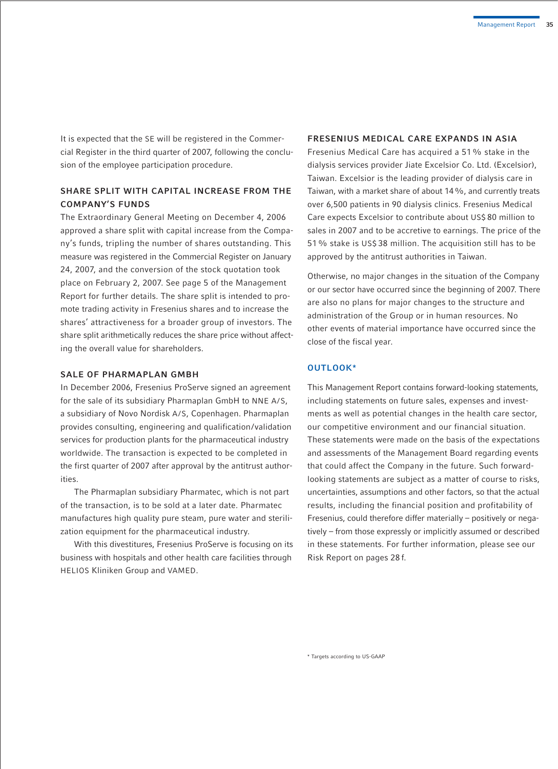It is expected that the SE will be registered in the Commercial Register in the third quarter of 2007, following the conclusion of the employee participation procedure.

## SHARE SPLIT WITH CAPITAL INCREASE FROM THE COMPANY'S FUNDS

The Extraordinary General Meeting on December 4, 2006 approved a share split with capital increase from the Company's funds, tripling the number of shares outstanding. This measure was registered in the Commercial Register on January 24, 2007, and the conversion of the stock quotation took place on February 2, 2007. See page 5 of the Management Report for further details. The share split is intended to promote trading activity in Fresenius shares and to increase the shares' attractiveness for a broader group of investors. The share split arithmetically reduces the share price without affecting the overall value for shareholders.

## SALE OF PHARMAPLAN GMBH

In December 2006, Fresenius ProServe signed an agreement for the sale of its subsidiary Pharmaplan GmbH to NNE A/S, a subsidiary of Novo Nordisk A/S, Copenhagen. Pharmaplan provides consulting, engineering and qualification/validation services for production plants for the pharmaceutical industry worldwide. The transaction is expected to be completed in the first quarter of 2007 after approval by the antitrust authorities.

The Pharmaplan subsidiary Pharmatec, which is not part of the transaction, is to be sold at a later date. Pharmatec manufactures high quality pure steam, pure water and sterilization equipment for the pharmaceutical industry.

With this divestitures, Fresenius ProServe is focusing on its business with hospitals and other health care facilities through HELIOS Kliniken Group and VAMED.

## FRESENIUS MEDICAL CARE EXPANDS IN ASIA

Fresenius Medical Care has acquired a 51 % stake in the dialysis services provider Jiate Excelsior Co. Ltd. (Excelsior), Taiwan. Excelsior is the leading provider of dialysis care in Taiwan, with a market share of about 14 %, and currently treats over 6,500 patients in 90 dialysis clinics. Fresenius Medical Care expects Excelsior to contribute about US$ 80 million to sales in 2007 and to be accretive to earnings. The price of the 51 % stake is US$ 38 million. The acquisition still has to be approved by the antitrust authorities in Taiwan.

Otherwise, no major changes in the situation of the Company or our sector have occurred since the beginning of 2007. There are also no plans for major changes to the structure and administration of the Group or in human resources. No other events of material importance have occurred since the close of the fiscal year.

## OUTLOOK*

This Management Report contains forward-looking statements, including statements on future sales, expenses and investments as well as potential changes in the health care sector, our competitive environment and our financial situation. These statements were made on the basis of the expectations and assessments of the Management Board regarding events that could affect the Company in the future. Such forward-looking statements are subject as a matter of course to risks, uncertainties, assumptions and other factors, so that the actual results, including the financial position and profitability of Fresenius, could therefore differ materially – positively or negatively – from those expressly or implicitly assumed or described in these statements. For further information, please see our Risk Report on pages 28 f.

* Targets according to US-GAAP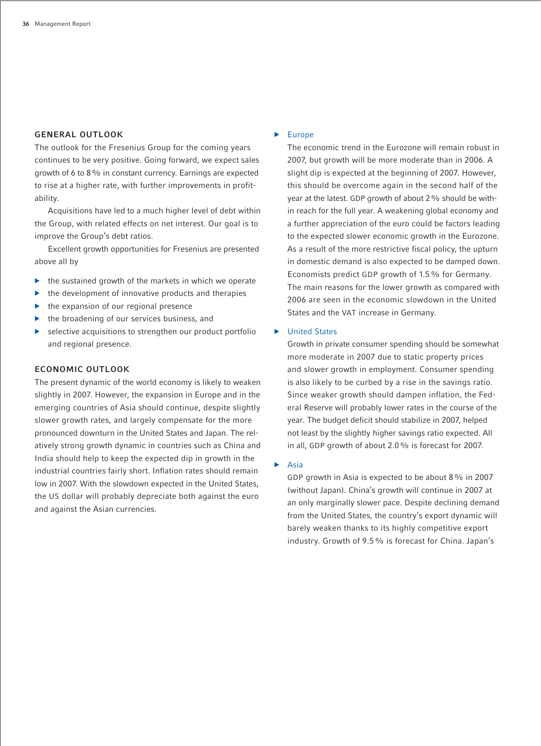## GENERAL OUTLOOK

The outlook for the Fresenius Group for the coming years continues to be very positive. Going forward, we expect sales growth of 6 to 8 % in constant currency. Earnings are expected to rise at a higher rate, with further improvements in profitability.

Acquisitions have led to a much higher level of debt within the Group, with related effects on net interest. Our goal is to improve the Group's debt ratios.

Excellent growth opportunities for Fresenius are presented above all by

- the sustained growth of the markets in which we operate
- the development of innovative products and therapies
- the expansion of our regional presence
- the broadening of our services business, and
- selective acquisitions to strengthen our product portfolio and regional presence.

## ECONOMIC OUTLOOK

The present dynamic of the world economy is likely to weaken slightly in 2007. However, the expansion in Europe and in the emerging countries of Asia should continue, despite slightly slower growth rates, and largely compensate for the more pronounced downturn in the United States and Japan. The relatively strong growth dynamic in countries such as China and India should help to keep the expected dip in growth in the industrial countries fairly short. Inflation rates should remain low in 2007. With the slowdown expected in the United States, the US dollar will probably depreciate both against the euro and against the Asian currencies.

- **Europe**
  The economic trend in the Eurozone will remain robust in 2007, but growth will be more moderate than in 2006. A slight dip is expected at the beginning of 2007. However, this should be overcome again in the second half of the year at the latest. GDP growth of about 2 % should be within reach for the full year. A weakening global economy and a further appreciation of the euro could be factors leading to the expected slower economic growth in the Eurozone. As a result of the more restrictive fiscal policy, the upturn in domestic demand is also expected to be damped down. Economists predict GDP growth of 1.5 % for Germany. The main reasons for the lower growth as compared with 2006 are seen in the economic slowdown in the United States and the VAT increase in Germany.

- **United States**
  Growth in private consumer spending should be somewhat more moderate in 2007 due to static property prices and slower growth in employment. Consumer spending is also likely to be curbed by a rise in the savings ratio. Since weaker growth should dampen inflation, the Federal Reserve will probably lower rates in the course of the year. The budget deficit should stabilize in 2007, helped not least by the slightly higher savings ratio expected. All in all, GDP growth of about 2.0 % is forecast for 2007.

- **Asia**
  GDP growth in Asia is expected to be about 8 % in 2007 (without Japan). China's growth will continue in 2007 at an only marginally slower pace. Despite declining demand from the United States, the country's export dynamic will barely weaken thanks to its highly competitive export industry. Growth of 9.5 % is forecast for China. Japan's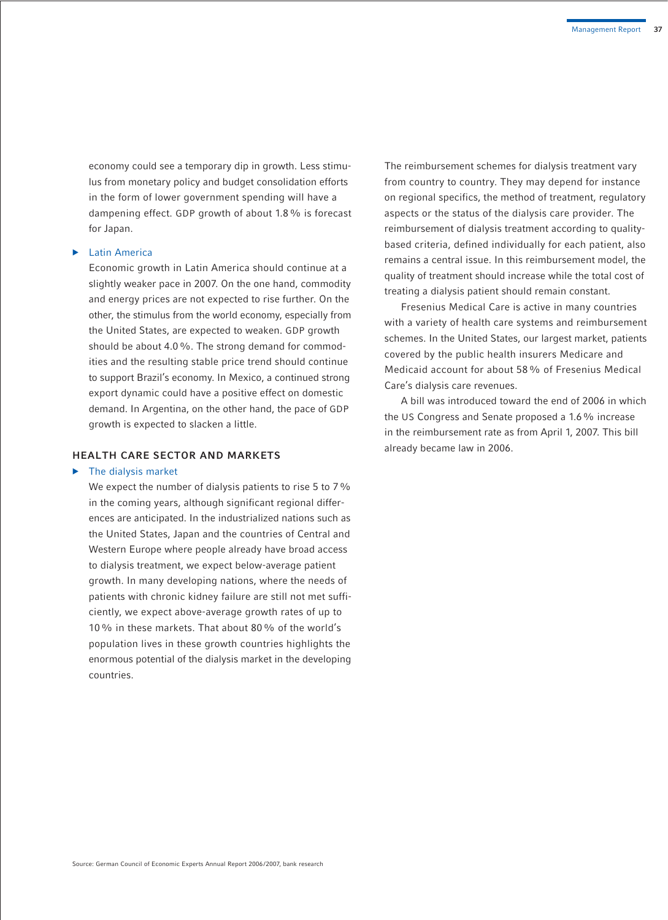economy could see a temporary dip in growth. Less stimulus from monetary policy and budget consolidation efforts in the form of lower government spending will have a dampening effect. GDP growth of about 1.8 % is forecast for Japan.

- Latin America

Economic growth in Latin America should continue at a slightly weaker pace in 2007. On the one hand, commodity and energy prices are not expected to rise further. On the other, the stimulus from the world economy, especially from the United States, are expected to weaken. GDP growth should be about 4.0 %. The strong demand for commodities and the resulting stable price trend should continue to support Brazil's economy. In Mexico, a continued strong export dynamic could have a positive effect on domestic demand. In Argentina, on the other hand, the pace of GDP growth is expected to slacken a little.

## HEALTH CARE SECTOR AND MARKETS

- The dialysis market

We expect the number of dialysis patients to rise 5 to 7 % in the coming years, although significant regional differences are anticipated. In the industrialized nations such as the United States, Japan and the countries of Central and Western Europe where people already have broad access to dialysis treatment, we expect below-average patient growth. In many developing nations, where the needs of patients with chronic kidney failure are still not met sufficiently, we expect above-average growth rates of up to 10 % in these markets. That about 80 % of the world's population lives in these growth countries highlights the enormous potential of the dialysis market in the developing countries.

The reimbursement schemes for dialysis treatment vary from country to country. They may depend for instance on regional specifics, the method of treatment, regulatory aspects or the status of the dialysis care provider. The reimbursement of dialysis treatment according to quality-based criteria, defined individually for each patient, also remains a central issue. In this reimbursement model, the quality of treatment should increase while the total cost of treating a dialysis patient should remain constant.

Fresenius Medical Care is active in many countries with a variety of health care systems and reimbursement schemes. In the United States, our largest market, patients covered by the public health insurers Medicare and Medicaid account for about 58 % of Fresenius Medical Care's dialysis care revenues.

A bill was introduced toward the end of 2006 in which the US Congress and Senate proposed a 1.6 % increase in the reimbursement rate as from April 1, 2007. This bill already became law in 2006.

Source: German Council of Economic Experts Annual Report 2006/2007, bank research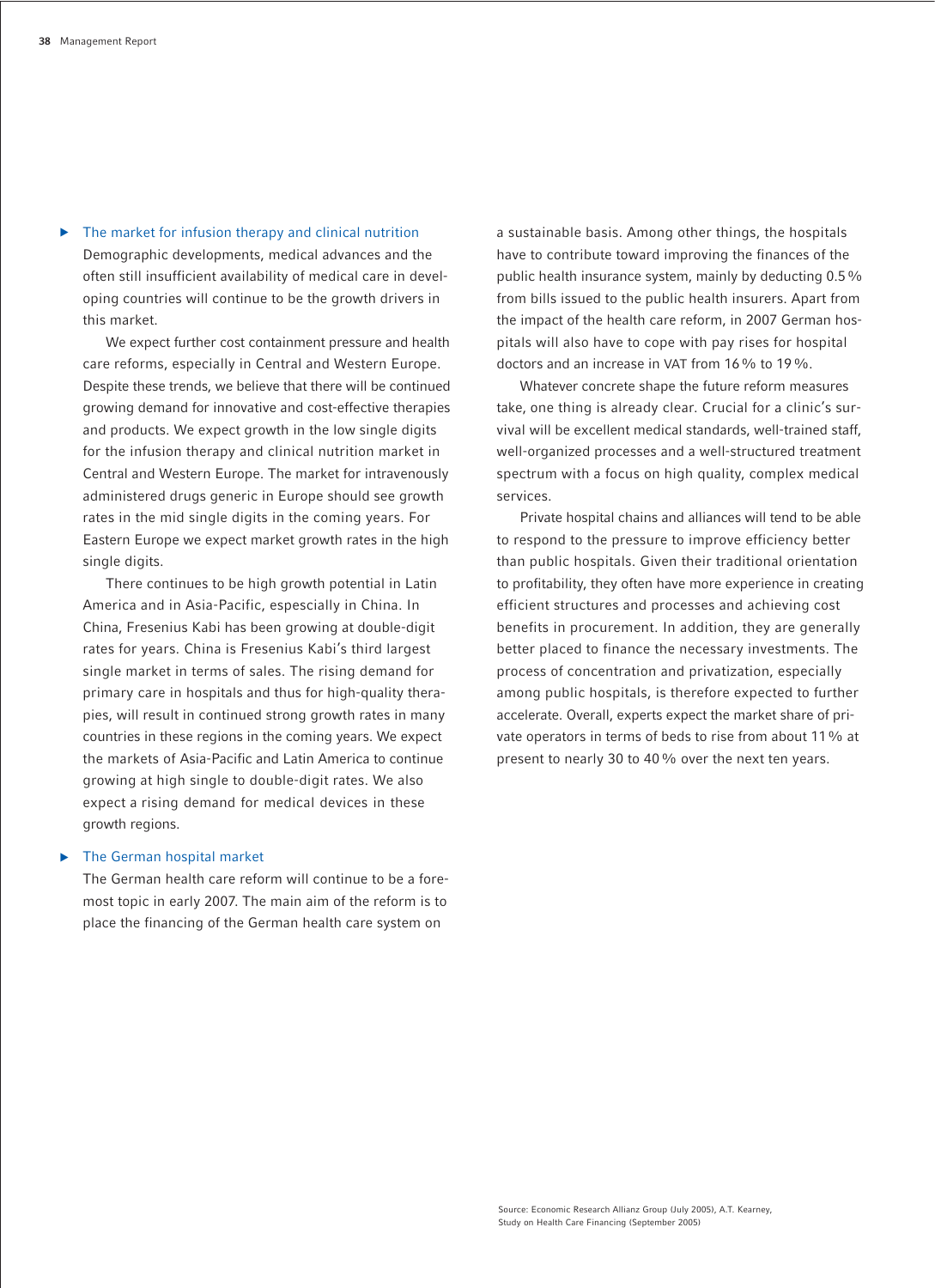### The market for infusion therapy and clinical nutrition

Demographic developments, medical advances and the often still insufficient availability of medical care in developing countries will continue to be the growth drivers in this market.

We expect further cost containment pressure and health care reforms, especially in Central and Western Europe. Despite these trends, we believe that there will be continued growing demand for innovative and cost-effective therapies and products. We expect growth in the low single digits for the infusion therapy and clinical nutrition market in Central and Western Europe. The market for intravenously administered drugs generic in Europe should see growth rates in the mid single digits in the coming years. For Eastern Europe we expect market growth rates in the high single digits.

There continues to be high growth potential in Latin America and in Asia-Pacific, espescially in China. In China, Fresenius Kabi has been growing at double-digit rates for years. China is Fresenius Kabi's third largest single market in terms of sales. The rising demand for primary care in hospitals and thus for high-quality therapies, will result in continued strong growth rates in many countries in these regions in the coming years. We expect the markets of Asia-Pacific and Latin America to continue growing at high single to double-digit rates. We also expect a rising demand for medical devices in these growth regions.

### The German hospital market

The German health care reform will continue to be a foremost topic in early 2007. The main aim of the reform is to place the financing of the German health care system on a sustainable basis. Among other things, the hospitals have to contribute toward improving the finances of the public health insurance system, mainly by deducting 0.5 % from bills issued to the public health insurers. Apart from the impact of the health care reform, in 2007 German hospitals will also have to cope with pay rises for hospital doctors and an increase in VAT from 16 % to 19 %.

Whatever concrete shape the future reform measures take, one thing is already clear. Crucial for a clinic's survival will be excellent medical standards, well-trained staff, well-organized processes and a well-structured treatment spectrum with a focus on high quality, complex medical services.

Private hospital chains and alliances will tend to be able to respond to the pressure to improve efficiency better than public hospitals. Given their traditional orientation to profitability, they often have more experience in creating efficient structures and processes and achieving cost benefits in procurement. In addition, they are generally better placed to finance the necessary investments. The process of concentration and privatization, especially among public hospitals, is therefore expected to further accelerate. Overall, experts expect the market share of private operators in terms of beds to rise from about 11 % at present to nearly 30 to 40 % over the next ten years.

Source: Economic Research Allianz Group (July 2005), A.T. Kearney, Study on Health Care Financing (September 2005)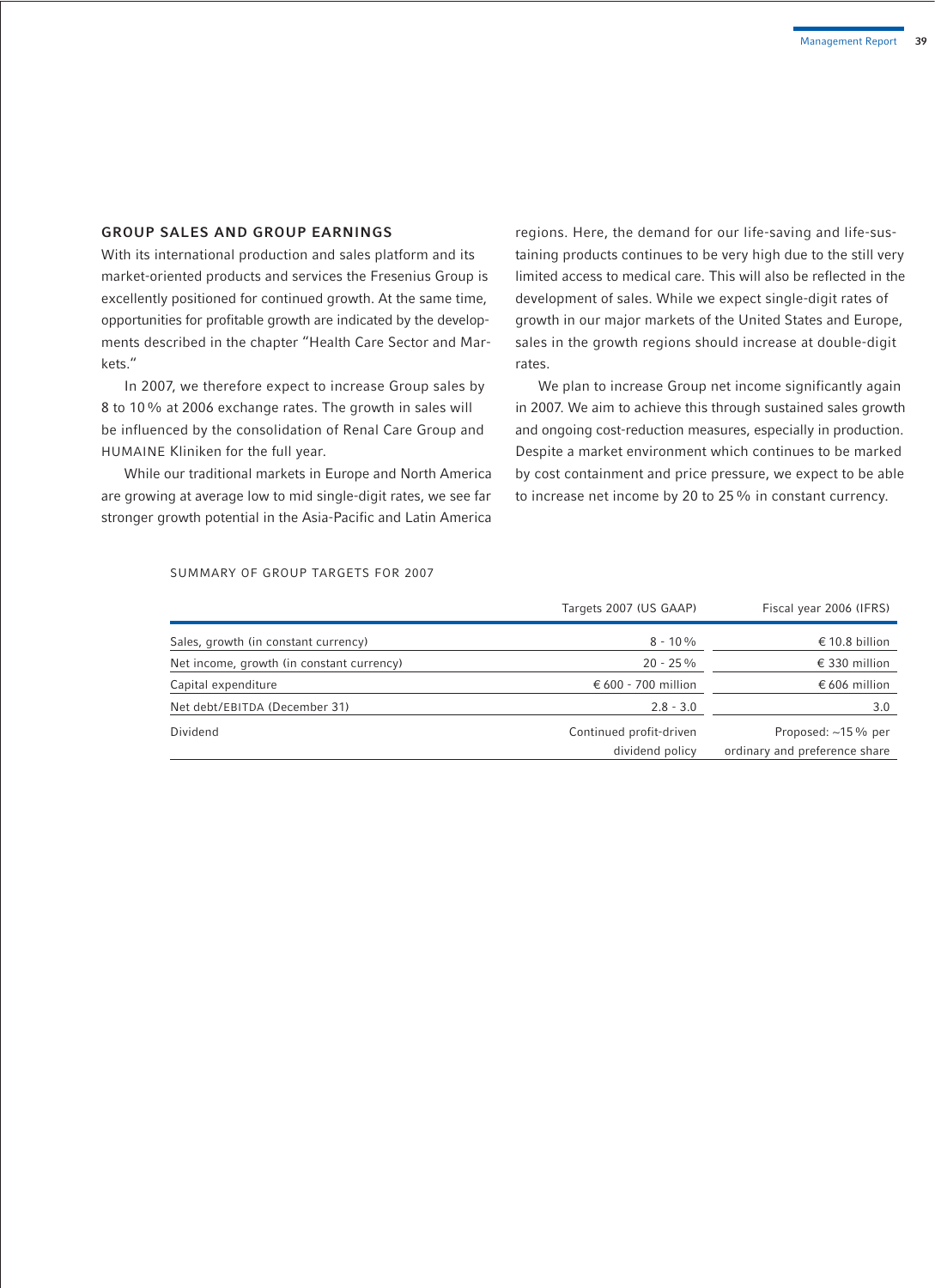## GROUP SALES AND GROUP EARNINGS

With its international production and sales platform and its market-oriented products and services the Fresenius Group is excellently positioned for continued growth. At the same time, opportunities for profitable growth are indicated by the developments described in the chapter "Health Care Sector and Markets."

In 2007, we therefore expect to increase Group sales by 8 to 10% at 2006 exchange rates. The growth in sales will be influenced by the consolidation of Renal Care Group and HUMAINE Kliniken for the full year.

While our traditional markets in Europe and North America are growing at average low to mid single-digit rates, we see far stronger growth potential in the Asia-Pacific and Latin America regions. Here, the demand for our life-saving and life-sustaining products continues to be very high due to the still very limited access to medical care. This will also be reflected in the development of sales. While we expect single-digit rates of growth in our major markets of the United States and Europe, sales in the growth regions should increase at double-digit rates.

We plan to increase Group net income significantly again in 2007. We aim to achieve this through sustained sales growth and ongoing cost-reduction measures, especially in production. Despite a market environment which continues to be marked by cost containment and price pressure, we expect to be able to increase net income by 20 to 25% in constant currency.

SUMMARY OF GROUP TARGETS FOR 2007

| | Targets 2007 (US GAAP) | Fiscal year 2006 (IFRS) |
|---|---|---|
| Sales, growth (in constant currency) | 8 - 10% | € 10.8 billion |
| Net income, growth (in constant currency) | 20 - 25% | € 330 million |
| Capital expenditure | € 600 - 700 million | € 606 million |
| Net debt/EBITDA (December 31) | 2.8 - 3.0 | 3.0 |
| Dividend | Continued profit-driven dividend policy | Proposed: ~15% per ordinary and preference share |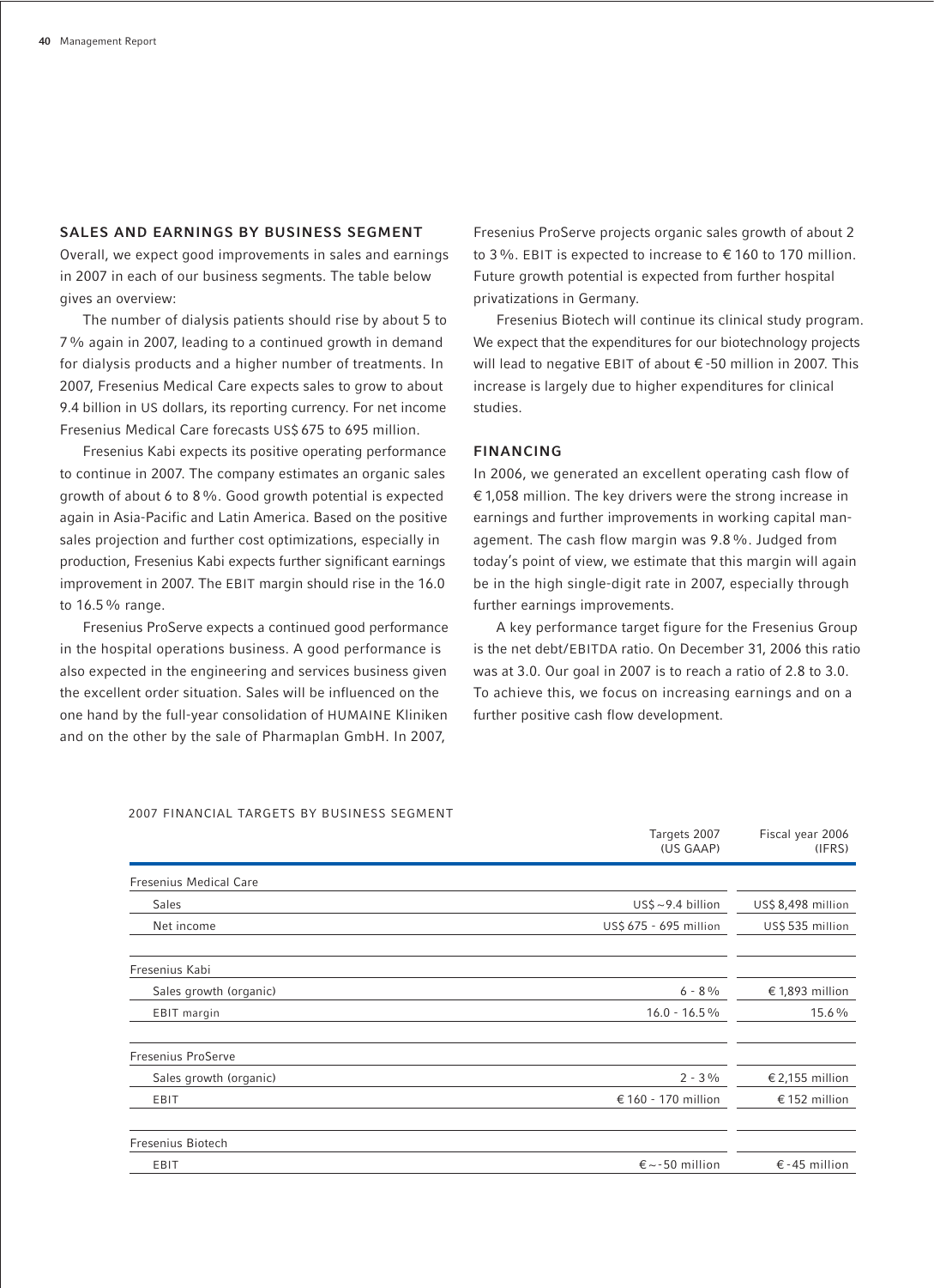## SALES AND EARNINGS BY BUSINESS SEGMENT

Overall, we expect good improvements in sales and earnings in 2007 in each of our business segments. The table below gives an overview:

The number of dialysis patients should rise by about 5 to 7 % again in 2007, leading to a continued growth in demand for dialysis products and a higher number of treatments. In 2007, Fresenius Medical Care expects sales to grow to about 9.4 billion in US dollars, its reporting currency. For net income Fresenius Medical Care forecasts US$ 675 to 695 million.

Fresenius Kabi expects its positive operating performance to continue in 2007. The company estimates an organic sales growth of about 6 to 8 %. Good growth potential is expected again in Asia-Pacific and Latin America. Based on the positive sales projection and further cost optimizations, especially in production, Fresenius Kabi expects further significant earnings improvement in 2007. The EBIT margin should rise in the 16.0 to 16.5 % range.

Fresenius ProServe expects a continued good performance in the hospital operations business. A good performance is also expected in the engineering and services business given the excellent order situation. Sales will be influenced on the one hand by the full-year consolidation of HUMAINE Kliniken and on the other by the sale of Pharmaplan GmbH. In 2007, Fresenius ProServe projects organic sales growth of about 2 to 3 %. EBIT is expected to increase to € 160 to 170 million. Future growth potential is expected from further hospital privatizations in Germany.

Fresenius Biotech will continue its clinical study program. We expect that the expenditures for our biotechnology projects will lead to negative EBIT of about € -50 million in 2007. This increase is largely due to higher expenditures for clinical studies.

## FINANCING

In 2006, we generated an excellent operating cash flow of € 1,058 million. The key drivers were the strong increase in earnings and further improvements in working capital management. The cash flow margin was 9.8 %. Judged from today's point of view, we estimate that this margin will again be in the high single-digit rate in 2007, especially through further earnings improvements.

A key performance target figure for the Fresenius Group is the net debt/EBITDA ratio. On December 31, 2006 this ratio was at 3.0. Our goal in 2007 is to reach a ratio of 2.8 to 3.0. To achieve this, we focus on increasing earnings and on a further positive cash flow development.

2007 FINANCIAL TARGETS BY BUSINESS SEGMENT

| | Targets 2007 (US GAAP) | Fiscal year 2006 (IFRS) |
|---|---|---|
| **Fresenius Medical Care** | | |
| Sales | US$ ~9.4 billion | US$ 8,498 million |
| Net income | US$ 675 - 695 million | US$ 535 million |
| **Fresenius Kabi** | | |
| Sales growth (organic) | 6 - 8 % | € 1,893 million |
| EBIT margin | 16.0 - 16.5 % | 15.6 % |
| **Fresenius ProServe** | | |
| Sales growth (organic) | 2 - 3 % | € 2,155 million |
| EBIT | € 160 - 170 million | € 152 million |
| **Fresenius Biotech** | | |
| EBIT | € ~ -50 million | € -45 million |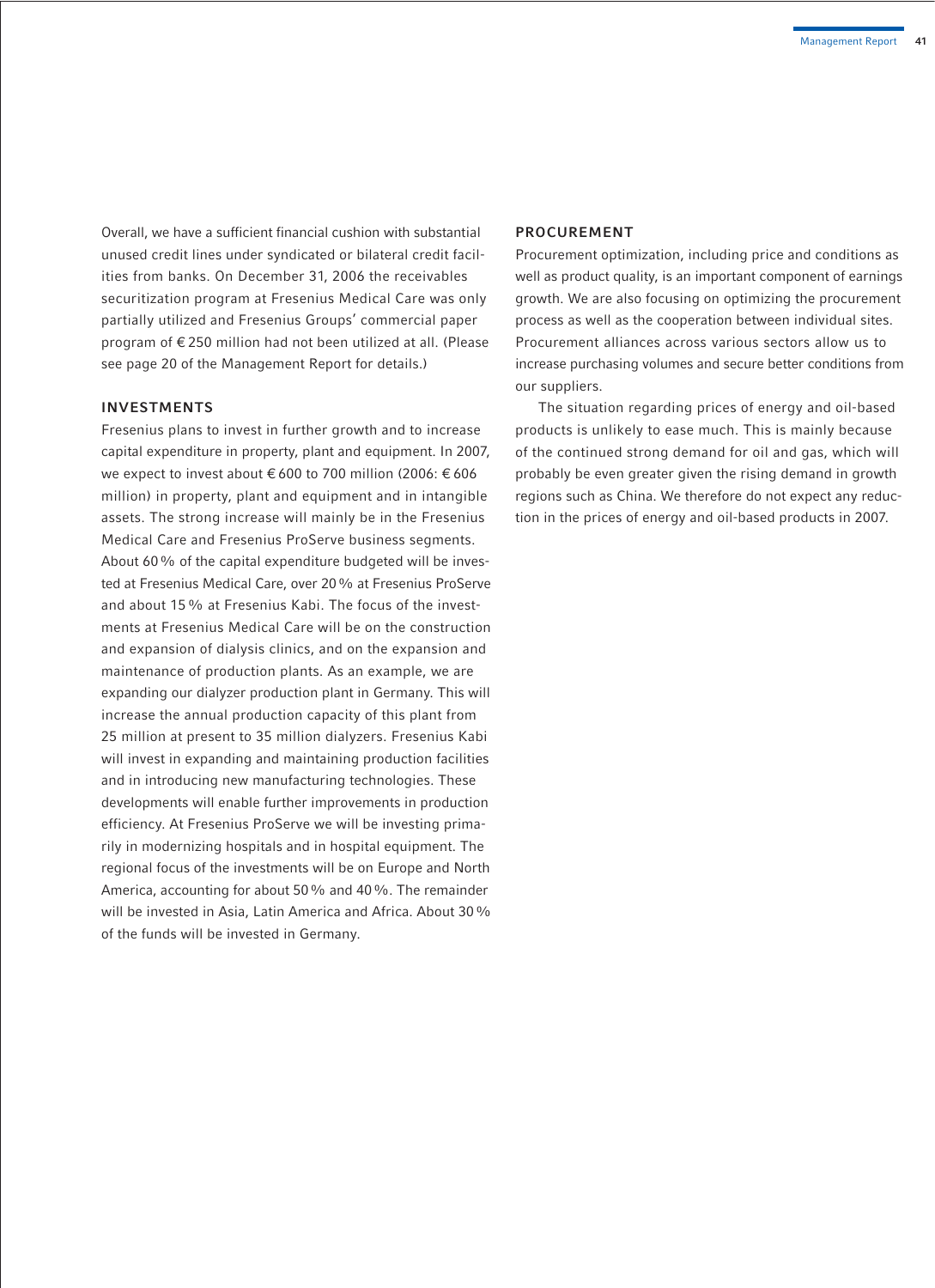Overall, we have a sufficient financial cushion with substantial unused credit lines under syndicated or bilateral credit facilities from banks. On December 31, 2006 the receivables securitization program at Fresenius Medical Care was only partially utilized and Fresenius Groups' commercial paper program of € 250 million had not been utilized at all. (Please see page 20 of the Management Report for details.)

## INVESTMENTS

Fresenius plans to invest in further growth and to increase capital expenditure in property, plant and equipment. In 2007, we expect to invest about € 600 to 700 million (2006: € 606 million) in property, plant and equipment and in intangible assets. The strong increase will mainly be in the Fresenius Medical Care and Fresenius ProServe business segments. About 60 % of the capital expenditure budgeted will be invested at Fresenius Medical Care, over 20 % at Fresenius ProServe and about 15 % at Fresenius Kabi. The focus of the investments at Fresenius Medical Care will be on the construction and expansion of dialysis clinics, and on the expansion and maintenance of production plants. As an example, we are expanding our dialyzer production plant in Germany. This will increase the annual production capacity of this plant from 25 million at present to 35 million dialyzers. Fresenius Kabi will invest in expanding and maintaining production facilities and in introducing new manufacturing technologies. These developments will enable further improvements in production efficiency. At Fresenius ProServe we will be investing primarily in modernizing hospitals and in hospital equipment. The regional focus of the investments will be on Europe and North America, accounting for about 50 % and 40 %. The remainder will be invested in Asia, Latin America and Africa. About 30 % of the funds will be invested in Germany.

## PROCUREMENT

Procurement optimization, including price and conditions as well as product quality, is an important component of earnings growth. We are also focusing on optimizing the procurement process as well as the cooperation between individual sites. Procurement alliances across various sectors allow us to increase purchasing volumes and secure better conditions from our suppliers.

The situation regarding prices of energy and oil-based products is unlikely to ease much. This is mainly because of the continued strong demand for oil and gas, which will probably be even greater given the rising demand in growth regions such as China. We therefore do not expect any reduction in the prices of energy and oil-based products in 2007.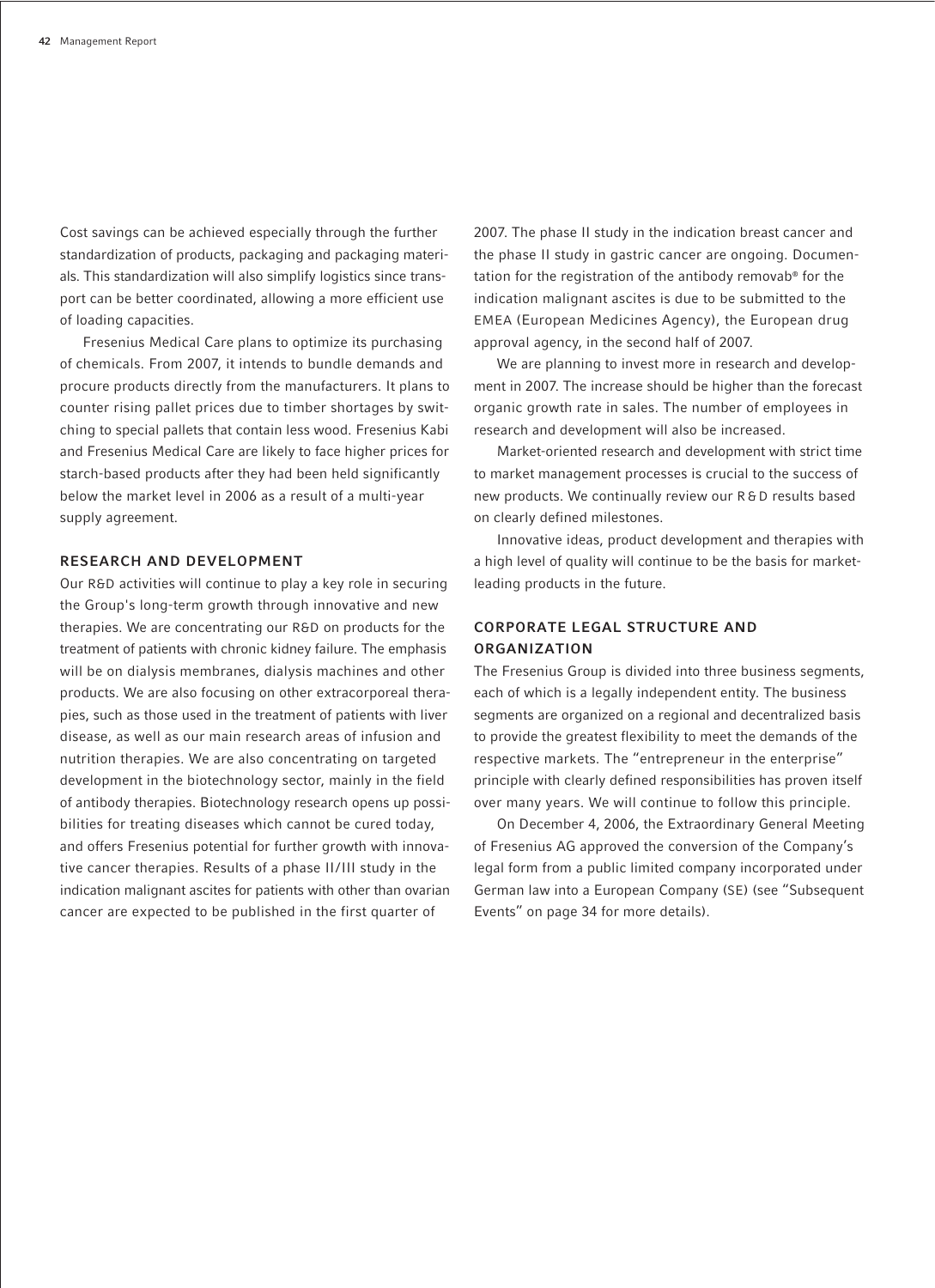Cost savings can be achieved especially through the further standardization of products, packaging and packaging materials. This standardization will also simplify logistics since transport can be better coordinated, allowing a more efficient use of loading capacities.

Fresenius Medical Care plans to optimize its purchasing of chemicals. From 2007, it intends to bundle demands and procure products directly from the manufacturers. It plans to counter rising pallet prices due to timber shortages by switching to special pallets that contain less wood. Fresenius Kabi and Fresenius Medical Care are likely to face higher prices for starch-based products after they had been held significantly below the market level in 2006 as a result of a multi-year supply agreement.

## RESEARCH AND DEVELOPMENT

Our R&D activities will continue to play a key role in securing the Group's long-term growth through innovative and new therapies. We are concentrating our R&D on products for the treatment of patients with chronic kidney failure. The emphasis will be on dialysis membranes, dialysis machines and other products. We are also focusing on other extracorporeal therapies, such as those used in the treatment of patients with liver disease, as well as our main research areas of infusion and nutrition therapies. We are also concentrating on targeted development in the biotechnology sector, mainly in the field of antibody therapies. Biotechnology research opens up possibilities for treating diseases which cannot be cured today, and offers Fresenius potential for further growth with innovative cancer therapies. Results of a phase II/III study in the indication malignant ascites for patients with other than ovarian cancer are expected to be published in the first quarter of 2007. The phase II study in the indication breast cancer and the phase II study in gastric cancer are ongoing. Documentation for the registration of the antibody removab® for the indication malignant ascites is due to be submitted to the EMEA (European Medicines Agency), the European drug approval agency, in the second half of 2007.

We are planning to invest more in research and development in 2007. The increase should be higher than the forecast organic growth rate in sales. The number of employees in research and development will also be increased.

Market-oriented research and development with strict time to market management processes is crucial to the success of new products. We continually review our R&D results based on clearly defined milestones.

Innovative ideas, product development and therapies with a high level of quality will continue to be the basis for market-leading products in the future.

## CORPORATE LEGAL STRUCTURE AND ORGANIZATION

The Fresenius Group is divided into three business segments, each of which is a legally independent entity. The business segments are organized on a regional and decentralized basis to provide the greatest flexibility to meet the demands of the respective markets. The "entrepreneur in the enterprise" principle with clearly defined responsibilities has proven itself over many years. We will continue to follow this principle.

On December 4, 2006, the Extraordinary General Meeting of Fresenius AG approved the conversion of the Company's legal form from a public limited company incorporated under German law into a European Company (SE) (see "Subsequent Events" on page 34 for more details).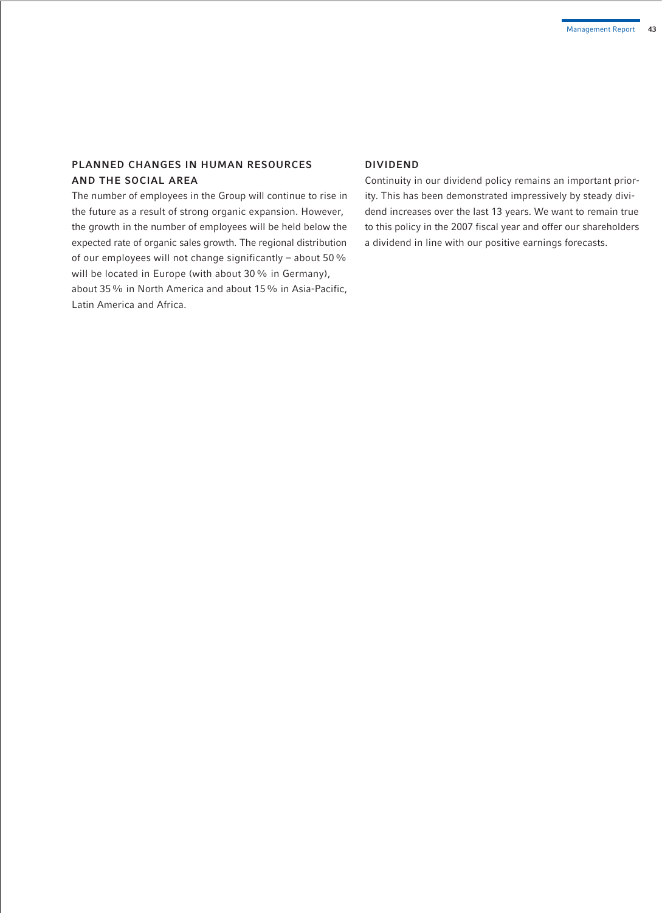## PLANNED CHANGES IN HUMAN RESOURCES AND THE SOCIAL AREA

The number of employees in the Group will continue to rise in the future as a result of strong organic expansion. However, the growth in the number of employees will be held below the expected rate of organic sales growth. The regional distribution of our employees will not change significantly – about 50 % will be located in Europe (with about 30 % in Germany), about 35 % in North America and about 15 % in Asia-Pacific, Latin America and Africa.

## DIVIDEND

Continuity in our dividend policy remains an important priority. This has been demonstrated impressively by steady dividend increases over the last 13 years. We want to remain true to this policy in the 2007 fiscal year and offer our shareholders a dividend in line with our positive earnings forecasts.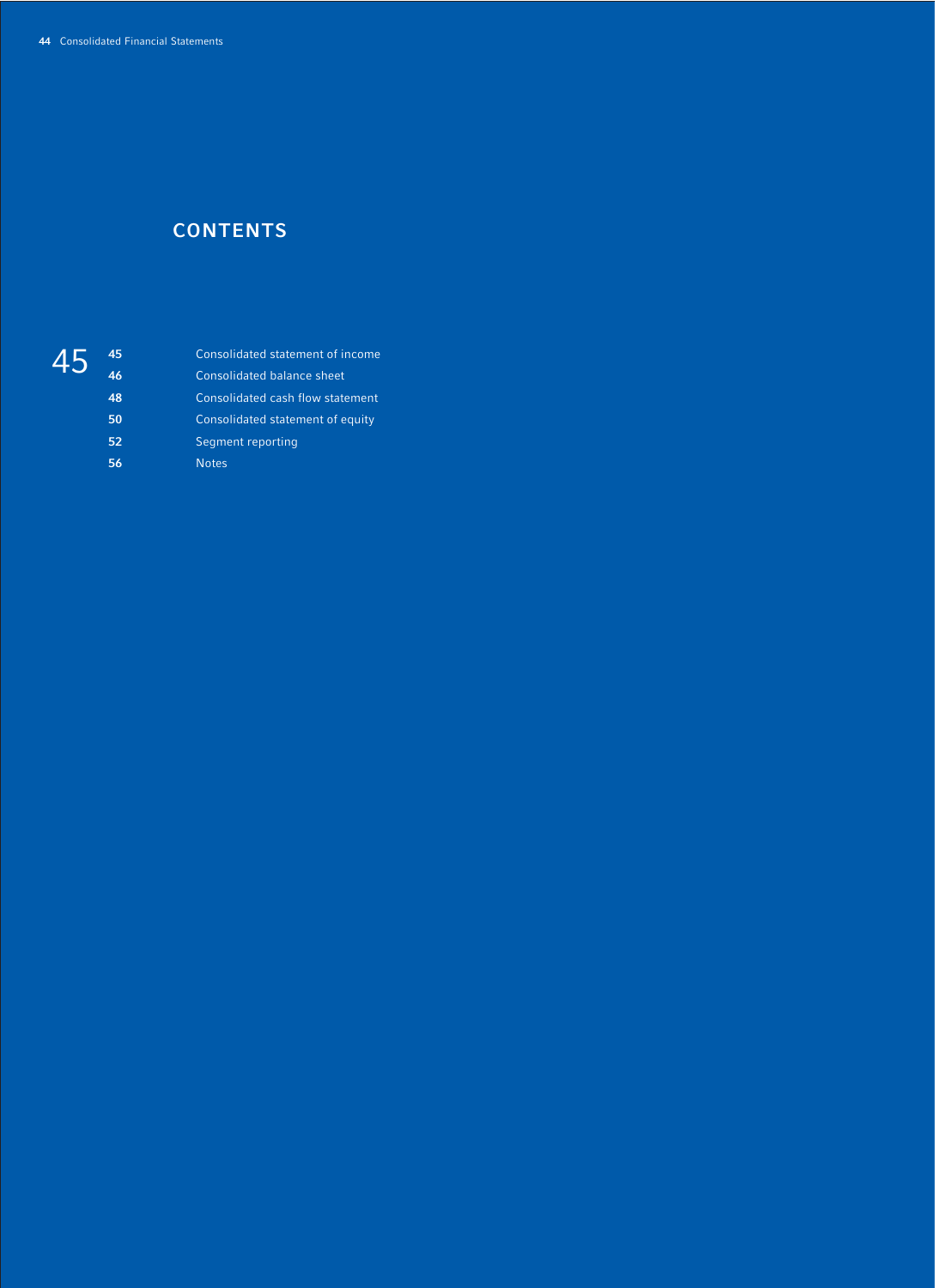## CONTENTS

45

| | |
|---|---|
| **45** | Consolidated statement of income |
| **46** | Consolidated balance sheet |
| **48** | Consolidated cash flow statement |
| **50** | Consolidated statement of equity |
| **52** | Segment reporting |
| **56** | Notes |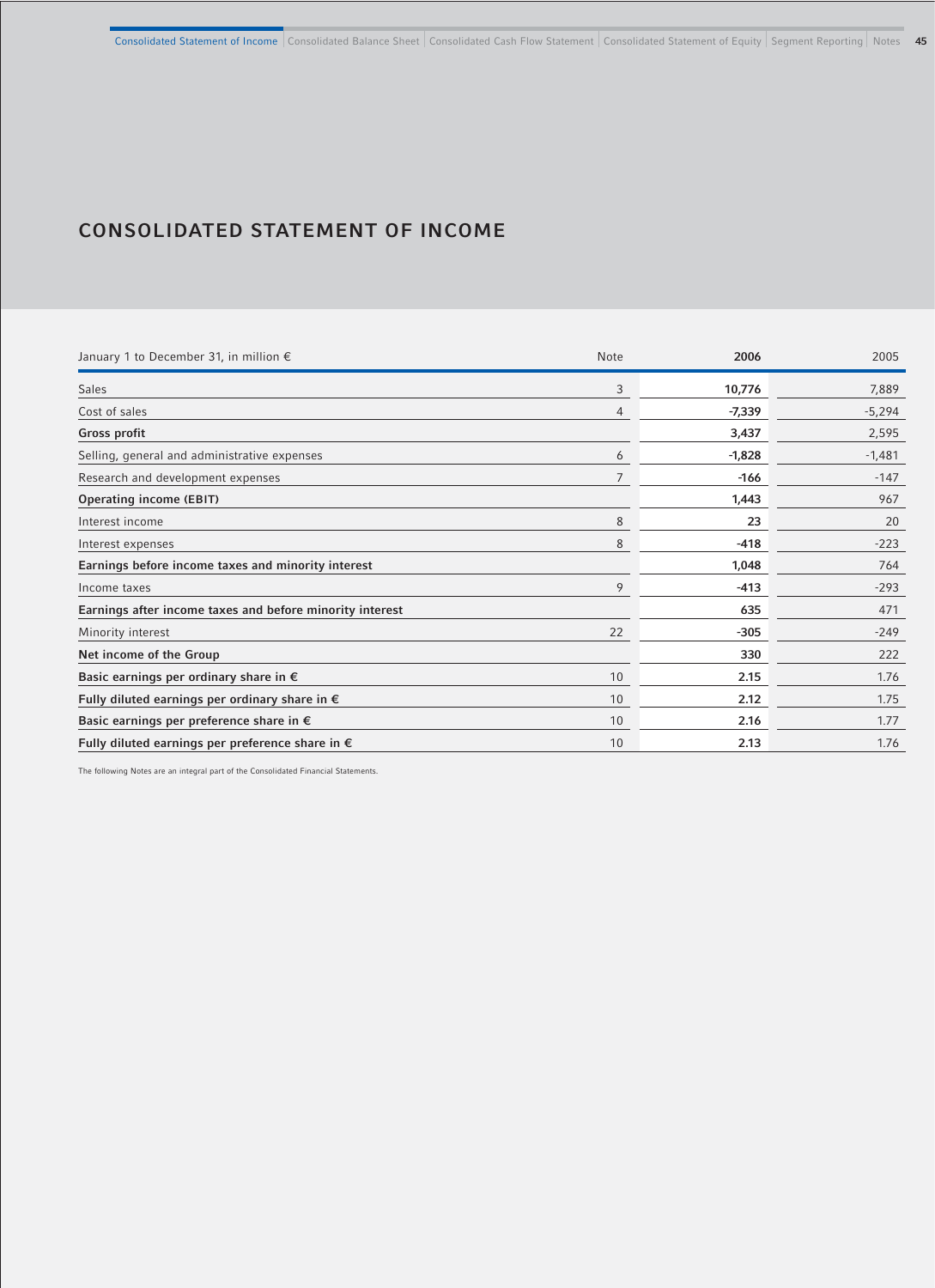# CONSOLIDATED STATEMENT OF INCOME

| January 1 to December 31, in million € | Note | 2006 | 2005 |
|---|---|---|---|
| Sales | 3 | **10,776** | 7,889 |
| Cost of sales | 4 | **-7,339** | -5,294 |
| **Gross profit** | | **3,437** | 2,595 |
| Selling, general and administrative expenses | 6 | **-1,828** | -1,481 |
| Research and development expenses | 7 | **-166** | -147 |
| **Operating income (EBIT)** | | **1,443** | 967 |
| Interest income | 8 | **23** | 20 |
| Interest expenses | 8 | **-418** | -223 |
| **Earnings before income taxes and minority interest** | | **1,048** | 764 |
| Income taxes | 9 | **-413** | -293 |
| **Earnings after income taxes and before minority interest** | | **635** | 471 |
| Minority interest | 22 | **-305** | -249 |
| **Net income of the Group** | | **330** | 222 |
| **Basic earnings per ordinary share in €** | 10 | **2.15** | 1.76 |
| **Fully diluted earnings per ordinary share in €** | 10 | **2.12** | 1.75 |
| **Basic earnings per preference share in €** | 10 | **2.16** | 1.77 |
| **Fully diluted earnings per preference share in €** | 10 | **2.13** | 1.76 |

The following Notes are an integral part of the Consolidated Financial Statements.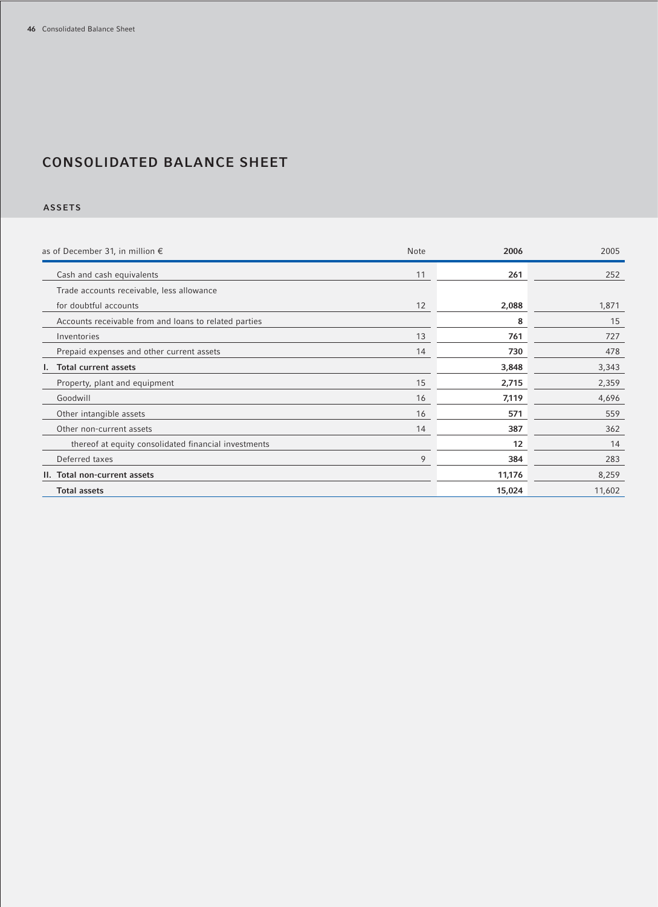# CONSOLIDATED BALANCE SHEET

## ASSETS

| as of December 31, in million € | Note | 2006 | 2005 |
|---|---|---|---|
| Cash and cash equivalents | 11 | **261** | 252 |
| Trade accounts receivable, less allowance for doubtful accounts | 12 | **2,088** | 1,871 |
| Accounts receivable from and loans to related parties | | **8** | 15 |
| Inventories | 13 | **761** | 727 |
| Prepaid expenses and other current assets | 14 | **730** | 478 |
| **I. Total current assets** | | **3,848** | 3,343 |
| Property, plant and equipment | 15 | **2,715** | 2,359 |
| Goodwill | 16 | **7,119** | 4,696 |
| Other intangible assets | 16 | **571** | 559 |
| Other non-current assets | 14 | **387** | 362 |
| thereof at equity consolidated financial investments | | **12** | 14 |
| Deferred taxes | 9 | **384** | 283 |
| **II. Total non-current assets** | | **11,176** | 8,259 |
| **Total assets** | | **15,024** | 11,602 |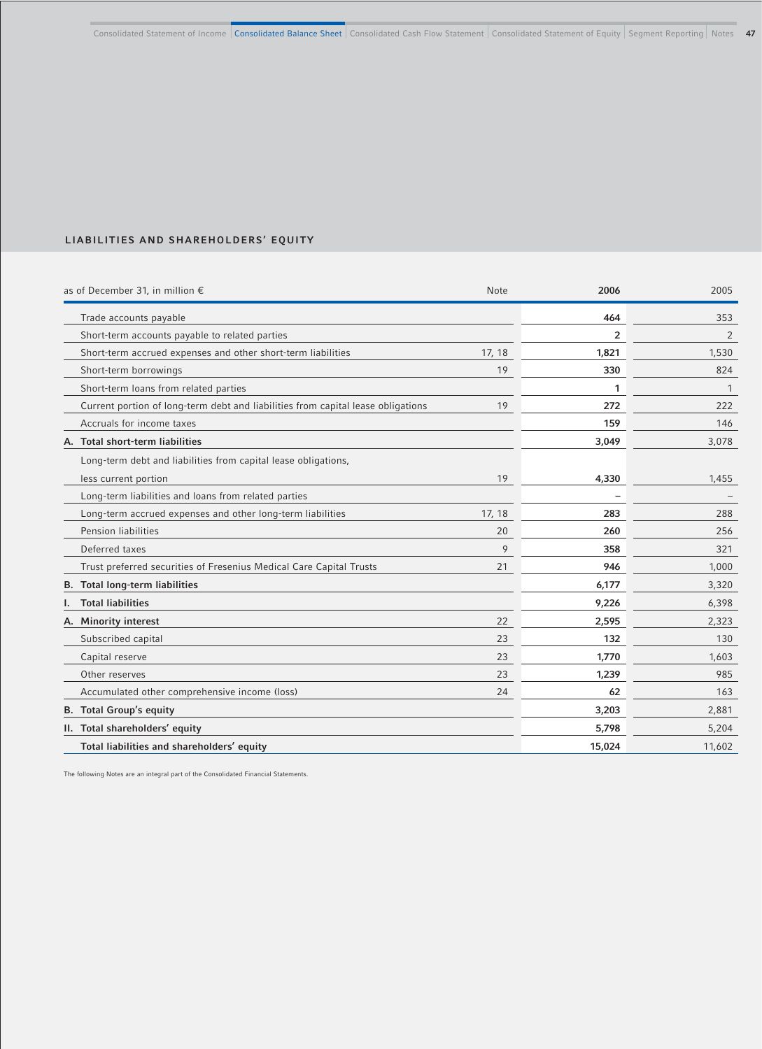## LIABILITIES AND SHAREHOLDERS' EQUITY

| as of December 31, in million € | Note | 2006 | 2005 |
|---|---|---|---|
| Trade accounts payable | | **464** | 353 |
| Short-term accounts payable to related parties | | **2** | 2 |
| Short-term accrued expenses and other short-term liabilities | 17, 18 | **1,821** | 1,530 |
| Short-term borrowings | 19 | **330** | 824 |
| Short-term loans from related parties | | **1** | 1 |
| Current portion of long-term debt and liabilities from capital lease obligations | 19 | **272** | 222 |
| Accruals for income taxes | | **159** | 146 |
| **A. Total short-term liabilities** | | **3,049** | 3,078 |
| Long-term debt and liabilities from capital lease obligations, less current portion | 19 | **4,330** | 1,455 |
| Long-term liabilities and loans from related parties | | **–** | – |
| Long-term accrued expenses and other long-term liabilities | 17, 18 | **283** | 288 |
| Pension liabilities | 20 | **260** | 256 |
| Deferred taxes | 9 | **358** | 321 |
| Trust preferred securities of Fresenius Medical Care Capital Trusts | 21 | **946** | 1,000 |
| **B. Total long-term liabilities** | | **6,177** | 3,320 |
| **I. Total liabilities** | | **9,226** | 6,398 |
| **A. Minority interest** | 22 | **2,595** | 2,323 |
| Subscribed capital | 23 | **132** | 130 |
| Capital reserve | 23 | **1,770** | 1,603 |
| Other reserves | 23 | **1,239** | 985 |
| Accumulated other comprehensive income (loss) | 24 | **62** | 163 |
| **B. Total Group's equity** | | **3,203** | 2,881 |
| **II. Total shareholders' equity** | | **5,798** | 5,204 |
| **Total liabilities and shareholders' equity** | | **15,024** | 11,602 |

The following Notes are an integral part of the Consolidated Financial Statements.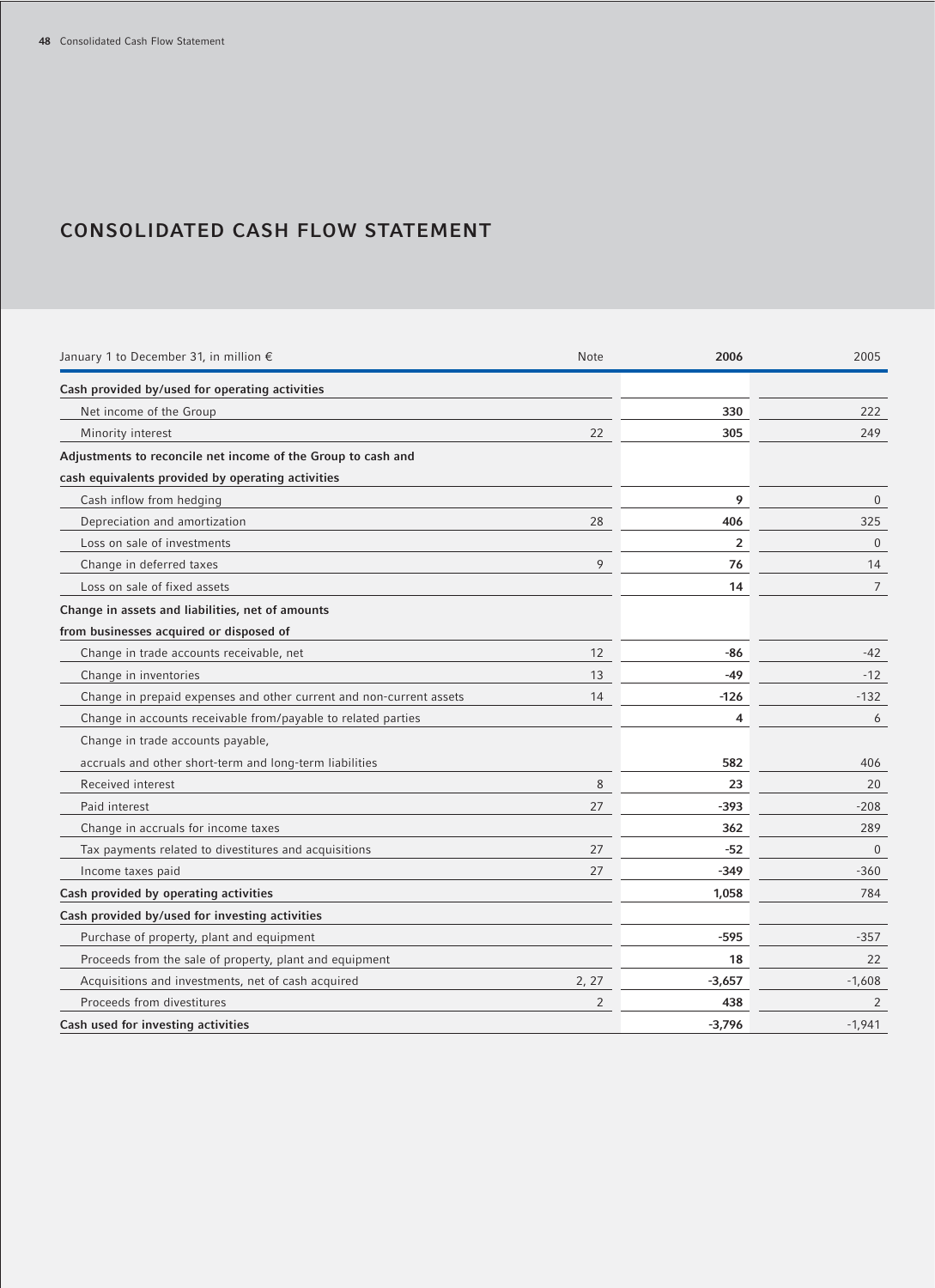# CONSOLIDATED CASH FLOW STATEMENT

| January 1 to December 31, in million € | Note | 2006 | 2005 |
|---|---|---|---|
| **Cash provided by/used for operating activities** | | | |
| Net income of the Group | | **330** | 222 |
| Minority interest | 22 | **305** | 249 |
| **Adjustments to reconcile net income of the Group to cash and cash equivalents provided by operating activities** | | | |
| Cash inflow from hedging | | **9** | 0 |
| Depreciation and amortization | 28 | **406** | 325 |
| Loss on sale of investments | | **2** | 0 |
| Change in deferred taxes | 9 | **76** | 14 |
| Loss on sale of fixed assets | | **14** | 7 |
| **Change in assets and liabilities, net of amounts from businesses acquired or disposed of** | | | |
| Change in trade accounts receivable, net | 12 | **-86** | -42 |
| Change in inventories | 13 | **-49** | -12 |
| Change in prepaid expenses and other current and non-current assets | 14 | **-126** | -132 |
| Change in accounts receivable from/payable to related parties | | **4** | 6 |
| Change in trade accounts payable, accruals and other short-term and long-term liabilities | | **582** | 406 |
| Received interest | 8 | **23** | 20 |
| Paid interest | 27 | **-393** | -208 |
| Change in accruals for income taxes | | **362** | 289 |
| Tax payments related to divestitures and acquisitions | 27 | **-52** | 0 |
| Income taxes paid | 27 | **-349** | -360 |
| **Cash provided by operating activities** | | **1,058** | 784 |
| **Cash provided by/used for investing activities** | | | |
| Purchase of property, plant and equipment | | **-595** | -357 |
| Proceeds from the sale of property, plant and equipment | | **18** | 22 |
| Acquisitions and investments, net of cash acquired | 2, 27 | **-3,657** | -1,608 |
| Proceeds from divestitures | 2 | **438** | 2 |
| **Cash used for investing activities** | | **-3,796** | -1,941 |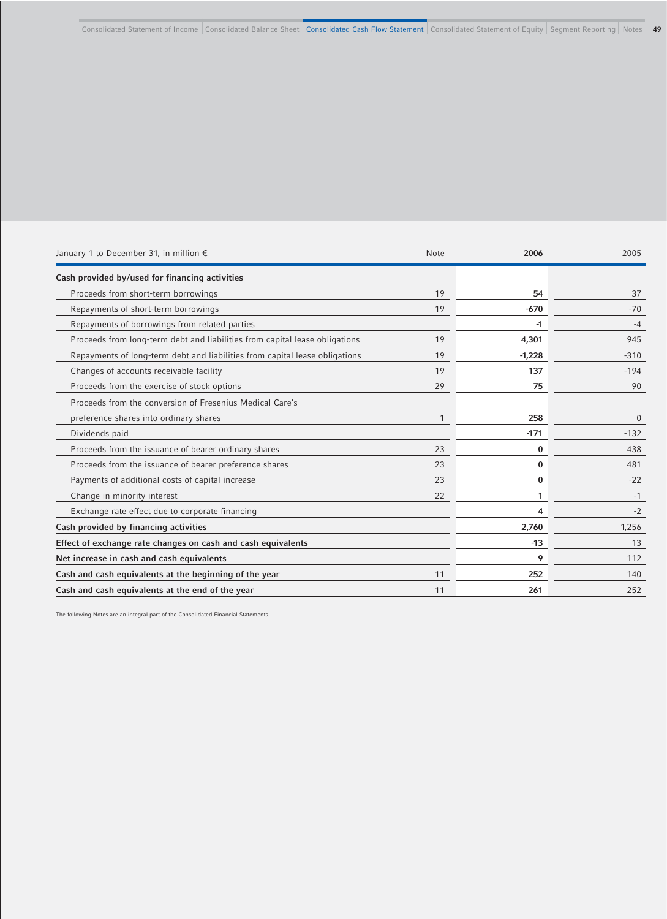| January 1 to December 31, in million € | Note | 2006 | 2005 |
|---|---|---|---|
| **Cash provided by/used for financing activities** | | | |
| Proceeds from short-term borrowings | 19 | **54** | 37 |
| Repayments of short-term borrowings | 19 | **-670** | -70 |
| Repayments of borrowings from related parties | | **-1** | -4 |
| Proceeds from long-term debt and liabilities from capital lease obligations | 19 | **4,301** | 945 |
| Repayments of long-term debt and liabilities from capital lease obligations | 19 | **-1,228** | -310 |
| Changes of accounts receivable facility | 19 | **137** | -194 |
| Proceeds from the exercise of stock options | 29 | **75** | 90 |
| Proceeds from the conversion of Fresenius Medical Care's preference shares into ordinary shares | 1 | **258** | 0 |
| Dividends paid | | **-171** | -132 |
| Proceeds from the issuance of bearer ordinary shares | 23 | **0** | 438 |
| Proceeds from the issuance of bearer preference shares | 23 | **0** | 481 |
| Payments of additional costs of capital increase | 23 | **0** | -22 |
| Change in minority interest | 22 | **1** | -1 |
| Exchange rate effect due to corporate financing | | **4** | -2 |
| **Cash provided by financing activities** | | **2,760** | 1,256 |
| **Effect of exchange rate changes on cash and cash equivalents** | | **-13** | 13 |
| **Net increase in cash and cash equivalents** | | **9** | 112 |
| **Cash and cash equivalents at the beginning of the year** | 11 | **252** | 140 |
| **Cash and cash equivalents at the end of the year** | 11 | **261** | 252 |

The following Notes are an integral part of the Consolidated Financial Statements.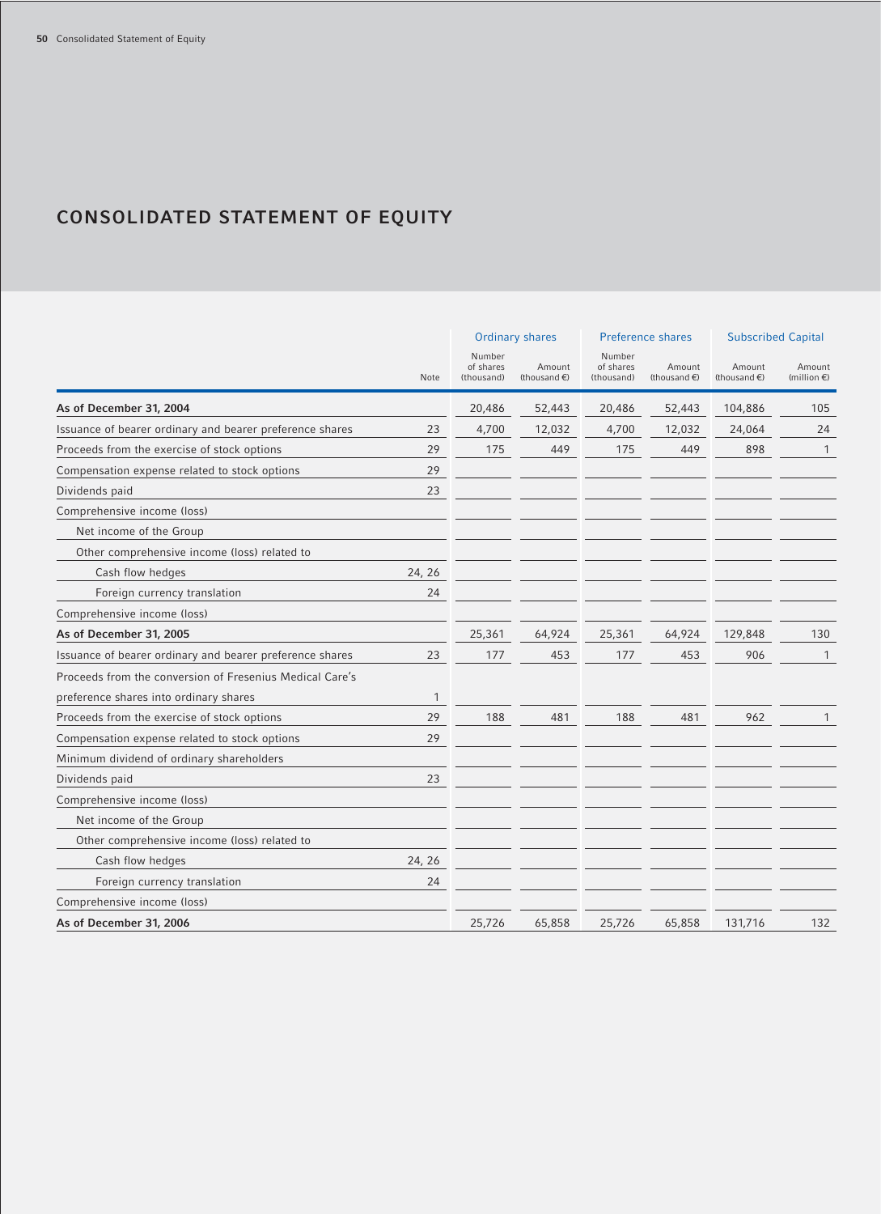# CONSOLIDATED STATEMENT OF EQUITY

| | Note | Ordinary shares | | Preference shares | | Subscribed Capital | |
|---|---|---|---|---|---|---|---|
| | | Number of shares (thousand) | Amount (thousand €) | Number of shares (thousand) | Amount (thousand €) | Amount (thousand €) | Amount (million €) |
| **As of December 31, 2004** | | 20,486 | 52,443 | 20,486 | 52,443 | 104,886 | 105 |
| Issuance of bearer ordinary and bearer preference shares | 23 | 4,700 | 12,032 | 4,700 | 12,032 | 24,064 | 24 |
| Proceeds from the exercise of stock options | 29 | 175 | 449 | 175 | 449 | 898 | 1 |
| Compensation expense related to stock options | 29 | | | | | | |
| Dividends paid | 23 | | | | | | |
| Comprehensive income (loss) | | | | | | | |
| Net income of the Group | | | | | | | |
| Other comprehensive income (loss) related to | | | | | | | |
| Cash flow hedges | 24, 26 | | | | | | |
| Foreign currency translation | 24 | | | | | | |
| Comprehensive income (loss) | | | | | | | |
| **As of December 31, 2005** | | 25,361 | 64,924 | 25,361 | 64,924 | 129,848 | 130 |
| Issuance of bearer ordinary and bearer preference shares | 23 | 177 | 453 | 177 | 453 | 906 | 1 |
| Proceeds from the conversion of Fresenius Medical Care's preference shares into ordinary shares | 1 | | | | | | |
| Proceeds from the exercise of stock options | 29 | 188 | 481 | 188 | 481 | 962 | 1 |
| Compensation expense related to stock options | 29 | | | | | | |
| Minimum dividend of ordinary shareholders | | | | | | | |
| Dividends paid | 23 | | | | | | |
| Comprehensive income (loss) | | | | | | | |
| Net income of the Group | | | | | | | |
| Other comprehensive income (loss) related to | | | | | | | |
| Cash flow hedges | 24, 26 | | | | | | |
| Foreign currency translation | 24 | | | | | | |
| Comprehensive income (loss) | | | | | | | |
| **As of December 31, 2006** | | 25,726 | 65,858 | 25,726 | 65,858 | 131,716 | 132 |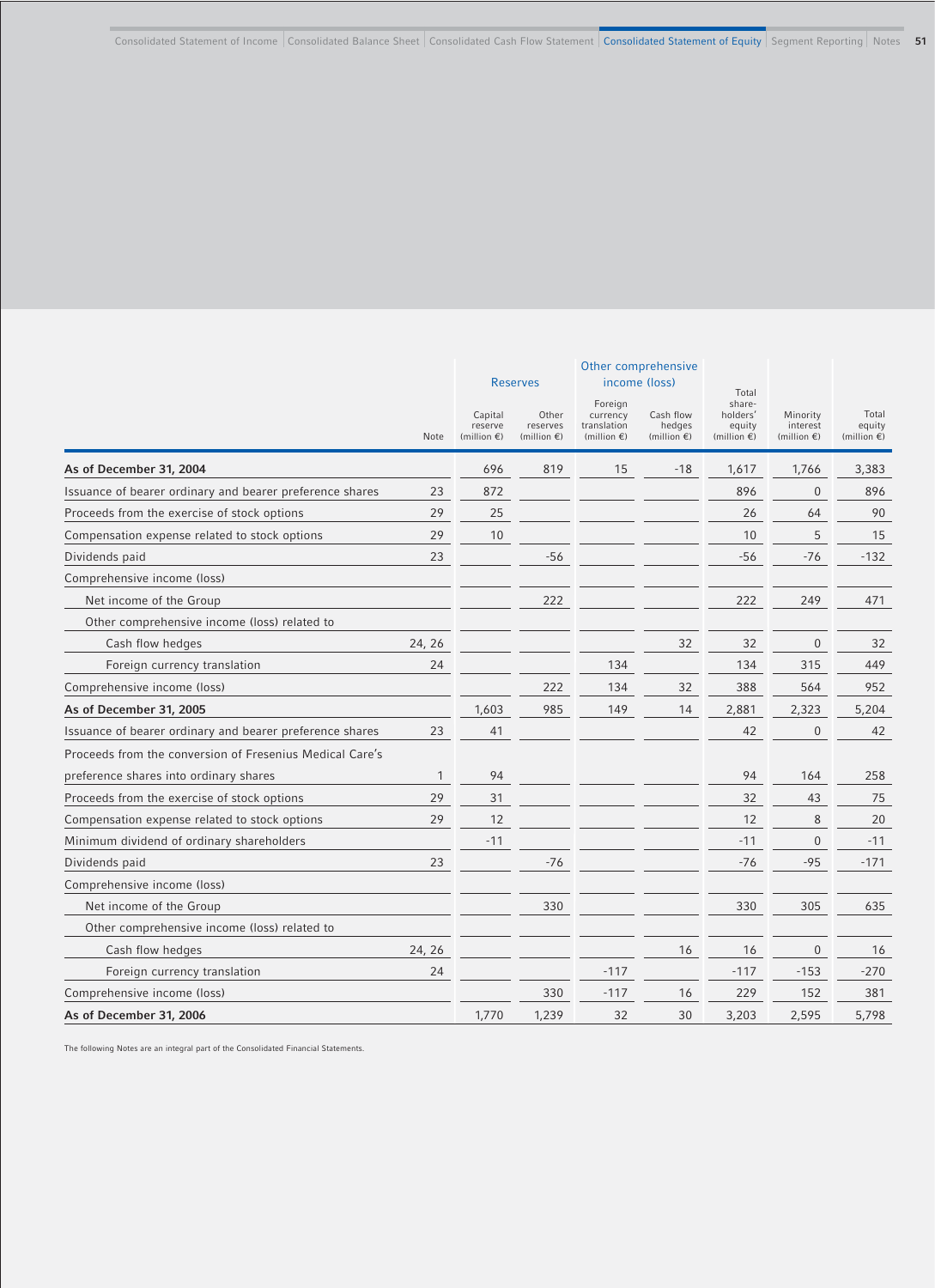| | Note | Reserves | | Other comprehensive income (loss) | | | | |
|---|---|---|---|---|---|---|---|---|
| | | Capital reserve (million €) | Other reserves (million €) | Foreign currency translation (million €) | Cash flow hedges (million €) | Total share-holders' equity (million €) | Minority interest (million €) | Total equity (million €) |
| **As of December 31, 2004** | | 696 | 819 | 15 | -18 | 1,617 | 1,766 | 3,383 |
| Issuance of bearer ordinary and bearer preference shares | 23 | 872 | | | | 896 | 0 | 896 |
| Proceeds from the exercise of stock options | 29 | 25 | | | | 26 | 64 | 90 |
| Compensation expense related to stock options | 29 | 10 | | | | 10 | 5 | 15 |
| Dividends paid | 23 | | -56 | | | -56 | -76 | -132 |
| Comprehensive income (loss) | | | | | | | | |
| Net income of the Group | | | 222 | | | 222 | 249 | 471 |
| Other comprehensive income (loss) related to | | | | | | | | |
| Cash flow hedges | 24, 26 | | | | 32 | 32 | 0 | 32 |
| Foreign currency translation | 24 | | | 134 | | 134 | 315 | 449 |
| Comprehensive income (loss) | | | 222 | 134 | 32 | 388 | 564 | 952 |
| **As of December 31, 2005** | | 1,603 | 985 | 149 | 14 | 2,881 | 2,323 | 5,204 |
| Issuance of bearer ordinary and bearer preference shares | 23 | 41 | | | | 42 | 0 | 42 |
| Proceeds from the conversion of Fresenius Medical Care's preference shares into ordinary shares | 1 | 94 | | | | 94 | 164 | 258 |
| Proceeds from the exercise of stock options | 29 | 31 | | | | 32 | 43 | 75 |
| Compensation expense related to stock options | 29 | 12 | | | | 12 | 8 | 20 |
| Minimum dividend of ordinary shareholders | | -11 | | | | -11 | 0 | -11 |
| Dividends paid | 23 | | -76 | | | -76 | -95 | -171 |
| Comprehensive income (loss) | | | | | | | | |
| Net income of the Group | | | 330 | | | 330 | 305 | 635 |
| Other comprehensive income (loss) related to | | | | | | | | |
| Cash flow hedges | 24, 26 | | | | 16 | 16 | 0 | 16 |
| Foreign currency translation | 24 | | | -117 | | -117 | -153 | -270 |
| Comprehensive income (loss) | | | 330 | -117 | 16 | 229 | 152 | 381 |
| **As of December 31, 2006** | | 1,770 | 1,239 | 32 | 30 | 3,203 | 2,595 | 5,798 |

The following Notes are an integral part of the Consolidated Financial Statements.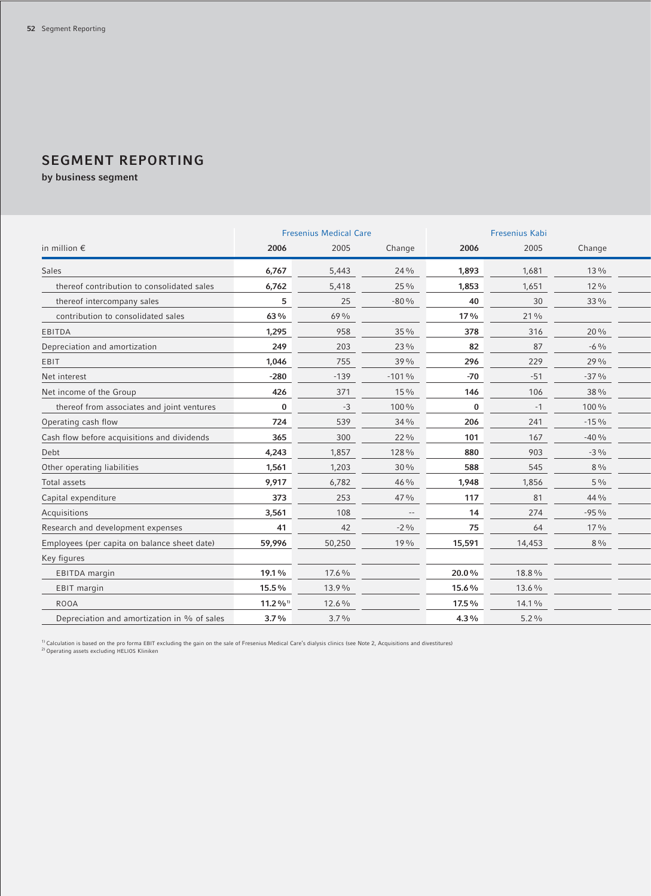# SEGMENT REPORTING

**by business segment**

| in million € | Fresenius Medical Care 2006 | Fresenius Medical Care 2005 | Fresenius Medical Care Change | Fresenius Kabi 2006 | Fresenius Kabi 2005 | Fresenius Kabi Change |
|---|---|---|---|---|---|---|
| Sales | **6,767** | 5,443 | 24% | **1,893** | 1,681 | 13% |
| thereof contribution to consolidated sales | **6,762** | 5,418 | 25% | **1,853** | 1,651 | 12% |
| thereof intercompany sales | **5** | 25 | -80% | **40** | 30 | 33% |
| contribution to consolidated sales | **63%** | 69% | | **17%** | 21% | |
| EBITDA | **1,295** | 958 | 35% | **378** | 316 | 20% |
| Depreciation and amortization | **249** | 203 | 23% | **82** | 87 | -6% |
| EBIT | **1,046** | 755 | 39% | **296** | 229 | 29% |
| Net interest | **-280** | -139 | -101% | **-70** | -51 | -37% |
| Net income of the Group | **426** | 371 | 15% | **146** | 106 | 38% |
| thereof from associates and joint ventures | **0** | -3 | 100% | **0** | -1 | 100% |
| Operating cash flow | **724** | 539 | 34% | **206** | 241 | -15% |
| Cash flow before acquisitions and dividends | **365** | 300 | 22% | **101** | 167 | -40% |
| Debt | **4,243** | 1,857 | 128% | **880** | 903 | -3% |
| Other operating liabilities | **1,561** | 1,203 | 30% | **588** | 545 | 8% |
| Total assets | **9,917** | 6,782 | 46% | **1,948** | 1,856 | 5% |
| Capital expenditure | **373** | 253 | 47% | **117** | 81 | 44% |
| Acquisitions | **3,561** | 108 | -- | **14** | 274 | -95% |
| Research and development expenses | **41** | 42 | -2% | **75** | 64 | 17% |
| Employees (per capita on balance sheet date) | **59,996** | 50,250 | 19% | **15,591** | 14,453 | 8% |
| Key figures | | | | | | |
| EBITDA margin | **19.1%** | 17.6% | | **20.0%** | 18.8% | |
| EBIT margin | **15.5%** | 13.9% | | **15.6%** | 13.6% | |
| ROOA | **11.2%**[1] | 12.6% | | **17.5%** | 14.1% | |
| Depreciation and amortization in % of sales | **3.7%** | 3.7% | | **4.3%** | 5.2% | |

[1] Calculation is based on the pro forma EBIT excluding the gain on the sale of Fresenius Medical Care's dialysis clinics (see Note 2, Acquisitions and divestitures)

[2] Operating assets excluding HELIOS Kliniken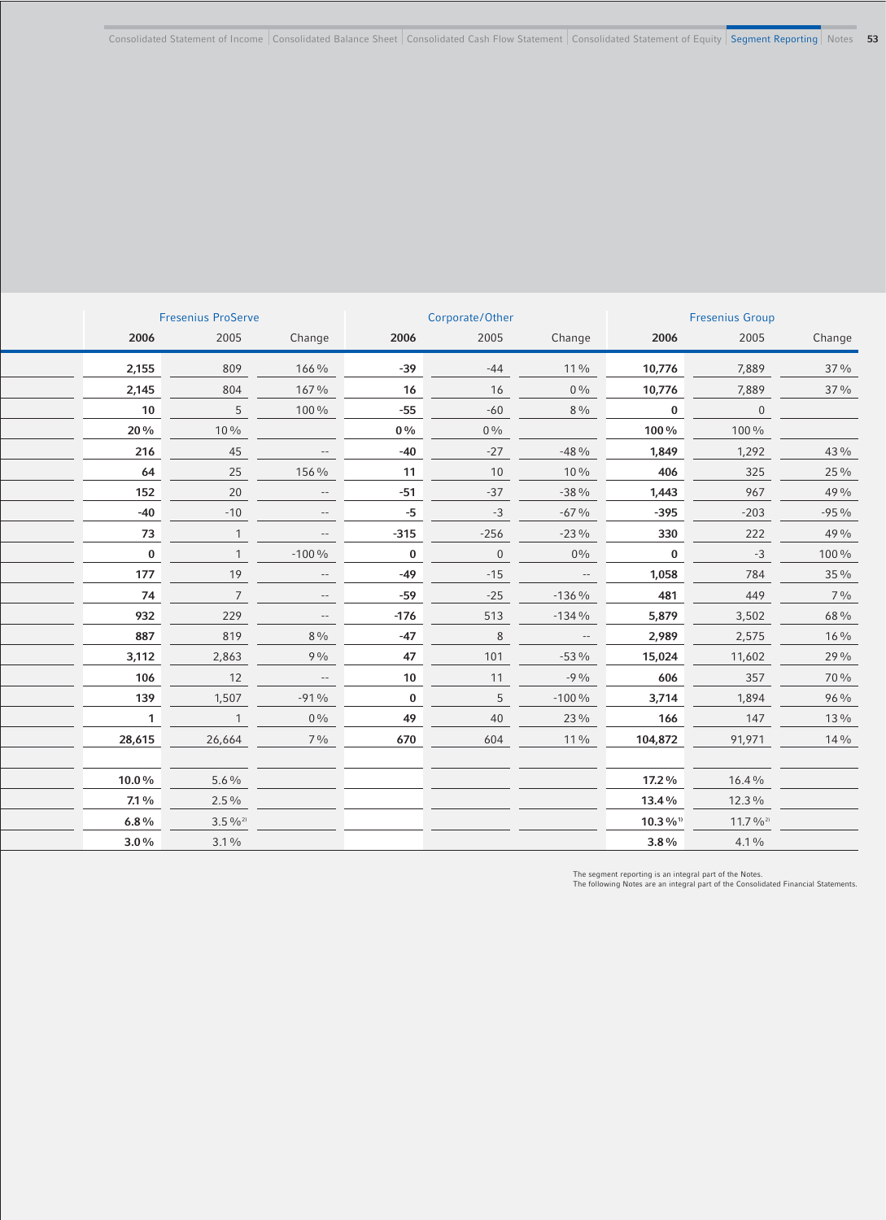| Fresenius ProServe | | | Corporate/Other | | | Fresenius Group | | |
|---|---|---|---|---|---|---|---|---|
| **2006** | 2005 | Change | **2006** | 2005 | Change | **2006** | 2005 | Change |
| **2,155** | 809 | 166 % | **-39** | -44 | 11 % | **10,776** | 7,889 | 37 % |
| **2,145** | 804 | 167 % | **16** | 16 | 0 % | **10,776** | 7,889 | 37 % |
| **10** | 5 | 100 % | **-55** | -60 | 8 % | **0** | 0 | |
| **20 %** | 10 % | | **0 %** | 0 % | | **100 %** | 100 % | |
| **216** | 45 | -- | **-40** | -27 | -48 % | **1,849** | 1,292 | 43 % |
| **64** | 25 | 156 % | **11** | 10 | 10 % | **406** | 325 | 25 % |
| **152** | 20 | -- | **-51** | -37 | -38 % | **1,443** | 967 | 49 % |
| **-40** | -10 | -- | **-5** | -3 | -67 % | **-395** | -203 | -95 % |
| **73** | 1 | -- | **-315** | -256 | -23 % | **330** | 222 | 49 % |
| **0** | 1 | -100 % | **0** | 0 | 0% | **0** | -3 | 100 % |
| **177** | 19 | -- | **-49** | -15 | -- | **1,058** | 784 | 35 % |
| **74** | 7 | -- | **-59** | -25 | -136 % | **481** | 449 | 7 % |
| **932** | 229 | -- | **-176** | 513 | -134 % | **5,879** | 3,502 | 68 % |
| **887** | 819 | 8 % | **-47** | 8 | -- | **2,989** | 2,575 | 16 % |
| **3,112** | 2,863 | 9 % | **47** | 101 | -53 % | **15,024** | 11,602 | 29 % |
| **106** | 12 | -- | **10** | 11 | -9 % | **606** | 357 | 70 % |
| **139** | 1,507 | -91 % | **0** | 5 | -100 % | **3,714** | 1,894 | 96 % |
| **1** | 1 | 0 % | **49** | 40 | 23 % | **166** | 147 | 13 % |
| **28,615** | 26,664 | 7 % | **670** | 604 | 11 % | **104,872** | 91,971 | 14 % |
| | | | | | | | | |
| **10.0 %** | 5.6 % | | | | | **17.2 %** | 16.4 % | |
| **7.1 %** | 2.5 % | | | | | **13.4 %** | 12.3 % | |
| **6.8 %** | 3.5 %[2] | | | | | **10.3 %**[1] | 11.7 %[2] | |
| **3.0 %** | 3.1 % | | | | | **3.8 %** | 4.1 % | |

The segment reporting is an integral part of the Notes.
The following Notes are an integral part of the Consolidated Financial Statements.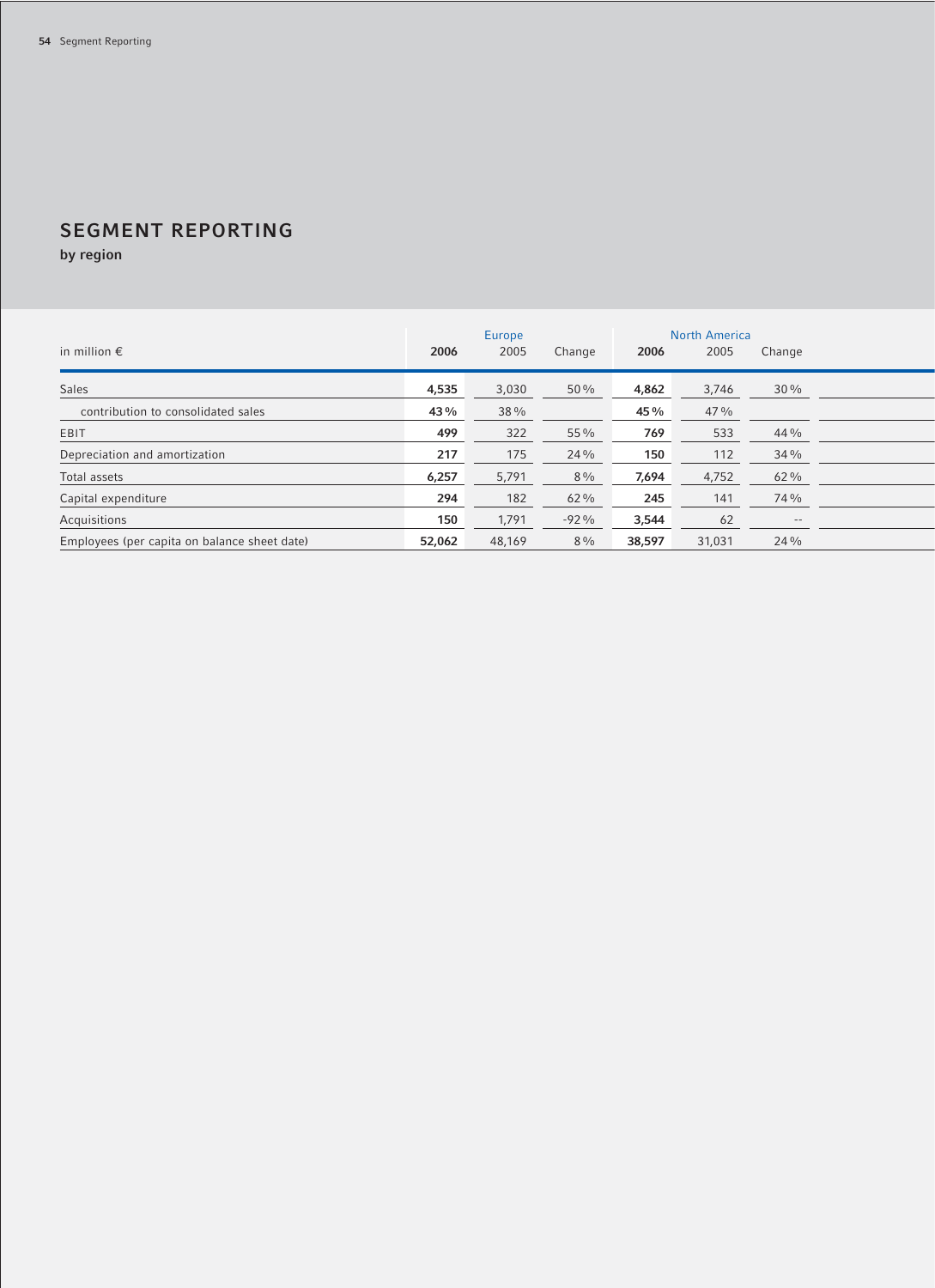# SEGMENT REPORTING

**by region**

| in million € | Europe | | | North America | | |
|---|---|---|---|---|---|---|
| | **2006** | 2005 | Change | **2006** | 2005 | Change |
| Sales | **4,535** | 3,030 | 50 % | **4,862** | 3,746 | 30 % |
| contribution to consolidated sales | **43 %** | 38 % | | **45 %** | 47 % | |
| EBIT | **499** | 322 | 55 % | **769** | 533 | 44 % |
| Depreciation and amortization | **217** | 175 | 24 % | **150** | 112 | 34 % |
| Total assets | **6,257** | 5,791 | 8 % | **7,694** | 4,752 | 62 % |
| Capital expenditure | **294** | 182 | 62 % | **245** | 141 | 74 % |
| Acquisitions | **150** | 1,791 | -92 % | **3,544** | 62 | -- |
| Employees (per capita on balance sheet date) | **52,062** | 48,169 | 8 % | **38,597** | 31,031 | 24 % |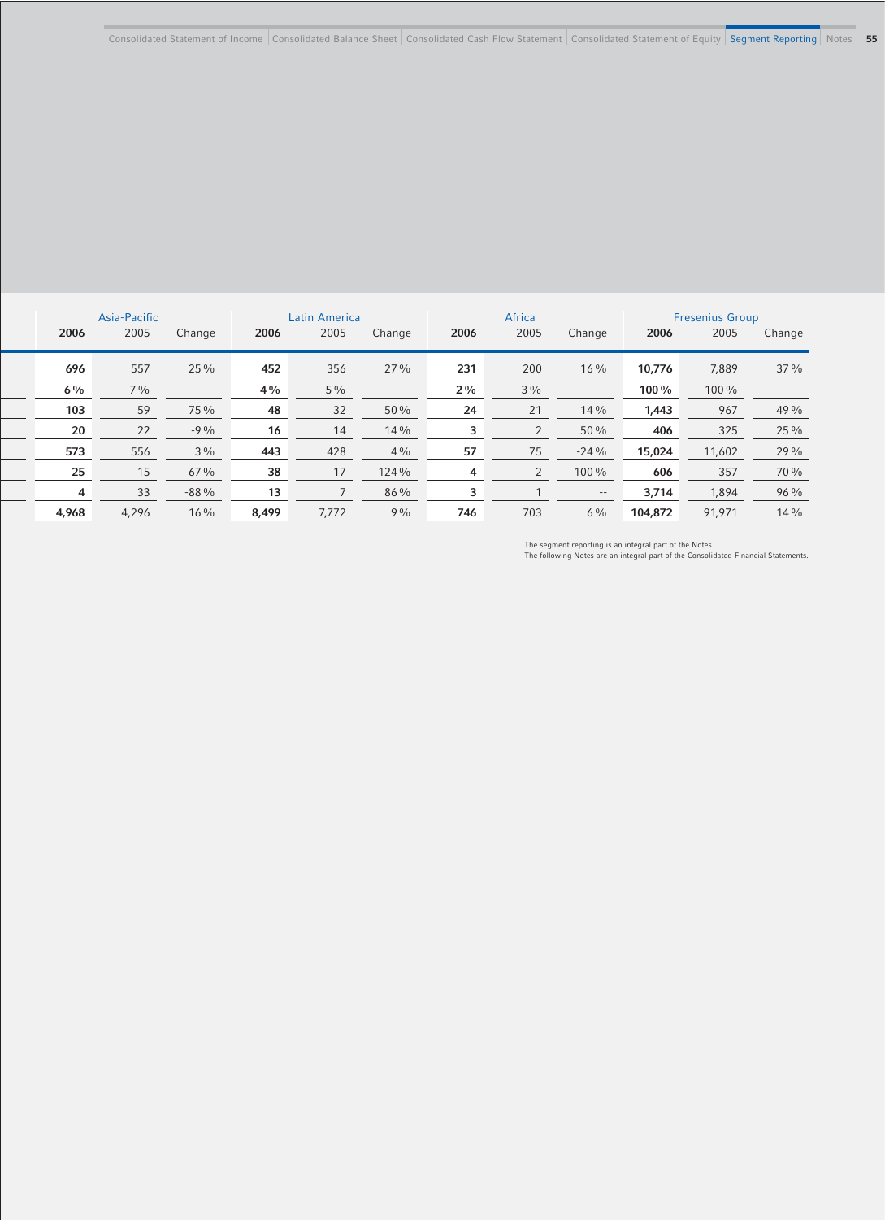| Asia-Pacific | | | Latin America | | | Africa | | | Fresenius Group | | |
|---|---|---|---|---|---|---|---|---|---|---|---|
| **2006** | 2005 | Change | **2006** | 2005 | Change | **2006** | 2005 | Change | **2006** | 2005 | Change |
| **696** | 557 | 25% | **452** | 356 | 27% | **231** | 200 | 16% | **10,776** | 7,889 | 37% |
| **6%** | 7% | | **4%** | 5% | | **2%** | 3% | | **100%** | 100% | |
| **103** | 59 | 75% | **48** | 32 | 50% | **24** | 21 | 14% | **1,443** | 967 | 49% |
| **20** | 22 | -9% | **16** | 14 | 14% | **3** | 2 | 50% | **406** | 325 | 25% |
| **573** | 556 | 3% | **443** | 428 | 4% | **57** | 75 | -24% | **15,024** | 11,602 | 29% |
| **25** | 15 | 67% | **38** | 17 | 124% | **4** | 2 | 100% | **606** | 357 | 70% |
| **4** | 33 | -88% | **13** | 7 | 86% | **3** | 1 | -- | **3,714** | 1,894 | 96% |
| **4,968** | 4,296 | 16% | **8,499** | 7,772 | 9% | **746** | 703 | 6% | **104,872** | 91,971 | 14% |

The segment reporting is an integral part of the Notes.
The following Notes are an integral part of the Consolidated Financial Statements.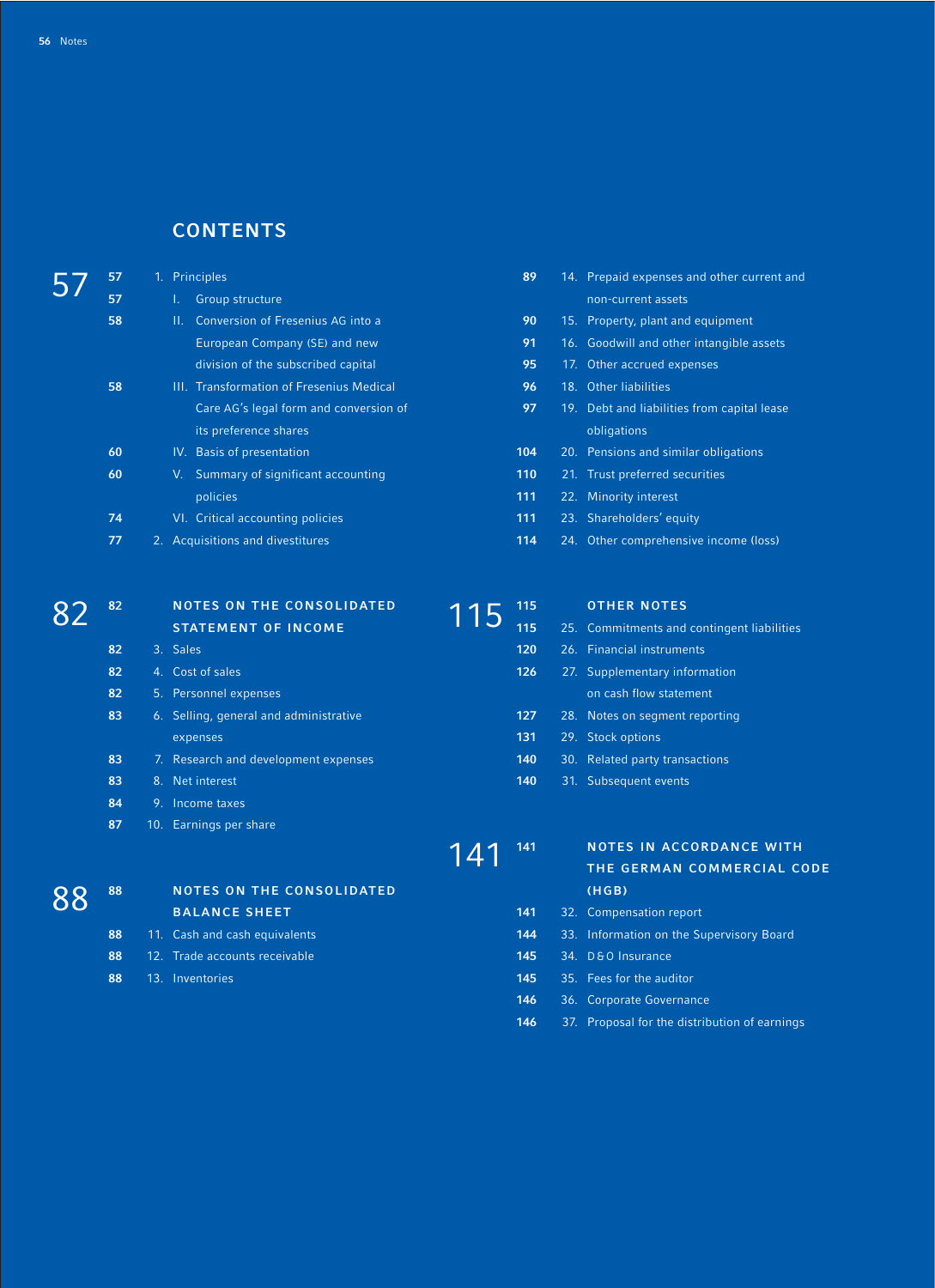# CONTENTS

| | Page | Section |
|---|---|---|
| 57 | 57 | 1. Principles |
| | 57 | I. Group structure |
| | 58 | II. Conversion of Fresenius AG into a European Company (SE) and new division of the subscribed capital |
| | 58 | III. Transformation of Fresenius Medical Care AG's legal form and conversion of its preference shares |
| | 60 | IV. Basis of presentation |
| | 60 | V. Summary of significant accounting policies |
| | 74 | VI. Critical accounting policies |
| | 77 | 2. Acquisitions and divestitures |
| 82 | 82 | **NOTES ON THE CONSOLIDATED STATEMENT OF INCOME** |
| | 82 | 3. Sales |
| | 82 | 4. Cost of sales |
| | 82 | 5. Personnel expenses |
| | 83 | 6. Selling, general and administrative expenses |
| | 83 | 7. Research and development expenses |
| | 83 | 8. Net interest |
| | 84 | 9. Income taxes |
| | 87 | 10. Earnings per share |
| 88 | 88 | **NOTES ON THE CONSOLIDATED BALANCE SHEET** |
| | 88 | 11. Cash and cash equivalents |
| | 88 | 12. Trade accounts receivable |
| | 88 | 13. Inventories |
| | 89 | 14. Prepaid expenses and other current and non-current assets |
| | 90 | 15. Property, plant and equipment |
| | 91 | 16. Goodwill and other intangible assets |
| | 95 | 17. Other accrued expenses |
| | 96 | 18. Other liabilities |
| | 97 | 19. Debt and liabilities from capital lease obligations |
| | 104 | 20. Pensions and similar obligations |
| | 110 | 21. Trust preferred securities |
| | 111 | 22. Minority interest |
| | 111 | 23. Shareholders' equity |
| | 114 | 24. Other comprehensive income (loss) |
| 115 | 115 | **OTHER NOTES** |
| | 115 | 25. Commitments and contingent liabilities |
| | 120 | 26. Financial instruments |
| | 126 | 27. Supplementary information on cash flow statement |
| | 127 | 28. Notes on segment reporting |
| | 131 | 29. Stock options |
| | 140 | 30. Related party transactions |
| | 140 | 31. Subsequent events |
| 141 | 141 | **NOTES IN ACCORDANCE WITH THE GERMAN COMMERCIAL CODE (HGB)** |
| | 141 | 32. Compensation report |
| | 144 | 33. Information on the Supervisory Board |
| | 145 | 34. D&O Insurance |
| | 145 | 35. Fees for the auditor |
| | 146 | 36. Corporate Governance |
| | 146 | 37. Proposal for the distribution of earnings |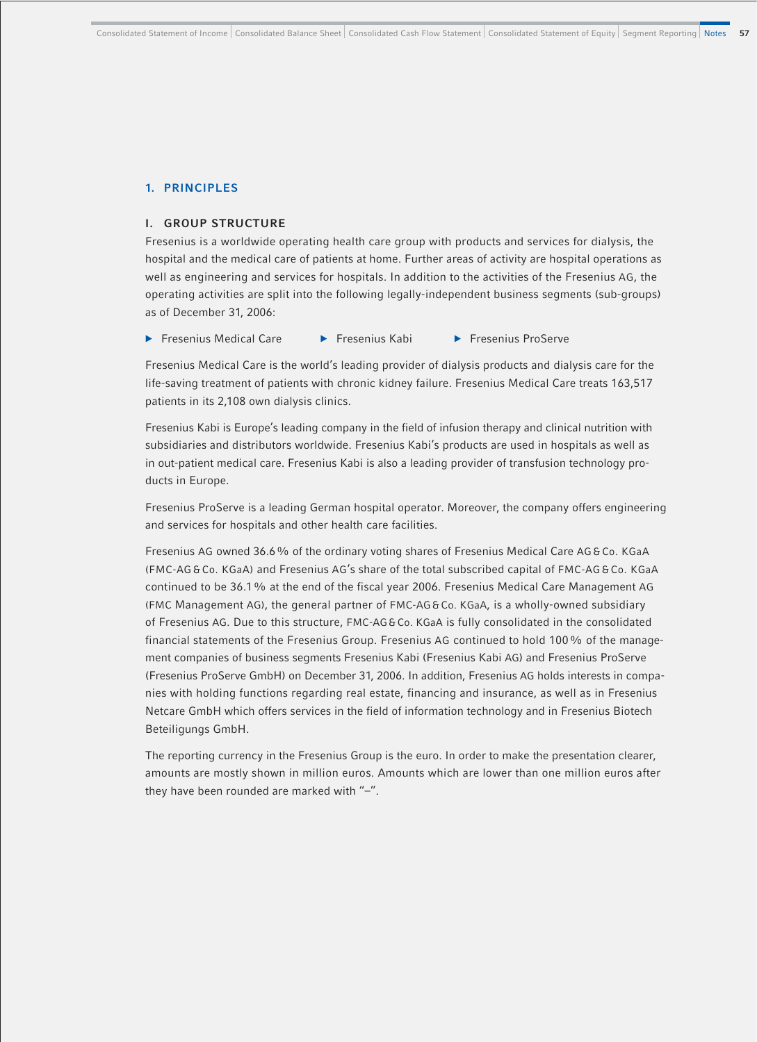## 1. PRINCIPLES

### I. GROUP STRUCTURE

Fresenius is a worldwide operating health care group with products and services for dialysis, the hospital and the medical care of patients at home. Further areas of activity are hospital operations as well as engineering and services for hospitals. In addition to the activities of the Fresenius AG, the operating activities are split into the following legally-independent business segments (sub-groups) as of December 31, 2006:

- Fresenius Medical Care
- Fresenius Kabi
- Fresenius ProServe

Fresenius Medical Care is the world's leading provider of dialysis products and dialysis care for the life-saving treatment of patients with chronic kidney failure. Fresenius Medical Care treats 163,517 patients in its 2,108 own dialysis clinics.

Fresenius Kabi is Europe's leading company in the field of infusion therapy and clinical nutrition with subsidiaries and distributors worldwide. Fresenius Kabi's products are used in hospitals as well as in out-patient medical care. Fresenius Kabi is also a leading provider of transfusion technology products in Europe.

Fresenius ProServe is a leading German hospital operator. Moreover, the company offers engineering and services for hospitals and other health care facilities.

Fresenius AG owned 36.6 % of the ordinary voting shares of Fresenius Medical Care AG & Co. KGaA (FMC-AG & Co. KGaA) and Fresenius AG's share of the total subscribed capital of FMC-AG & Co. KGaA continued to be 36.1 % at the end of the fiscal year 2006. Fresenius Medical Care Management AG (FMC Management AG), the general partner of FMC-AG & Co. KGaA, is a wholly-owned subsidiary of Fresenius AG. Due to this structure, FMC-AG & Co. KGaA is fully consolidated in the consolidated financial statements of the Fresenius Group. Fresenius AG continued to hold 100 % of the management companies of business segments Fresenius Kabi (Fresenius Kabi AG) and Fresenius ProServe (Fresenius ProServe GmbH) on December 31, 2006. In addition, Fresenius AG holds interests in companies with holding functions regarding real estate, financing and insurance, as well as in Fresenius Netcare GmbH which offers services in the field of information technology and in Fresenius Biotech Beteiligungs GmbH.

The reporting currency in the Fresenius Group is the euro. In order to make the presentation clearer, amounts are mostly shown in million euros. Amounts which are lower than one million euros after they have been rounded are marked with "–".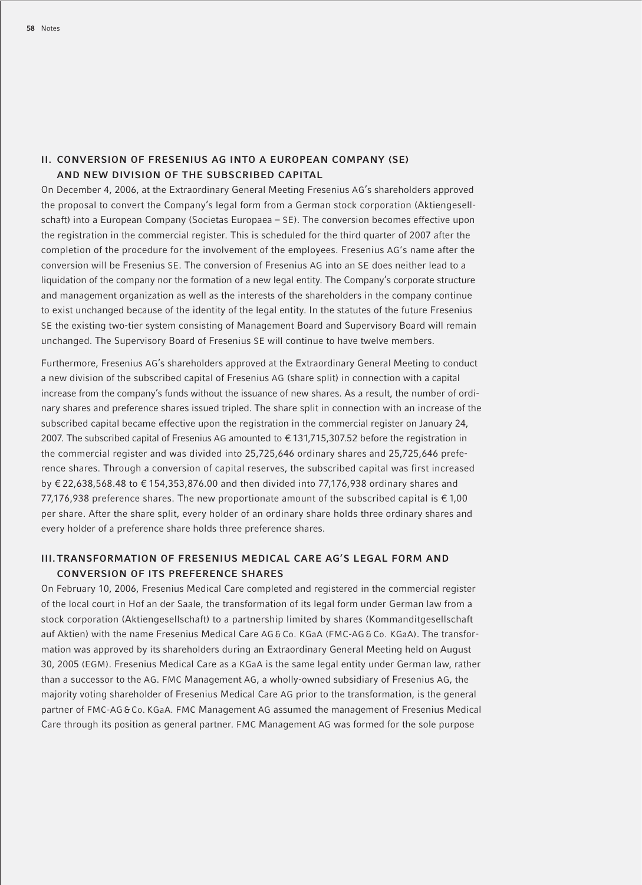## II. CONVERSION OF FRESENIUS AG INTO A EUROPEAN COMPANY (SE) AND NEW DIVISION OF THE SUBSCRIBED CAPITAL

On December 4, 2006, at the Extraordinary General Meeting Fresenius AG's shareholders approved the proposal to convert the Company's legal form from a German stock corporation (Aktiengesellschaft) into a European Company (Societas Europaea – SE). The conversion becomes effective upon the registration in the commercial register. This is scheduled for the third quarter of 2007 after the completion of the procedure for the involvement of the employees. Fresenius AG's name after the conversion will be Fresenius SE. The conversion of Fresenius AG into an SE does neither lead to a liquidation of the company nor the formation of a new legal entity. The Company's corporate structure and management organization as well as the interests of the shareholders in the company continue to exist unchanged because of the identity of the legal entity. In the statutes of the future Fresenius SE the existing two-tier system consisting of Management Board and Supervisory Board will remain unchanged. The Supervisory Board of Fresenius SE will continue to have twelve members.

Furthermore, Fresenius AG's shareholders approved at the Extraordinary General Meeting to conduct a new division of the subscribed capital of Fresenius AG (share split) in connection with a capital increase from the company's funds without the issuance of new shares. As a result, the number of ordinary shares and preference shares issued tripled. The share split in connection with an increase of the subscribed capital became effective upon the registration in the commercial register on January 24, 2007. The subscribed capital of Fresenius AG amounted to € 131,715,307.52 before the registration in the commercial register and was divided into 25,725,646 ordinary shares and 25,725,646 preference shares. Through a conversion of capital reserves, the subscribed capital was first increased by € 22,638,568.48 to € 154,353,876.00 and then divided into 77,176,938 ordinary shares and 77,176,938 preference shares. The new proportionate amount of the subscribed capital is € 1,00 per share. After the share split, every holder of an ordinary share holds three ordinary shares and every holder of a preference share holds three preference shares.

## III. TRANSFORMATION OF FRESENIUS MEDICAL CARE AG'S LEGAL FORM AND CONVERSION OF ITS PREFERENCE SHARES

On February 10, 2006, Fresenius Medical Care completed and registered in the commercial register of the local court in Hof an der Saale, the transformation of its legal form under German law from a stock corporation (Aktiengesellschaft) to a partnership limited by shares (Kommanditgesellschaft auf Aktien) with the name Fresenius Medical Care AG & Co. KGaA (FMC-AG & Co. KGaA). The transformation was approved by its shareholders during an Extraordinary General Meeting held on August 30, 2005 (EGM). Fresenius Medical Care as a KGaA is the same legal entity under German law, rather than a successor to the AG. FMC Management AG, a wholly-owned subsidiary of Fresenius AG, the majority voting shareholder of Fresenius Medical Care AG prior to the transformation, is the general partner of FMC-AG & Co. KGaA. FMC Management AG assumed the management of Fresenius Medical Care through its position as general partner. FMC Management AG was formed for the sole purpose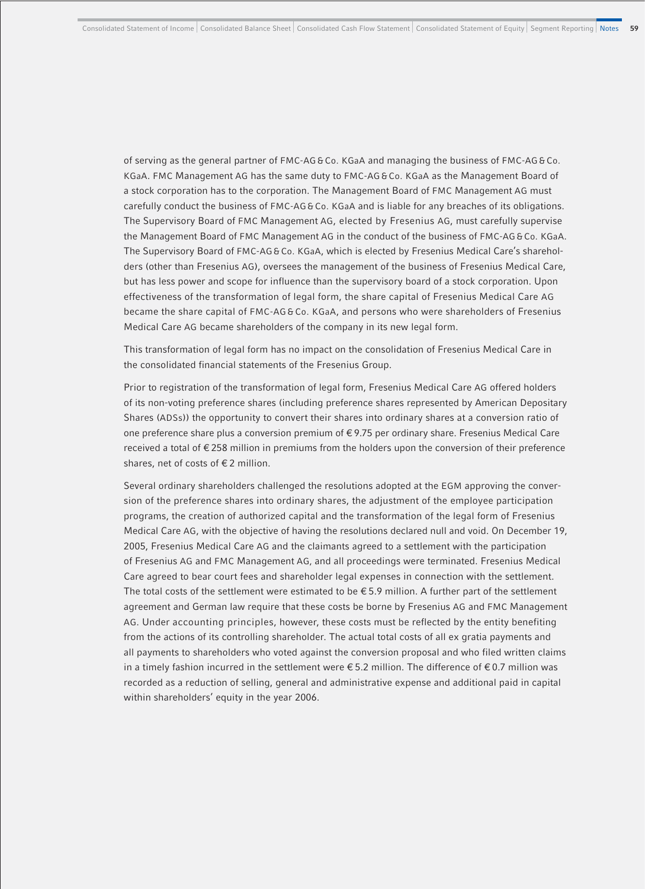of serving as the general partner of FMC-AG & Co. KGaA and managing the business of FMC-AG & Co. KGaA. FMC Management AG has the same duty to FMC-AG & Co. KGaA as the Management Board of a stock corporation has to the corporation. The Management Board of FMC Management AG must carefully conduct the business of FMC-AG & Co. KGaA and is liable for any breaches of its obligations. The Supervisory Board of FMC Management AG, elected by Fresenius AG, must carefully supervise the Management Board of FMC Management AG in the conduct of the business of FMC-AG & Co. KGaA. The Supervisory Board of FMC-AG & Co. KGaA, which is elected by Fresenius Medical Care's shareholders (other than Fresenius AG), oversees the management of the business of Fresenius Medical Care, but has less power and scope for influence than the supervisory board of a stock corporation. Upon effectiveness of the transformation of legal form, the share capital of Fresenius Medical Care AG became the share capital of FMC-AG & Co. KGaA, and persons who were shareholders of Fresenius Medical Care AG became shareholders of the company in its new legal form.

This transformation of legal form has no impact on the consolidation of Fresenius Medical Care in the consolidated financial statements of the Fresenius Group.

Prior to registration of the transformation of legal form, Fresenius Medical Care AG offered holders of its non-voting preference shares (including preference shares represented by American Depositary Shares (ADSs)) the opportunity to convert their shares into ordinary shares at a conversion ratio of one preference share plus a conversion premium of € 9.75 per ordinary share. Fresenius Medical Care received a total of € 258 million in premiums from the holders upon the conversion of their preference shares, net of costs of € 2 million.

Several ordinary shareholders challenged the resolutions adopted at the EGM approving the conversion of the preference shares into ordinary shares, the adjustment of the employee participation programs, the creation of authorized capital and the transformation of the legal form of Fresenius Medical Care AG, with the objective of having the resolutions declared null and void. On December 19, 2005, Fresenius Medical Care AG and the claimants agreed to a settlement with the participation of Fresenius AG and FMC Management AG, and all proceedings were terminated. Fresenius Medical Care agreed to bear court fees and shareholder legal expenses in connection with the settlement. The total costs of the settlement were estimated to be € 5.9 million. A further part of the settlement agreement and German law require that these costs be borne by Fresenius AG and FMC Management AG. Under accounting principles, however, these costs must be reflected by the entity benefiting from the actions of its controlling shareholder. The actual total costs of all ex gratia payments and all payments to shareholders who voted against the conversion proposal and who filed written claims in a timely fashion incurred in the settlement were € 5.2 million. The difference of € 0.7 million was recorded as a reduction of selling, general and administrative expense and additional paid in capital within shareholders' equity in the year 2006.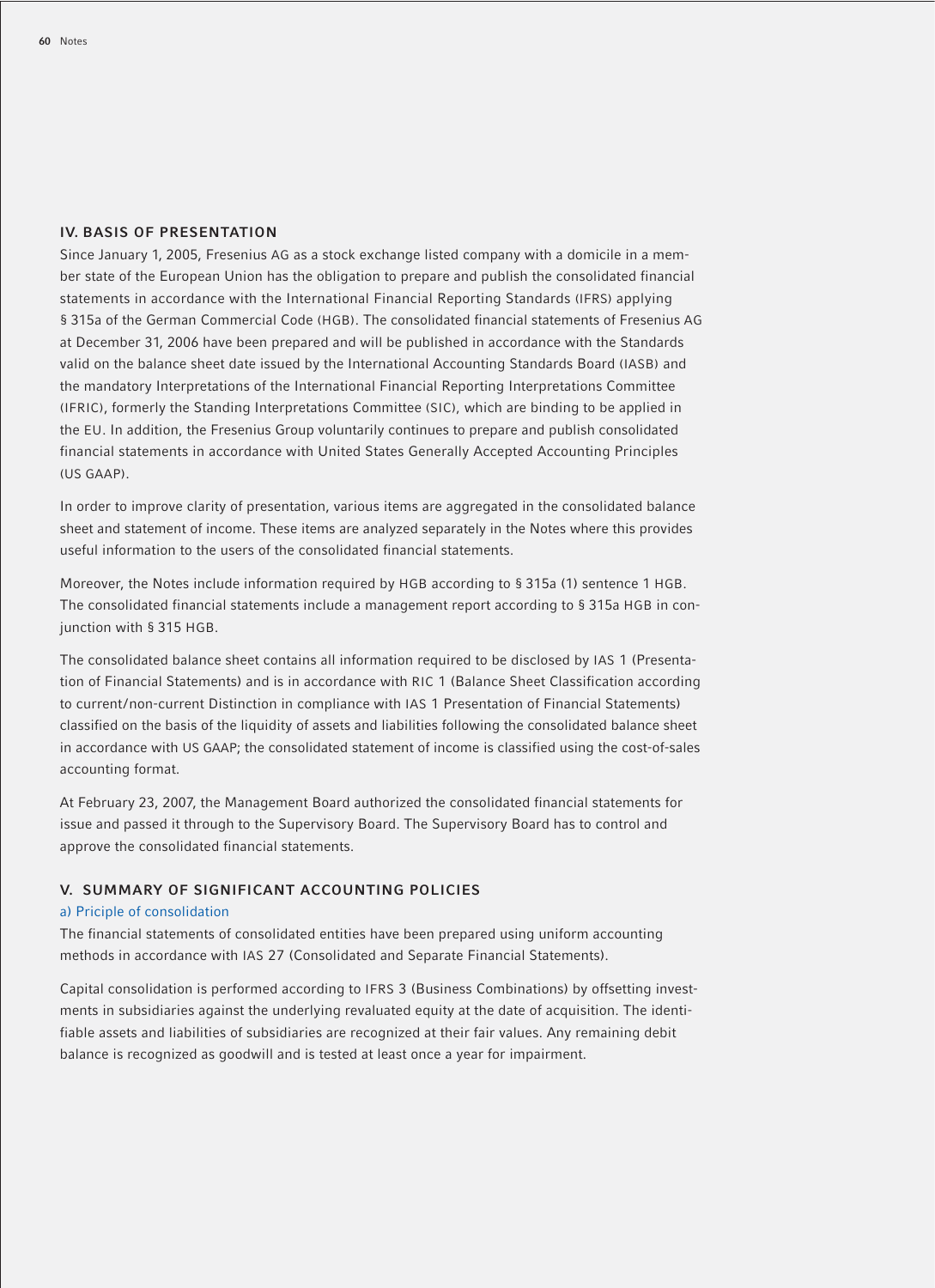## IV. BASIS OF PRESENTATION

Since January 1, 2005, Fresenius AG as a stock exchange listed company with a domicile in a member state of the European Union has the obligation to prepare and publish the consolidated financial statements in accordance with the International Financial Reporting Standards (IFRS) applying § 315a of the German Commercial Code (HGB). The consolidated financial statements of Fresenius AG at December 31, 2006 have been prepared and will be published in accordance with the Standards valid on the balance sheet date issued by the International Accounting Standards Board (IASB) and the mandatory Interpretations of the International Financial Reporting Interpretations Committee (IFRIC), formerly the Standing Interpretations Committee (SIC), which are binding to be applied in the EU. In addition, the Fresenius Group voluntarily continues to prepare and publish consolidated financial statements in accordance with United States Generally Accepted Accounting Principles (US GAAP).

In order to improve clarity of presentation, various items are aggregated in the consolidated balance sheet and statement of income. These items are analyzed separately in the Notes where this provides useful information to the users of the consolidated financial statements.

Moreover, the Notes include information required by HGB according to § 315a (1) sentence 1 HGB. The consolidated financial statements include a management report according to § 315a HGB in conjunction with § 315 HGB.

The consolidated balance sheet contains all information required to be disclosed by IAS 1 (Presentation of Financial Statements) and is in accordance with RIC 1 (Balance Sheet Classification according to current/non-current Distinction in compliance with IAS 1 Presentation of Financial Statements) classified on the basis of the liquidity of assets and liabilities following the consolidated balance sheet in accordance with US GAAP; the consolidated statement of income is classified using the cost-of-sales accounting format.

At February 23, 2007, the Management Board authorized the consolidated financial statements for issue and passed it through to the Supervisory Board. The Supervisory Board has to control and approve the consolidated financial statements.

## V. SUMMARY OF SIGNIFICANT ACCOUNTING POLICIES

### a) Priciple of consolidation

The financial statements of consolidated entities have been prepared using uniform accounting methods in accordance with IAS 27 (Consolidated and Separate Financial Statements).

Capital consolidation is performed according to IFRS 3 (Business Combinations) by offsetting investments in subsidiaries against the underlying revaluated equity at the date of acquisition. The identifiable assets and liabilities of subsidiaries are recognized at their fair values. Any remaining debit balance is recognized as goodwill and is tested at least once a year for impairment.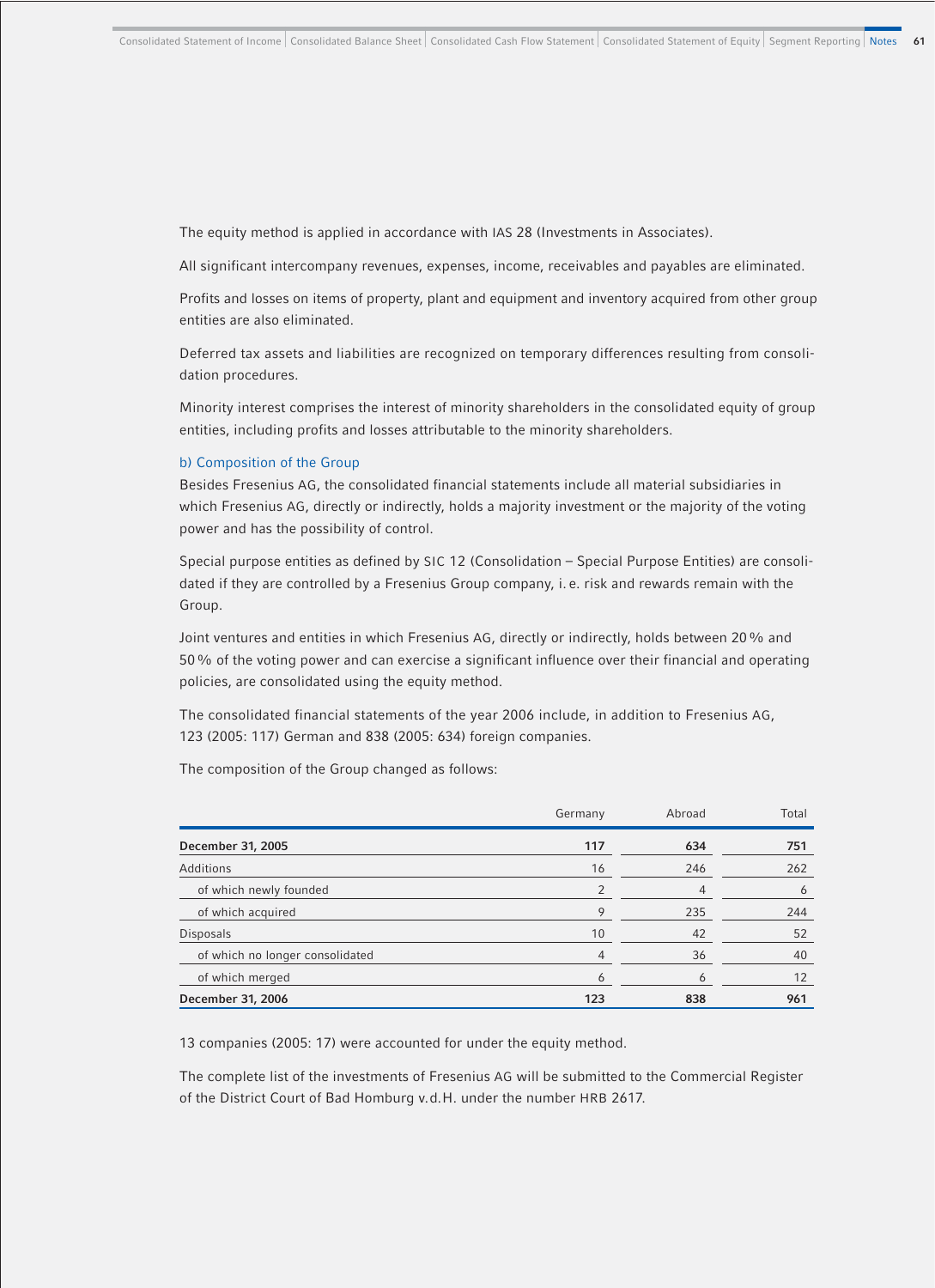The equity method is applied in accordance with IAS 28 (Investments in Associates).

All significant intercompany revenues, expenses, income, receivables and payables are eliminated.

Profits and losses on items of property, plant and equipment and inventory acquired from other group entities are also eliminated.

Deferred tax assets and liabilities are recognized on temporary differences resulting from consolidation procedures.

Minority interest comprises the interest of minority shareholders in the consolidated equity of group entities, including profits and losses attributable to the minority shareholders.

### b) Composition of the Group

Besides Fresenius AG, the consolidated financial statements include all material subsidiaries in which Fresenius AG, directly or indirectly, holds a majority investment or the majority of the voting power and has the possibility of control.

Special purpose entities as defined by SIC 12 (Consolidation – Special Purpose Entities) are consolidated if they are controlled by a Fresenius Group company, i. e. risk and rewards remain with the Group.

Joint ventures and entities in which Fresenius AG, directly or indirectly, holds between 20 % and 50 % of the voting power and can exercise a significant influence over their financial and operating policies, are consolidated using the equity method.

The consolidated financial statements of the year 2006 include, in addition to Fresenius AG, 123 (2005: 117) German and 838 (2005: 634) foreign companies.

The composition of the Group changed as follows:

| | Germany | Abroad | Total |
|---|---|---|---|
| **December 31, 2005** | **117** | **634** | **751** |
| Additions | 16 | 246 | 262 |
| of which newly founded | 2 | 4 | 6 |
| of which acquired | 9 | 235 | 244 |
| Disposals | 10 | 42 | 52 |
| of which no longer consolidated | 4 | 36 | 40 |
| of which merged | 6 | 6 | 12 |
| **December 31, 2006** | **123** | **838** | **961** |

13 companies (2005: 17) were accounted for under the equity method.

The complete list of the investments of Fresenius AG will be submitted to the Commercial Register of the District Court of Bad Homburg v.d.H. under the number HRB 2617.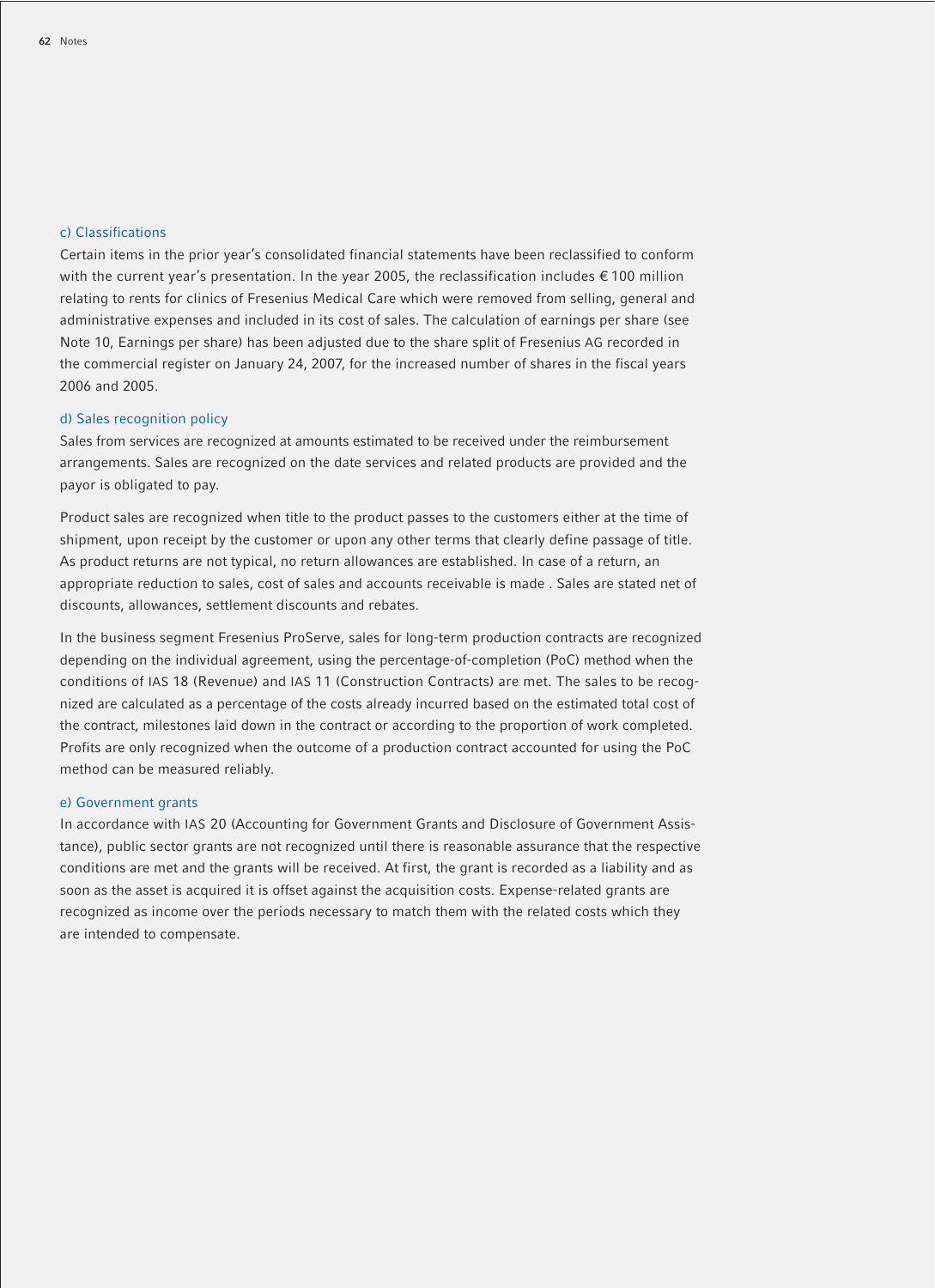### c) Classifications

Certain items in the prior year's consolidated financial statements have been reclassified to conform with the current year's presentation. In the year 2005, the reclassification includes € 100 million relating to rents for clinics of Fresenius Medical Care which were removed from selling, general and administrative expenses and included in its cost of sales. The calculation of earnings per share (see Note 10, Earnings per share) has been adjusted due to the share split of Fresenius AG recorded in the commercial register on January 24, 2007, for the increased number of shares in the fiscal years 2006 and 2005.

### d) Sales recognition policy

Sales from services are recognized at amounts estimated to be received under the reimbursement arrangements. Sales are recognized on the date services and related products are provided and the payor is obligated to pay.

Product sales are recognized when title to the product passes to the customers either at the time of shipment, upon receipt by the customer or upon any other terms that clearly define passage of title. As product returns are not typical, no return allowances are established. In case of a return, an appropriate reduction to sales, cost of sales and accounts receivable is made . Sales are stated net of discounts, allowances, settlement discounts and rebates.

In the business segment Fresenius ProServe, sales for long-term production contracts are recognized depending on the individual agreement, using the percentage-of-completion (PoC) method when the conditions of IAS 18 (Revenue) and IAS 11 (Construction Contracts) are met. The sales to be recognized are calculated as a percentage of the costs already incurred based on the estimated total cost of the contract, milestones laid down in the contract or according to the proportion of work completed. Profits are only recognized when the outcome of a production contract accounted for using the PoC method can be measured reliably.

### e) Government grants

In accordance with IAS 20 (Accounting for Government Grants and Disclosure of Government Assistance), public sector grants are not recognized until there is reasonable assurance that the respective conditions are met and the grants will be received. At first, the grant is recorded as a liability and as soon as the asset is acquired it is offset against the acquisition costs. Expense-related grants are recognized as income over the periods necessary to match them with the related costs which they are intended to compensate.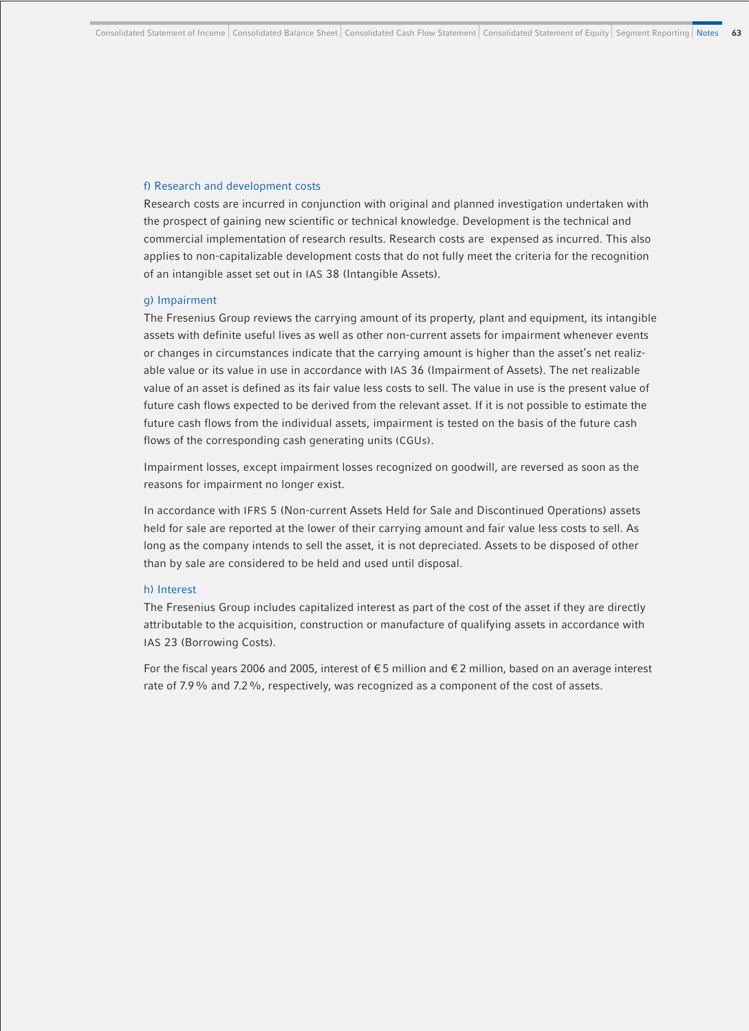#### f) Research and development costs

Research costs are incurred in conjunction with original and planned investigation undertaken with the prospect of gaining new scientific or technical knowledge. Development is the technical and commercial implementation of research results. Research costs are expensed as incurred. This also applies to non-capitalizable development costs that do not fully meet the criteria for the recognition of an intangible asset set out in IAS 38 (Intangible Assets).

#### g) Impairment

The Fresenius Group reviews the carrying amount of its property, plant and equipment, its intangible assets with definite useful lives as well as other non-current assets for impairment whenever events or changes in circumstances indicate that the carrying amount is higher than the asset's net realizable value or its value in use in accordance with IAS 36 (Impairment of Assets). The net realizable value of an asset is defined as its fair value less costs to sell. The value in use is the present value of future cash flows expected to be derived from the relevant asset. If it is not possible to estimate the future cash flows from the individual assets, impairment is tested on the basis of the future cash flows of the corresponding cash generating units (CGUs).

Impairment losses, except impairment losses recognized on goodwill, are reversed as soon as the reasons for impairment no longer exist.

In accordance with IFRS 5 (Non-current Assets Held for Sale and Discontinued Operations) assets held for sale are reported at the lower of their carrying amount and fair value less costs to sell. As long as the company intends to sell the asset, it is not depreciated. Assets to be disposed of other than by sale are considered to be held and used until disposal.

#### h) Interest

The Fresenius Group includes capitalized interest as part of the cost of the asset if they are directly attributable to the acquisition, construction or manufacture of qualifying assets in accordance with IAS 23 (Borrowing Costs).

For the fiscal years 2006 and 2005, interest of € 5 million and € 2 million, based on an average interest rate of 7.9 % and 7.2 %, respectively, was recognized as a component of the cost of assets.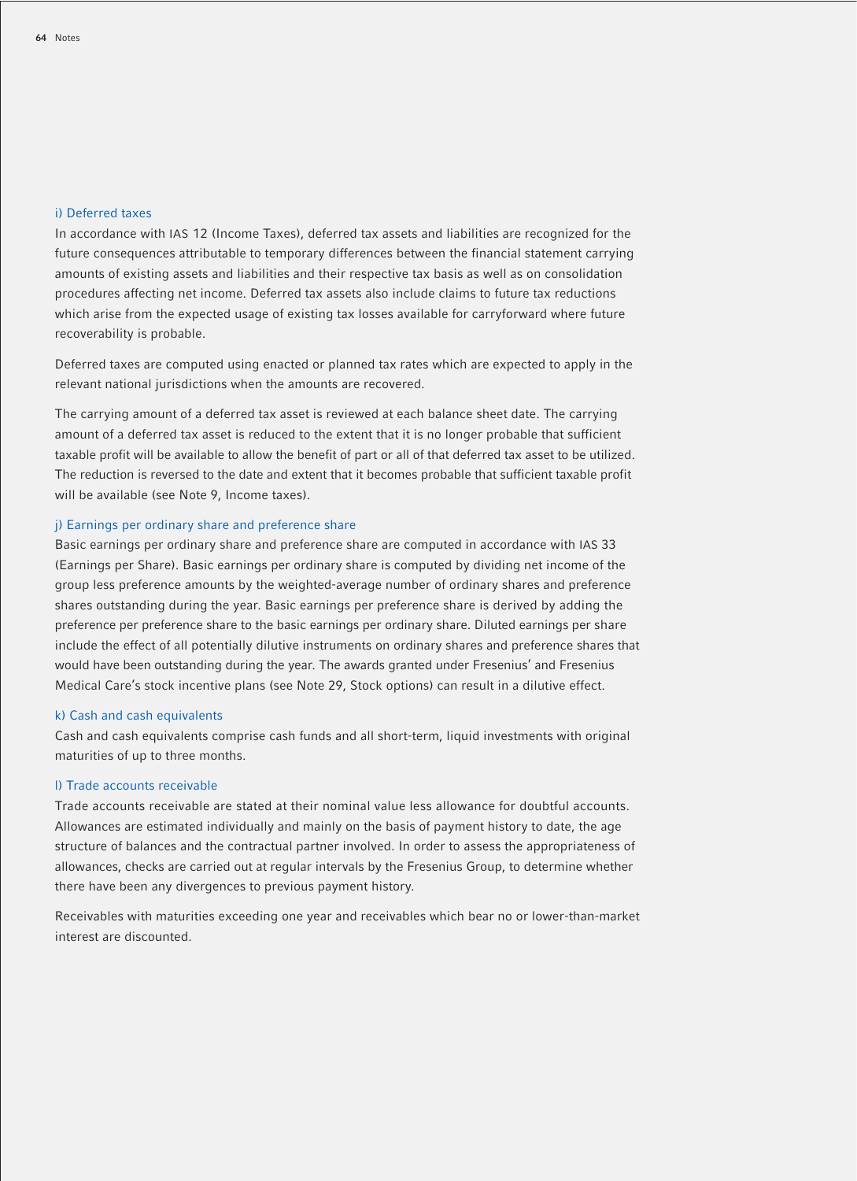### i) Deferred taxes

In accordance with IAS 12 (Income Taxes), deferred tax assets and liabilities are recognized for the future consequences attributable to temporary differences between the financial statement carrying amounts of existing assets and liabilities and their respective tax basis as well as on consolidation procedures affecting net income. Deferred tax assets also include claims to future tax reductions which arise from the expected usage of existing tax losses available for carryforward where future recoverability is probable.

Deferred taxes are computed using enacted or planned tax rates which are expected to apply in the relevant national jurisdictions when the amounts are recovered.

The carrying amount of a deferred tax asset is reviewed at each balance sheet date. The carrying amount of a deferred tax asset is reduced to the extent that it is no longer probable that sufficient taxable profit will be available to allow the benefit of part or all of that deferred tax asset to be utilized. The reduction is reversed to the date and extent that it becomes probable that sufficient taxable profit will be available (see Note 9, Income taxes).

### j) Earnings per ordinary share and preference share

Basic earnings per ordinary share and preference share are computed in accordance with IAS 33 (Earnings per Share). Basic earnings per ordinary share is computed by dividing net income of the group less preference amounts by the weighted-average number of ordinary shares and preference shares outstanding during the year. Basic earnings per preference share is derived by adding the preference per preference share to the basic earnings per ordinary share. Diluted earnings per share include the effect of all potentially dilutive instruments on ordinary shares and preference shares that would have been outstanding during the year. The awards granted under Fresenius' and Fresenius Medical Care's stock incentive plans (see Note 29, Stock options) can result in a dilutive effect.

### k) Cash and cash equivalents

Cash and cash equivalents comprise cash funds and all short-term, liquid investments with original maturities of up to three months.

### l) Trade accounts receivable

Trade accounts receivable are stated at their nominal value less allowance for doubtful accounts. Allowances are estimated individually and mainly on the basis of payment history to date, the age structure of balances and the contractual partner involved. In order to assess the appropriateness of allowances, checks are carried out at regular intervals by the Fresenius Group, to determine whether there have been any divergences to previous payment history.

Receivables with maturities exceeding one year and receivables which bear no or lower-than-market interest are discounted.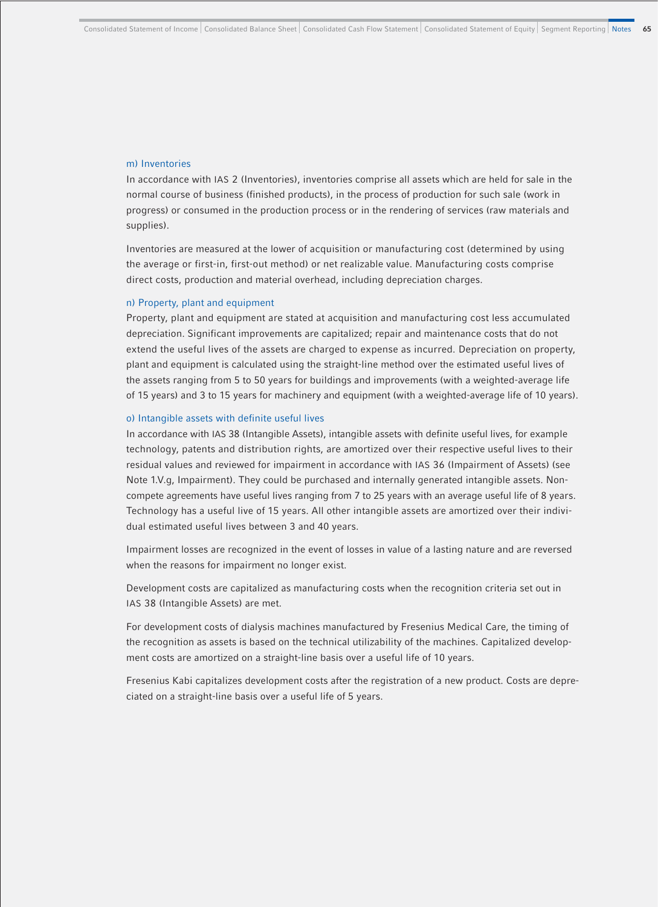### m) Inventories

In accordance with IAS 2 (Inventories), inventories comprise all assets which are held for sale in the normal course of business (finished products), in the process of production for such sale (work in progress) or consumed in the production process or in the rendering of services (raw materials and supplies).

Inventories are measured at the lower of acquisition or manufacturing cost (determined by using the average or first-in, first-out method) or net realizable value. Manufacturing costs comprise direct costs, production and material overhead, including depreciation charges.

### n) Property, plant and equipment

Property, plant and equipment are stated at acquisition and manufacturing cost less accumulated depreciation. Significant improvements are capitalized; repair and maintenance costs that do not extend the useful lives of the assets are charged to expense as incurred. Depreciation on property, plant and equipment is calculated using the straight-line method over the estimated useful lives of the assets ranging from 5 to 50 years for buildings and improvements (with a weighted-average life of 15 years) and 3 to 15 years for machinery and equipment (with a weighted-average life of 10 years).

### o) Intangible assets with definite useful lives

In accordance with IAS 38 (Intangible Assets), intangible assets with definite useful lives, for example technology, patents and distribution rights, are amortized over their respective useful lives to their residual values and reviewed for impairment in accordance with IAS 36 (Impairment of Assets) (see Note 1.V.g, Impairment). They could be purchased and internally generated intangible assets. Non-compete agreements have useful lives ranging from 7 to 25 years with an average useful life of 8 years. Technology has a useful live of 15 years. All other intangible assets are amortized over their individual estimated useful lives between 3 and 40 years.

Impairment losses are recognized in the event of losses in value of a lasting nature and are reversed when the reasons for impairment no longer exist.

Development costs are capitalized as manufacturing costs when the recognition criteria set out in IAS 38 (Intangible Assets) are met.

For development costs of dialysis machines manufactured by Fresenius Medical Care, the timing of the recognition as assets is based on the technical utilizability of the machines. Capitalized development costs are amortized on a straight-line basis over a useful life of 10 years.

Fresenius Kabi capitalizes development costs after the registration of a new product. Costs are depreciated on a straight-line basis over a useful life of 5 years.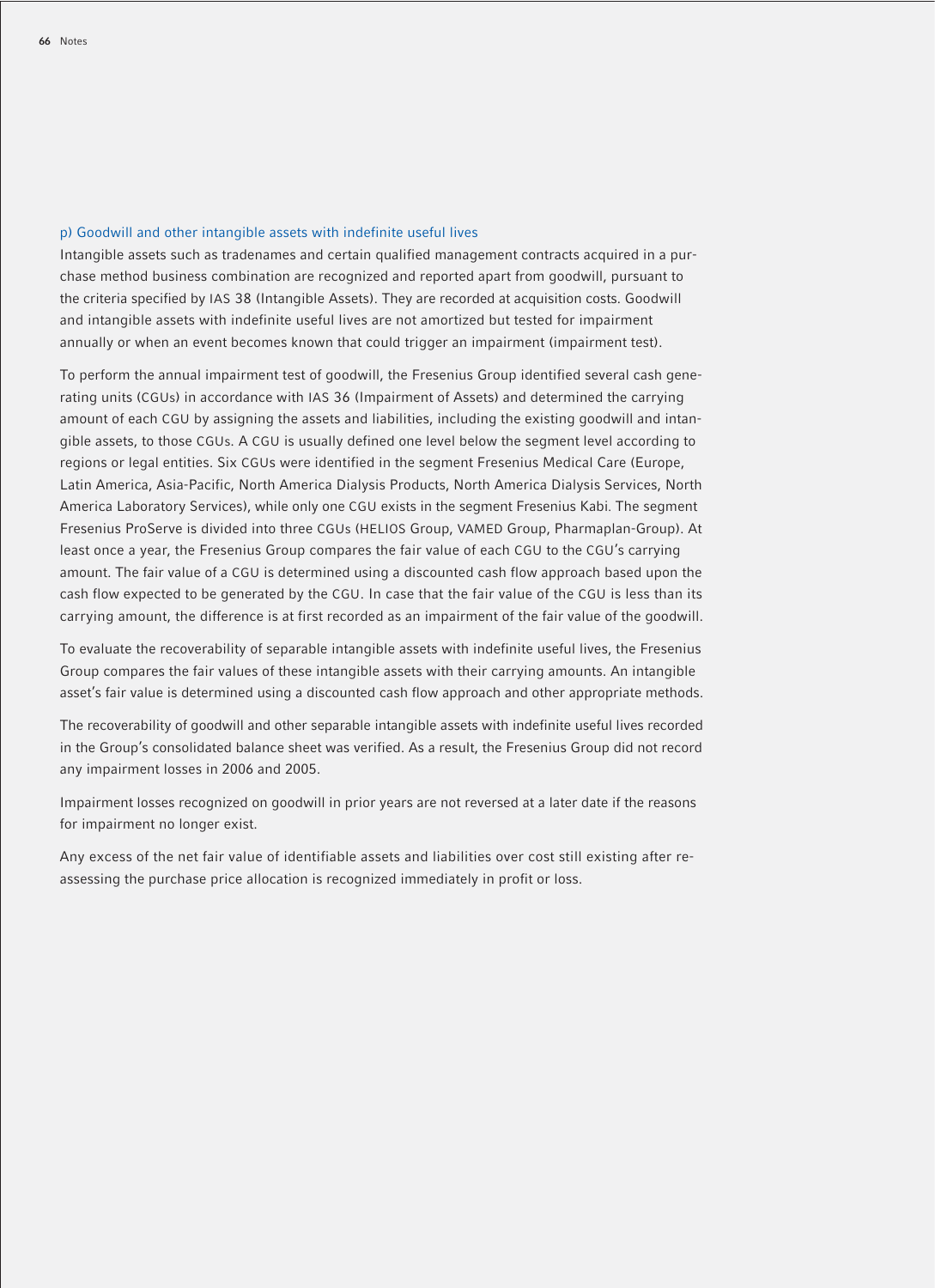### p) Goodwill and other intangible assets with indefinite useful lives

Intangible assets such as tradenames and certain qualified management contracts acquired in a purchase method business combination are recognized and reported apart from goodwill, pursuant to the criteria specified by IAS 38 (Intangible Assets). They are recorded at acquisition costs. Goodwill and intangible assets with indefinite useful lives are not amortized but tested for impairment annually or when an event becomes known that could trigger an impairment (impairment test).

To perform the annual impairment test of goodwill, the Fresenius Group identified several cash generating units (CGUs) in accordance with IAS 36 (Impairment of Assets) and determined the carrying amount of each CGU by assigning the assets and liabilities, including the existing goodwill and intangible assets, to those CGUs. A CGU is usually defined one level below the segment level according to regions or legal entities. Six CGUs were identified in the segment Fresenius Medical Care (Europe, Latin America, Asia-Pacific, North America Dialysis Products, North America Dialysis Services, North America Laboratory Services), while only one CGU exists in the segment Fresenius Kabi. The segment Fresenius ProServe is divided into three CGUs (HELIOS Group, VAMED Group, Pharmaplan-Group). At least once a year, the Fresenius Group compares the fair value of each CGU to the CGU's carrying amount. The fair value of a CGU is determined using a discounted cash flow approach based upon the cash flow expected to be generated by the CGU. In case that the fair value of the CGU is less than its carrying amount, the difference is at first recorded as an impairment of the fair value of the goodwill.

To evaluate the recoverability of separable intangible assets with indefinite useful lives, the Fresenius Group compares the fair values of these intangible assets with their carrying amounts. An intangible asset's fair value is determined using a discounted cash flow approach and other appropriate methods.

The recoverability of goodwill and other separable intangible assets with indefinite useful lives recorded in the Group's consolidated balance sheet was verified. As a result, the Fresenius Group did not record any impairment losses in 2006 and 2005.

Impairment losses recognized on goodwill in prior years are not reversed at a later date if the reasons for impairment no longer exist.

Any excess of the net fair value of identifiable assets and liabilities over cost still existing after reassessing the purchase price allocation is recognized immediately in profit or loss.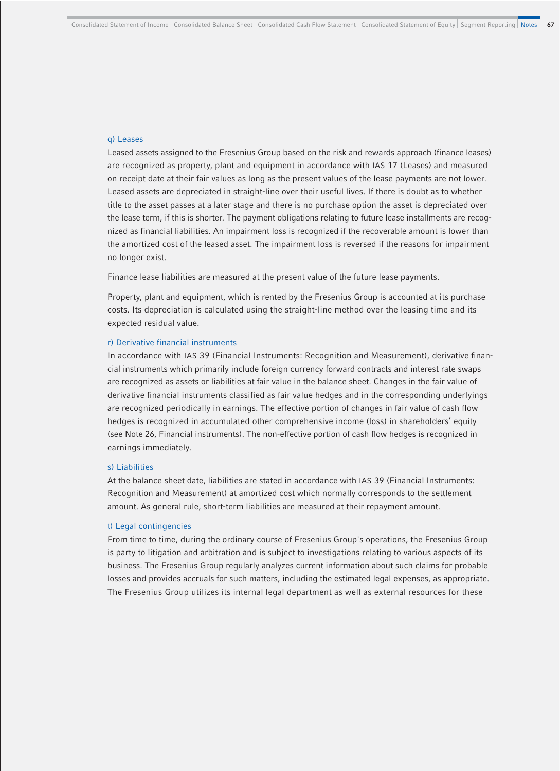### q) Leases

Leased assets assigned to the Fresenius Group based on the risk and rewards approach (finance leases) are recognized as property, plant and equipment in accordance with IAS 17 (Leases) and measured on receipt date at their fair values as long as the present values of the lease payments are not lower. Leased assets are depreciated in straight-line over their useful lives. If there is doubt as to whether title to the asset passes at a later stage and there is no purchase option the asset is depreciated over the lease term, if this is shorter. The payment obligations relating to future lease installments are recognized as financial liabilities. An impairment loss is recognized if the recoverable amount is lower than the amortized cost of the leased asset. The impairment loss is reversed if the reasons for impairment no longer exist.

Finance lease liabilities are measured at the present value of the future lease payments.

Property, plant and equipment, which is rented by the Fresenius Group is accounted at its purchase costs. Its depreciation is calculated using the straight-line method over the leasing time and its expected residual value.

### r) Derivative financial instruments

In accordance with IAS 39 (Financial Instruments: Recognition and Measurement), derivative financial instruments which primarily include foreign currency forward contracts and interest rate swaps are recognized as assets or liabilities at fair value in the balance sheet. Changes in the fair value of derivative financial instruments classified as fair value hedges and in the corresponding underlyings are recognized periodically in earnings. The effective portion of changes in fair value of cash flow hedges is recognized in accumulated other comprehensive income (loss) in shareholders' equity (see Note 26, Financial instruments). The non-effective portion of cash flow hedges is recognized in earnings immediately.

### s) Liabilities

At the balance sheet date, liabilities are stated in accordance with IAS 39 (Financial Instruments: Recognition and Measurement) at amortized cost which normally corresponds to the settlement amount. As general rule, short-term liabilities are measured at their repayment amount.

### t) Legal contingencies

From time to time, during the ordinary course of Fresenius Group's operations, the Fresenius Group is party to litigation and arbitration and is subject to investigations relating to various aspects of its business. The Fresenius Group regularly analyzes current information about such claims for probable losses and provides accruals for such matters, including the estimated legal expenses, as appropriate. The Fresenius Group utilizes its internal legal department as well as external resources for these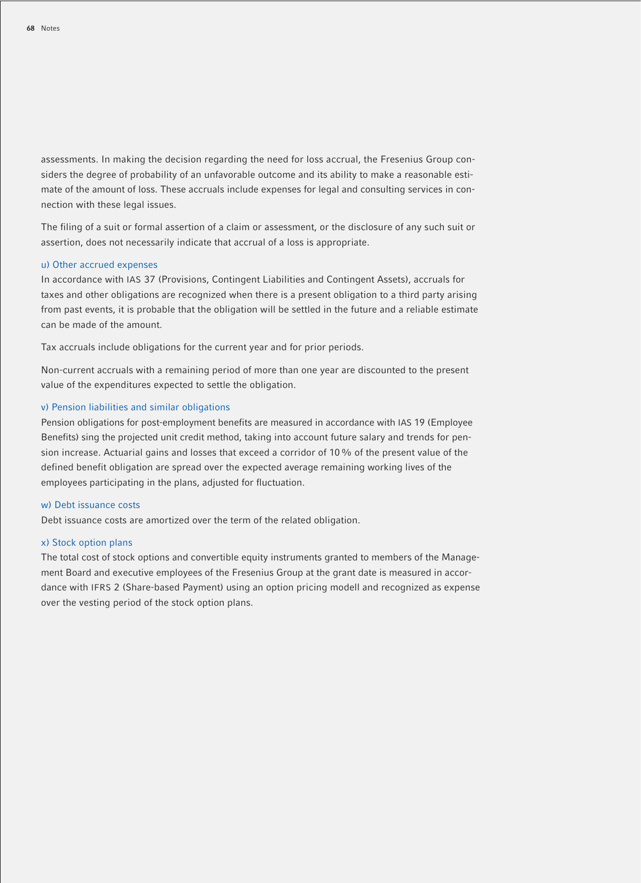assessments. In making the decision regarding the need for loss accrual, the Fresenius Group considers the degree of probability of an unfavorable outcome and its ability to make a reasonable estimate of the amount of loss. These accruals include expenses for legal and consulting services in connection with these legal issues.

The filing of a suit or formal assertion of a claim or assessment, or the disclosure of any such suit or assertion, does not necessarily indicate that accrual of a loss is appropriate.

### u) Other accrued expenses

In accordance with IAS 37 (Provisions, Contingent Liabilities and Contingent Assets), accruals for taxes and other obligations are recognized when there is a present obligation to a third party arising from past events, it is probable that the obligation will be settled in the future and a reliable estimate can be made of the amount.

Tax accruals include obligations for the current year and for prior periods.

Non-current accruals with a remaining period of more than one year are discounted to the present value of the expenditures expected to settle the obligation.

### v) Pension liabilities and similar obligations

Pension obligations for post-employment benefits are measured in accordance with IAS 19 (Employee Benefits) sing the projected unit credit method, taking into account future salary and trends for pension increase. Actuarial gains and losses that exceed a corridor of 10 % of the present value of the defined benefit obligation are spread over the expected average remaining working lives of the employees participating in the plans, adjusted for fluctuation.

### w) Debt issuance costs

Debt issuance costs are amortized over the term of the related obligation.

### x) Stock option plans

The total cost of stock options and convertible equity instruments granted to members of the Management Board and executive employees of the Fresenius Group at the grant date is measured in accordance with IFRS 2 (Share-based Payment) using an option pricing modell and recognized as expense over the vesting period of the stock option plans.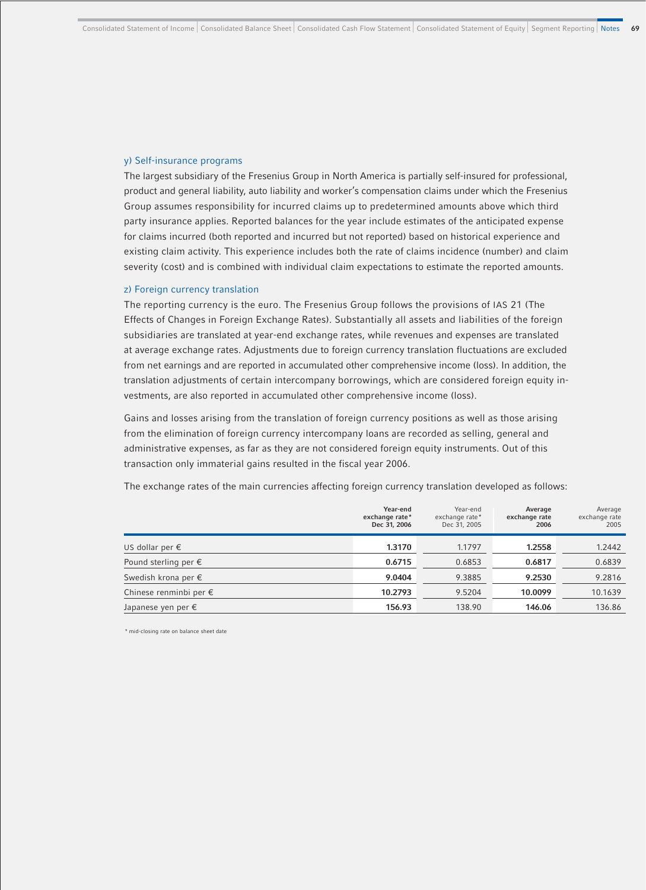### y) Self-insurance programs

The largest subsidiary of the Fresenius Group in North America is partially self-insured for professional, product and general liability, auto liability and worker's compensation claims under which the Fresenius Group assumes responsibility for incurred claims up to predetermined amounts above which third party insurance applies. Reported balances for the year include estimates of the anticipated expense for claims incurred (both reported and incurred but not reported) based on historical experience and existing claim activity. This experience includes both the rate of claims incidence (number) and claim severity (cost) and is combined with individual claim expectations to estimate the reported amounts.

### z) Foreign currency translation

The reporting currency is the euro. The Fresenius Group follows the provisions of IAS 21 (The Effects of Changes in Foreign Exchange Rates). Substantially all assets and liabilities of the foreign subsidiaries are translated at year-end exchange rates, while revenues and expenses are translated at average exchange rates. Adjustments due to foreign currency translation fluctuations are excluded from net earnings and are reported in accumulated other comprehensive income (loss). In addition, the translation adjustments of certain intercompany borrowings, which are considered foreign equity investments, are also reported in accumulated other comprehensive income (loss).

Gains and losses arising from the translation of foreign currency positions as well as those arising from the elimination of foreign currency intercompany loans are recorded as selling, general and administrative expenses, as far as they are not considered foreign equity instruments. Out of this transaction only immaterial gains resulted in the fiscal year 2006.

The exchange rates of the main currencies affecting foreign currency translation developed as follows:

| | **Year-end exchange rate* Dec 31, 2006** | Year-end exchange rate* Dec 31, 2005 | **Average exchange rate 2006** | Average exchange rate 2005 |
|---|---|---|---|---|
| US dollar per € | **1.3170** | 1.1797 | **1.2558** | 1.2442 |
| Pound sterling per € | **0.6715** | 0.6853 | **0.6817** | 0.6839 |
| Swedish krona per € | **9.0404** | 9.3885 | **9.2530** | 9.2816 |
| Chinese renminbi per € | **10.2793** | 9.5204 | **10.0099** | 10.1639 |
| Japanese yen per € | **156.93** | 138.90 | **146.06** | 136.86 |

* mid-closing rate on balance sheet date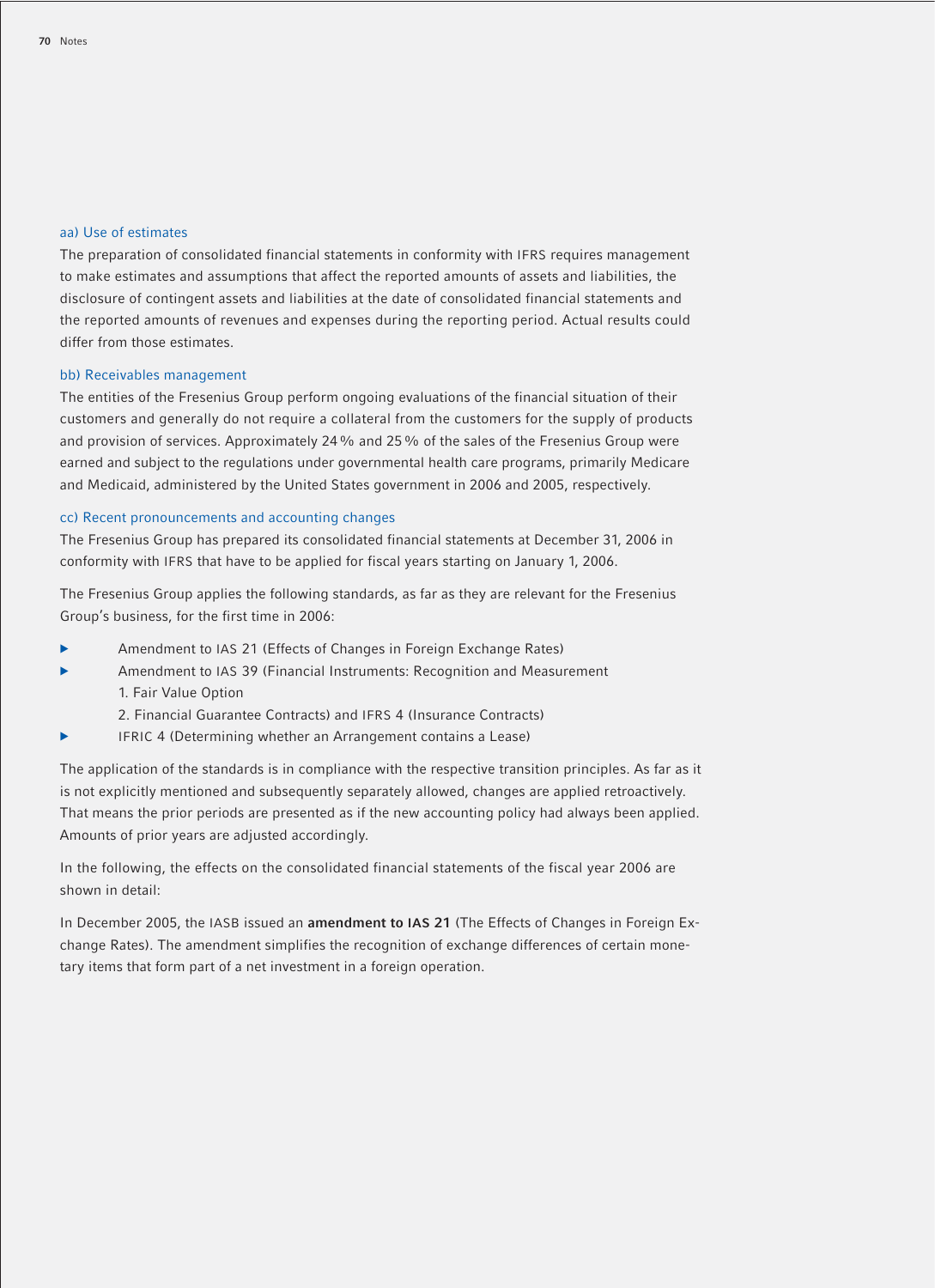#### aa) Use of estimates

The preparation of consolidated financial statements in conformity with IFRS requires management to make estimates and assumptions that affect the reported amounts of assets and liabilities, the disclosure of contingent assets and liabilities at the date of consolidated financial statements and the reported amounts of revenues and expenses during the reporting period. Actual results could differ from those estimates.

#### bb) Receivables management

The entities of the Fresenius Group perform ongoing evaluations of the financial situation of their customers and generally do not require a collateral from the customers for the supply of products and provision of services. Approximately 24 % and 25 % of the sales of the Fresenius Group were earned and subject to the regulations under governmental health care programs, primarily Medicare and Medicaid, administered by the United States government in 2006 and 2005, respectively.

#### cc) Recent pronouncements and accounting changes

The Fresenius Group has prepared its consolidated financial statements at December 31, 2006 in conformity with IFRS that have to be applied for fiscal years starting on January 1, 2006.

The Fresenius Group applies the following standards, as far as they are relevant for the Fresenius Group's business, for the first time in 2006:

- Amendment to IAS 21 (Effects of Changes in Foreign Exchange Rates)
- Amendment to IAS 39 (Financial Instruments: Recognition and Measurement
  1. Fair Value Option
  2. Financial Guarantee Contracts) and IFRS 4 (Insurance Contracts)
- IFRIC 4 (Determining whether an Arrangement contains a Lease)

The application of the standards is in compliance with the respective transition principles. As far as it is not explicitly mentioned and subsequently separately allowed, changes are applied retroactively. That means the prior periods are presented as if the new accounting policy had always been applied. Amounts of prior years are adjusted accordingly.

In the following, the effects on the consolidated financial statements of the fiscal year 2006 are shown in detail:

In December 2005, the IASB issued an **amendment to IAS 21** (The Effects of Changes in Foreign Exchange Rates). The amendment simplifies the recognition of exchange differences of certain monetary items that form part of a net investment in a foreign operation.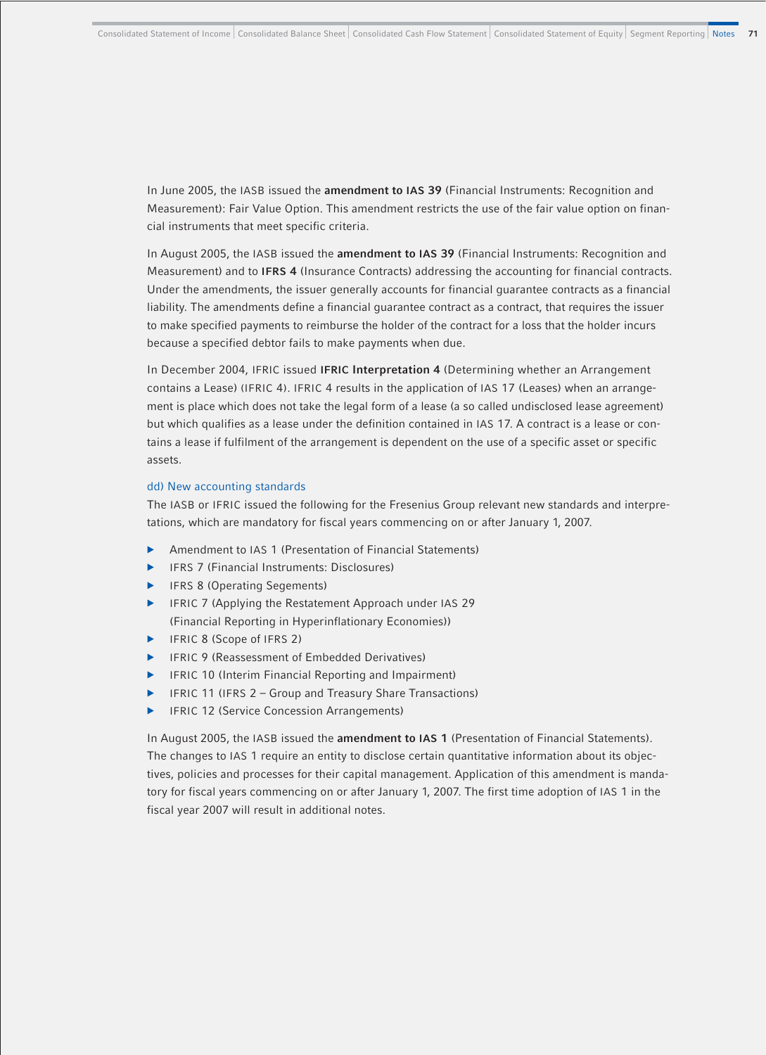In June 2005, the IASB issued the **amendment to IAS 39** (Financial Instruments: Recognition and Measurement): Fair Value Option. This amendment restricts the use of the fair value option on financial instruments that meet specific criteria.

In August 2005, the IASB issued the **amendment to IAS 39** (Financial Instruments: Recognition and Measurement) and to **IFRS 4** (Insurance Contracts) addressing the accounting for financial contracts. Under the amendments, the issuer generally accounts for financial guarantee contracts as a financial liability. The amendments define a financial guarantee contract as a contract, that requires the issuer to make specified payments to reimburse the holder of the contract for a loss that the holder incurs because a specified debtor fails to make payments when due.

In December 2004, IFRIC issued **IFRIC Interpretation 4** (Determining whether an Arrangement contains a Lease) (IFRIC 4). IFRIC 4 results in the application of IAS 17 (Leases) when an arrangement is place which does not take the legal form of a lease (a so called undisclosed lease agreement) but which qualifies as a lease under the definition contained in IAS 17. A contract is a lease or contains a lease if fulfilment of the arrangement is dependent on the use of a specific asset or specific assets.

### dd) New accounting standards

The IASB or IFRIC issued the following for the Fresenius Group relevant new standards and interpretations, which are mandatory for fiscal years commencing on or after January 1, 2007.

- Amendment to IAS 1 (Presentation of Financial Statements)
- IFRS 7 (Financial Instruments: Disclosures)
- IFRS 8 (Operating Segements)
- IFRIC 7 (Applying the Restatement Approach under IAS 29 (Financial Reporting in Hyperinflationary Economies))
- IFRIC 8 (Scope of IFRS 2)
- IFRIC 9 (Reassessment of Embedded Derivatives)
- IFRIC 10 (Interim Financial Reporting and Impairment)
- IFRIC 11 (IFRS 2 – Group and Treasury Share Transactions)
- IFRIC 12 (Service Concession Arrangements)

In August 2005, the IASB issued the **amendment to IAS 1** (Presentation of Financial Statements). The changes to IAS 1 require an entity to disclose certain quantitative information about its objectives, policies and processes for their capital management. Application of this amendment is mandatory for fiscal years commencing on or after January 1, 2007. The first time adoption of IAS 1 in the fiscal year 2007 will result in additional notes.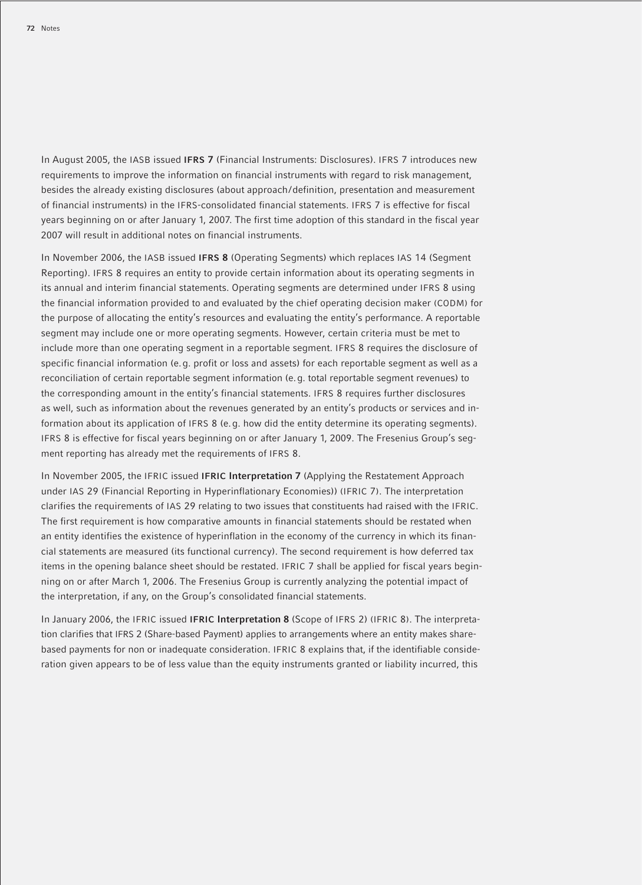In August 2005, the IASB issued **IFRS 7** (Financial Instruments: Disclosures). IFRS 7 introduces new requirements to improve the information on financial instruments with regard to risk management, besides the already existing disclosures (about approach/definition, presentation and measurement of financial instruments) in the IFRS-consolidated financial statements. IFRS 7 is effective for fiscal years beginning on or after January 1, 2007. The first time adoption of this standard in the fiscal year 2007 will result in additional notes on financial instruments.

In November 2006, the IASB issued **IFRS 8** (Operating Segments) which replaces IAS 14 (Segment Reporting). IFRS 8 requires an entity to provide certain information about its operating segments in its annual and interim financial statements. Operating segments are determined under IFRS 8 using the financial information provided to and evaluated by the chief operating decision maker (CODM) for the purpose of allocating the entity's resources and evaluating the entity's performance. A reportable segment may include one or more operating segments. However, certain criteria must be met to include more than one operating segment in a reportable segment. IFRS 8 requires the disclosure of specific financial information (e.g. profit or loss and assets) for each reportable segment as well as a reconciliation of certain reportable segment information (e.g. total reportable segment revenues) to the corresponding amount in the entity's financial statements. IFRS 8 requires further disclosures as well, such as information about the revenues generated by an entity's products or services and information about its application of IFRS 8 (e.g. how did the entity determine its operating segments). IFRS 8 is effective for fiscal years beginning on or after January 1, 2009. The Fresenius Group's segment reporting has already met the requirements of IFRS 8.

In November 2005, the IFRIC issued **IFRIC Interpretation 7** (Applying the Restatement Approach under IAS 29 (Financial Reporting in Hyperinflationary Economies)) (IFRIC 7). The interpretation clarifies the requirements of IAS 29 relating to two issues that constituents had raised with the IFRIC. The first requirement is how comparative amounts in financial statements should be restated when an entity identifies the existence of hyperinflation in the economy of the currency in which its financial statements are measured (its functional currency). The second requirement is how deferred tax items in the opening balance sheet should be restated. IFRIC 7 shall be applied for fiscal years beginning on or after March 1, 2006. The Fresenius Group is currently analyzing the potential impact of the interpretation, if any, on the Group's consolidated financial statements.

In January 2006, the IFRIC issued **IFRIC Interpretation 8** (Scope of IFRS 2) (IFRIC 8). The interpretation clarifies that IFRS 2 (Share-based Payment) applies to arrangements where an entity makes share-based payments for non or inadequate consideration. IFRIC 8 explains that, if the identifiable consideration given appears to be of less value than the equity instruments granted or liability incurred, this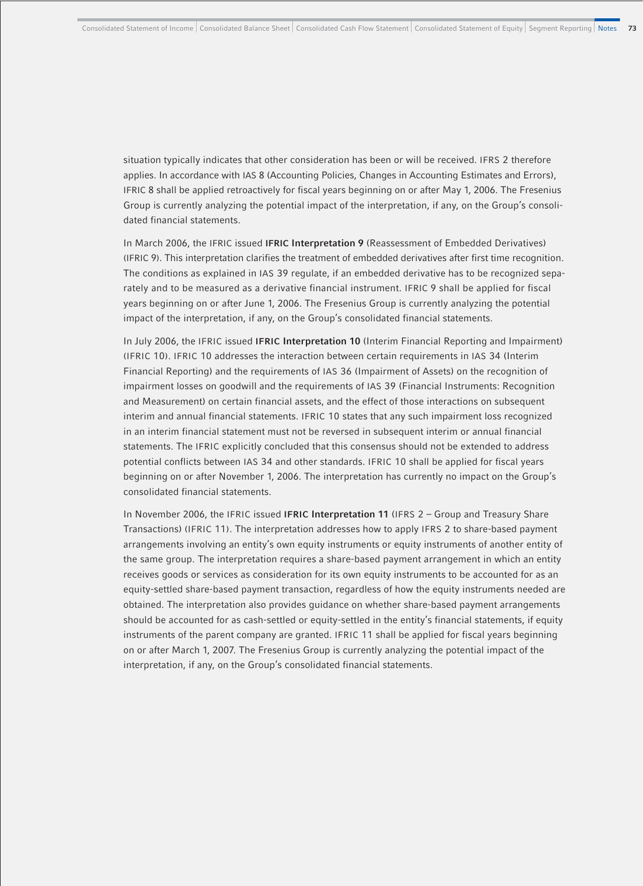situation typically indicates that other consideration has been or will be received. IFRS 2 therefore applies. In accordance with IAS 8 (Accounting Policies, Changes in Accounting Estimates and Errors), IFRIC 8 shall be applied retroactively for fiscal years beginning on or after May 1, 2006. The Fresenius Group is currently analyzing the potential impact of the interpretation, if any, on the Group's consolidated financial statements.

In March 2006, the IFRIC issued **IFRIC Interpretation 9** (Reassessment of Embedded Derivatives) (IFRIC 9). This interpretation clarifies the treatment of embedded derivatives after first time recognition. The conditions as explained in IAS 39 regulate, if an embedded derivative has to be recognized separately and to be measured as a derivative financial instrument. IFRIC 9 shall be applied for fiscal years beginning on or after June 1, 2006. The Fresenius Group is currently analyzing the potential impact of the interpretation, if any, on the Group's consolidated financial statements.

In July 2006, the IFRIC issued **IFRIC Interpretation 10** (Interim Financial Reporting and Impairment) (IFRIC 10). IFRIC 10 addresses the interaction between certain requirements in IAS 34 (Interim Financial Reporting) and the requirements of IAS 36 (Impairment of Assets) on the recognition of impairment losses on goodwill and the requirements of IAS 39 (Financial Instruments: Recognition and Measurement) on certain financial assets, and the effect of those interactions on subsequent interim and annual financial statements. IFRIC 10 states that any such impairment loss recognized in an interim financial statement must not be reversed in subsequent interim or annual financial statements. The IFRIC explicitly concluded that this consensus should not be extended to address potential conflicts between IAS 34 and other standards. IFRIC 10 shall be applied for fiscal years beginning on or after November 1, 2006. The interpretation has currently no impact on the Group's consolidated financial statements.

In November 2006, the IFRIC issued **IFRIC Interpretation 11** (IFRS 2 – Group and Treasury Share Transactions) (IFRIC 11). The interpretation addresses how to apply IFRS 2 to share-based payment arrangements involving an entity's own equity instruments or equity instruments of another entity of the same group. The interpretation requires a share-based payment arrangement in which an entity receives goods or services as consideration for its own equity instruments to be accounted for as an equity-settled share-based payment transaction, regardless of how the equity instruments needed are obtained. The interpretation also provides guidance on whether share-based payment arrangements should be accounted for as cash-settled or equity-settled in the entity's financial statements, if equity instruments of the parent company are granted. IFRIC 11 shall be applied for fiscal years beginning on or after March 1, 2007. The Fresenius Group is currently analyzing the potential impact of the interpretation, if any, on the Group's consolidated financial statements.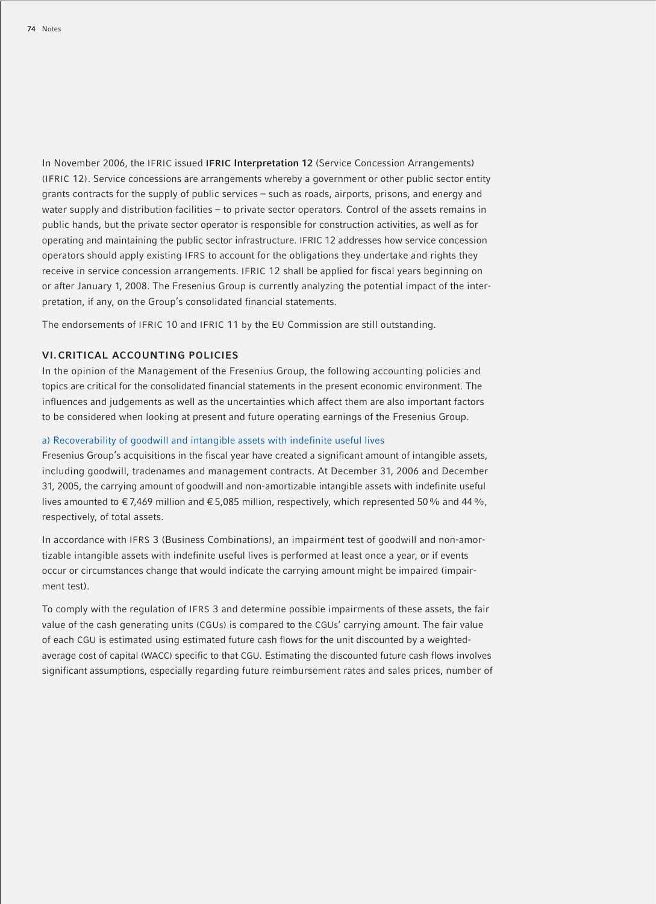In November 2006, the IFRIC issued **IFRIC Interpretation 12** (Service Concession Arrangements) (IFRIC 12). Service concessions are arrangements whereby a government or other public sector entity grants contracts for the supply of public services – such as roads, airports, prisons, and energy and water supply and distribution facilities – to private sector operators. Control of the assets remains in public hands, but the private sector operator is responsible for construction activities, as well as for operating and maintaining the public sector infrastructure. IFRIC 12 addresses how service concession operators should apply existing IFRS to account for the obligations they undertake and rights they receive in service concession arrangements. IFRIC 12 shall be applied for fiscal years beginning on or after January 1, 2008. The Fresenius Group is currently analyzing the potential impact of the interpretation, if any, on the Group's consolidated financial statements.

The endorsements of IFRIC 10 and IFRIC 11 by the EU Commission are still outstanding.

## VI. CRITICAL ACCOUNTING POLICIES

In the opinion of the Management of the Fresenius Group, the following accounting policies and topics are critical for the consolidated financial statements in the present economic environment. The influences and judgements as well as the uncertainties which affect them are also important factors to be considered when looking at present and future operating earnings of the Fresenius Group.

### a) Recoverability of goodwill and intangible assets with indefinite useful lives

Fresenius Group's acquisitions in the fiscal year have created a significant amount of intangible assets, including goodwill, tradenames and management contracts. At December 31, 2006 and December 31, 2005, the carrying amount of goodwill and non-amortizable intangible assets with indefinite useful lives amounted to € 7,469 million and € 5,085 million, respectively, which represented 50 % and 44 %, respectively, of total assets.

In accordance with IFRS 3 (Business Combinations), an impairment test of goodwill and non-amortizable intangible assets with indefinite useful lives is performed at least once a year, or if events occur or circumstances change that would indicate the carrying amount might be impaired (impairment test).

To comply with the regulation of IFRS 3 and determine possible impairments of these assets, the fair value of the cash generating units (CGUs) is compared to the CGUs' carrying amount. The fair value of each CGU is estimated using estimated future cash flows for the unit discounted by a weighted-average cost of capital (WACC) specific to that CGU. Estimating the discounted future cash flows involves significant assumptions, especially regarding future reimbursement rates and sales prices, number of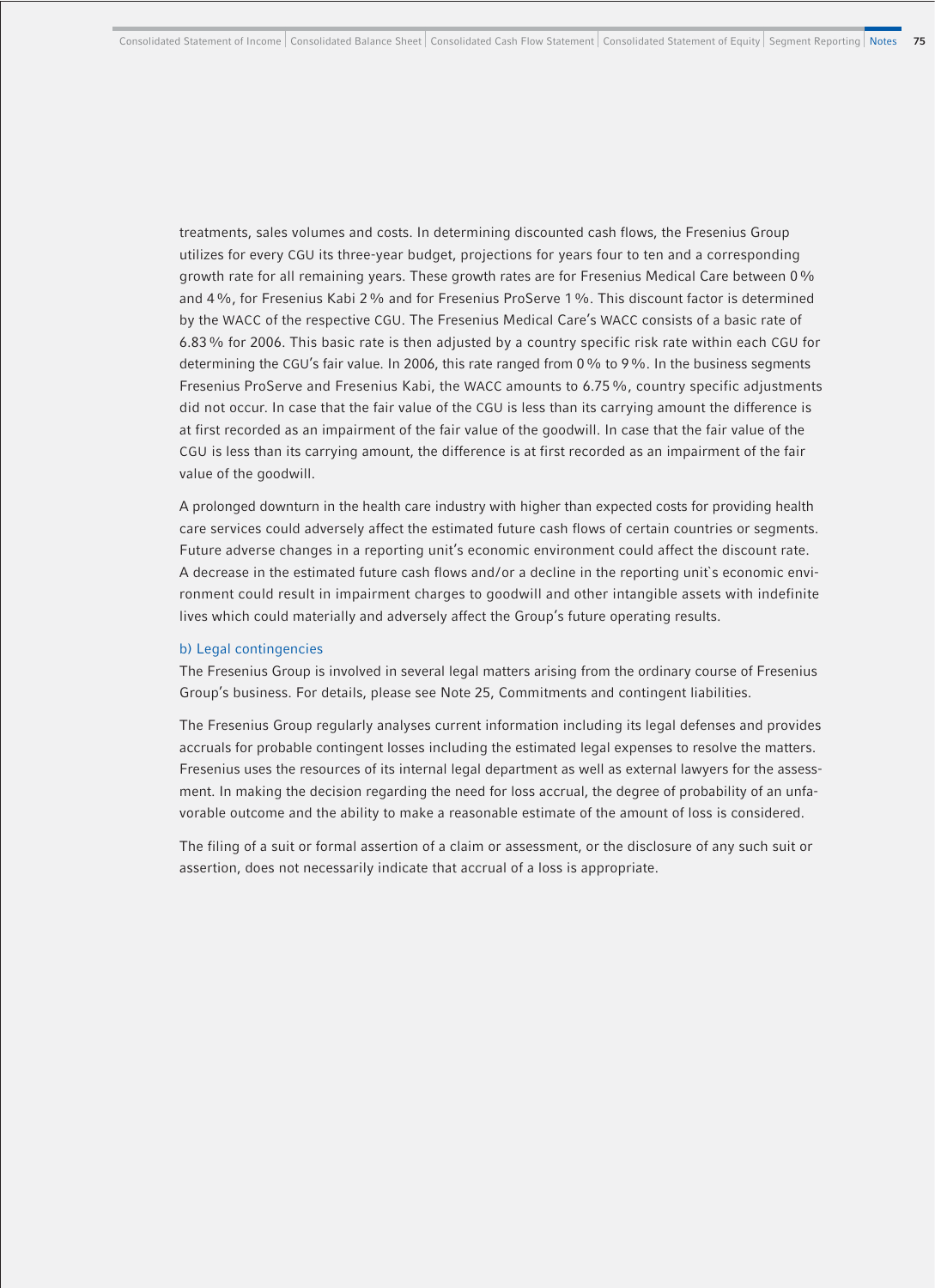treatments, sales volumes and costs. In determining discounted cash flows, the Fresenius Group utilizes for every CGU its three-year budget, projections for years four to ten and a corresponding growth rate for all remaining years. These growth rates are for Fresenius Medical Care between 0% and 4%, for Fresenius Kabi 2% and for Fresenius ProServe 1%. This discount factor is determined by the WACC of the respective CGU. The Fresenius Medical Care's WACC consists of a basic rate of 6.83% for 2006. This basic rate is then adjusted by a country specific risk rate within each CGU for determining the CGU's fair value. In 2006, this rate ranged from 0% to 9%. In the business segments Fresenius ProServe and Fresenius Kabi, the WACC amounts to 6.75%, country specific adjustments did not occur. In case that the fair value of the CGU is less than its carrying amount the difference is at first recorded as an impairment of the fair value of the goodwill. In case that the fair value of the CGU is less than its carrying amount, the difference is at first recorded as an impairment of the fair value of the goodwill.

A prolonged downturn in the health care industry with higher than expected costs for providing health care services could adversely affect the estimated future cash flows of certain countries or segments. Future adverse changes in a reporting unit's economic environment could affect the discount rate. A decrease in the estimated future cash flows and/or a decline in the reporting unit`s economic environment could result in impairment charges to goodwill and other intangible assets with indefinite lives which could materially and adversely affect the Group's future operating results.

### b) Legal contingencies

The Fresenius Group is involved in several legal matters arising from the ordinary course of Fresenius Group's business. For details, please see Note 25, Commitments and contingent liabilities.

The Fresenius Group regularly analyses current information including its legal defenses and provides accruals for probable contingent losses including the estimated legal expenses to resolve the matters. Fresenius uses the resources of its internal legal department as well as external lawyers for the assessment. In making the decision regarding the need for loss accrual, the degree of probability of an unfavorable outcome and the ability to make a reasonable estimate of the amount of loss is considered.

The filing of a suit or formal assertion of a claim or assessment, or the disclosure of any such suit or assertion, does not necessarily indicate that accrual of a loss is appropriate.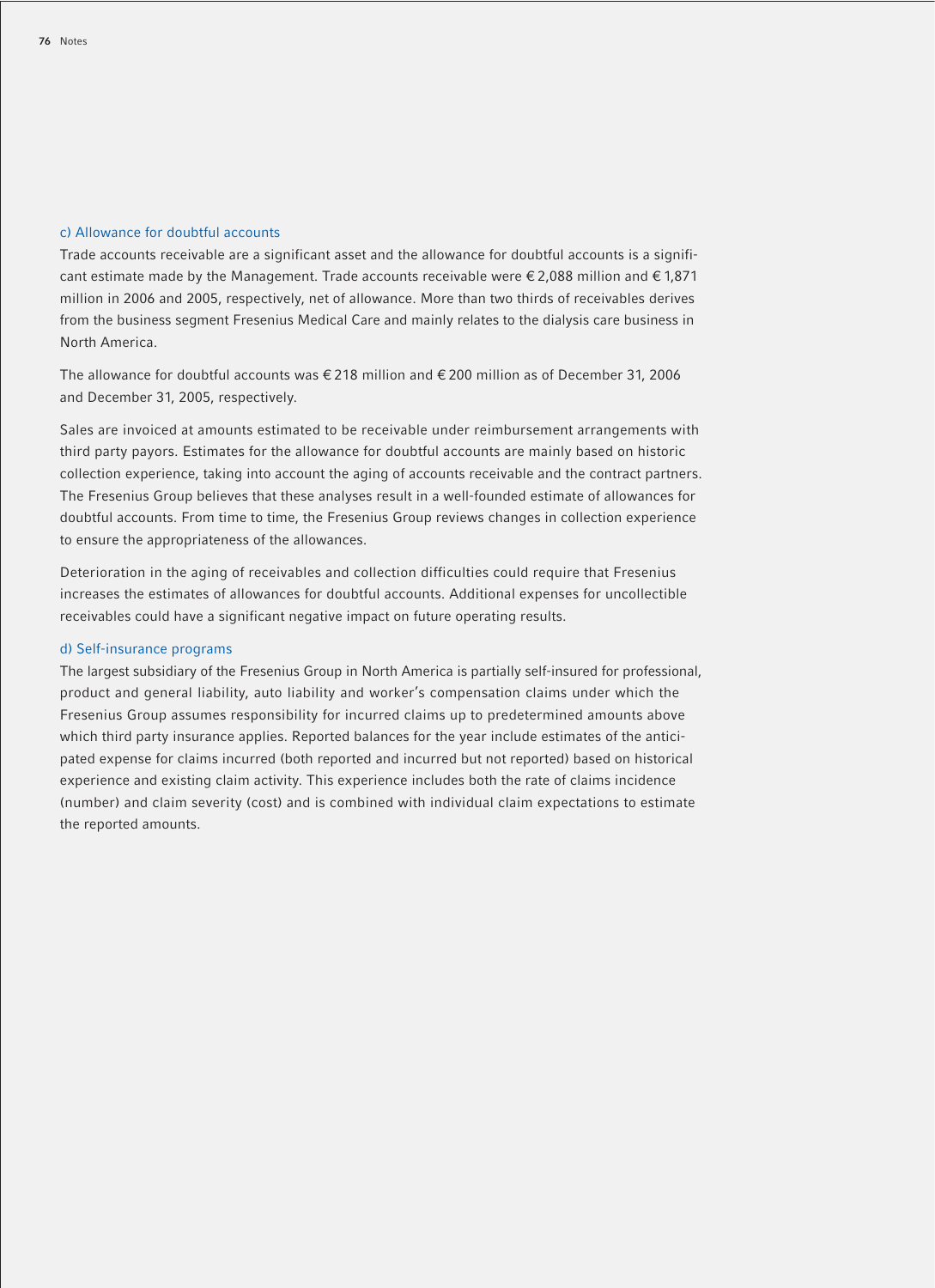### c) Allowance for doubtful accounts

Trade accounts receivable are a significant asset and the allowance for doubtful accounts is a significant estimate made by the Management. Trade accounts receivable were € 2,088 million and € 1,871 million in 2006 and 2005, respectively, net of allowance. More than two thirds of receivables derives from the business segment Fresenius Medical Care and mainly relates to the dialysis care business in North America.

The allowance for doubtful accounts was € 218 million and € 200 million as of December 31, 2006 and December 31, 2005, respectively.

Sales are invoiced at amounts estimated to be receivable under reimbursement arrangements with third party payors. Estimates for the allowance for doubtful accounts are mainly based on historic collection experience, taking into account the aging of accounts receivable and the contract partners. The Fresenius Group believes that these analyses result in a well-founded estimate of allowances for doubtful accounts. From time to time, the Fresenius Group reviews changes in collection experience to ensure the appropriateness of the allowances.

Deterioration in the aging of receivables and collection difficulties could require that Fresenius increases the estimates of allowances for doubtful accounts. Additional expenses for uncollectible receivables could have a significant negative impact on future operating results.

### d) Self-insurance programs

The largest subsidiary of the Fresenius Group in North America is partially self-insured for professional, product and general liability, auto liability and worker's compensation claims under which the Fresenius Group assumes responsibility for incurred claims up to predetermined amounts above which third party insurance applies. Reported balances for the year include estimates of the anticipated expense for claims incurred (both reported and incurred but not reported) based on historical experience and existing claim activity. This experience includes both the rate of claims incidence (number) and claim severity (cost) and is combined with individual claim expectations to estimate the reported amounts.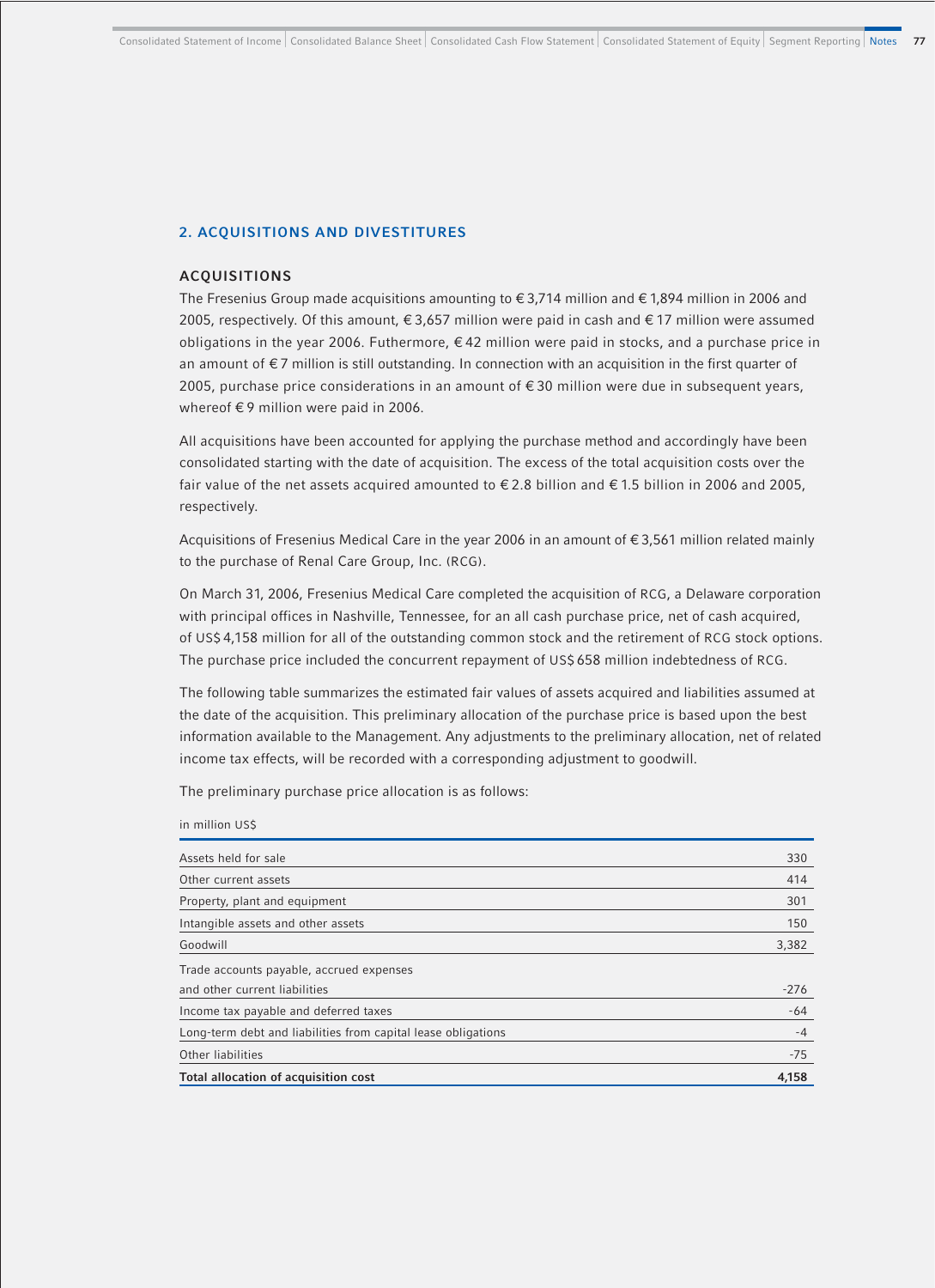## 2. ACQUISITIONS AND DIVESTITURES

### ACQUISITIONS

The Fresenius Group made acquisitions amounting to € 3,714 million and € 1,894 million in 2006 and 2005, respectively. Of this amount, € 3,657 million were paid in cash and € 17 million were assumed obligations in the year 2006. Futhermore, € 42 million were paid in stocks, and a purchase price in an amount of € 7 million is still outstanding. In connection with an acquisition in the first quarter of 2005, purchase price considerations in an amount of € 30 million were due in subsequent years, whereof € 9 million were paid in 2006.

All acquisitions have been accounted for applying the purchase method and accordingly have been consolidated starting with the date of acquisition. The excess of the total acquisition costs over the fair value of the net assets acquired amounted to € 2.8 billion and € 1.5 billion in 2006 and 2005, respectively.

Acquisitions of Fresenius Medical Care in the year 2006 in an amount of € 3,561 million related mainly to the purchase of Renal Care Group, Inc. (RCG).

On March 31, 2006, Fresenius Medical Care completed the acquisition of RCG, a Delaware corporation with principal offices in Nashville, Tennessee, for an all cash purchase price, net of cash acquired, of US$ 4,158 million for all of the outstanding common stock and the retirement of RCG stock options. The purchase price included the concurrent repayment of US$ 658 million indebtedness of RCG.

The following table summarizes the estimated fair values of assets acquired and liabilities assumed at the date of the acquisition. This preliminary allocation of the purchase price is based upon the best information available to the Management. Any adjustments to the preliminary allocation, net of related income tax effects, will be recorded with a corresponding adjustment to goodwill.

The preliminary purchase price allocation is as follows:

in million US$

| | |
|---|---|
| Assets held for sale | 330 |
| Other current assets | 414 |
| Property, plant and equipment | 301 |
| Intangible assets and other assets | 150 |
| Goodwill | 3,382 |
| Trade accounts payable, accrued expenses and other current liabilities | -276 |
| Income tax payable and deferred taxes | -64 |
| Long-term debt and liabilities from capital lease obligations | -4 |
| Other liabilities | -75 |
| **Total allocation of acquisition cost** | **4,158** |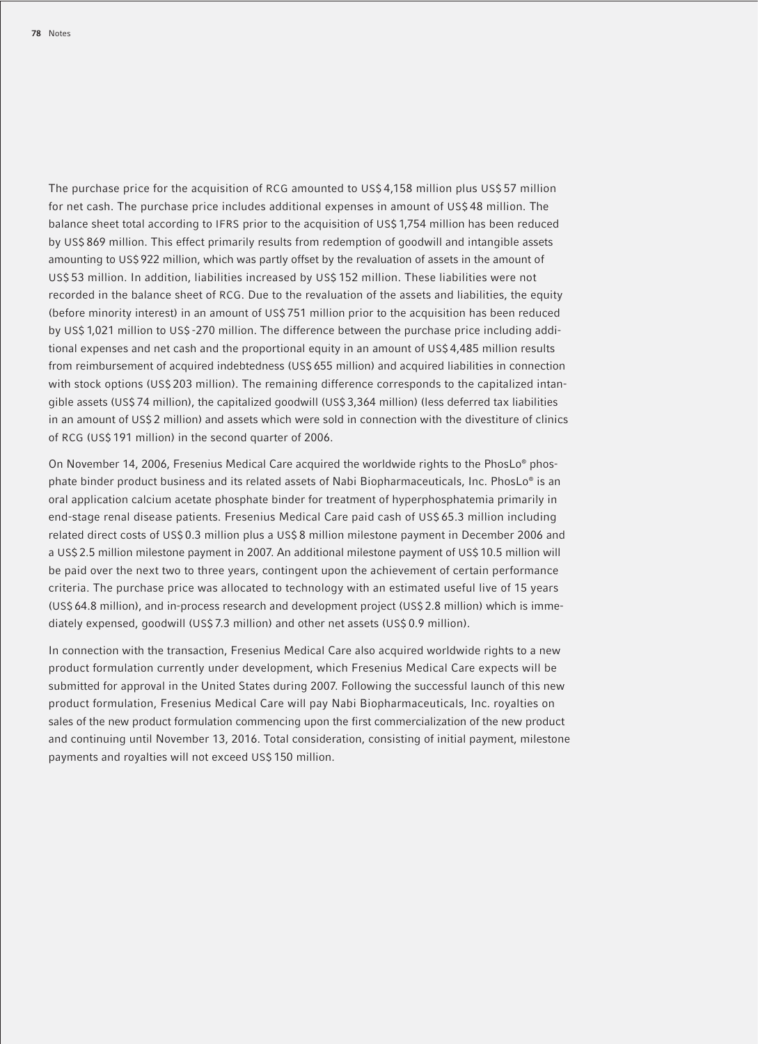The purchase price for the acquisition of RCG amounted to US$ 4,158 million plus US$ 57 million for net cash. The purchase price includes additional expenses in amount of US$ 48 million. The balance sheet total according to IFRS prior to the acquisition of US$ 1,754 million has been reduced by US$ 869 million. This effect primarily results from redemption of goodwill and intangible assets amounting to US$ 922 million, which was partly offset by the revaluation of assets in the amount of US$ 53 million. In addition, liabilities increased by US$ 152 million. These liabilities were not recorded in the balance sheet of RCG. Due to the revaluation of the assets and liabilities, the equity (before minority interest) in an amount of US$ 751 million prior to the acquisition has been reduced by US$ 1,021 million to US$ -270 million. The difference between the purchase price including additional expenses and net cash and the proportional equity in an amount of US$ 4,485 million results from reimbursement of acquired indebtedness (US$ 655 million) and acquired liabilities in connection with stock options (US$ 203 million). The remaining difference corresponds to the capitalized intangible assets (US$ 74 million), the capitalized goodwill (US$ 3,364 million) (less deferred tax liabilities in an amount of US$ 2 million) and assets which were sold in connection with the divestiture of clinics of RCG (US$ 191 million) in the second quarter of 2006.

On November 14, 2006, Fresenius Medical Care acquired the worldwide rights to the PhosLo® phosphate binder product business and its related assets of Nabi Biopharmaceuticals, Inc. PhosLo® is an oral application calcium acetate phosphate binder for treatment of hyperphosphatemia primarily in end-stage renal disease patients. Fresenius Medical Care paid cash of US$ 65.3 million including related direct costs of US$ 0.3 million plus a US$ 8 million milestone payment in December 2006 and a US$ 2.5 million milestone payment in 2007. An additional milestone payment of US$ 10.5 million will be paid over the next two to three years, contingent upon the achievement of certain performance criteria. The purchase price was allocated to technology with an estimated useful live of 15 years (US$ 64.8 million), and in-process research and development project (US$ 2.8 million) which is immediately expensed, goodwill (US$ 7.3 million) and other net assets (US$ 0.9 million).

In connection with the transaction, Fresenius Medical Care also acquired worldwide rights to a new product formulation currently under development, which Fresenius Medical Care expects will be submitted for approval in the United States during 2007. Following the successful launch of this new product formulation, Fresenius Medical Care will pay Nabi Biopharmaceuticals, Inc. royalties on sales of the new product formulation commencing upon the first commercialization of the new product and continuing until November 13, 2016. Total consideration, consisting of initial payment, milestone payments and royalties will not exceed US$ 150 million.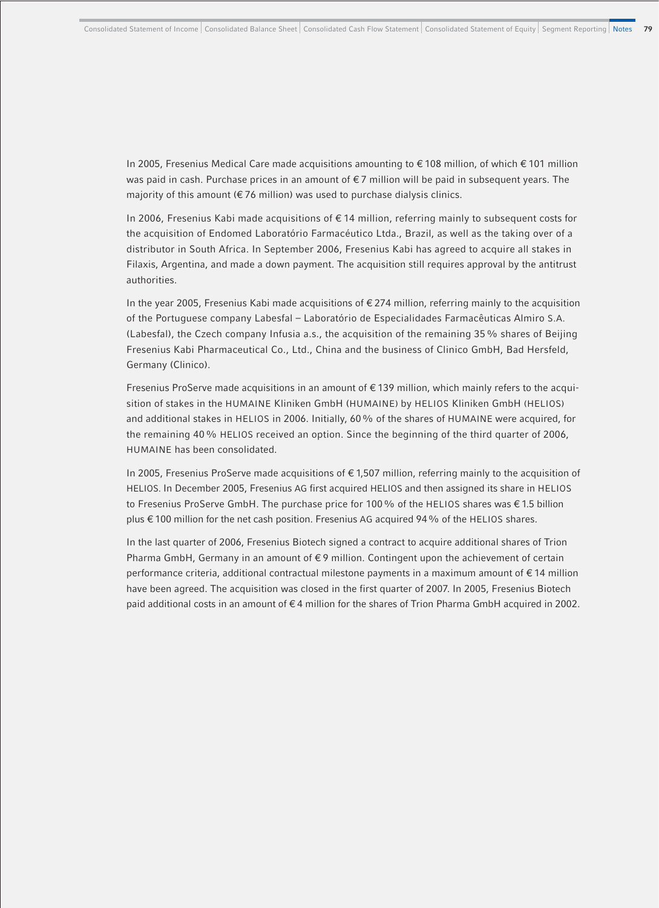In 2005, Fresenius Medical Care made acquisitions amounting to € 108 million, of which € 101 million was paid in cash. Purchase prices in an amount of € 7 million will be paid in subsequent years. The majority of this amount (€ 76 million) was used to purchase dialysis clinics.

In 2006, Fresenius Kabi made acquisitions of € 14 million, referring mainly to subsequent costs for the acquisition of Endomed Laboratório Farmacéutico Ltda., Brazil, as well as the taking over of a distributor in South Africa. In September 2006, Fresenius Kabi has agreed to acquire all stakes in Filaxis, Argentina, and made a down payment. The acquisition still requires approval by the antitrust authorities.

In the year 2005, Fresenius Kabi made acquisitions of € 274 million, referring mainly to the acquisition of the Portuguese company Labesfal – Laboratório de Especialidades Farmacêuticas Almiro S.A. (Labesfal), the Czech company Infusia a.s., the acquisition of the remaining 35 % shares of Beijing Fresenius Kabi Pharmaceutical Co., Ltd., China and the business of Clinico GmbH, Bad Hersfeld, Germany (Clinico).

Fresenius ProServe made acquisitions in an amount of € 139 million, which mainly refers to the acquisition of stakes in the HUMAINE Kliniken GmbH (HUMAINE) by HELIOS Kliniken GmbH (HELIOS) and additional stakes in HELIOS in 2006. Initially, 60 % of the shares of HUMAINE were acquired, for the remaining 40 % HELIOS received an option. Since the beginning of the third quarter of 2006, HUMAINE has been consolidated.

In 2005, Fresenius ProServe made acquisitions of € 1,507 million, referring mainly to the acquisition of HELIOS. In December 2005, Fresenius AG first acquired HELIOS and then assigned its share in HELIOS to Fresenius ProServe GmbH. The purchase price for 100 % of the HELIOS shares was € 1.5 billion plus € 100 million for the net cash position. Fresenius AG acquired 94 % of the HELIOS shares.

In the last quarter of 2006, Fresenius Biotech signed a contract to acquire additional shares of Trion Pharma GmbH, Germany in an amount of € 9 million. Contingent upon the achievement of certain performance criteria, additional contractual milestone payments in a maximum amount of € 14 million have been agreed. The acquisition was closed in the first quarter of 2007. In 2005, Fresenius Biotech paid additional costs in an amount of € 4 million for the shares of Trion Pharma GmbH acquired in 2002.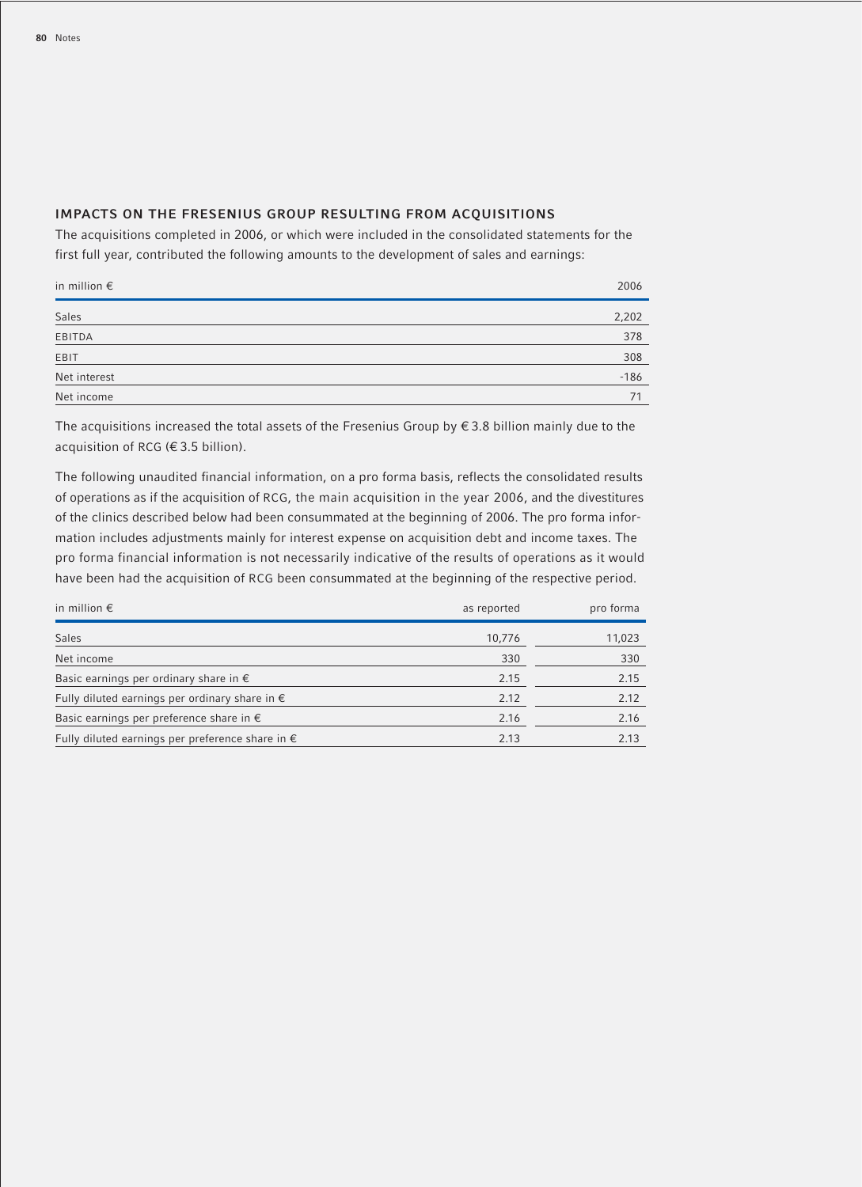## IMPACTS ON THE FRESENIUS GROUP RESULTING FROM ACQUISITIONS

The acquisitions completed in 2006, or which were included in the consolidated statements for the first full year, contributed the following amounts to the development of sales and earnings:

| in million € | 2006 |
|---|---|
| Sales | 2,202 |
| EBITDA | 378 |
| EBIT | 308 |
| Net interest | -186 |
| Net income | 71 |

The acquisitions increased the total assets of the Fresenius Group by € 3.8 billion mainly due to the acquisition of RCG (€ 3.5 billion).

The following unaudited financial information, on a pro forma basis, reflects the consolidated results of operations as if the acquisition of RCG, the main acquisition in the year 2006, and the divestitures of the clinics described below had been consummated at the beginning of 2006. The pro forma information includes adjustments mainly for interest expense on acquisition debt and income taxes. The pro forma financial information is not necessarily indicative of the results of operations as it would have been had the acquisition of RCG been consummated at the beginning of the respective period.

| in million € | as reported | pro forma |
|---|---|---|
| Sales | 10,776 | 11,023 |
| Net income | 330 | 330 |
| Basic earnings per ordinary share in € | 2.15 | 2.15 |
| Fully diluted earnings per ordinary share in € | 2.12 | 2.12 |
| Basic earnings per preference share in € | 2.16 | 2.16 |
| Fully diluted earnings per preference share in € | 2.13 | 2.13 |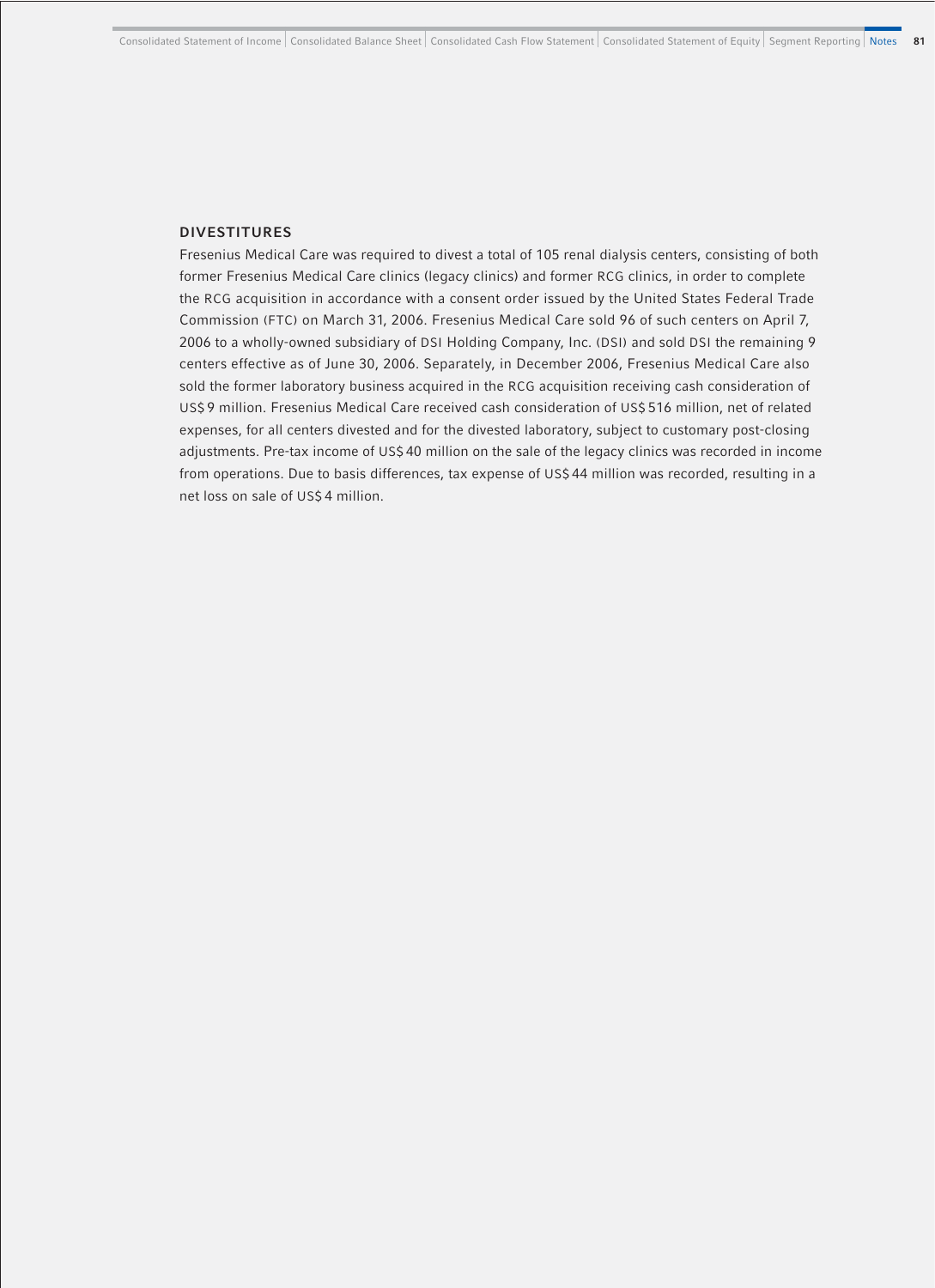## DIVESTITURES

Fresenius Medical Care was required to divest a total of 105 renal dialysis centers, consisting of both former Fresenius Medical Care clinics (legacy clinics) and former RCG clinics, in order to complete the RCG acquisition in accordance with a consent order issued by the United States Federal Trade Commission (FTC) on March 31, 2006. Fresenius Medical Care sold 96 of such centers on April 7, 2006 to a wholly-owned subsidiary of DSI Holding Company, Inc. (DSI) and sold DSI the remaining 9 centers effective as of June 30, 2006. Separately, in December 2006, Fresenius Medical Care also sold the former laboratory business acquired in the RCG acquisition receiving cash consideration of US$ 9 million. Fresenius Medical Care received cash consideration of US$ 516 million, net of related expenses, for all centers divested and for the divested laboratory, subject to customary post-closing adjustments. Pre-tax income of US$ 40 million on the sale of the legacy clinics was recorded in income from operations. Due to basis differences, tax expense of US$ 44 million was recorded, resulting in a net loss on sale of US$ 4 million.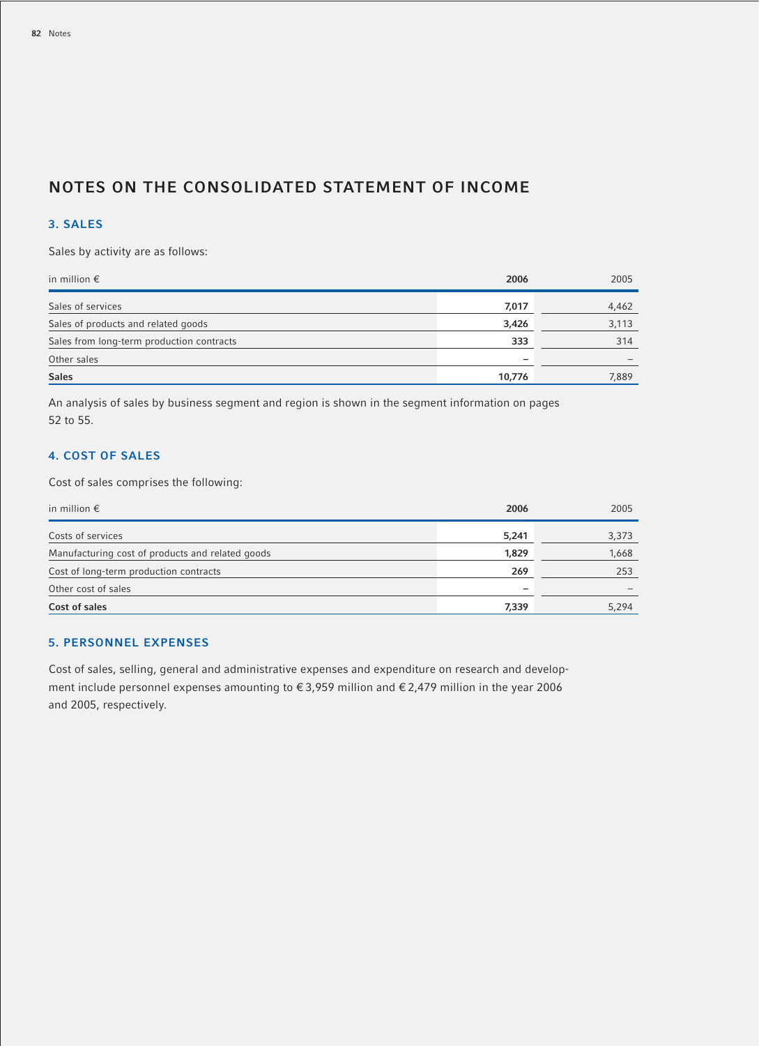# NOTES ON THE CONSOLIDATED STATEMENT OF INCOME

## 3. SALES

Sales by activity are as follows:

| in million € | 2006 | 2005 |
|---|---|---|
| Sales of services | **7,017** | 4,462 |
| Sales of products and related goods | **3,426** | 3,113 |
| Sales from long-term production contracts | **333** | 314 |
| Other sales | **–** | – |
| **Sales** | **10,776** | 7,889 |

An analysis of sales by business segment and region is shown in the segment information on pages 52 to 55.

## 4. COST OF SALES

Cost of sales comprises the following:

| in million € | 2006 | 2005 |
|---|---|---|
| Costs of services | **5,241** | 3,373 |
| Manufacturing cost of products and related goods | **1,829** | 1,668 |
| Cost of long-term production contracts | **269** | 253 |
| Other cost of sales | **–** | – |
| **Cost of sales** | **7,339** | 5,294 |

## 5. PERSONNEL EXPENSES

Cost of sales, selling, general and administrative expenses and expenditure on research and development include personnel expenses amounting to € 3,959 million and € 2,479 million in the year 2006 and 2005, respectively.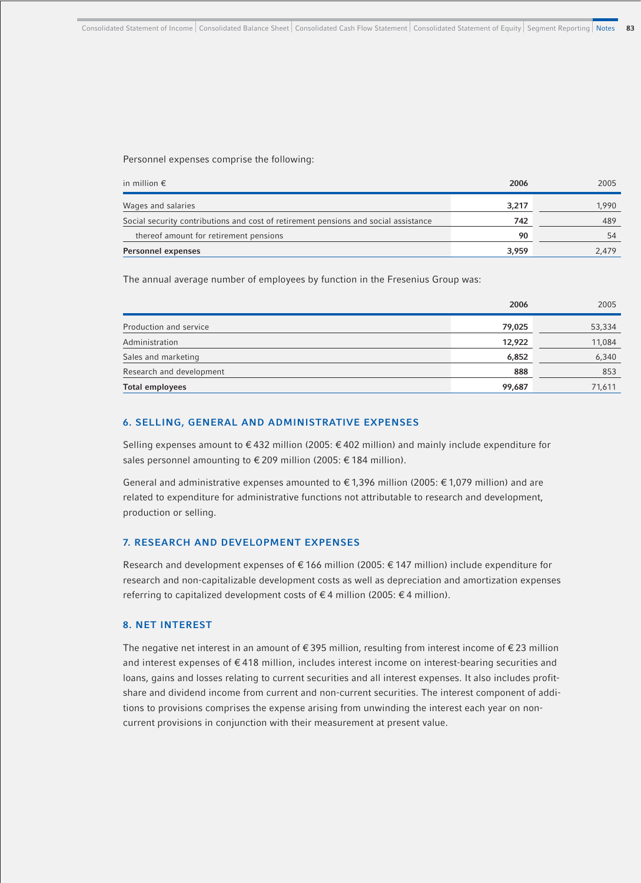Personnel expenses comprise the following:

| in million € | 2006 | 2005 |
|---|---|---|
| Wages and salaries | 3,217 | 1,990 |
| Social security contributions and cost of retirement pensions and social assistance | 742 | 489 |
| thereof amount for retirement pensions | 90 | 54 |
| **Personnel expenses** | **3,959** | **2,479** |

The annual average number of employees by function in the Fresenius Group was:

| | 2006 | 2005 |
|---|---|---|
| Production and service | 79,025 | 53,334 |
| Administration | 12,922 | 11,084 |
| Sales and marketing | 6,852 | 6,340 |
| Research and development | 888 | 853 |
| **Total employees** | **99,687** | **71,611** |

## 6. SELLING, GENERAL AND ADMINISTRATIVE EXPENSES

Selling expenses amount to € 432 million (2005: € 402 million) and mainly include expenditure for sales personnel amounting to € 209 million (2005: € 184 million).

General and administrative expenses amounted to € 1,396 million (2005: € 1,079 million) and are related to expenditure for administrative functions not attributable to research and development, production or selling.

## 7. RESEARCH AND DEVELOPMENT EXPENSES

Research and development expenses of € 166 million (2005: € 147 million) include expenditure for research and non-capitalizable development costs as well as depreciation and amortization expenses referring to capitalized development costs of € 4 million (2005: € 4 million).

## 8. NET INTEREST

The negative net interest in an amount of € 395 million, resulting from interest income of € 23 million and interest expenses of € 418 million, includes interest income on interest-bearing securities and loans, gains and losses relating to current securities and all interest expenses. It also includes profit-share and dividend income from current and non-current securities. The interest component of additions to provisions comprises the expense arising from unwinding the interest each year on non-current provisions in conjunction with their measurement at present value.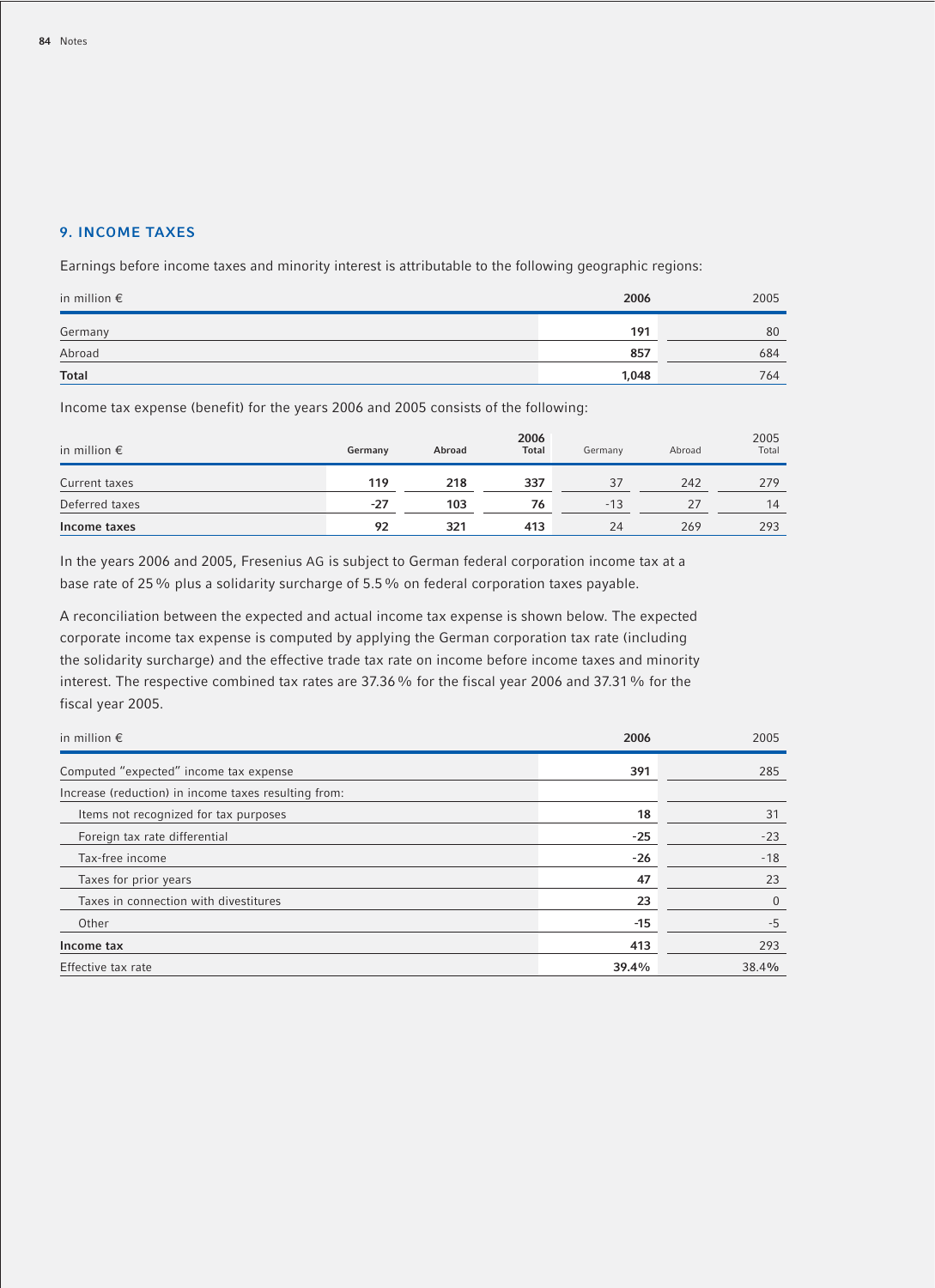## 9. INCOME TAXES

Earnings before income taxes and minority interest is attributable to the following geographic regions:

| in million € | 2006 | 2005 |
|---|---|---|
| Germany | 191 | 80 |
| Abroad | 857 | 684 |
| **Total** | **1,048** | 764 |

Income tax expense (benefit) for the years 2006 and 2005 consists of the following:

| in million € | Germany | Abroad | 2006 Total | Germany | Abroad | 2005 Total |
|---|---|---|---|---|---|---|
| Current taxes | 119 | 218 | 337 | 37 | 242 | 279 |
| Deferred taxes | -27 | 103 | 76 | -13 | 27 | 14 |
| **Income taxes** | **92** | **321** | **413** | 24 | 269 | 293 |

In the years 2006 and 2005, Fresenius AG is subject to German federal corporation income tax at a base rate of 25 % plus a solidarity surcharge of 5.5 % on federal corporation taxes payable.

A reconciliation between the expected and actual income tax expense is shown below. The expected corporate income tax expense is computed by applying the German corporation tax rate (including the solidarity surcharge) and the effective trade tax rate on income before income taxes and minority interest. The respective combined tax rates are 37.36 % for the fiscal year 2006 and 37.31 % for the fiscal year 2005.

| in million € | 2006 | 2005 |
|---|---|---|
| Computed "expected" income tax expense | 391 | 285 |
| Increase (reduction) in income taxes resulting from: | | |
| Items not recognized for tax purposes | 18 | 31 |
| Foreign tax rate differential | -25 | -23 |
| Tax-free income | -26 | -18 |
| Taxes for prior years | 47 | 23 |
| Taxes in connection with divestitures | 23 | 0 |
| Other | -15 | -5 |
| **Income tax** | **413** | 293 |
| Effective tax rate | 39.4% | 38.4% |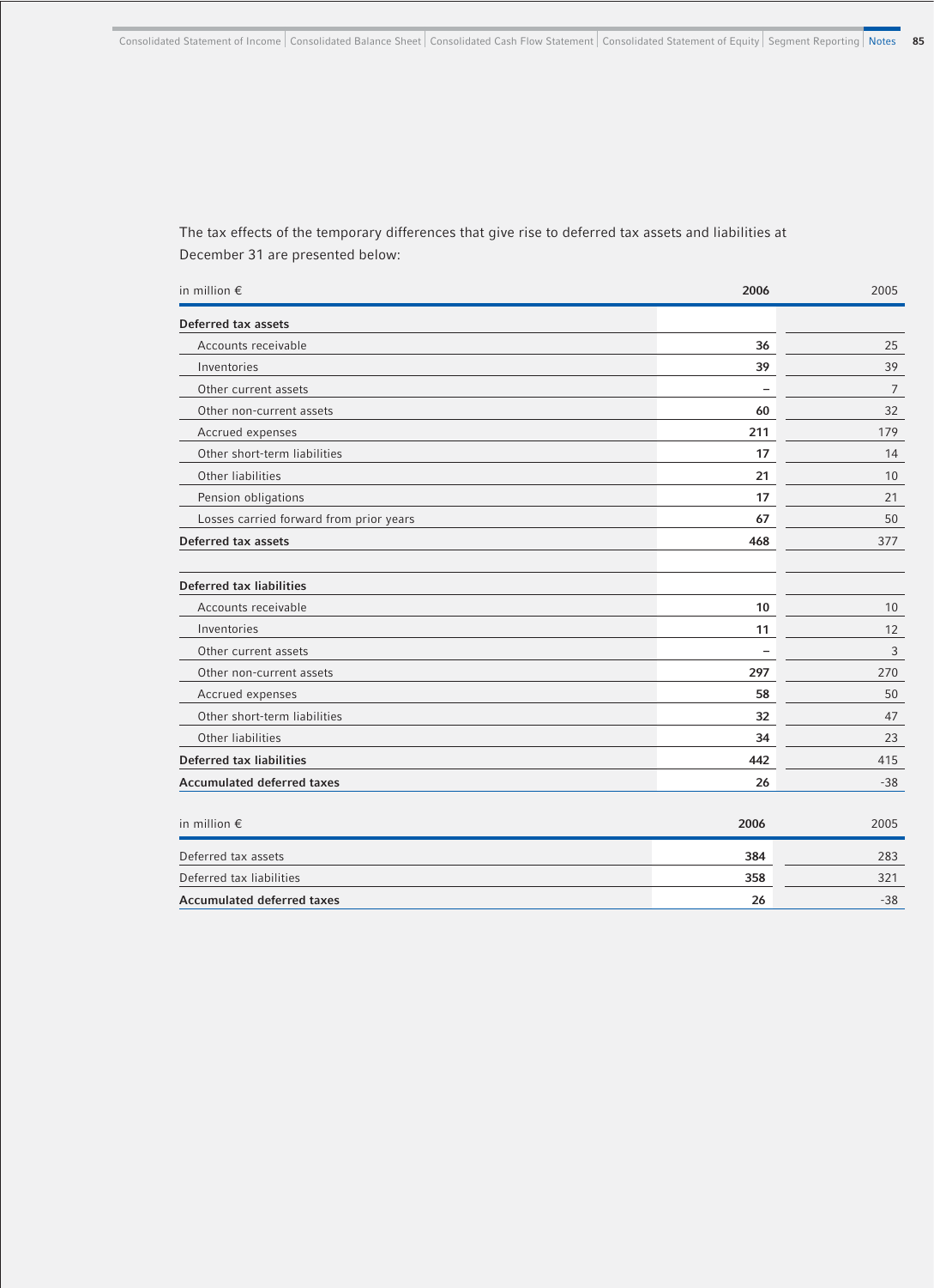The tax effects of the temporary differences that give rise to deferred tax assets and liabilities at December 31 are presented below:

| in million € | 2006 | 2005 |
|---|---|---|
| **Deferred tax assets** | | |
| Accounts receivable | **36** | 25 |
| Inventories | **39** | 39 |
| Other current assets | **–** | 7 |
| Other non-current assets | **60** | 32 |
| Accrued expenses | **211** | 179 |
| Other short-term liabilities | **17** | 14 |
| Other liabilities | **21** | 10 |
| Pension obligations | **17** | 21 |
| Losses carried forward from prior years | **67** | 50 |
| **Deferred tax assets** | **468** | 377 |
| | | |
| **Deferred tax liabilities** | | |
| Accounts receivable | **10** | 10 |
| Inventories | **11** | 12 |
| Other current assets | **–** | 3 |
| Other non-current assets | **297** | 270 |
| Accrued expenses | **58** | 50 |
| Other short-term liabilities | **32** | 47 |
| Other liabilities | **34** | 23 |
| **Deferred tax liabilities** | **442** | 415 |
| **Accumulated deferred taxes** | **26** | -38 |

| in million € | 2006 | 2005 |
|---|---|---|
| Deferred tax assets | **384** | 283 |
| Deferred tax liabilities | **358** | 321 |
| **Accumulated deferred taxes** | **26** | -38 |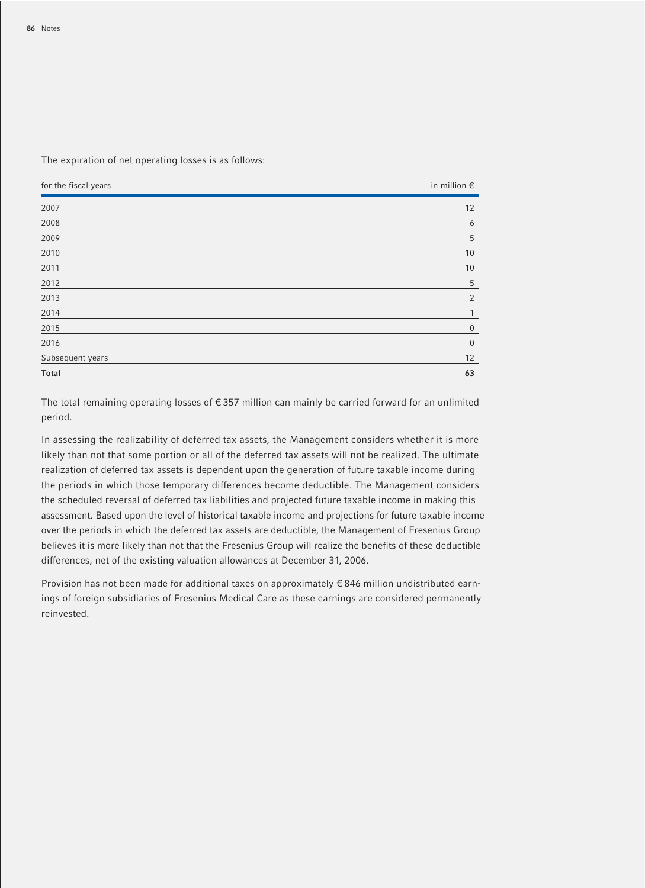The expiration of net operating losses is as follows:

| for the fiscal years | in million € |
| --- | --- |
| 2007 | 12 |
| 2008 | 6 |
| 2009 | 5 |
| 2010 | 10 |
| 2011 | 10 |
| 2012 | 5 |
| 2013 | 2 |
| 2014 | 1 |
| 2015 | 0 |
| 2016 | 0 |
| Subsequent years | 12 |
| **Total** | **63** |

The total remaining operating losses of € 357 million can mainly be carried forward for an unlimited period.

In assessing the realizability of deferred tax assets, the Management considers whether it is more likely than not that some portion or all of the deferred tax assets will not be realized. The ultimate realization of deferred tax assets is dependent upon the generation of future taxable income during the periods in which those temporary differences become deductible. The Management considers the scheduled reversal of deferred tax liabilities and projected future taxable income in making this assessment. Based upon the level of historical taxable income and projections for future taxable income over the periods in which the deferred tax assets are deductible, the Management of Fresenius Group believes it is more likely than not that the Fresenius Group will realize the benefits of these deductible differences, net of the existing valuation allowances at December 31, 2006.

Provision has not been made for additional taxes on approximately € 846 million undistributed earnings of foreign subsidiaries of Fresenius Medical Care as these earnings are considered permanently reinvested.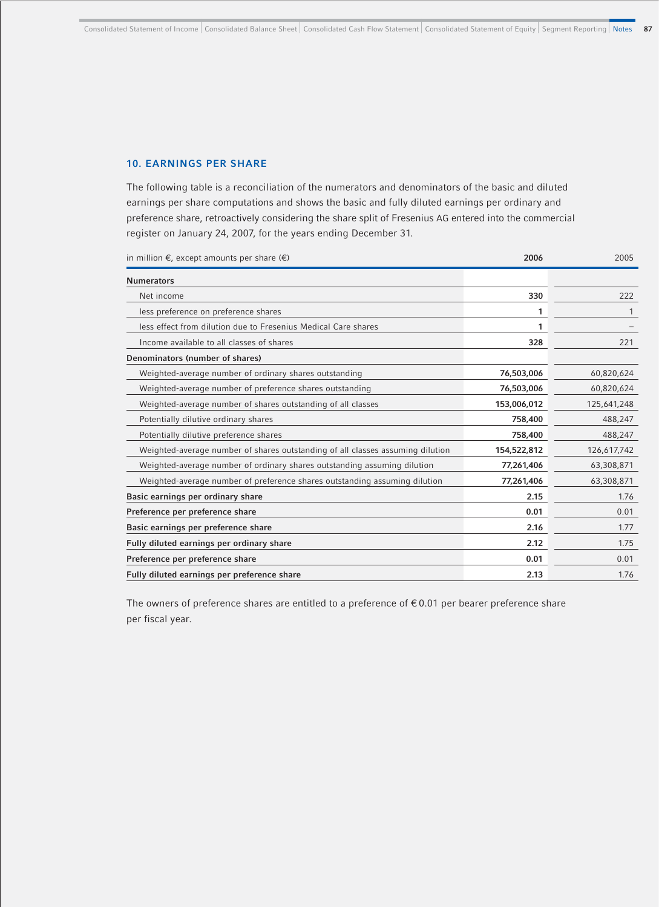## 10. EARNINGS PER SHARE

The following table is a reconciliation of the numerators and denominators of the basic and diluted earnings per share computations and shows the basic and fully diluted earnings per ordinary and preference share, retroactively considering the share split of Fresenius AG entered into the commercial register on January 24, 2007, for the years ending December 31.

| in million €, except amounts per share (€) | **2006** | 2005 |
|---|---|---|
| **Numerators** | | |
| Net income | **330** | 222 |
| less preference on preference shares | **1** | 1 |
| less effect from dilution due to Fresenius Medical Care shares | **1** | – |
| Income available to all classes of shares | **328** | 221 |
| **Denominators (number of shares)** | | |
| Weighted-average number of ordinary shares outstanding | **76,503,006** | 60,820,624 |
| Weighted-average number of preference shares outstanding | **76,503,006** | 60,820,624 |
| Weighted-average number of shares outstanding of all classes | **153,006,012** | 125,641,248 |
| Potentially dilutive ordinary shares | **758,400** | 488,247 |
| Potentially dilutive preference shares | **758,400** | 488,247 |
| Weighted-average number of shares outstanding of all classes assuming dilution | **154,522,812** | 126,617,742 |
| Weighted-average number of ordinary shares outstanding assuming dilution | **77,261,406** | 63,308,871 |
| Weighted-average number of preference shares outstanding assuming dilution | **77,261,406** | 63,308,871 |
| **Basic earnings per ordinary share** | **2.15** | 1.76 |
| **Preference per preference share** | **0.01** | 0.01 |
| **Basic earnings per preference share** | **2.16** | 1.77 |
| **Fully diluted earnings per ordinary share** | **2.12** | 1.75 |
| **Preference per preference share** | **0.01** | 0.01 |
| **Fully diluted earnings per preference share** | **2.13** | 1.76 |

The owners of preference shares are entitled to a preference of € 0.01 per bearer preference share per fiscal year.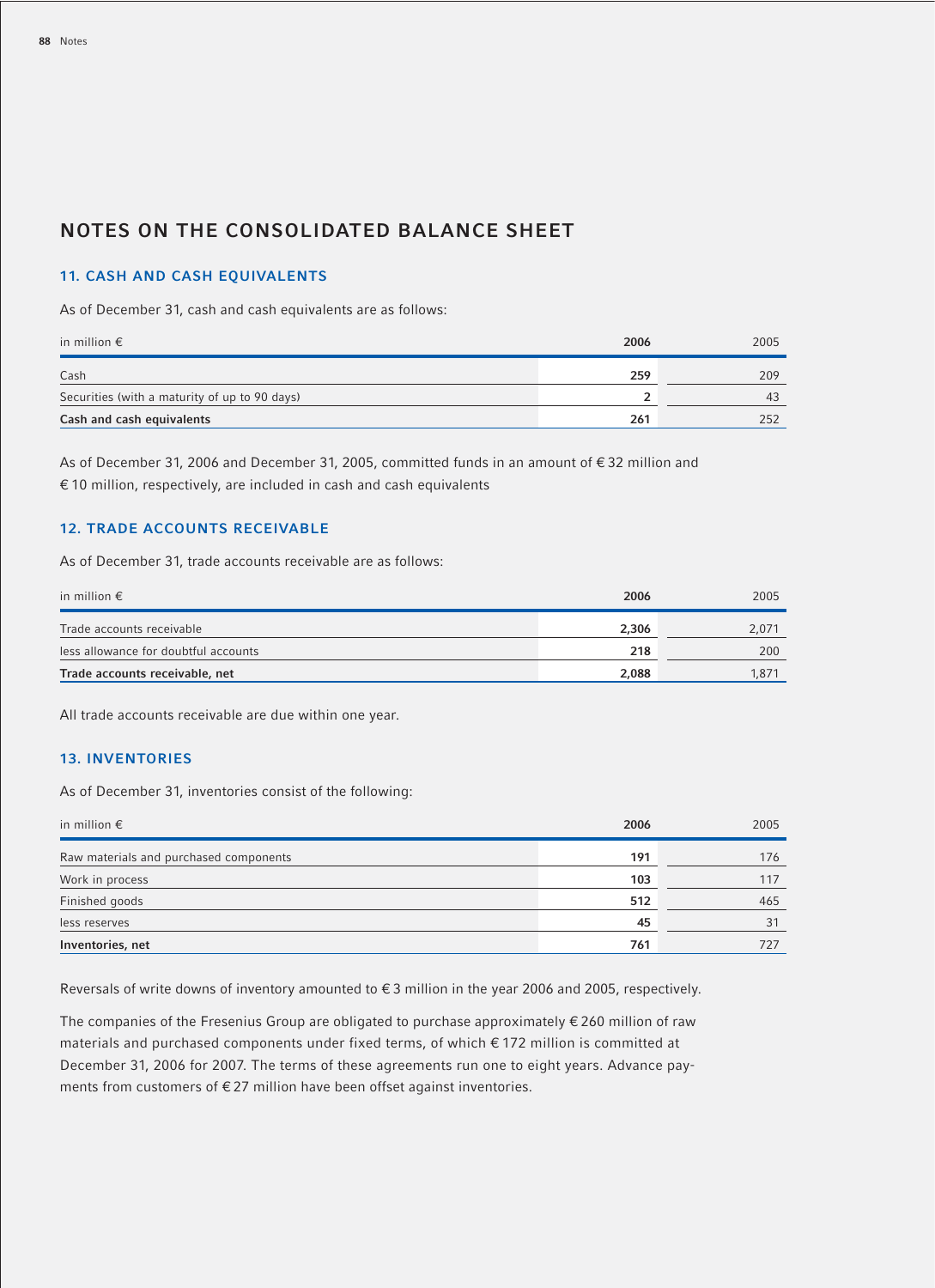## NOTES ON THE CONSOLIDATED BALANCE SHEET

### 11. CASH AND CASH EQUIVALENTS

As of December 31, cash and cash equivalents are as follows:

| in million € | 2006 | 2005 |
|---|---|---|
| Cash | 259 | 209 |
| Securities (with a maturity of up to 90 days) | 2 | 43 |
| **Cash and cash equivalents** | **261** | 252 |

As of December 31, 2006 and December 31, 2005, committed funds in an amount of € 32 million and € 10 million, respectively, are included in cash and cash equivalents

### 12. TRADE ACCOUNTS RECEIVABLE

As of December 31, trade accounts receivable are as follows:

| in million € | 2006 | 2005 |
|---|---|---|
| Trade accounts receivable | 2,306 | 2,071 |
| less allowance for doubtful accounts | 218 | 200 |
| **Trade accounts receivable, net** | **2,088** | 1,871 |

All trade accounts receivable are due within one year.

### 13. INVENTORIES

As of December 31, inventories consist of the following:

| in million € | 2006 | 2005 |
|---|---|---|
| Raw materials and purchased components | 191 | 176 |
| Work in process | 103 | 117 |
| Finished goods | 512 | 465 |
| less reserves | 45 | 31 |
| **Inventories, net** | **761** | 727 |

Reversals of write downs of inventory amounted to € 3 million in the year 2006 and 2005, respectively.

The companies of the Fresenius Group are obligated to purchase approximately € 260 million of raw materials and purchased components under fixed terms, of which € 172 million is committed at December 31, 2006 for 2007. The terms of these agreements run one to eight years. Advance payments from customers of € 27 million have been offset against inventories.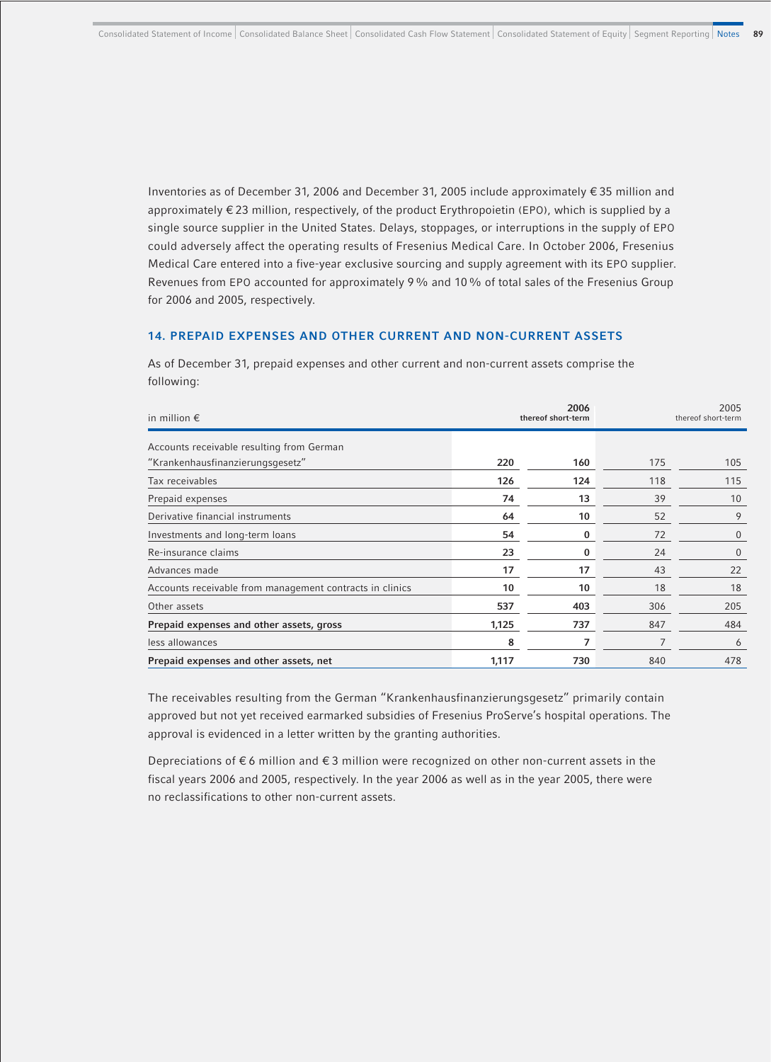Inventories as of December 31, 2006 and December 31, 2005 include approximately € 35 million and approximately € 23 million, respectively, of the product Erythropoietin (EPO), which is supplied by a single source supplier in the United States. Delays, stoppages, or interruptions in the supply of EPO could adversely affect the operating results of Fresenius Medical Care. In October 2006, Fresenius Medical Care entered into a five-year exclusive sourcing and supply agreement with its EPO supplier. Revenues from EPO accounted for approximately 9 % and 10 % of total sales of the Fresenius Group for 2006 and 2005, respectively.

## 14. PREPAID EXPENSES AND OTHER CURRENT AND NON-CURRENT ASSETS

As of December 31, prepaid expenses and other current and non-current assets comprise the following:

| in million € | 2006 | thereof short-term | 2005 | thereof short-term |
|---|---|---|---|---|
| Accounts receivable resulting from German "Krankenhausfinanzierungsgesetz" | **220** | **160** | 175 | 105 |
| Tax receivables | **126** | **124** | 118 | 115 |
| Prepaid expenses | **74** | **13** | 39 | 10 |
| Derivative financial instruments | **64** | **10** | 52 | 9 |
| Investments and long-term loans | **54** | **0** | 72 | 0 |
| Re-insurance claims | **23** | **0** | 24 | 0 |
| Advances made | **17** | **17** | 43 | 22 |
| Accounts receivable from management contracts in clinics | **10** | **10** | 18 | 18 |
| Other assets | **537** | **403** | 306 | 205 |
| **Prepaid expenses and other assets, gross** | **1,125** | **737** | 847 | 484 |
| less allowances | **8** | **7** | 7 | 6 |
| **Prepaid expenses and other assets, net** | **1,117** | **730** | 840 | 478 |

The receivables resulting from the German "Krankenhausfinanzierungsgesetz" primarily contain approved but not yet received earmarked subsidies of Fresenius ProServe's hospital operations. The approval is evidenced in a letter written by the granting authorities.

Depreciations of € 6 million and € 3 million were recognized on other non-current assets in the fiscal years 2006 and 2005, respectively. In the year 2006 as well as in the year 2005, there were no reclassifications to other non-current assets.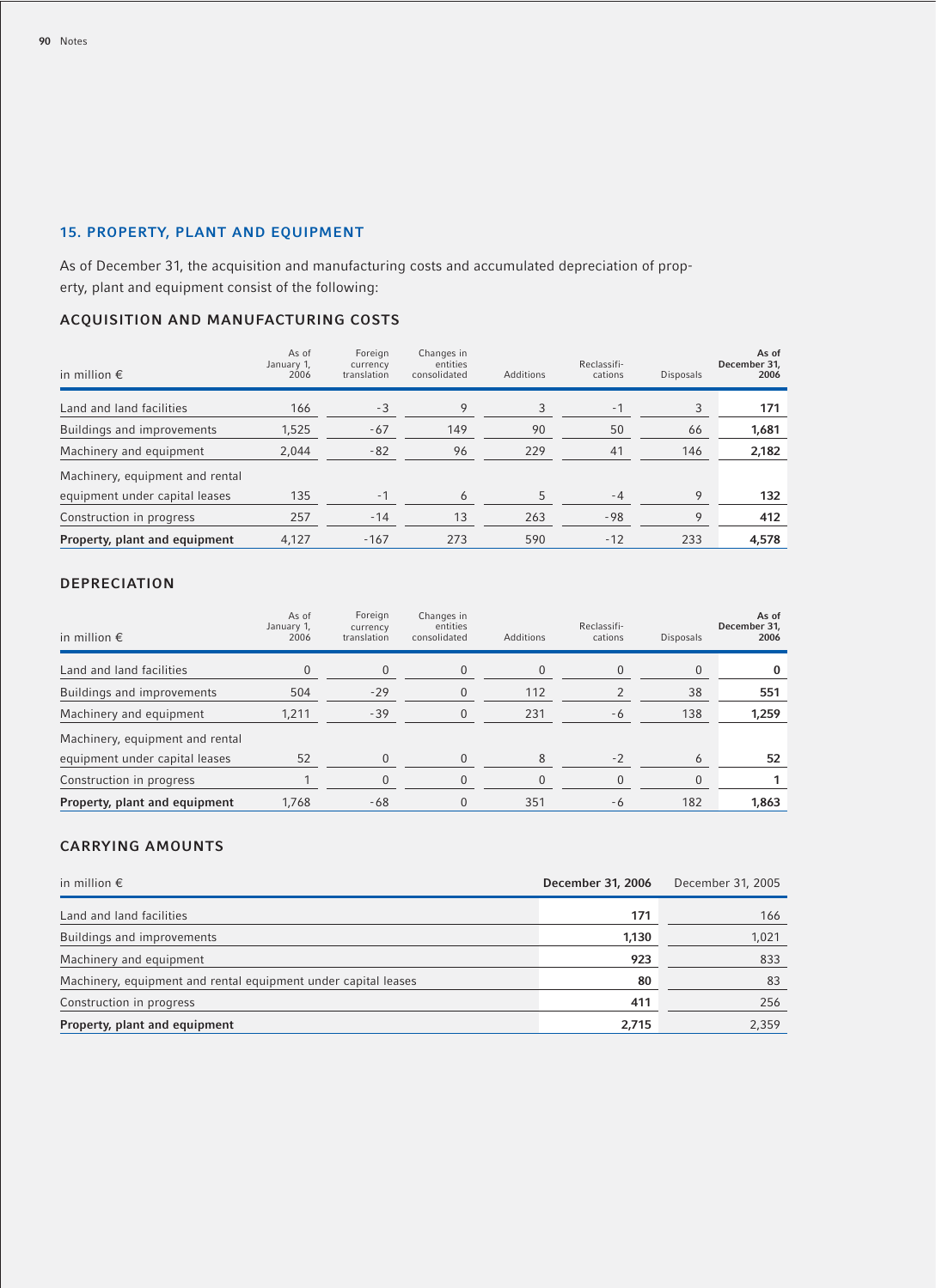## 15. PROPERTY, PLANT AND EQUIPMENT

As of December 31, the acquisition and manufacturing costs and accumulated depreciation of property, plant and equipment consist of the following:

### ACQUISITION AND MANUFACTURING COSTS

| in million € | As of January 1, 2006 | Foreign currency translation | Changes in entities consolidated | Additions | Reclassifi-cations | Disposals | **As of December 31, 2006** |
|---|---|---|---|---|---|---|---|
| Land and land facilities | 166 | -3 | 9 | 3 | -1 | 3 | **171** |
| Buildings and improvements | 1,525 | -67 | 149 | 90 | 50 | 66 | **1,681** |
| Machinery and equipment | 2,044 | -82 | 96 | 229 | 41 | 146 | **2,182** |
| Machinery, equipment and rental equipment under capital leases | 135 | -1 | 6 | 5 | -4 | 9 | **132** |
| Construction in progress | 257 | -14 | 13 | 263 | -98 | 9 | **412** |
| **Property, plant and equipment** | 4,127 | -167 | 273 | 590 | -12 | 233 | **4,578** |

### DEPRECIATION

| in million € | As of January 1, 2006 | Foreign currency translation | Changes in entities consolidated | Additions | Reclassifi-cations | Disposals | **As of December 31, 2006** |
|---|---|---|---|---|---|---|---|
| Land and land facilities | 0 | 0 | 0 | 0 | 0 | 0 | **0** |
| Buildings and improvements | 504 | -29 | 0 | 112 | 2 | 38 | **551** |
| Machinery and equipment | 1,211 | -39 | 0 | 231 | -6 | 138 | **1,259** |
| Machinery, equipment and rental equipment under capital leases | 52 | 0 | 0 | 8 | -2 | 6 | **52** |
| Construction in progress | 1 | 0 | 0 | 0 | 0 | 0 | **1** |
| **Property, plant and equipment** | 1,768 | -68 | 0 | 351 | -6 | 182 | **1,863** |

### CARRYING AMOUNTS

| in million € | **December 31, 2006** | December 31, 2005 |
|---|---|---|
| Land and land facilities | **171** | 166 |
| Buildings and improvements | **1,130** | 1,021 |
| Machinery and equipment | **923** | 833 |
| Machinery, equipment and rental equipment under capital leases | **80** | 83 |
| Construction in progress | **411** | 256 |
| **Property, plant and equipment** | **2,715** | 2,359 |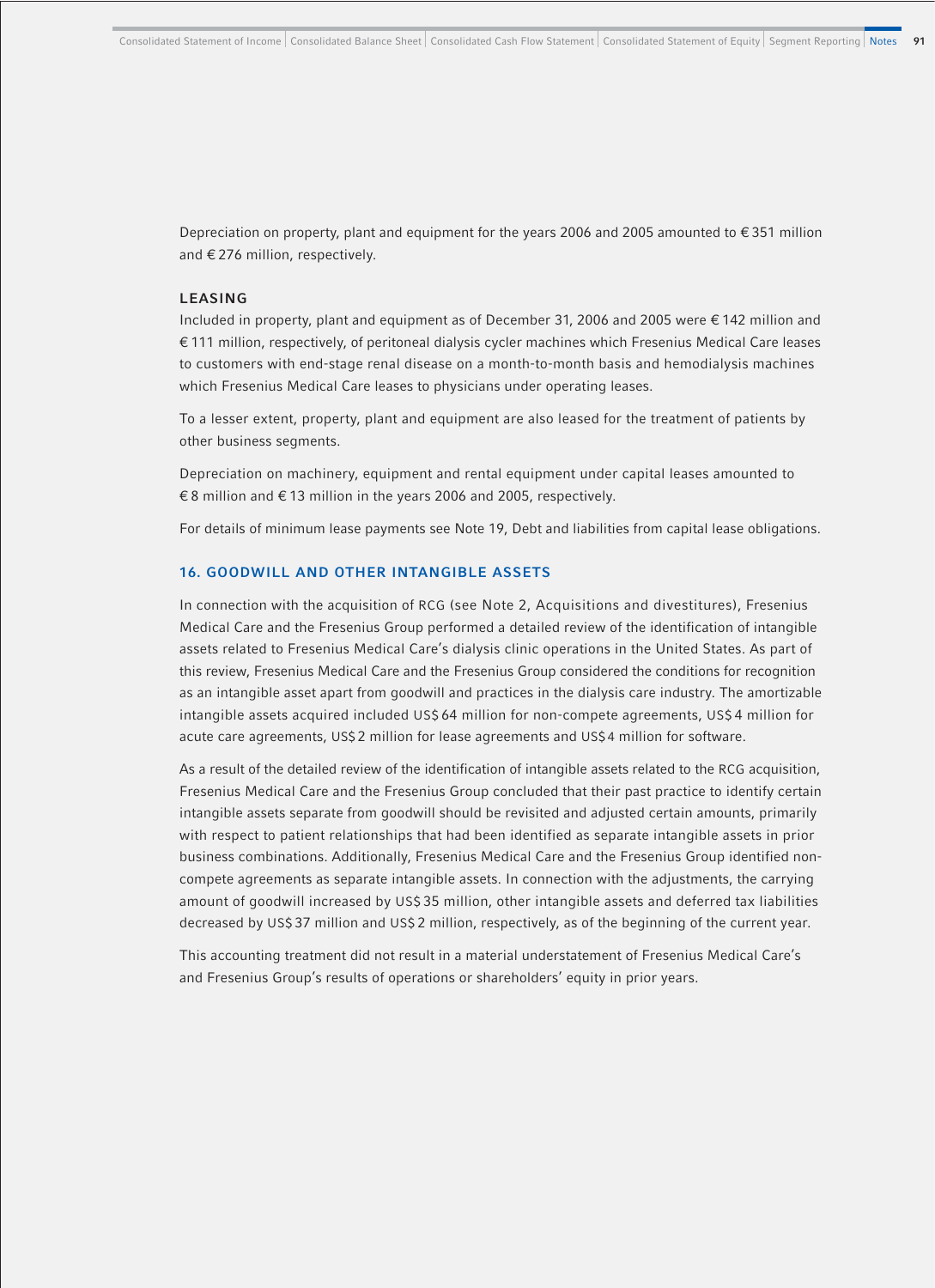Depreciation on property, plant and equipment for the years 2006 and 2005 amounted to € 351 million and € 276 million, respectively.

### LEASING

Included in property, plant and equipment as of December 31, 2006 and 2005 were € 142 million and € 111 million, respectively, of peritoneal dialysis cycler machines which Fresenius Medical Care leases to customers with end-stage renal disease on a month-to-month basis and hemodialysis machines which Fresenius Medical Care leases to physicians under operating leases.

To a lesser extent, property, plant and equipment are also leased for the treatment of patients by other business segments.

Depreciation on machinery, equipment and rental equipment under capital leases amounted to € 8 million and € 13 million in the years 2006 and 2005, respectively.

For details of minimum lease payments see Note 19, Debt and liabilities from capital lease obligations.

## 16. GOODWILL AND OTHER INTANGIBLE ASSETS

In connection with the acquisition of RCG (see Note 2, Acquisitions and divestitures), Fresenius Medical Care and the Fresenius Group performed a detailed review of the identification of intangible assets related to Fresenius Medical Care's dialysis clinic operations in the United States. As part of this review, Fresenius Medical Care and the Fresenius Group considered the conditions for recognition as an intangible asset apart from goodwill and practices in the dialysis care industry. The amortizable intangible assets acquired included US$ 64 million for non-compete agreements, US$ 4 million for acute care agreements, US$ 2 million for lease agreements and US$ 4 million for software.

As a result of the detailed review of the identification of intangible assets related to the RCG acquisition, Fresenius Medical Care and the Fresenius Group concluded that their past practice to identify certain intangible assets separate from goodwill should be revisited and adjusted certain amounts, primarily with respect to patient relationships that had been identified as separate intangible assets in prior business combinations. Additionally, Fresenius Medical Care and the Fresenius Group identified non-compete agreements as separate intangible assets. In connection with the adjustments, the carrying amount of goodwill increased by US$ 35 million, other intangible assets and deferred tax liabilities decreased by US$ 37 million and US$ 2 million, respectively, as of the beginning of the current year.

This accounting treatment did not result in a material understatement of Fresenius Medical Care's and Fresenius Group's results of operations or shareholders' equity in prior years.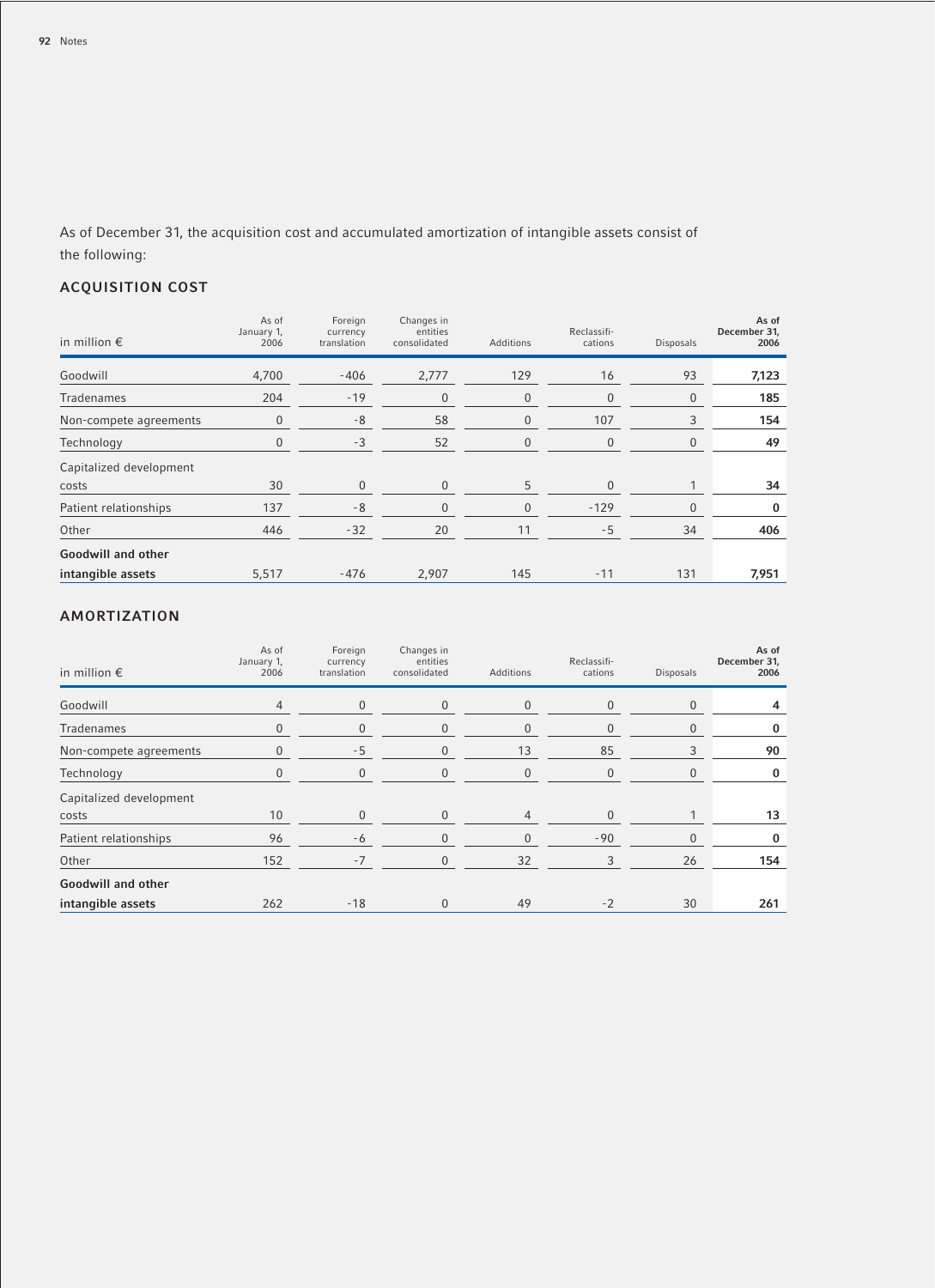As of December 31, the acquisition cost and accumulated amortization of intangible assets consist of the following:

## ACQUISITION COST

| in million € | As of January 1, 2006 | Foreign currency translation | Changes in entities consolidated | Additions | Reclassifi-cations | Disposals | As of December 31, 2006 |
|---|---|---|---|---|---|---|---|
| Goodwill | 4,700 | -406 | 2,777 | 129 | 16 | 93 | **7,123** |
| Tradenames | 204 | -19 | 0 | 0 | 0 | 0 | **185** |
| Non-compete agreements | 0 | -8 | 58 | 0 | 107 | 3 | **154** |
| Technology | 0 | -3 | 52 | 0 | 0 | 0 | **49** |
| Capitalized development costs | 30 | 0 | 0 | 5 | 0 | 1 | **34** |
| Patient relationships | 137 | -8 | 0 | 0 | -129 | 0 | **0** |
| Other | 446 | -32 | 20 | 11 | -5 | 34 | **406** |
| **Goodwill and other intangible assets** | 5,517 | -476 | 2,907 | 145 | -11 | 131 | **7,951** |

## AMORTIZATION

| in million € | As of January 1, 2006 | Foreign currency translation | Changes in entities consolidated | Additions | Reclassifi-cations | Disposals | As of December 31, 2006 |
|---|---|---|---|---|---|---|---|
| Goodwill | 4 | 0 | 0 | 0 | 0 | 0 | **4** |
| Tradenames | 0 | 0 | 0 | 0 | 0 | 0 | **0** |
| Non-compete agreements | 0 | -5 | 0 | 13 | 85 | 3 | **90** |
| Technology | 0 | 0 | 0 | 0 | 0 | 0 | **0** |
| Capitalized development costs | 10 | 0 | 0 | 4 | 0 | 1 | **13** |
| Patient relationships | 96 | -6 | 0 | 0 | -90 | 0 | **0** |
| Other | 152 | -7 | 0 | 32 | 3 | 26 | **154** |
| **Goodwill and other intangible assets** | 262 | -18 | 0 | 49 | -2 | 30 | **261** |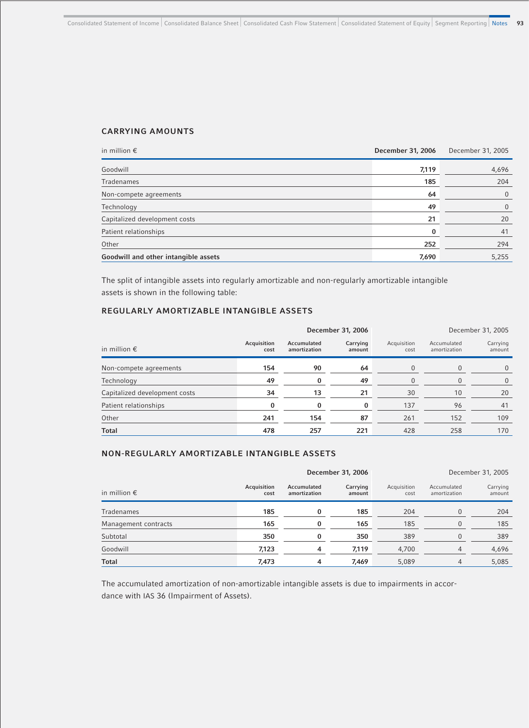## CARRYING AMOUNTS

| in million € | December 31, 2006 | December 31, 2005 |
|---|---|---|
| Goodwill | 7,119 | 4,696 |
| Tradenames | 185 | 204 |
| Non-compete agreements | 64 | 0 |
| Technology | 49 | 0 |
| Capitalized development costs | 21 | 20 |
| Patient relationships | 0 | 41 |
| Other | 252 | 294 |
| **Goodwill and other intangible assets** | **7,690** | **5,255** |

The split of intangible assets into regularly amortizable and non-regularly amortizable intangible assets is shown in the following table:

## REGULARLY AMORTIZABLE INTANGIBLE ASSETS

| | December 31, 2006 | | | December 31, 2005 | | |
|---|---|---|---|---|---|---|
| in million € | Acquisition cost | Accumulated amortization | Carrying amount | Acquisition cost | Accumulated amortization | Carrying amount |
| Non-compete agreements | 154 | 90 | 64 | 0 | 0 | 0 |
| Technology | 49 | 0 | 49 | 0 | 0 | 0 |
| Capitalized development costs | 34 | 13 | 21 | 30 | 10 | 20 |
| Patient relationships | 0 | 0 | 0 | 137 | 96 | 41 |
| Other | 241 | 154 | 87 | 261 | 152 | 109 |
| **Total** | **478** | **257** | **221** | **428** | **258** | **170** |

## NON-REGULARLY AMORTIZABLE INTANGIBLE ASSETS

| | December 31, 2006 | | | December 31, 2005 | | |
|---|---|---|---|---|---|---|
| in million € | Acquisition cost | Accumulated amortization | Carrying amount | Acquisition cost | Accumulated amortization | Carrying amount |
| Tradenames | 185 | 0 | 185 | 204 | 0 | 204 |
| Management contracts | 165 | 0 | 165 | 185 | 0 | 185 |
| Subtotal | 350 | 0 | 350 | 389 | 0 | 389 |
| Goodwill | 7,123 | 4 | 7,119 | 4,700 | 4 | 4,696 |
| **Total** | **7,473** | **4** | **7,469** | **5,089** | **4** | **5,085** |

The accumulated amortization of non-amortizable intangible assets is due to impairments in accordance with IAS 36 (Impairment of Assets).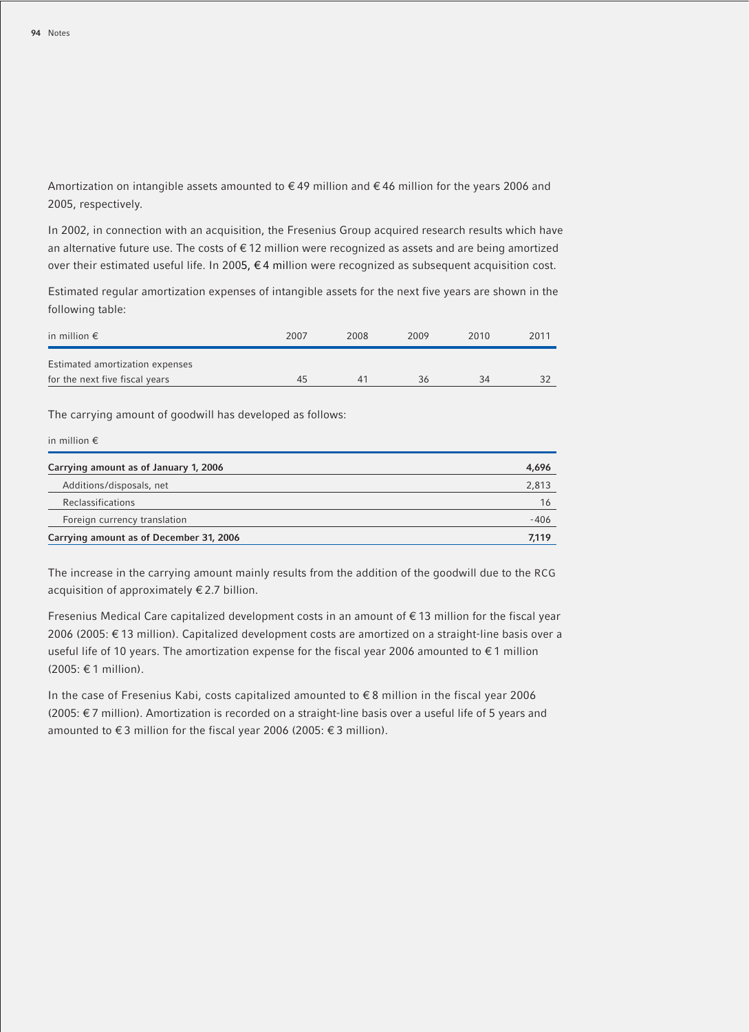Amortization on intangible assets amounted to € 49 million and € 46 million for the years 2006 and 2005, respectively.

In 2002, in connection with an acquisition, the Fresenius Group acquired research results which have an alternative future use. The costs of € 12 million were recognized as assets and are being amortized over their estimated useful life. In 2005, € 4 million were recognized as subsequent acquisition cost.

Estimated regular amortization expenses of intangible assets for the next five years are shown in the following table:

| in million € | 2007 | 2008 | 2009 | 2010 | 2011 |
|---|---|---|---|---|---|
| Estimated amortization expenses for the next five fiscal years | 45 | 41 | 36 | 34 | 32 |

The carrying amount of goodwill has developed as follows:

| in million € | |
|---|---|
| **Carrying amount as of January 1, 2006** | **4,696** |
| Additions/disposals, net | 2,813 |
| Reclassifications | 16 |
| Foreign currency translation | -406 |
| **Carrying amount as of December 31, 2006** | **7,119** |

The increase in the carrying amount mainly results from the addition of the goodwill due to the RCG acquisition of approximately € 2.7 billion.

Fresenius Medical Care capitalized development costs in an amount of € 13 million for the fiscal year 2006 (2005: € 13 million). Capitalized development costs are amortized on a straight-line basis over a useful life of 10 years. The amortization expense for the fiscal year 2006 amounted to € 1 million (2005: € 1 million).

In the case of Fresenius Kabi, costs capitalized amounted to € 8 million in the fiscal year 2006 (2005: € 7 million). Amortization is recorded on a straight-line basis over a useful life of 5 years and amounted to € 3 million for the fiscal year 2006 (2005: € 3 million).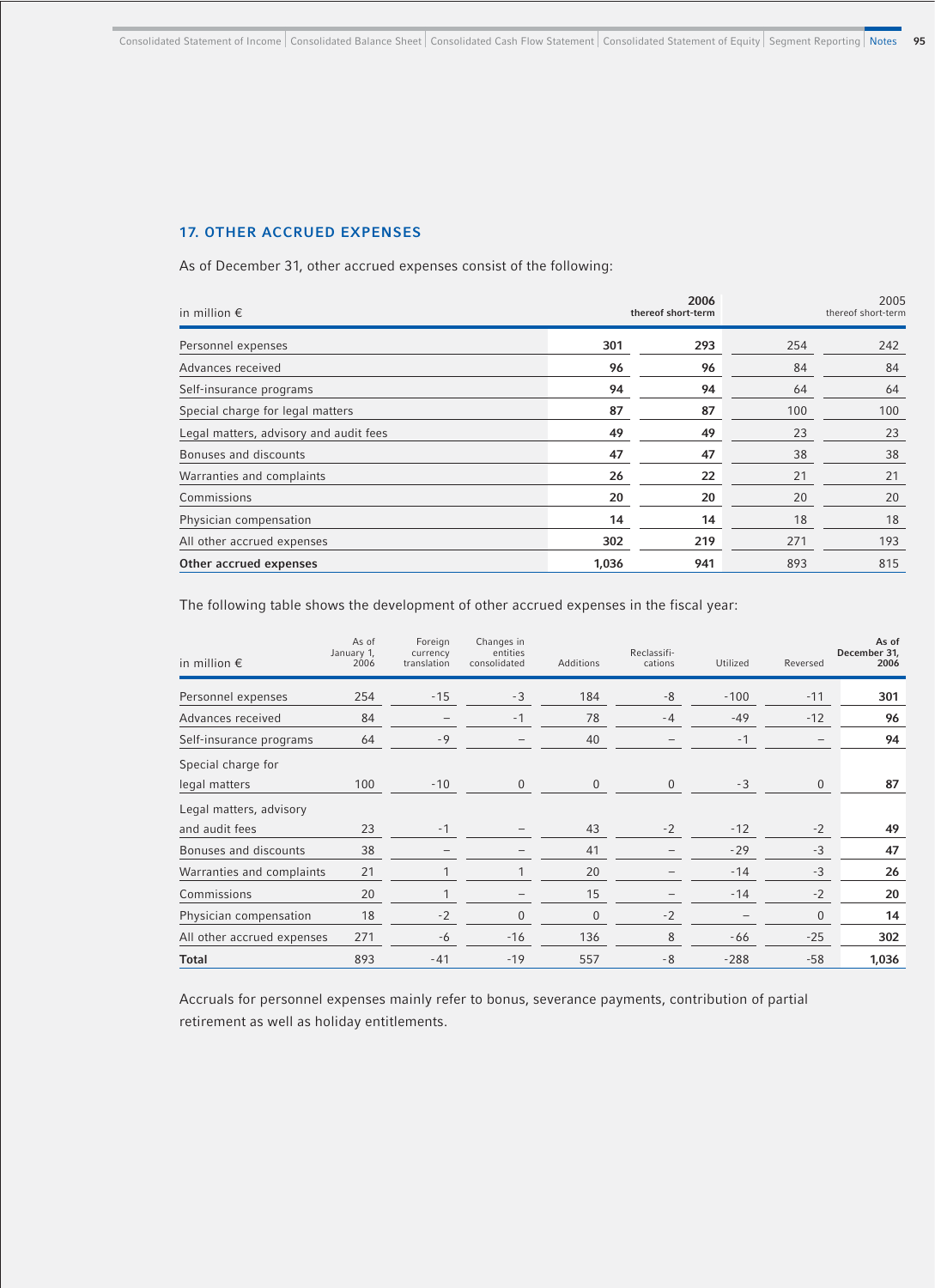## 17. OTHER ACCRUED EXPENSES

As of December 31, other accrued expenses consist of the following:

| in million € | 2006 | thereof short-term | 2005 | thereof short-term |
|---|---|---|---|---|
| Personnel expenses | **301** | **293** | 254 | 242 |
| Advances received | **96** | **96** | 84 | 84 |
| Self-insurance programs | **94** | **94** | 64 | 64 |
| Special charge for legal matters | **87** | **87** | 100 | 100 |
| Legal matters, advisory and audit fees | **49** | **49** | 23 | 23 |
| Bonuses and discounts | **47** | **47** | 38 | 38 |
| Warranties and complaints | **26** | **22** | 21 | 21 |
| Commissions | **20** | **20** | 20 | 20 |
| Physician compensation | **14** | **14** | 18 | 18 |
| All other accrued expenses | **302** | **219** | 271 | 193 |
| **Other accrued expenses** | **1,036** | **941** | 893 | 815 |

The following table shows the development of other accrued expenses in the fiscal year:

| in million € | As of January 1, 2006 | Foreign currency translation | Changes in entities consolidated | Additions | Reclassifi-cations | Utilized | Reversed | As of December 31, 2006 |
|---|---|---|---|---|---|---|---|---|
| Personnel expenses | 254 | -15 | -3 | 184 | -8 | -100 | -11 | **301** |
| Advances received | 84 | – | -1 | 78 | -4 | -49 | -12 | **96** |
| Self-insurance programs | 64 | -9 | – | 40 | – | -1 | – | **94** |
| Special charge for legal matters | 100 | -10 | 0 | 0 | 0 | -3 | 0 | **87** |
| Legal matters, advisory and audit fees | 23 | -1 | – | 43 | -2 | -12 | -2 | **49** |
| Bonuses and discounts | 38 | – | – | 41 | – | -29 | -3 | **47** |
| Warranties and complaints | 21 | 1 | 1 | 20 | – | -14 | -3 | **26** |
| Commissions | 20 | 1 | – | 15 | – | -14 | -2 | **20** |
| Physician compensation | 18 | -2 | 0 | 0 | -2 | – | 0 | **14** |
| All other accrued expenses | 271 | -6 | -16 | 136 | 8 | -66 | -25 | **302** |
| **Total** | 893 | -41 | -19 | 557 | -8 | -288 | -58 | **1,036** |

Accruals for personnel expenses mainly refer to bonus, severance payments, contribution of partial retirement as well as holiday entitlements.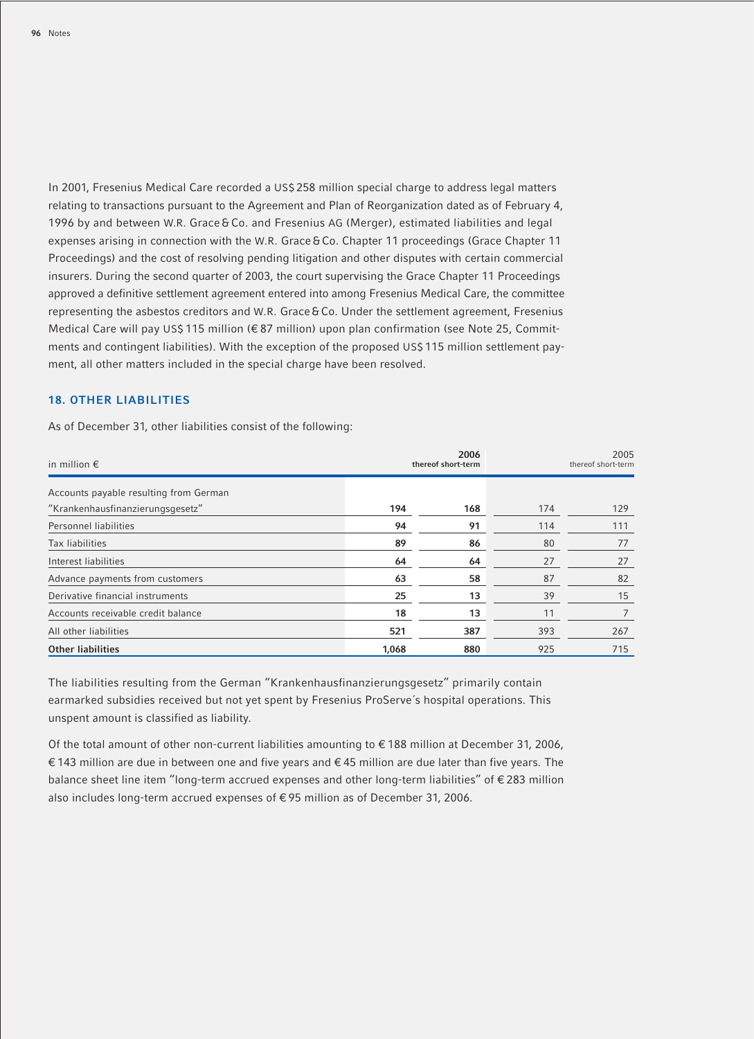In 2001, Fresenius Medical Care recorded a US$ 258 million special charge to address legal matters relating to transactions pursuant to the Agreement and Plan of Reorganization dated as of February 4, 1996 by and between W.R. Grace & Co. and Fresenius AG (Merger), estimated liabilities and legal expenses arising in connection with the W.R. Grace & Co. Chapter 11 proceedings (Grace Chapter 11 Proceedings) and the cost of resolving pending litigation and other disputes with certain commercial insurers. During the second quarter of 2003, the court supervising the Grace Chapter 11 Proceedings approved a definitive settlement agreement entered into among Fresenius Medical Care, the committee representing the asbestos creditors and W.R. Grace & Co. Under the settlement agreement, Fresenius Medical Care will pay US$ 115 million (€ 87 million) upon plan confirmation (see Note 25, Commitments and contingent liabilities). With the exception of the proposed US$ 115 million settlement payment, all other matters included in the special charge have been resolved.

## 18. OTHER LIABILITIES

As of December 31, other liabilities consist of the following:

| in million € | 2006 | 2006 thereof short-term | 2005 | 2005 thereof short-term |
|---|---|---|---|---|
| Accounts payable resulting from German "Krankenhausfinanzierungsgesetz" | **194** | **168** | 174 | 129 |
| Personnel liabilities | **94** | **91** | 114 | 111 |
| Tax liabilities | **89** | **86** | 80 | 77 |
| Interest liabilities | **64** | **64** | 27 | 27 |
| Advance payments from customers | **63** | **58** | 87 | 82 |
| Derivative financial instruments | **25** | **13** | 39 | 15 |
| Accounts receivable credit balance | **18** | **13** | 11 | 7 |
| All other liabilities | **521** | **387** | 393 | 267 |
| **Other liabilities** | **1,068** | **880** | 925 | 715 |

The liabilities resulting from the German "Krankenhausfinanzierungsgesetz" primarily contain earmarked subsidies received but not yet spent by Fresenius ProServe´s hospital operations. This unspent amount is classified as liability.

Of the total amount of other non-current liabilities amounting to € 188 million at December 31, 2006, € 143 million are due in between one and five years and € 45 million are due later than five years. The balance sheet line item "long-term accrued expenses and other long-term liabilities" of € 283 million also includes long-term accrued expenses of € 95 million as of December 31, 2006.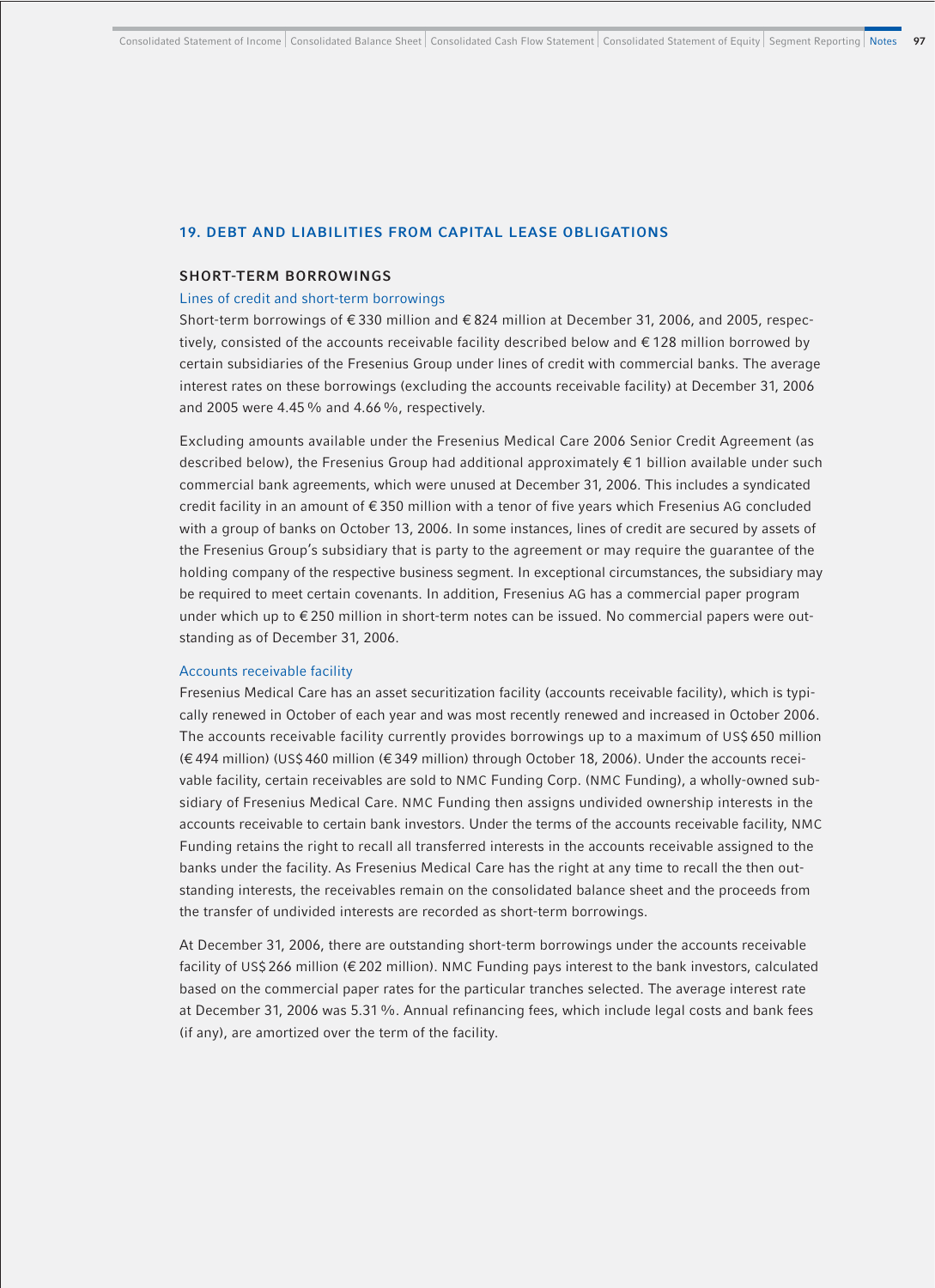## 19. DEBT AND LIABILITIES FROM CAPITAL LEASE OBLIGATIONS

### SHORT-TERM BORROWINGS

#### Lines of credit and short-term borrowings

Short-term borrowings of € 330 million and € 824 million at December 31, 2006, and 2005, respectively, consisted of the accounts receivable facility described below and € 128 million borrowed by certain subsidiaries of the Fresenius Group under lines of credit with commercial banks. The average interest rates on these borrowings (excluding the accounts receivable facility) at December 31, 2006 and 2005 were 4.45 % and 4.66 %, respectively.

Excluding amounts available under the Fresenius Medical Care 2006 Senior Credit Agreement (as described below), the Fresenius Group had additional approximately € 1 billion available under such commercial bank agreements, which were unused at December 31, 2006. This includes a syndicated credit facility in an amount of € 350 million with a tenor of five years which Fresenius AG concluded with a group of banks on October 13, 2006. In some instances, lines of credit are secured by assets of the Fresenius Group's subsidiary that is party to the agreement or may require the guarantee of the holding company of the respective business segment. In exceptional circumstances, the subsidiary may be required to meet certain covenants. In addition, Fresenius AG has a commercial paper program under which up to € 250 million in short-term notes can be issued. No commercial papers were outstanding as of December 31, 2006.

#### Accounts receivable facility

Fresenius Medical Care has an asset securitization facility (accounts receivable facility), which is typically renewed in October of each year and was most recently renewed and increased in October 2006. The accounts receivable facility currently provides borrowings up to a maximum of US$ 650 million (€ 494 million) (US$ 460 million (€ 349 million) through October 18, 2006). Under the accounts receivable facility, certain receivables are sold to NMC Funding Corp. (NMC Funding), a wholly-owned subsidiary of Fresenius Medical Care. NMC Funding then assigns undivided ownership interests in the accounts receivable to certain bank investors. Under the terms of the accounts receivable facility, NMC Funding retains the right to recall all transferred interests in the accounts receivable assigned to the banks under the facility. As Fresenius Medical Care has the right at any time to recall the then outstanding interests, the receivables remain on the consolidated balance sheet and the proceeds from the transfer of undivided interests are recorded as short-term borrowings.

At December 31, 2006, there are outstanding short-term borrowings under the accounts receivable facility of US$ 266 million (€ 202 million). NMC Funding pays interest to the bank investors, calculated based on the commercial paper rates for the particular tranches selected. The average interest rate at December 31, 2006 was 5.31 %. Annual refinancing fees, which include legal costs and bank fees (if any), are amortized over the term of the facility.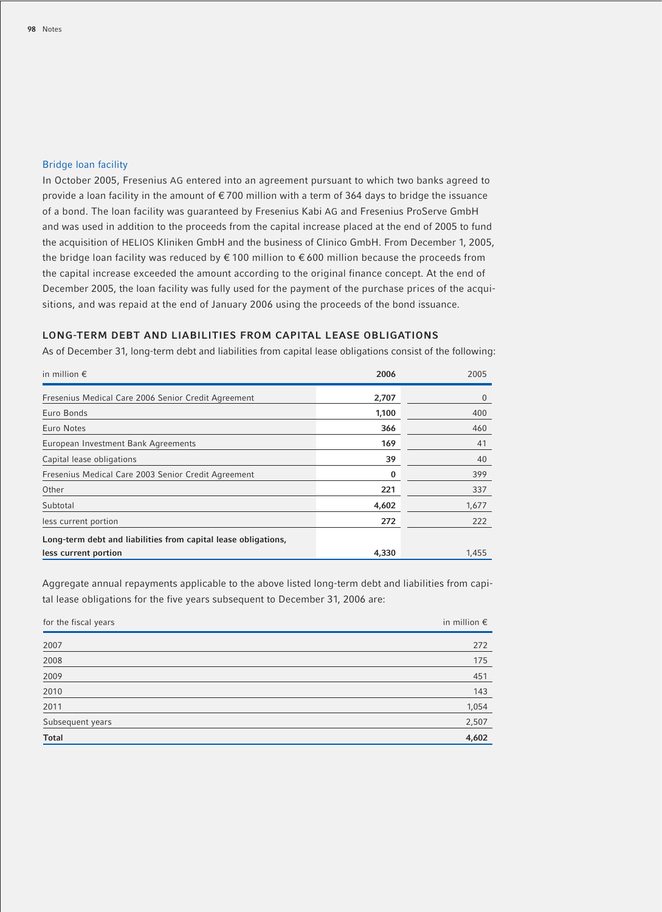### Bridge loan facility

In October 2005, Fresenius AG entered into an agreement pursuant to which two banks agreed to provide a loan facility in the amount of € 700 million with a term of 364 days to bridge the issuance of a bond. The loan facility was guaranteed by Fresenius Kabi AG and Fresenius ProServe GmbH and was used in addition to the proceeds from the capital increase placed at the end of 2005 to fund the acquisition of HELIOS Kliniken GmbH and the business of Clinico GmbH. From December 1, 2005, the bridge loan facility was reduced by € 100 million to € 600 million because the proceeds from the capital increase exceeded the amount according to the original finance concept. At the end of December 2005, the loan facility was fully used for the payment of the purchase prices of the acquisitions, and was repaid at the end of January 2006 using the proceeds of the bond issuance.

## LONG-TERM DEBT AND LIABILITIES FROM CAPITAL LEASE OBLIGATIONS

As of December 31, long-term debt and liabilities from capital lease obligations consist of the following:

| in million € | 2006 | 2005 |
|---|---|---|
| Fresenius Medical Care 2006 Senior Credit Agreement | 2,707 | 0 |
| Euro Bonds | 1,100 | 400 |
| Euro Notes | 366 | 460 |
| European Investment Bank Agreements | 169 | 41 |
| Capital lease obligations | 39 | 40 |
| Fresenius Medical Care 2003 Senior Credit Agreement | 0 | 399 |
| Other | 221 | 337 |
| Subtotal | 4,602 | 1,677 |
| less current portion | 272 | 222 |
| **Long-term debt and liabilities from capital lease obligations, less current portion** | **4,330** | 1,455 |

Aggregate annual repayments applicable to the above listed long-term debt and liabilities from capital lease obligations for the five years subsequent to December 31, 2006 are:

| for the fiscal years | in million € |
|---|---|
| 2007 | 272 |
| 2008 | 175 |
| 2009 | 451 |
| 2010 | 143 |
| 2011 | 1,054 |
| Subsequent years | 2,507 |
| **Total** | **4,602** |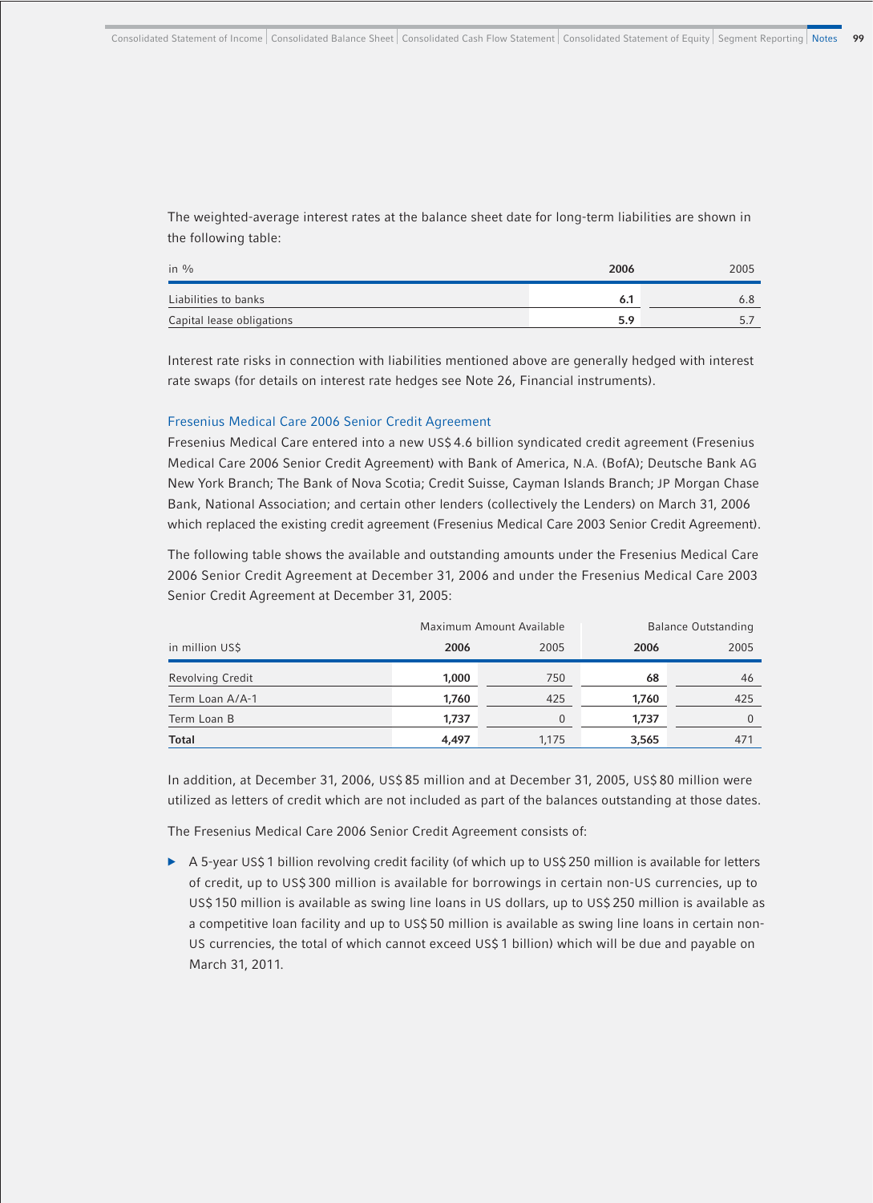The weighted-average interest rates at the balance sheet date for long-term liabilities are shown in the following table:

| in % | 2006 | 2005 |
|---|---|---|
| Liabilities to banks | **6.1** | 6.8 |
| Capital lease obligations | **5.9** | 5.7 |

Interest rate risks in connection with liabilities mentioned above are generally hedged with interest rate swaps (for details on interest rate hedges see Note 26, Financial instruments).

### Fresenius Medical Care 2006 Senior Credit Agreement

Fresenius Medical Care entered into a new US$ 4.6 billion syndicated credit agreement (Fresenius Medical Care 2006 Senior Credit Agreement) with Bank of America, N.A. (BofA); Deutsche Bank AG New York Branch; The Bank of Nova Scotia; Credit Suisse, Cayman Islands Branch; JP Morgan Chase Bank, National Association; and certain other lenders (collectively the Lenders) on March 31, 2006 which replaced the existing credit agreement (Fresenius Medical Care 2003 Senior Credit Agreement).

The following table shows the available and outstanding amounts under the Fresenius Medical Care 2006 Senior Credit Agreement at December 31, 2006 and under the Fresenius Medical Care 2003 Senior Credit Agreement at December 31, 2005:

| | Maximum Amount Available | | Balance Outstanding | |
|---|---|---|---|---|
| in million US$ | 2006 | 2005 | 2006 | 2005 |
| Revolving Credit | **1,000** | 750 | **68** | 46 |
| Term Loan A/A-1 | **1,760** | 425 | **1,760** | 425 |
| Term Loan B | **1,737** | 0 | **1,737** | 0 |
| **Total** | **4,497** | 1,175 | **3,565** | 471 |

In addition, at December 31, 2006, US$ 85 million and at December 31, 2005, US$ 80 million were utilized as letters of credit which are not included as part of the balances outstanding at those dates.

The Fresenius Medical Care 2006 Senior Credit Agreement consists of:

- A 5-year US$ 1 billion revolving credit facility (of which up to US$ 250 million is available for letters of credit, up to US$ 300 million is available for borrowings in certain non-US currencies, up to US$ 150 million is available as swing line loans in US dollars, up to US$ 250 million is available as a competitive loan facility and up to US$ 50 million is available as swing line loans in certain non-US currencies, the total of which cannot exceed US$ 1 billion) which will be due and payable on March 31, 2011.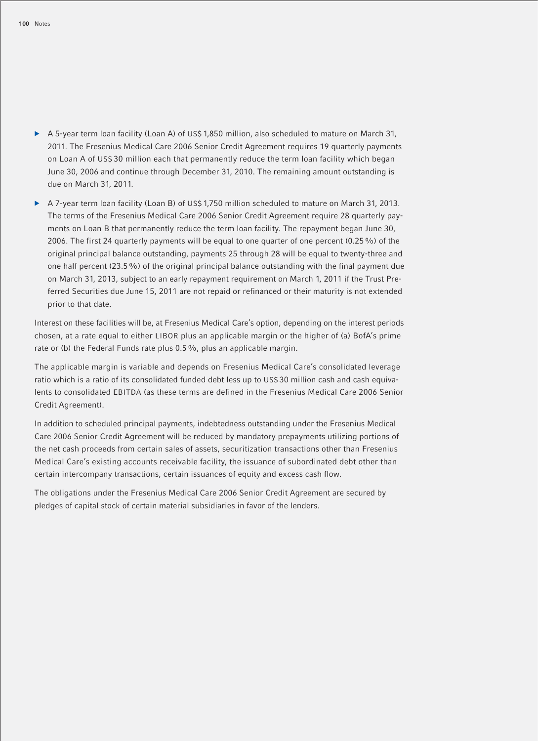- A 5-year term loan facility (Loan A) of US$ 1,850 million, also scheduled to mature on March 31, 2011. The Fresenius Medical Care 2006 Senior Credit Agreement requires 19 quarterly payments on Loan A of US$ 30 million each that permanently reduce the term loan facility which began June 30, 2006 and continue through December 31, 2010. The remaining amount outstanding is due on March 31, 2011.
- A 7-year term loan facility (Loan B) of US$ 1,750 million scheduled to mature on March 31, 2013. The terms of the Fresenius Medical Care 2006 Senior Credit Agreement require 28 quarterly payments on Loan B that permanently reduce the term loan facility. The repayment began June 30, 2006. The first 24 quarterly payments will be equal to one quarter of one percent (0.25 %) of the original principal balance outstanding, payments 25 through 28 will be equal to twenty-three and one half percent (23.5 %) of the original principal balance outstanding with the final payment due on March 31, 2013, subject to an early repayment requirement on March 1, 2011 if the Trust Preferred Securities due June 15, 2011 are not repaid or refinanced or their maturity is not extended prior to that date.

Interest on these facilities will be, at Fresenius Medical Care's option, depending on the interest periods chosen, at a rate equal to either LIBOR plus an applicable margin or the higher of (a) BofA's prime rate or (b) the Federal Funds rate plus 0.5 %, plus an applicable margin.

The applicable margin is variable and depends on Fresenius Medical Care's consolidated leverage ratio which is a ratio of its consolidated funded debt less up to US$ 30 million cash and cash equivalents to consolidated EBITDA (as these terms are defined in the Fresenius Medical Care 2006 Senior Credit Agreement).

In addition to scheduled principal payments, indebtedness outstanding under the Fresenius Medical Care 2006 Senior Credit Agreement will be reduced by mandatory prepayments utilizing portions of the net cash proceeds from certain sales of assets, securitization transactions other than Fresenius Medical Care's existing accounts receivable facility, the issuance of subordinated debt other than certain intercompany transactions, certain issuances of equity and excess cash flow.

The obligations under the Fresenius Medical Care 2006 Senior Credit Agreement are secured by pledges of capital stock of certain material subsidiaries in favor of the lenders.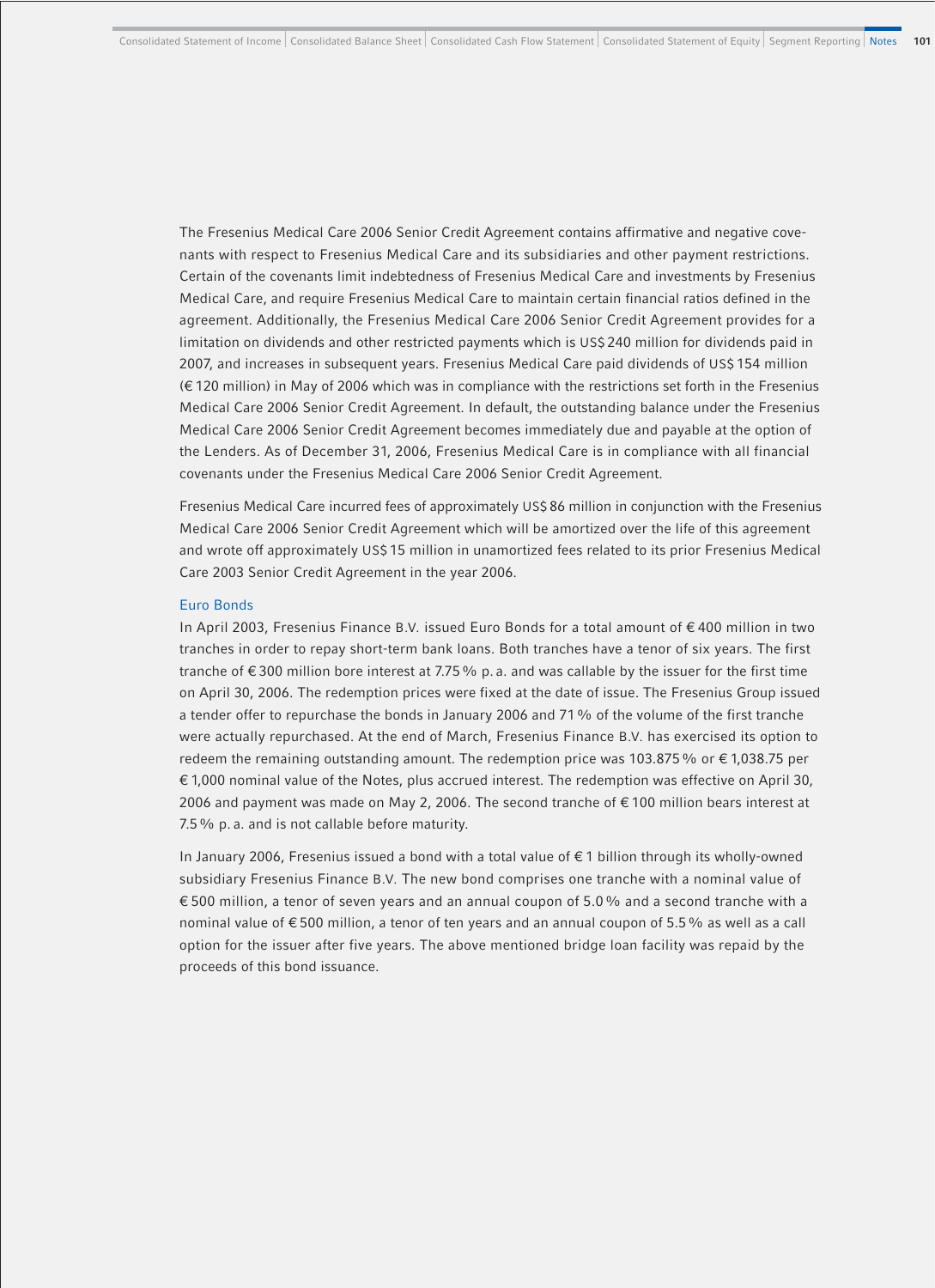The Fresenius Medical Care 2006 Senior Credit Agreement contains affirmative and negative covenants with respect to Fresenius Medical Care and its subsidiaries and other payment restrictions. Certain of the covenants limit indebtedness of Fresenius Medical Care and investments by Fresenius Medical Care, and require Fresenius Medical Care to maintain certain financial ratios defined in the agreement. Additionally, the Fresenius Medical Care 2006 Senior Credit Agreement provides for a limitation on dividends and other restricted payments which is US$ 240 million for dividends paid in 2007, and increases in subsequent years. Fresenius Medical Care paid dividends of US$ 154 million (€ 120 million) in May of 2006 which was in compliance with the restrictions set forth in the Fresenius Medical Care 2006 Senior Credit Agreement. In default, the outstanding balance under the Fresenius Medical Care 2006 Senior Credit Agreement becomes immediately due and payable at the option of the Lenders. As of December 31, 2006, Fresenius Medical Care is in compliance with all financial covenants under the Fresenius Medical Care 2006 Senior Credit Agreement.

Fresenius Medical Care incurred fees of approximately US$ 86 million in conjunction with the Fresenius Medical Care 2006 Senior Credit Agreement which will be amortized over the life of this agreement and wrote off approximately US$ 15 million in unamortized fees related to its prior Fresenius Medical Care 2003 Senior Credit Agreement in the year 2006.

### Euro Bonds

In April 2003, Fresenius Finance B.V. issued Euro Bonds for a total amount of € 400 million in two tranches in order to repay short-term bank loans. Both tranches have a tenor of six years. The first tranche of € 300 million bore interest at 7.75 % p. a. and was callable by the issuer for the first time on April 30, 2006. The redemption prices were fixed at the date of issue. The Fresenius Group issued a tender offer to repurchase the bonds in January 2006 and 71 % of the volume of the first tranche were actually repurchased. At the end of March, Fresenius Finance B.V. has exercised its option to redeem the remaining outstanding amount. The redemption price was 103.875 % or € 1,038.75 per € 1,000 nominal value of the Notes, plus accrued interest. The redemption was effective on April 30, 2006 and payment was made on May 2, 2006. The second tranche of € 100 million bears interest at 7.5 % p. a. and is not callable before maturity.

In January 2006, Fresenius issued a bond with a total value of € 1 billion through its wholly-owned subsidiary Fresenius Finance B.V. The new bond comprises one tranche with a nominal value of € 500 million, a tenor of seven years and an annual coupon of 5.0 % and a second tranche with a nominal value of € 500 million, a tenor of ten years and an annual coupon of 5.5 % as well as a call option for the issuer after five years. The above mentioned bridge loan facility was repaid by the proceeds of this bond issuance.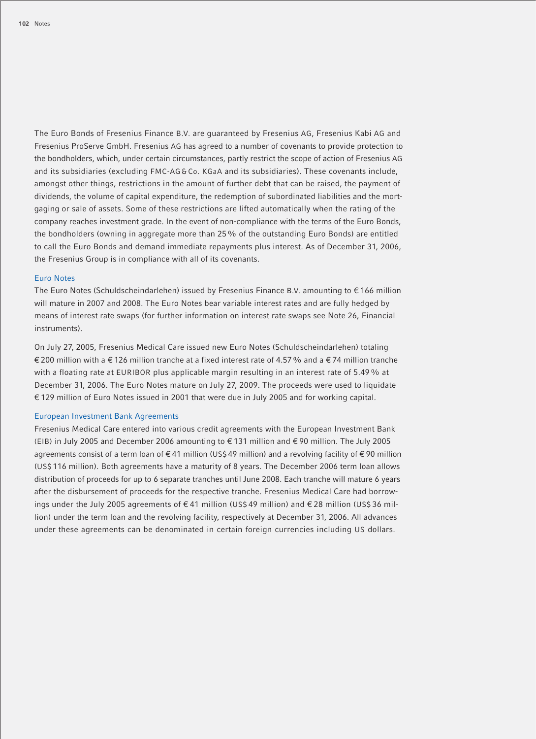The Euro Bonds of Fresenius Finance B.V. are guaranteed by Fresenius AG, Fresenius Kabi AG and Fresenius ProServe GmbH. Fresenius AG has agreed to a number of covenants to provide protection to the bondholders, which, under certain circumstances, partly restrict the scope of action of Fresenius AG and its subsidiaries (excluding FMC-AG & Co. KGaA and its subsidiaries). These covenants include, amongst other things, restrictions in the amount of further debt that can be raised, the payment of dividends, the volume of capital expenditure, the redemption of subordinated liabilities and the mortgaging or sale of assets. Some of these restrictions are lifted automatically when the rating of the company reaches investment grade. In the event of non-compliance with the terms of the Euro Bonds, the bondholders (owning in aggregate more than 25 % of the outstanding Euro Bonds) are entitled to call the Euro Bonds and demand immediate repayments plus interest. As of December 31, 2006, the Fresenius Group is in compliance with all of its covenants.

### Euro Notes

The Euro Notes (Schuldscheindarlehen) issued by Fresenius Finance B.V. amounting to € 166 million will mature in 2007 and 2008. The Euro Notes bear variable interest rates and are fully hedged by means of interest rate swaps (for further information on interest rate swaps see Note 26, Financial instruments).

On July 27, 2005, Fresenius Medical Care issued new Euro Notes (Schuldscheindarlehen) totaling € 200 million with a € 126 million tranche at a fixed interest rate of 4.57 % and a € 74 million tranche with a floating rate at EURIBOR plus applicable margin resulting in an interest rate of 5.49 % at December 31, 2006. The Euro Notes mature on July 27, 2009. The proceeds were used to liquidate € 129 million of Euro Notes issued in 2001 that were due in July 2005 and for working capital.

### European Investment Bank Agreements

Fresenius Medical Care entered into various credit agreements with the European Investment Bank (EIB) in July 2005 and December 2006 amounting to € 131 million and € 90 million. The July 2005 agreements consist of a term loan of € 41 million (US$ 49 million) and a revolving facility of € 90 million (US$ 116 million). Both agreements have a maturity of 8 years. The December 2006 term loan allows distribution of proceeds for up to 6 separate tranches until June 2008. Each tranche will mature 6 years after the disbursement of proceeds for the respective tranche. Fresenius Medical Care had borrowings under the July 2005 agreements of € 41 million (US$ 49 million) and € 28 million (US$ 36 million) under the term loan and the revolving facility, respectively at December 31, 2006. All advances under these agreements can be denominated in certain foreign currencies including US dollars.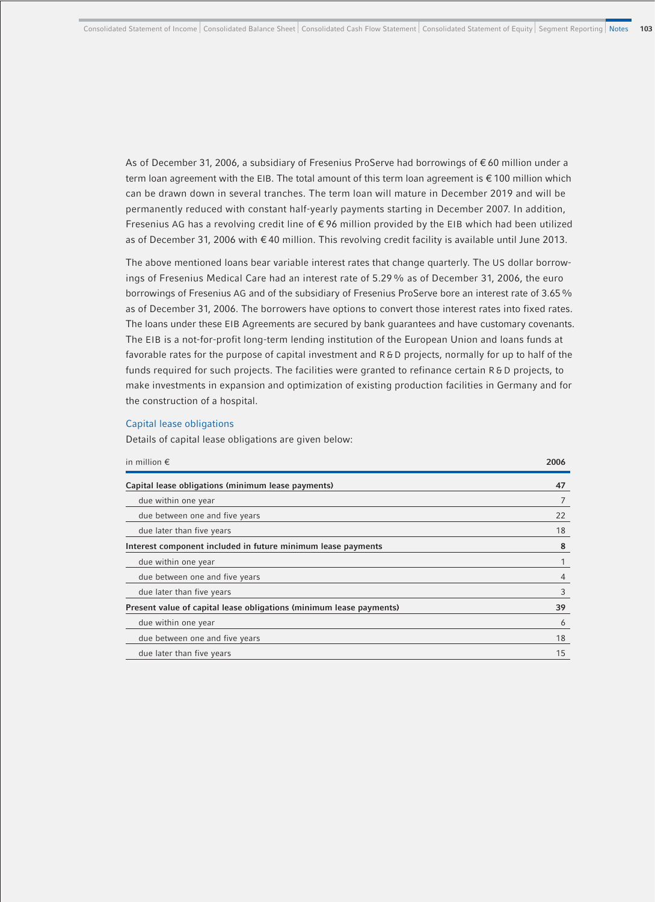As of December 31, 2006, a subsidiary of Fresenius ProServe had borrowings of € 60 million under a term loan agreement with the EIB. The total amount of this term loan agreement is € 100 million which can be drawn down in several tranches. The term loan will mature in December 2019 and will be permanently reduced with constant half-yearly payments starting in December 2007. In addition, Fresenius AG has a revolving credit line of € 96 million provided by the EIB which had been utilized as of December 31, 2006 with € 40 million. This revolving credit facility is available until June 2013.

The above mentioned loans bear variable interest rates that change quarterly. The US dollar borrowings of Fresenius Medical Care had an interest rate of 5.29 % as of December 31, 2006, the euro borrowings of Fresenius AG and of the subsidiary of Fresenius ProServe bore an interest rate of 3.65 % as of December 31, 2006. The borrowers have options to convert those interest rates into fixed rates. The loans under these EIB Agreements are secured by bank guarantees and have customary covenants. The EIB is a not-for-profit long-term lending institution of the European Union and loans funds at favorable rates for the purpose of capital investment and R & D projects, normally for up to half of the funds required for such projects. The facilities were granted to refinance certain R & D projects, to make investments in expansion and optimization of existing production facilities in Germany and for the construction of a hospital.

### Capital lease obligations

Details of capital lease obligations are given below:

| in million € | 2006 |
|---|---|
| **Capital lease obligations (minimum lease payments)** | **47** |
| due within one year | 7 |
| due between one and five years | 22 |
| due later than five years | 18 |
| **Interest component included in future minimum lease payments** | **8** |
| due within one year | 1 |
| due between one and five years | 4 |
| due later than five years | 3 |
| **Present value of capital lease obligations (minimum lease payments)** | **39** |
| due within one year | 6 |
| due between one and five years | 18 |
| due later than five years | 15 |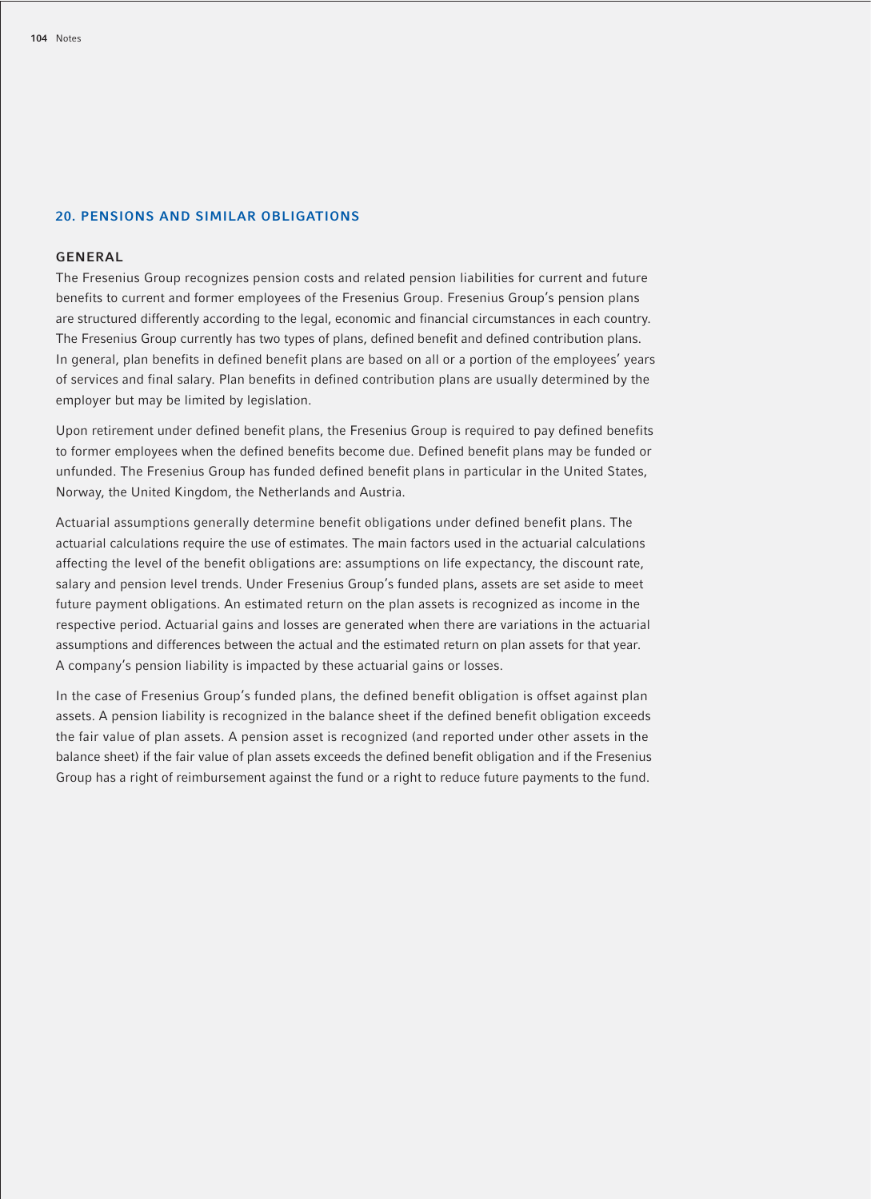## 20. PENSIONS AND SIMILAR OBLIGATIONS

### GENERAL

The Fresenius Group recognizes pension costs and related pension liabilities for current and future benefits to current and former employees of the Fresenius Group. Fresenius Group's pension plans are structured differently according to the legal, economic and financial circumstances in each country. The Fresenius Group currently has two types of plans, defined benefit and defined contribution plans. In general, plan benefits in defined benefit plans are based on all or a portion of the employees' years of services and final salary. Plan benefits in defined contribution plans are usually determined by the employer but may be limited by legislation.

Upon retirement under defined benefit plans, the Fresenius Group is required to pay defined benefits to former employees when the defined benefits become due. Defined benefit plans may be funded or unfunded. The Fresenius Group has funded defined benefit plans in particular in the United States, Norway, the United Kingdom, the Netherlands and Austria.

Actuarial assumptions generally determine benefit obligations under defined benefit plans. The actuarial calculations require the use of estimates. The main factors used in the actuarial calculations affecting the level of the benefit obligations are: assumptions on life expectancy, the discount rate, salary and pension level trends. Under Fresenius Group's funded plans, assets are set aside to meet future payment obligations. An estimated return on the plan assets is recognized as income in the respective period. Actuarial gains and losses are generated when there are variations in the actuarial assumptions and differences between the actual and the estimated return on plan assets for that year. A company's pension liability is impacted by these actuarial gains or losses.

In the case of Fresenius Group's funded plans, the defined benefit obligation is offset against plan assets. A pension liability is recognized in the balance sheet if the defined benefit obligation exceeds the fair value of plan assets. A pension asset is recognized (and reported under other assets in the balance sheet) if the fair value of plan assets exceeds the defined benefit obligation and if the Fresenius Group has a right of reimbursement against the fund or a right to reduce future payments to the fund.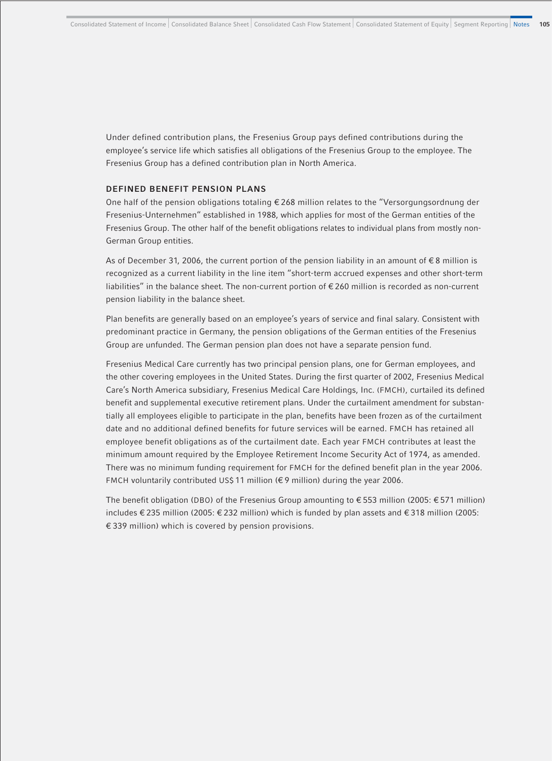Under defined contribution plans, the Fresenius Group pays defined contributions during the employee's service life which satisfies all obligations of the Fresenius Group to the employee. The Fresenius Group has a defined contribution plan in North America.

## DEFINED BENEFIT PENSION PLANS

One half of the pension obligations totaling € 268 million relates to the "Versorgungsordnung der Fresenius-Unternehmen" established in 1988, which applies for most of the German entities of the Fresenius Group. The other half of the benefit obligations relates to individual plans from mostly non-German Group entities.

As of December 31, 2006, the current portion of the pension liability in an amount of € 8 million is recognized as a current liability in the line item "short-term accrued expenses and other short-term liabilities" in the balance sheet. The non-current portion of € 260 million is recorded as non-current pension liability in the balance sheet.

Plan benefits are generally based on an employee's years of service and final salary. Consistent with predominant practice in Germany, the pension obligations of the German entities of the Fresenius Group are unfunded. The German pension plan does not have a separate pension fund.

Fresenius Medical Care currently has two principal pension plans, one for German employees, and the other covering employees in the United States. During the first quarter of 2002, Fresenius Medical Care's North America subsidiary, Fresenius Medical Care Holdings, Inc. (FMCH), curtailed its defined benefit and supplemental executive retirement plans. Under the curtailment amendment for substantially all employees eligible to participate in the plan, benefits have been frozen as of the curtailment date and no additional defined benefits for future services will be earned. FMCH has retained all employee benefit obligations as of the curtailment date. Each year FMCH contributes at least the minimum amount required by the Employee Retirement Income Security Act of 1974, as amended. There was no minimum funding requirement for FMCH for the defined benefit plan in the year 2006. FMCH voluntarily contributed US$ 11 million (€ 9 million) during the year 2006.

The benefit obligation (DBO) of the Fresenius Group amounting to € 553 million (2005: € 571 million) includes € 235 million (2005: € 232 million) which is funded by plan assets and € 318 million (2005: € 339 million) which is covered by pension provisions.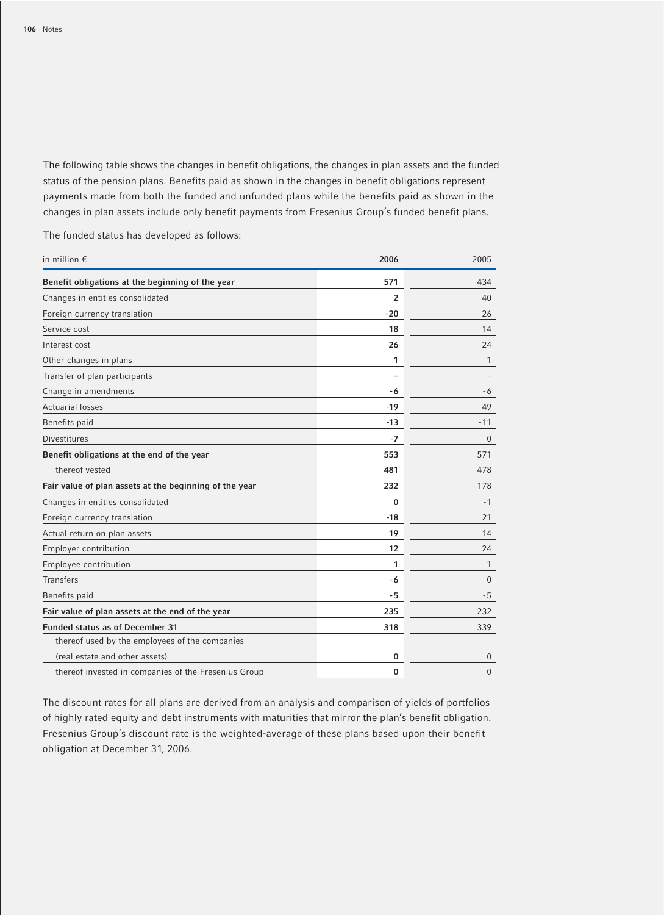The following table shows the changes in benefit obligations, the changes in plan assets and the funded status of the pension plans. Benefits paid as shown in the changes in benefit obligations represent payments made from both the funded and unfunded plans while the benefits paid as shown in the changes in plan assets include only benefit payments from Fresenius Group's funded benefit plans.

The funded status has developed as follows:

| in million € | 2006 | 2005 |
|---|---|---|
| **Benefit obligations at the beginning of the year** | **571** | 434 |
| Changes in entities consolidated | **2** | 40 |
| Foreign currency translation | **-20** | 26 |
| Service cost | **18** | 14 |
| Interest cost | **26** | 24 |
| Other changes in plans | **1** | 1 |
| Transfer of plan participants | **–** | – |
| Change in amendments | **-6** | -6 |
| Actuarial losses | **-19** | 49 |
| Benefits paid | **-13** | -11 |
| Divestitures | **-7** | 0 |
| **Benefit obligations at the end of the year** | **553** | 571 |
| thereof vested | **481** | 478 |
| **Fair value of plan assets at the beginning of the year** | **232** | 178 |
| Changes in entities consolidated | **0** | -1 |
| Foreign currency translation | **-18** | 21 |
| Actual return on plan assets | **19** | 14 |
| Employer contribution | **12** | 24 |
| Employee contribution | **1** | 1 |
| Transfers | **-6** | 0 |
| Benefits paid | **-5** | -5 |
| **Fair value of plan assets at the end of the year** | **235** | 232 |
| **Funded status as of December 31** | **318** | 339 |
| thereof used by the employees of the companies (real estate and other assets) | **0** | 0 |
| thereof invested in companies of the Fresenius Group | **0** | 0 |

The discount rates for all plans are derived from an analysis and comparison of yields of portfolios of highly rated equity and debt instruments with maturities that mirror the plan's benefit obligation. Fresenius Group's discount rate is the weighted-average of these plans based upon their benefit obligation at December 31, 2006.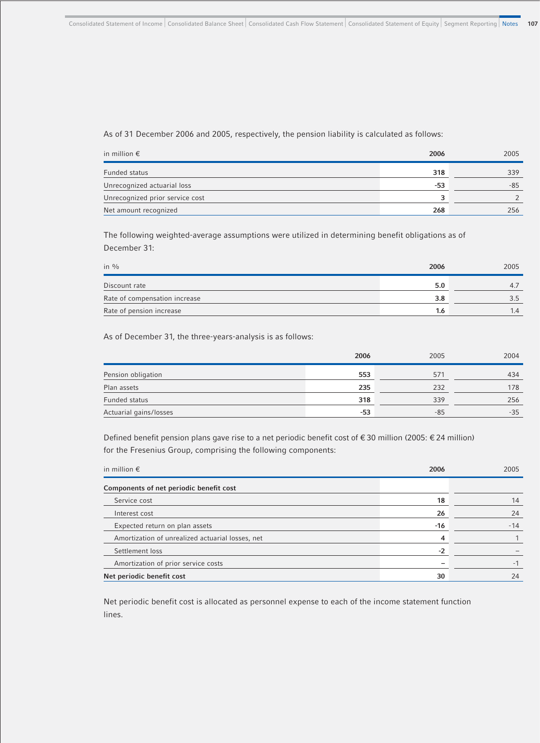As of 31 December 2006 and 2005, respectively, the pension liability is calculated as follows:

| in million € | 2006 | 2005 |
|---|---|---|
| Funded status | 318 | 339 |
| Unrecognized actuarial loss | -53 | -85 |
| Unrecognized prior service cost | 3 | 2 |
| Net amount recognized | 268 | 256 |

The following weighted-average assumptions were utilized in determining benefit obligations as of December 31:

| in % | 2006 | 2005 |
|---|---|---|
| Discount rate | 5.0 | 4.7 |
| Rate of compensation increase | 3.8 | 3.5 |
| Rate of pension increase | 1.6 | 1.4 |

As of December 31, the three-years-analysis is as follows:

| | 2006 | 2005 | 2004 |
|---|---|---|---|
| Pension obligation | 553 | 571 | 434 |
| Plan assets | 235 | 232 | 178 |
| Funded status | 318 | 339 | 256 |
| Actuarial gains/losses | -53 | -85 | -35 |

Defined benefit pension plans gave rise to a net periodic benefit cost of € 30 million (2005: € 24 million) for the Fresenius Group, comprising the following components:

| in million € | 2006 | 2005 |
|---|---|---|
| **Components of net periodic benefit cost** | | |
| Service cost | 18 | 14 |
| Interest cost | 26 | 24 |
| Expected return on plan assets | -16 | -14 |
| Amortization of unrealized actuarial losses, net | 4 | 1 |
| Settlement loss | -2 | – |
| Amortization of prior service costs | – | -1 |
| **Net periodic benefit cost** | 30 | 24 |

Net periodic benefit cost is allocated as personnel expense to each of the income statement function lines.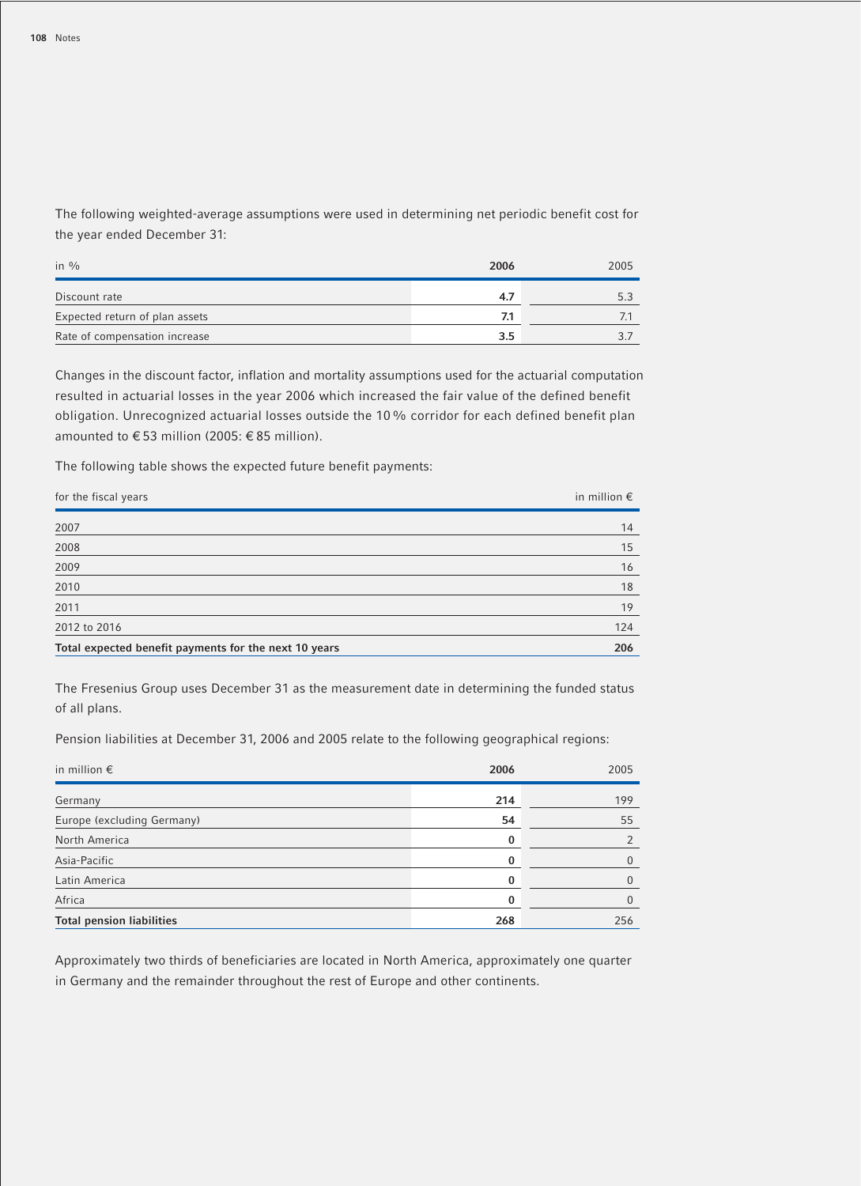The following weighted-average assumptions were used in determining net periodic benefit cost for the year ended December 31:

| in % | **2006** | 2005 |
|---|---|---|
| Discount rate | **4.7** | 5.3 |
| Expected return of plan assets | **7.1** | 7.1 |
| Rate of compensation increase | **3.5** | 3.7 |

Changes in the discount factor, inflation and mortality assumptions used for the actuarial computation resulted in actuarial losses in the year 2006 which increased the fair value of the defined benefit obligation. Unrecognized actuarial losses outside the 10 % corridor for each defined benefit plan amounted to € 53 million (2005: € 85 million).

The following table shows the expected future benefit payments:

| for the fiscal years | in million € |
|---|---|
| 2007 | 14 |
| 2008 | 15 |
| 2009 | 16 |
| 2010 | 18 |
| 2011 | 19 |
| 2012 to 2016 | 124 |
| **Total expected benefit payments for the next 10 years** | **206** |

The Fresenius Group uses December 31 as the measurement date in determining the funded status of all plans.

Pension liabilities at December 31, 2006 and 2005 relate to the following geographical regions:

| in million € | **2006** | 2005 |
|---|---|---|
| Germany | **214** | 199 |
| Europe (excluding Germany) | **54** | 55 |
| North America | **0** | 2 |
| Asia-Pacific | **0** | 0 |
| Latin America | **0** | 0 |
| Africa | **0** | 0 |
| **Total pension liabilities** | **268** | 256 |

Approximately two thirds of beneficiaries are located in North America, approximately one quarter in Germany and the remainder throughout the rest of Europe and other continents.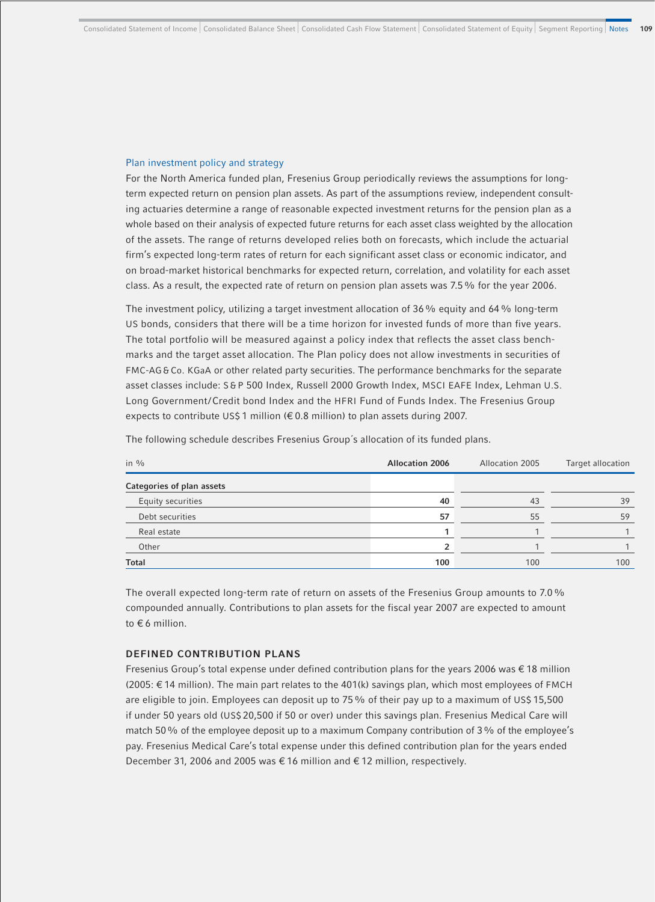### Plan investment policy and strategy

For the North America funded plan, Fresenius Group periodically reviews the assumptions for long-term expected return on pension plan assets. As part of the assumptions review, independent consulting actuaries determine a range of reasonable expected investment returns for the pension plan as a whole based on their analysis of expected future returns for each asset class weighted by the allocation of the assets. The range of returns developed relies both on forecasts, which include the actuarial firm's expected long-term rates of return for each significant asset class or economic indicator, and on broad-market historical benchmarks for expected return, correlation, and volatility for each asset class. As a result, the expected rate of return on pension plan assets was 7.5 % for the year 2006.

The investment policy, utilizing a target investment allocation of 36 % equity and 64 % long-term US bonds, considers that there will be a time horizon for invested funds of more than five years. The total portfolio will be measured against a policy index that reflects the asset class benchmarks and the target asset allocation. The Plan policy does not allow investments in securities of FMC-AG & Co. KGaA or other related party securities. The performance benchmarks for the separate asset classes include: S & P 500 Index, Russell 2000 Growth Index, MSCI EAFE Index, Lehman U.S. Long Government/Credit bond Index and the HFRI Fund of Funds Index. The Fresenius Group expects to contribute US$ 1 million (€ 0.8 million) to plan assets during 2007.

The following schedule describes Fresenius Group´s allocation of its funded plans.

| in % | **Allocation 2006** | Allocation 2005 | Target allocation |
|---|---|---|---|
| **Categories of plan assets** | | | |
| Equity securities | **40** | 43 | 39 |
| Debt securities | **57** | 55 | 59 |
| Real estate | **1** | 1 | 1 |
| Other | **2** | 1 | 1 |
| **Total** | **100** | 100 | 100 |

The overall expected long-term rate of return on assets of the Fresenius Group amounts to 7.0 % compounded annually. Contributions to plan assets for the fiscal year 2007 are expected to amount to € 6 million.

## DEFINED CONTRIBUTION PLANS

Fresenius Group's total expense under defined contribution plans for the years 2006 was € 18 million (2005: € 14 million). The main part relates to the 401(k) savings plan, which most employees of FMCH are eligible to join. Employees can deposit up to 75 % of their pay up to a maximum of US$ 15,500 if under 50 years old (US$ 20,500 if 50 or over) under this savings plan. Fresenius Medical Care will match 50 % of the employee deposit up to a maximum Company contribution of 3 % of the employee's pay. Fresenius Medical Care's total expense under this defined contribution plan for the years ended December 31, 2006 and 2005 was € 16 million and € 12 million, respectively.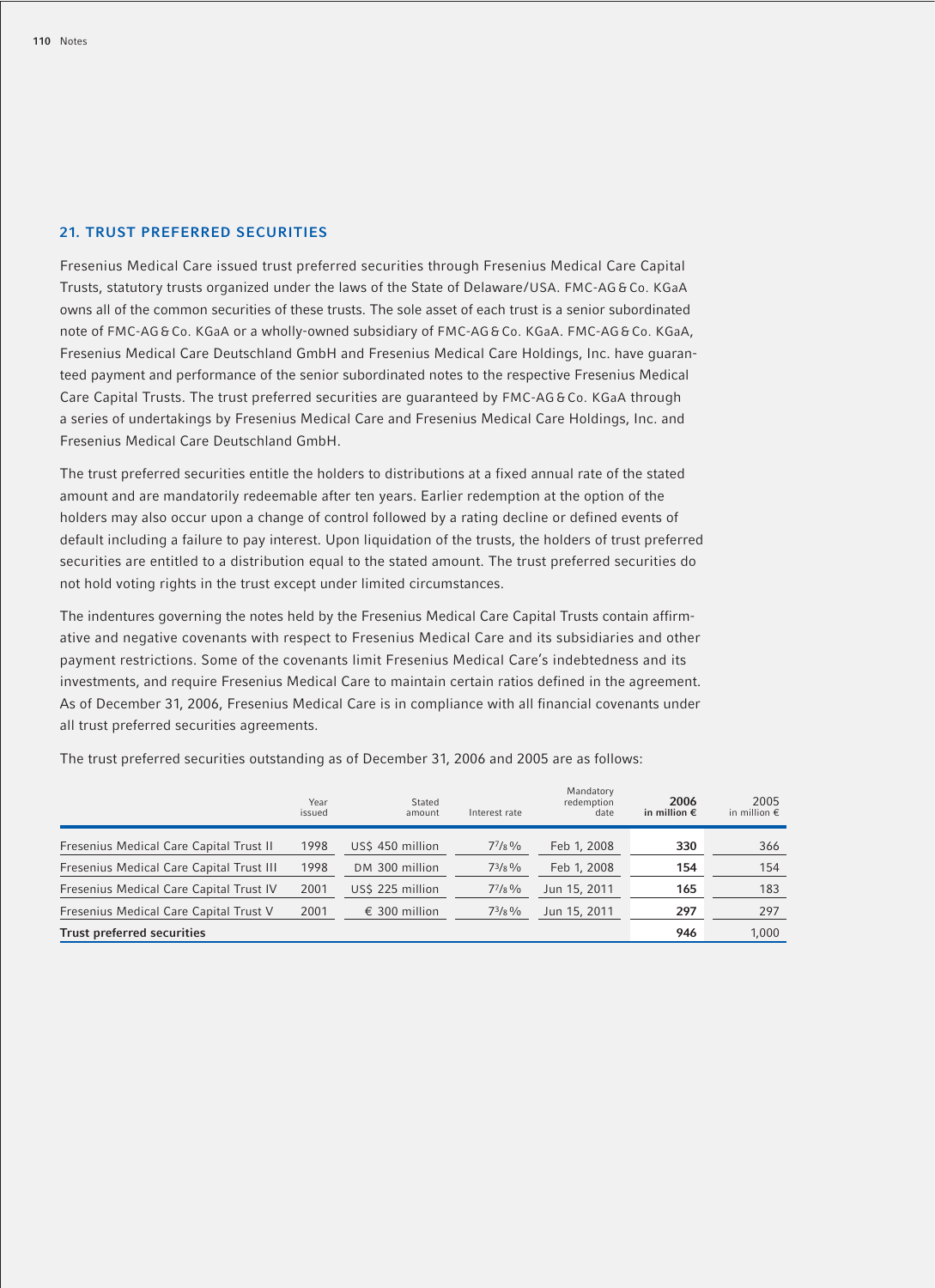## 21. TRUST PREFERRED SECURITIES

Fresenius Medical Care issued trust preferred securities through Fresenius Medical Care Capital Trusts, statutory trusts organized under the laws of the State of Delaware/USA. FMC-AG & Co. KGaA owns all of the common securities of these trusts. The sole asset of each trust is a senior subordinated note of FMC-AG & Co. KGaA or a wholly-owned subsidiary of FMC-AG & Co. KGaA. FMC-AG & Co. KGaA, Fresenius Medical Care Deutschland GmbH and Fresenius Medical Care Holdings, Inc. have guaranteed payment and performance of the senior subordinated notes to the respective Fresenius Medical Care Capital Trusts. The trust preferred securities are guaranteed by FMC-AG & Co. KGaA through a series of undertakings by Fresenius Medical Care and Fresenius Medical Care Holdings, Inc. and Fresenius Medical Care Deutschland GmbH.

The trust preferred securities entitle the holders to distributions at a fixed annual rate of the stated amount and are mandatorily redeemable after ten years. Earlier redemption at the option of the holders may also occur upon a change of control followed by a rating decline or defined events of default including a failure to pay interest. Upon liquidation of the trusts, the holders of trust preferred securities are entitled to a distribution equal to the stated amount. The trust preferred securities do not hold voting rights in the trust except under limited circumstances.

The indentures governing the notes held by the Fresenius Medical Care Capital Trusts contain affirmative and negative covenants with respect to Fresenius Medical Care and its subsidiaries and other payment restrictions. Some of the covenants limit Fresenius Medical Care's indebtedness and its investments, and require Fresenius Medical Care to maintain certain ratios defined in the agreement. As of December 31, 2006, Fresenius Medical Care is in compliance with all financial covenants under all trust preferred securities agreements.

The trust preferred securities outstanding as of December 31, 2006 and 2005 are as follows:

| | Year issued | Stated amount | Interest rate | Mandatory redemption date | **2006 in million €** | 2005 in million € |
|---|---|---|---|---|---|---|
| Fresenius Medical Care Capital Trust II | 1998 | US$ 450 million | 7 7/8 % | Feb 1, 2008 | **330** | 366 |
| Fresenius Medical Care Capital Trust III | 1998 | DM 300 million | 7 3/8 % | Feb 1, 2008 | **154** | 154 |
| Fresenius Medical Care Capital Trust IV | 2001 | US$ 225 million | 7 7/8 % | Jun 15, 2011 | **165** | 183 |
| Fresenius Medical Care Capital Trust V | 2001 | € 300 million | 7 3/8 % | Jun 15, 2011 | **297** | 297 |
| **Trust preferred securities** | | | | | **946** | 1,000 |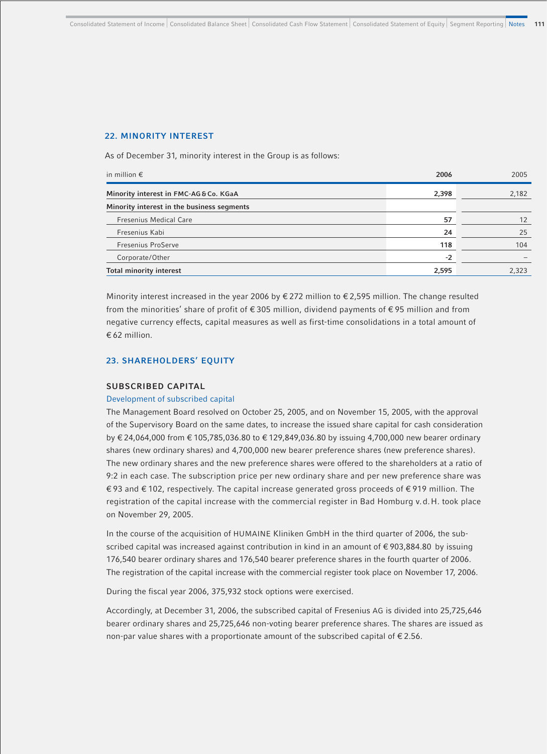## 22. MINORITY INTEREST

As of December 31, minority interest in the Group is as follows:

| in million € | 2006 | 2005 |
|---|---|---|
| **Minority interest in FMC-AG & Co. KGaA** | **2,398** | 2,182 |
| **Minority interest in the business segments** | | |
| Fresenius Medical Care | **57** | 12 |
| Fresenius Kabi | **24** | 25 |
| Fresenius ProServe | **118** | 104 |
| Corporate/Other | **-2** | – |
| **Total minority interest** | **2,595** | 2,323 |

Minority interest increased in the year 2006 by € 272 million to € 2,595 million. The change resulted from the minorities' share of profit of € 305 million, dividend payments of € 95 million and from negative currency effects, capital measures as well as first-time consolidations in a total amount of € 62 million.

## 23. SHAREHOLDERS' EQUITY

### SUBSCRIBED CAPITAL

#### Development of subscribed capital

The Management Board resolved on October 25, 2005, and on November 15, 2005, with the approval of the Supervisory Board on the same dates, to increase the issued share capital for cash consideration by € 24,064,000 from € 105,785,036.80 to € 129,849,036.80 by issuing 4,700,000 new bearer ordinary shares (new ordinary shares) and 4,700,000 new bearer preference shares (new preference shares). The new ordinary shares and the new preference shares were offered to the shareholders at a ratio of 9:2 in each case. The subscription price per new ordinary share and per new preference share was € 93 and € 102, respectively. The capital increase generated gross proceeds of € 919 million. The registration of the capital increase with the commercial register in Bad Homburg v. d. H. took place on November 29, 2005.

In the course of the acquisition of HUMAINE Kliniken GmbH in the third quarter of 2006, the subscribed capital was increased against contribution in kind in an amount of € 903,884.80 by issuing 176,540 bearer ordinary shares and 176,540 bearer preference shares in the fourth quarter of 2006. The registration of the capital increase with the commercial register took place on November 17, 2006.

During the fiscal year 2006, 375,932 stock options were exercised.

Accordingly, at December 31, 2006, the subscribed capital of Fresenius AG is divided into 25,725,646 bearer ordinary shares and 25,725,646 non-voting bearer preference shares. The shares are issued as non-par value shares with a proportionate amount of the subscribed capital of € 2.56.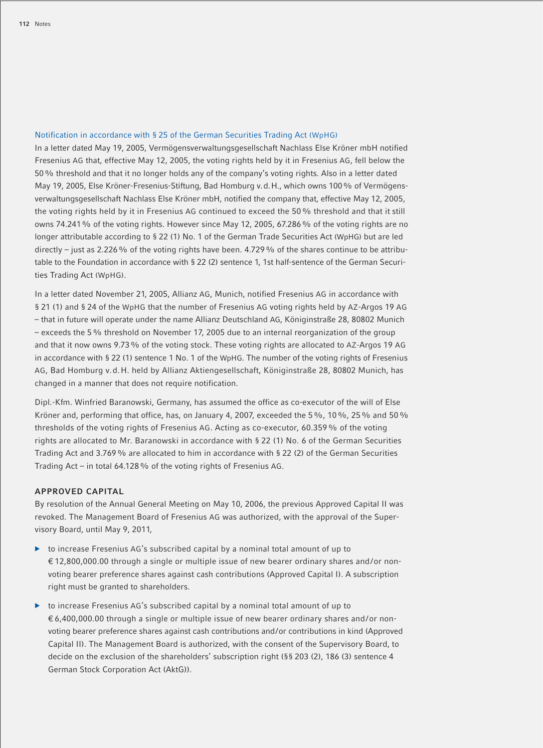### Notification in accordance with § 25 of the German Securities Trading Act (WpHG)

In a letter dated May 19, 2005, Vermögensverwaltungsgesellschaft Nachlass Else Kröner mbH notified Fresenius AG that, effective May 12, 2005, the voting rights held by it in Fresenius AG, fell below the 50 % threshold and that it no longer holds any of the company's voting rights. Also in a letter dated May 19, 2005, Else Kröner-Fresenius-Stiftung, Bad Homburg v. d. H., which owns 100 % of Vermögensverwaltungsgesellschaft Nachlass Else Kröner mbH, notified the company that, effective May 12, 2005, the voting rights held by it in Fresenius AG continued to exceed the 50 % threshold and that it still owns 74.241 % of the voting rights. However since May 12, 2005, 67.286 % of the voting rights are no longer attributable according to § 22 (1) No. 1 of the German Trade Securities Act (WpHG) but are led directly – just as 2.226 % of the voting rights have been. 4.729 % of the shares continue to be attributable to the Foundation in accordance with § 22 (2) sentence 1, 1st half-sentence of the German Securities Trading Act (WpHG).

In a letter dated November 21, 2005, Allianz AG, Munich, notified Fresenius AG in accordance with § 21 (1) and § 24 of the WpHG that the number of Fresenius AG voting rights held by AZ-Argos 19 AG – that in future will operate under the name Allianz Deutschland AG, Königinstraße 28, 80802 Munich – exceeds the 5 % threshold on November 17, 2005 due to an internal reorganization of the group and that it now owns 9.73 % of the voting stock. These voting rights are allocated to AZ-Argos 19 AG in accordance with § 22 (1) sentence 1 No. 1 of the WpHG. The number of the voting rights of Fresenius AG, Bad Homburg v. d. H. held by Allianz Aktiengesellschaft, Königinstraße 28, 80802 Munich, has changed in a manner that does not require notification.

Dipl.-Kfm. Winfried Baranowski, Germany, has assumed the office as co-executor of the will of Else Kröner and, performing that office, has, on January 4, 2007, exceeded the 5 %, 10 %, 25 % and 50 % thresholds of the voting rights of Fresenius AG. Acting as co-executor, 60.359 % of the voting rights are allocated to Mr. Baranowski in accordance with § 22 (1) No. 6 of the German Securities Trading Act and 3.769 % are allocated to him in accordance with § 22 (2) of the German Securities Trading Act – in total 64.128 % of the voting rights of Fresenius AG.

## APPROVED CAPITAL

By resolution of the Annual General Meeting on May 10, 2006, the previous Approved Capital II was revoked. The Management Board of Fresenius AG was authorized, with the approval of the Supervisory Board, until May 9, 2011,

- to increase Fresenius AG's subscribed capital by a nominal total amount of up to € 12,800,000.00 through a single or multiple issue of new bearer ordinary shares and/or non-voting bearer preference shares against cash contributions (Approved Capital I). A subscription right must be granted to shareholders.
- to increase Fresenius AG's subscribed capital by a nominal total amount of up to € 6,400,000.00 through a single or multiple issue of new bearer ordinary shares and/or non-voting bearer preference shares against cash contributions and/or contributions in kind (Approved Capital II). The Management Board is authorized, with the consent of the Supervisory Board, to decide on the exclusion of the shareholders' subscription right (§§ 203 (2), 186 (3) sentence 4 German Stock Corporation Act (AktG)).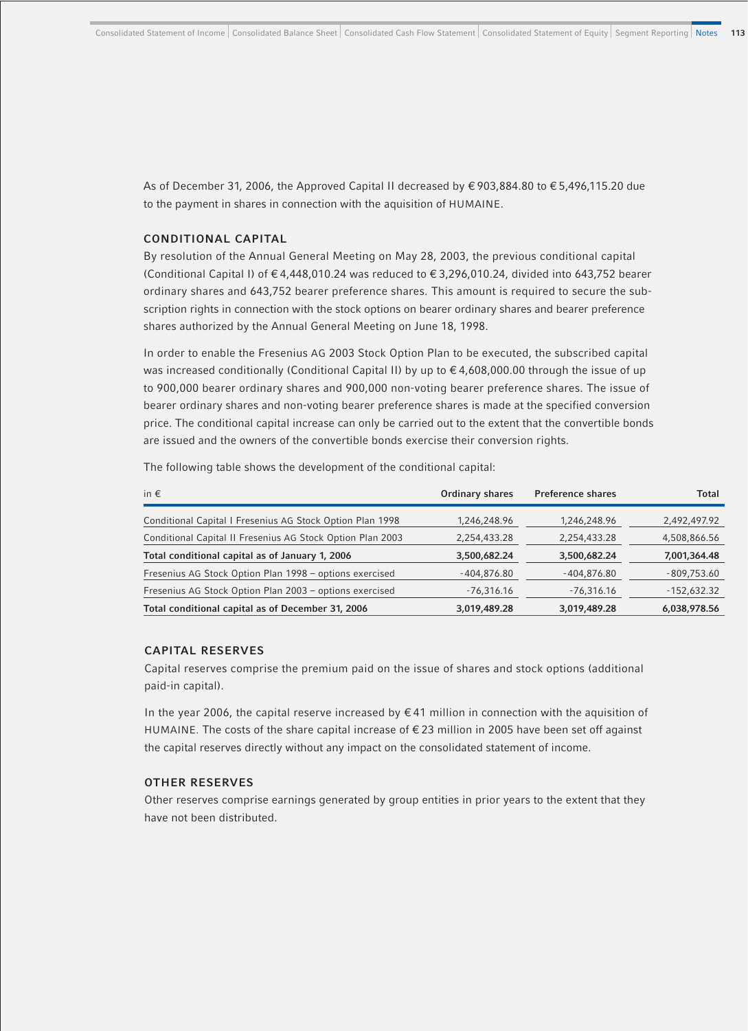As of December 31, 2006, the Approved Capital II decreased by € 903,884.80 to € 5,496,115.20 due to the payment in shares in connection with the aquisition of HUMAINE.

## CONDITIONAL CAPITAL

By resolution of the Annual General Meeting on May 28, 2003, the previous conditional capital (Conditional Capital I) of € 4,448,010.24 was reduced to € 3,296,010.24, divided into 643,752 bearer ordinary shares and 643,752 bearer preference shares. This amount is required to secure the subscription rights in connection with the stock options on bearer ordinary shares and bearer preference shares authorized by the Annual General Meeting on June 18, 1998.

In order to enable the Fresenius AG 2003 Stock Option Plan to be executed, the subscribed capital was increased conditionally (Conditional Capital II) by up to € 4,608,000.00 through the issue of up to 900,000 bearer ordinary shares and 900,000 non-voting bearer preference shares. The issue of bearer ordinary shares and non-voting bearer preference shares is made at the specified conversion price. The conditional capital increase can only be carried out to the extent that the convertible bonds are issued and the owners of the convertible bonds exercise their conversion rights.

The following table shows the development of the conditional capital:

| in € | Ordinary shares | Preference shares | Total |
|---|---|---|---|
| Conditional Capital I Fresenius AG Stock Option Plan 1998 | 1,246,248.96 | 1,246,248.96 | 2,492,497.92 |
| Conditional Capital II Fresenius AG Stock Option Plan 2003 | 2,254,433.28 | 2,254,433.28 | 4,508,866.56 |
| **Total conditional capital as of January 1, 2006** | **3,500,682.24** | **3,500,682.24** | **7,001,364.48** |
| Fresenius AG Stock Option Plan 1998 – options exercised | -404,876.80 | -404,876.80 | -809,753.60 |
| Fresenius AG Stock Option Plan 2003 – options exercised | -76,316.16 | -76,316.16 | -152,632.32 |
| **Total conditional capital as of December 31, 2006** | **3,019,489.28** | **3,019,489.28** | **6,038,978.56** |

## CAPITAL RESERVES

Capital reserves comprise the premium paid on the issue of shares and stock options (additional paid-in capital).

In the year 2006, the capital reserve increased by € 41 million in connection with the aquisition of HUMAINE. The costs of the share capital increase of € 23 million in 2005 have been set off against the capital reserves directly without any impact on the consolidated statement of income.

## OTHER RESERVES

Other reserves comprise earnings generated by group entities in prior years to the extent that they have not been distributed.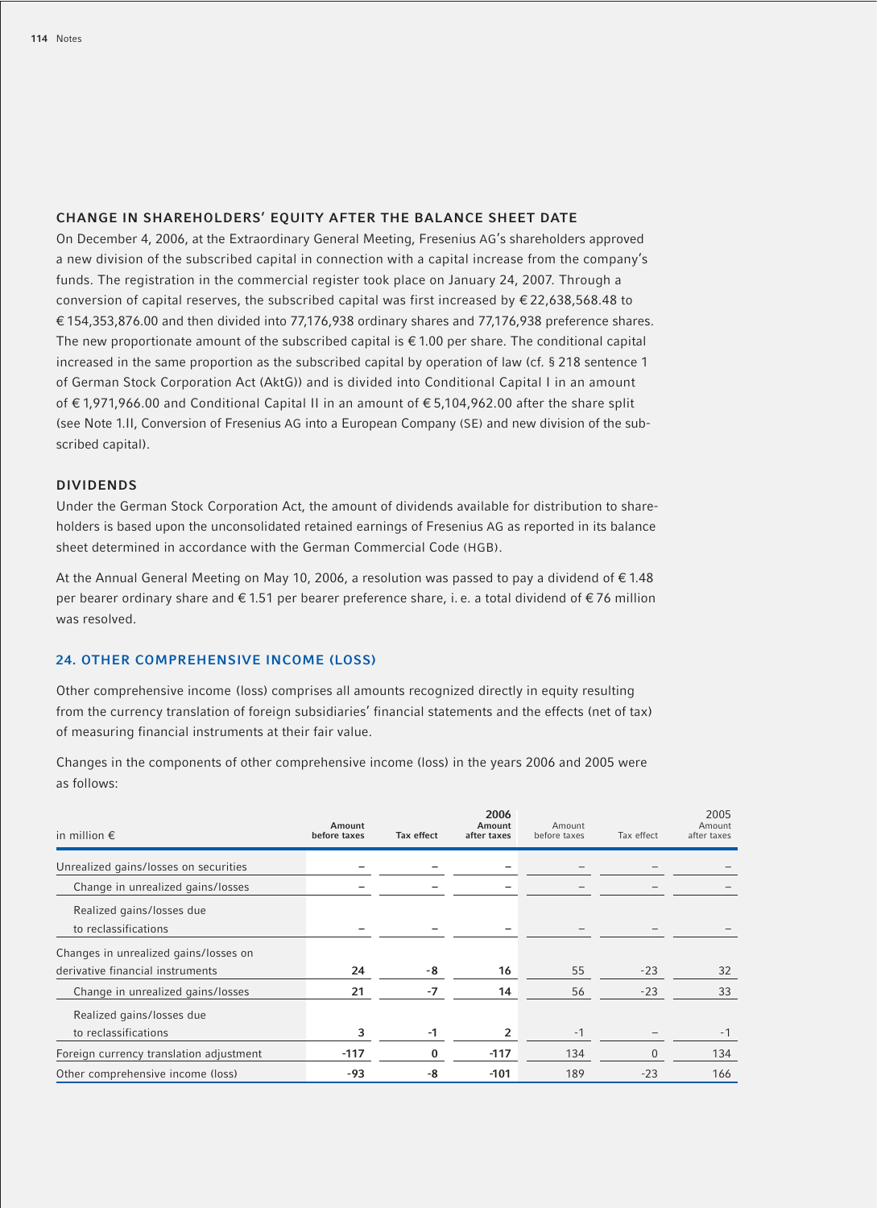### CHANGE IN SHAREHOLDERS' EQUITY AFTER THE BALANCE SHEET DATE

On December 4, 2006, at the Extraordinary General Meeting, Fresenius AG's shareholders approved a new division of the subscribed capital in connection with a capital increase from the company's funds. The registration in the commercial register took place on January 24, 2007. Through a conversion of capital reserves, the subscribed capital was first increased by € 22,638,568.48 to € 154,353,876.00 and then divided into 77,176,938 ordinary shares and 77,176,938 preference shares. The new proportionate amount of the subscribed capital is € 1.00 per share. The conditional capital increased in the same proportion as the subscribed capital by operation of law (cf. § 218 sentence 1 of German Stock Corporation Act (AktG)) and is divided into Conditional Capital I in an amount of € 1,971,966.00 and Conditional Capital II in an amount of € 5,104,962.00 after the share split (see Note 1.II, Conversion of Fresenius AG into a European Company (SE) and new division of the subscribed capital).

### DIVIDENDS

Under the German Stock Corporation Act, the amount of dividends available for distribution to shareholders is based upon the unconsolidated retained earnings of Fresenius AG as reported in its balance sheet determined in accordance with the German Commercial Code (HGB).

At the Annual General Meeting on May 10, 2006, a resolution was passed to pay a dividend of € 1.48 per bearer ordinary share and € 1.51 per bearer preference share, i. e. a total dividend of € 76 million was resolved.

## 24. OTHER COMPREHENSIVE INCOME (LOSS)

Other comprehensive income (loss) comprises all amounts recognized directly in equity resulting from the currency translation of foreign subsidiaries' financial statements and the effects (net of tax) of measuring financial instruments at their fair value.

Changes in the components of other comprehensive income (loss) in the years 2006 and 2005 were as follows:

| in million € | 2006 Amount before taxes | 2006 Tax effect | 2006 Amount after taxes | 2005 Amount before taxes | 2005 Tax effect | 2005 Amount after taxes |
|---|---|---|---|---|---|---|
| Unrealized gains/losses on securities | – | – | – | – | – | – |
| Change in unrealized gains/losses | – | – | – | – | – | – |
| Realized gains/losses due to reclassifications | – | – | – | – | – | – |
| Changes in unrealized gains/losses on derivative financial instruments | 24 | -8 | 16 | 55 | -23 | 32 |
| Change in unrealized gains/losses | 21 | -7 | 14 | 56 | -23 | 33 |
| Realized gains/losses due to reclassifications | 3 | -1 | 2 | -1 | – | -1 |
| Foreign currency translation adjustment | -117 | 0 | -117 | 134 | 0 | 134 |
| Other comprehensive income (loss) | -93 | -8 | -101 | 189 | -23 | 166 |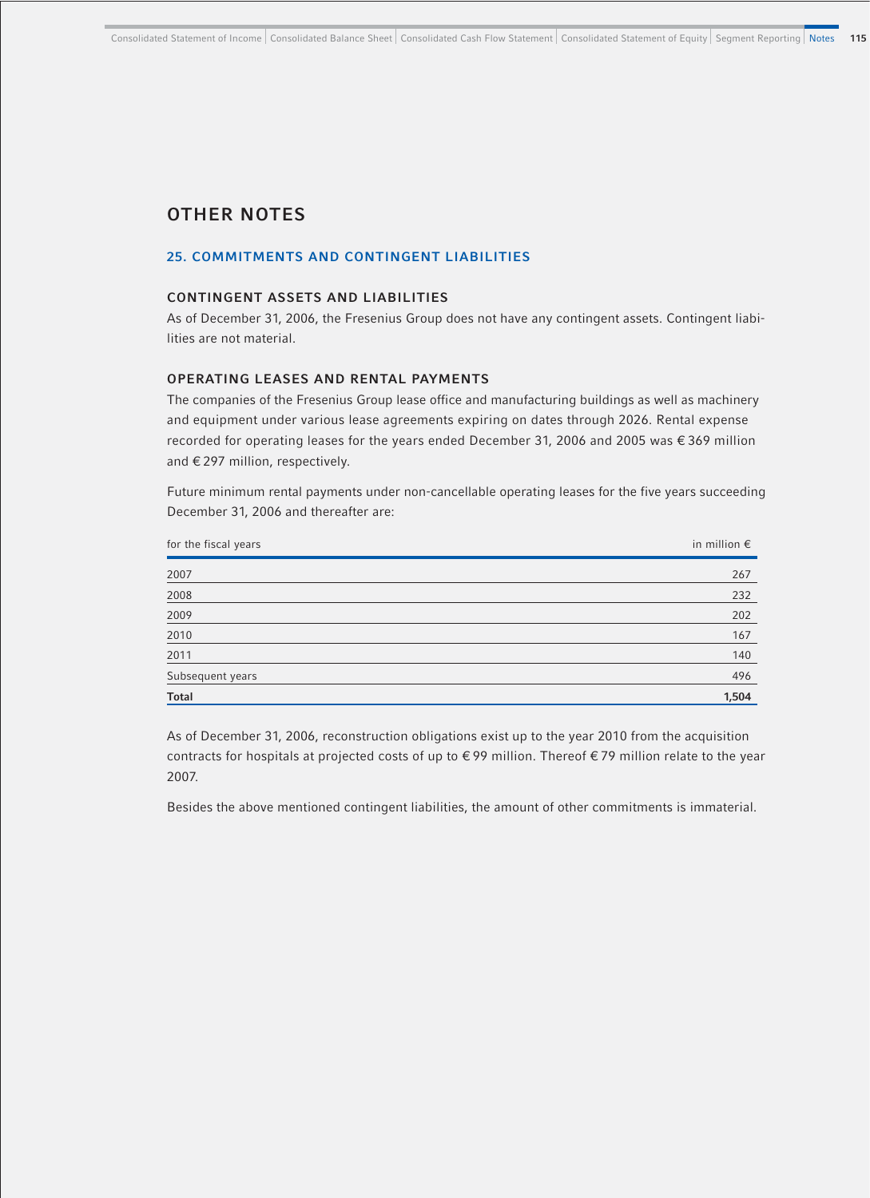# OTHER NOTES

## 25. COMMITMENTS AND CONTINGENT LIABILITIES

### CONTINGENT ASSETS AND LIABILITIES

As of December 31, 2006, the Fresenius Group does not have any contingent assets. Contingent liabilities are not material.

### OPERATING LEASES AND RENTAL PAYMENTS

The companies of the Fresenius Group lease office and manufacturing buildings as well as machinery and equipment under various lease agreements expiring on dates through 2026. Rental expense recorded for operating leases for the years ended December 31, 2006 and 2005 was € 369 million and € 297 million, respectively.

Future minimum rental payments under non-cancellable operating leases for the five years succeeding December 31, 2006 and thereafter are:

| for the fiscal years | in million € |
|---|---|
| 2007 | 267 |
| 2008 | 232 |
| 2009 | 202 |
| 2010 | 167 |
| 2011 | 140 |
| Subsequent years | 496 |
| **Total** | **1,504** |

As of December 31, 2006, reconstruction obligations exist up to the year 2010 from the acquisition contracts for hospitals at projected costs of up to € 99 million. Thereof € 79 million relate to the year 2007.

Besides the above mentioned contingent liabilities, the amount of other commitments is immaterial.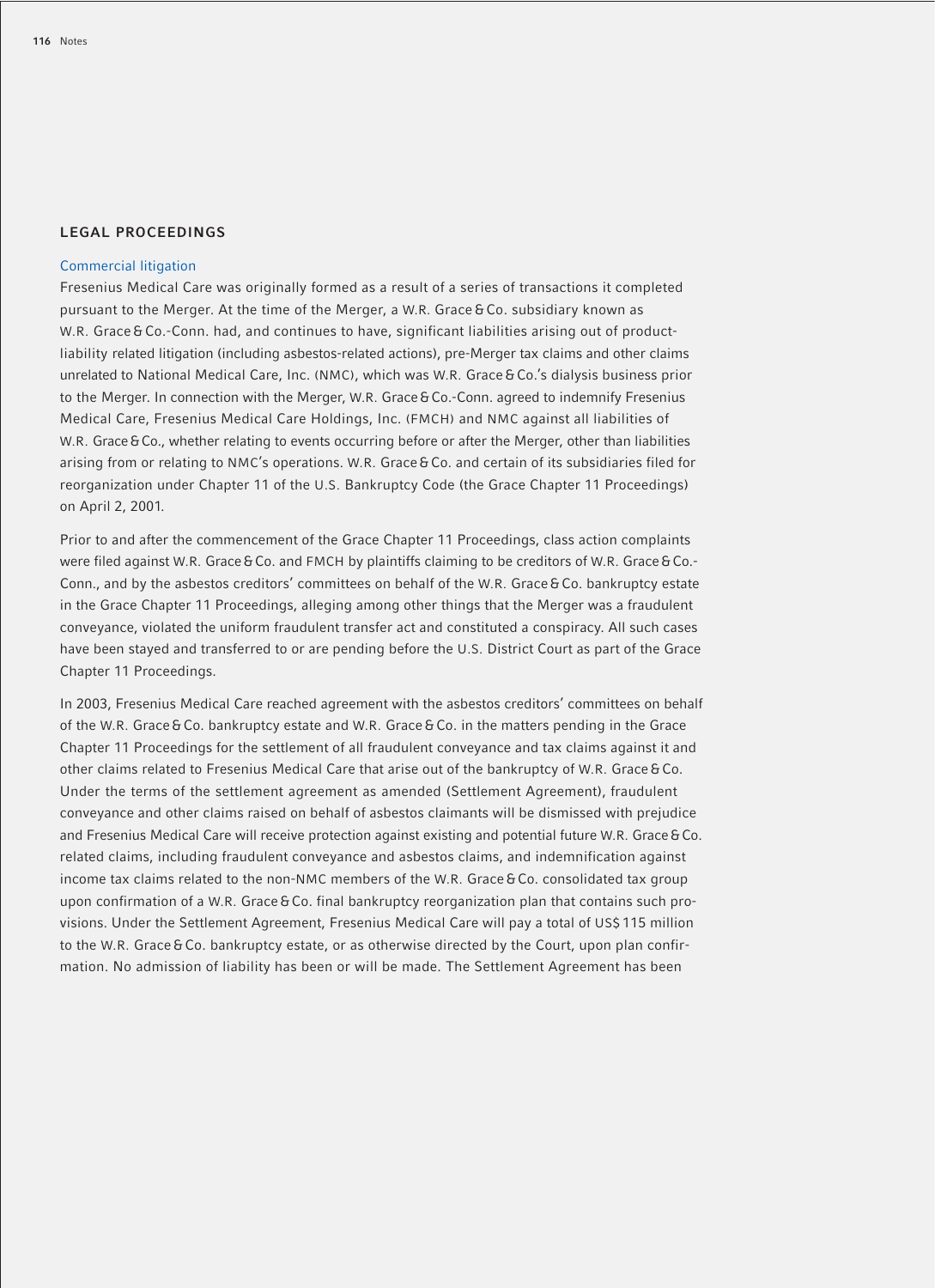## LEGAL PROCEEDINGS

### Commercial litigation

Fresenius Medical Care was originally formed as a result of a series of transactions it completed pursuant to the Merger. At the time of the Merger, a W.R. Grace & Co. subsidiary known as W.R. Grace & Co.-Conn. had, and continues to have, significant liabilities arising out of product-liability related litigation (including asbestos-related actions), pre-Merger tax claims and other claims unrelated to National Medical Care, Inc. (NMC), which was W.R. Grace & Co.'s dialysis business prior to the Merger. In connection with the Merger, W.R. Grace & Co.-Conn. agreed to indemnify Fresenius Medical Care, Fresenius Medical Care Holdings, Inc. (FMCH) and NMC against all liabilities of W.R. Grace & Co., whether relating to events occurring before or after the Merger, other than liabilities arising from or relating to NMC's operations. W.R. Grace & Co. and certain of its subsidiaries filed for reorganization under Chapter 11 of the U.S. Bankruptcy Code (the Grace Chapter 11 Proceedings) on April 2, 2001.

Prior to and after the commencement of the Grace Chapter 11 Proceedings, class action complaints were filed against W.R. Grace & Co. and FMCH by plaintiffs claiming to be creditors of W.R. Grace & Co.-Conn., and by the asbestos creditors' committees on behalf of the W.R. Grace & Co. bankruptcy estate in the Grace Chapter 11 Proceedings, alleging among other things that the Merger was a fraudulent conveyance, violated the uniform fraudulent transfer act and constituted a conspiracy. All such cases have been stayed and transferred to or are pending before the U.S. District Court as part of the Grace Chapter 11 Proceedings.

In 2003, Fresenius Medical Care reached agreement with the asbestos creditors' committees on behalf of the W.R. Grace & Co. bankruptcy estate and W.R. Grace & Co. in the matters pending in the Grace Chapter 11 Proceedings for the settlement of all fraudulent conveyance and tax claims against it and other claims related to Fresenius Medical Care that arise out of the bankruptcy of W.R. Grace & Co. Under the terms of the settlement agreement as amended (Settlement Agreement), fraudulent conveyance and other claims raised on behalf of asbestos claimants will be dismissed with prejudice and Fresenius Medical Care will receive protection against existing and potential future W.R. Grace & Co. related claims, including fraudulent conveyance and asbestos claims, and indemnification against income tax claims related to the non-NMC members of the W.R. Grace & Co. consolidated tax group upon confirmation of a W.R. Grace & Co. final bankruptcy reorganization plan that contains such provisions. Under the Settlement Agreement, Fresenius Medical Care will pay a total of US$ 115 million to the W.R. Grace & Co. bankruptcy estate, or as otherwise directed by the Court, upon plan confirmation. No admission of liability has been or will be made. The Settlement Agreement has been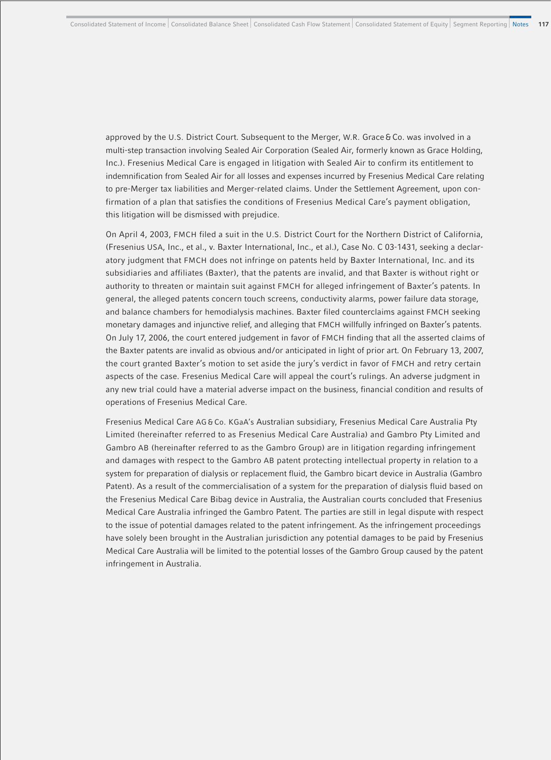approved by the U.S. District Court. Subsequent to the Merger, W.R. Grace & Co. was involved in a multi-step transaction involving Sealed Air Corporation (Sealed Air, formerly known as Grace Holding, Inc.). Fresenius Medical Care is engaged in litigation with Sealed Air to confirm its entitlement to indemnification from Sealed Air for all losses and expenses incurred by Fresenius Medical Care relating to pre-Merger tax liabilities and Merger-related claims. Under the Settlement Agreement, upon confirmation of a plan that satisfies the conditions of Fresenius Medical Care's payment obligation, this litigation will be dismissed with prejudice.

On April 4, 2003, FMCH filed a suit in the U.S. District Court for the Northern District of California, (Fresenius USA, Inc., et al., v. Baxter International, Inc., et al.), Case No. C 03-1431, seeking a declaratory judgment that FMCH does not infringe on patents held by Baxter International, Inc. and its subsidiaries and affiliates (Baxter), that the patents are invalid, and that Baxter is without right or authority to threaten or maintain suit against FMCH for alleged infringement of Baxter's patents. In general, the alleged patents concern touch screens, conductivity alarms, power failure data storage, and balance chambers for hemodialysis machines. Baxter filed counterclaims against FMCH seeking monetary damages and injunctive relief, and alleging that FMCH willfully infringed on Baxter's patents. On July 17, 2006, the court entered judgement in favor of FMCH finding that all the asserted claims of the Baxter patents are invalid as obvious and/or anticipated in light of prior art. On February 13, 2007, the court granted Baxter's motion to set aside the jury's verdict in favor of FMCH and retry certain aspects of the case. Fresenius Medical Care will appeal the court's rulings. An adverse judgment in any new trial could have a material adverse impact on the business, financial condition and results of operations of Fresenius Medical Care.

Fresenius Medical Care AG & Co. KGaA's Australian subsidiary, Fresenius Medical Care Australia Pty Limited (hereinafter referred to as Fresenius Medical Care Australia) and Gambro Pty Limited and Gambro AB (hereinafter referred to as the Gambro Group) are in litigation regarding infringement and damages with respect to the Gambro AB patent protecting intellectual property in relation to a system for preparation of dialysis or replacement fluid, the Gambro bicart device in Australia (Gambro Patent). As a result of the commercialisation of a system for the preparation of dialysis fluid based on the Fresenius Medical Care Bibag device in Australia, the Australian courts concluded that Fresenius Medical Care Australia infringed the Gambro Patent. The parties are still in legal dispute with respect to the issue of potential damages related to the patent infringement. As the infringement proceedings have solely been brought in the Australian jurisdiction any potential damages to be paid by Fresenius Medical Care Australia will be limited to the potential losses of the Gambro Group caused by the patent infringement in Australia.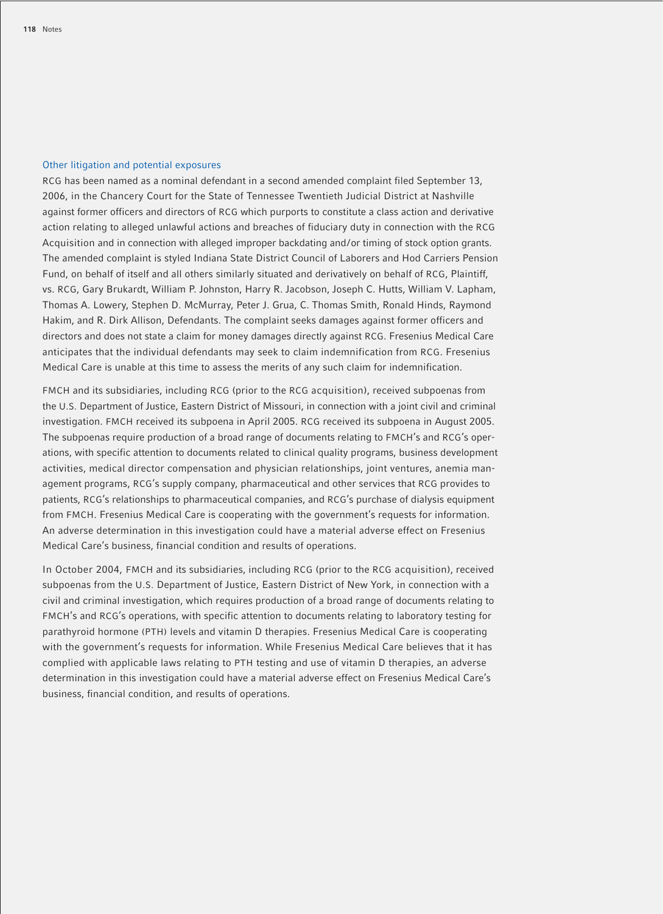### Other litigation and potential exposures

RCG has been named as a nominal defendant in a second amended complaint filed September 13, 2006, in the Chancery Court for the State of Tennessee Twentieth Judicial District at Nashville against former officers and directors of RCG which purports to constitute a class action and derivative action relating to alleged unlawful actions and breaches of fiduciary duty in connection with the RCG Acquisition and in connection with alleged improper backdating and/or timing of stock option grants. The amended complaint is styled Indiana State District Council of Laborers and Hod Carriers Pension Fund, on behalf of itself and all others similarly situated and derivatively on behalf of RCG, Plaintiff, vs. RCG, Gary Brukardt, William P. Johnston, Harry R. Jacobson, Joseph C. Hutts, William V. Lapham, Thomas A. Lowery, Stephen D. McMurray, Peter J. Grua, C. Thomas Smith, Ronald Hinds, Raymond Hakim, and R. Dirk Allison, Defendants. The complaint seeks damages against former officers and directors and does not state a claim for money damages directly against RCG. Fresenius Medical Care anticipates that the individual defendants may seek to claim indemnification from RCG. Fresenius Medical Care is unable at this time to assess the merits of any such claim for indemnification.

FMCH and its subsidiaries, including RCG (prior to the RCG acquisition), received subpoenas from the U.S. Department of Justice, Eastern District of Missouri, in connection with a joint civil and criminal investigation. FMCH received its subpoena in April 2005. RCG received its subpoena in August 2005. The subpoenas require production of a broad range of documents relating to FMCH's and RCG's operations, with specific attention to documents related to clinical quality programs, business development activities, medical director compensation and physician relationships, joint ventures, anemia management programs, RCG's supply company, pharmaceutical and other services that RCG provides to patients, RCG's relationships to pharmaceutical companies, and RCG's purchase of dialysis equipment from FMCH. Fresenius Medical Care is cooperating with the government's requests for information. An adverse determination in this investigation could have a material adverse effect on Fresenius Medical Care's business, financial condition and results of operations.

In October 2004, FMCH and its subsidiaries, including RCG (prior to the RCG acquisition), received subpoenas from the U.S. Department of Justice, Eastern District of New York, in connection with a civil and criminal investigation, which requires production of a broad range of documents relating to FMCH's and RCG's operations, with specific attention to documents relating to laboratory testing for parathyroid hormone (PTH) levels and vitamin D therapies. Fresenius Medical Care is cooperating with the government's requests for information. While Fresenius Medical Care believes that it has complied with applicable laws relating to PTH testing and use of vitamin D therapies, an adverse determination in this investigation could have a material adverse effect on Fresenius Medical Care's business, financial condition, and results of operations.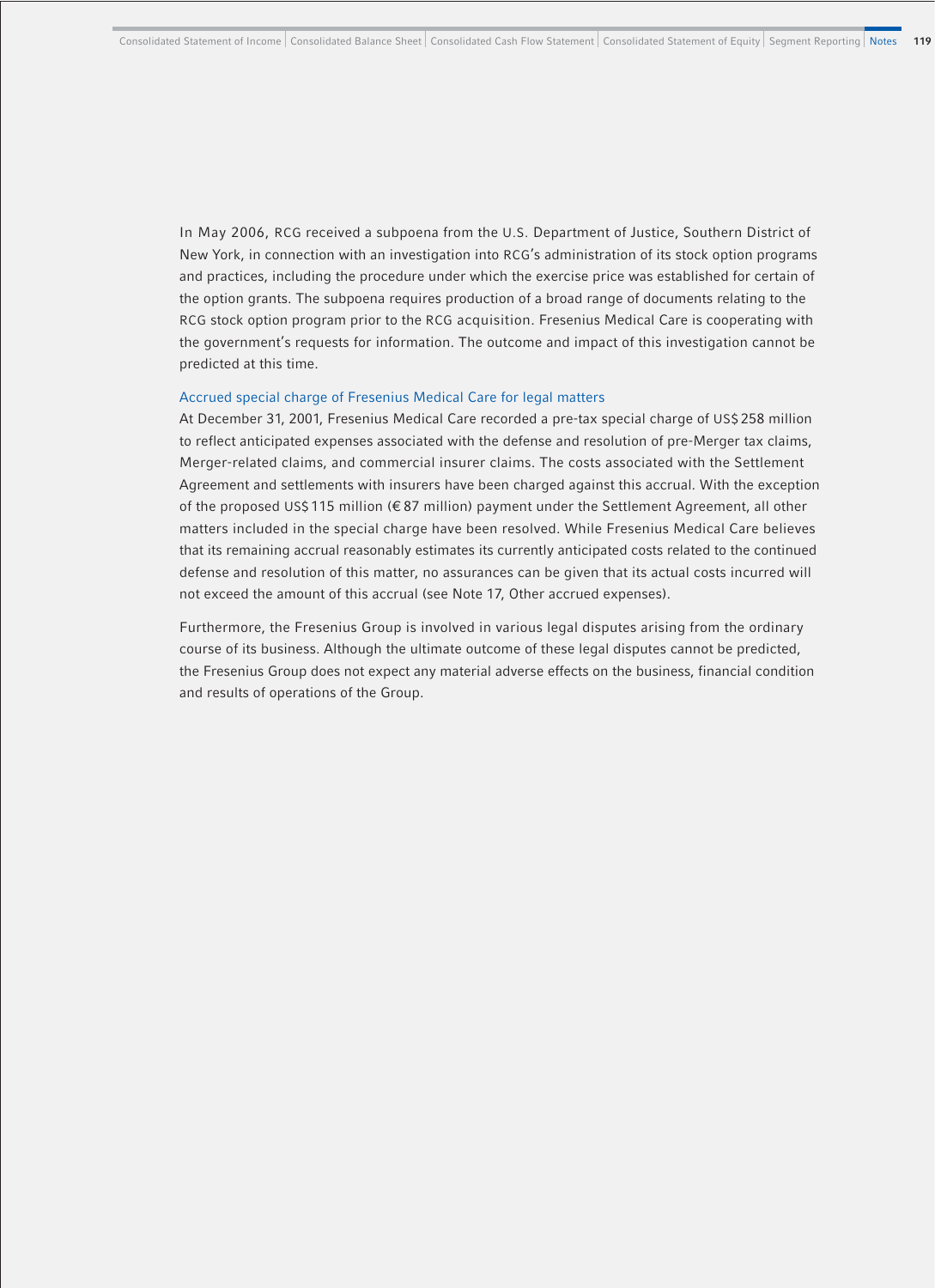In May 2006, RCG received a subpoena from the U.S. Department of Justice, Southern District of New York, in connection with an investigation into RCG's administration of its stock option programs and practices, including the procedure under which the exercise price was established for certain of the option grants. The subpoena requires production of a broad range of documents relating to the RCG stock option program prior to the RCG acquisition. Fresenius Medical Care is cooperating with the government's requests for information. The outcome and impact of this investigation cannot be predicted at this time.

### Accrued special charge of Fresenius Medical Care for legal matters

At December 31, 2001, Fresenius Medical Care recorded a pre-tax special charge of US$ 258 million to reflect anticipated expenses associated with the defense and resolution of pre-Merger tax claims, Merger-related claims, and commercial insurer claims. The costs associated with the Settlement Agreement and settlements with insurers have been charged against this accrual. With the exception of the proposed US$ 115 million (€ 87 million) payment under the Settlement Agreement, all other matters included in the special charge have been resolved. While Fresenius Medical Care believes that its remaining accrual reasonably estimates its currently anticipated costs related to the continued defense and resolution of this matter, no assurances can be given that its actual costs incurred will not exceed the amount of this accrual (see Note 17, Other accrued expenses).

Furthermore, the Fresenius Group is involved in various legal disputes arising from the ordinary course of its business. Although the ultimate outcome of these legal disputes cannot be predicted, the Fresenius Group does not expect any material adverse effects on the business, financial condition and results of operations of the Group.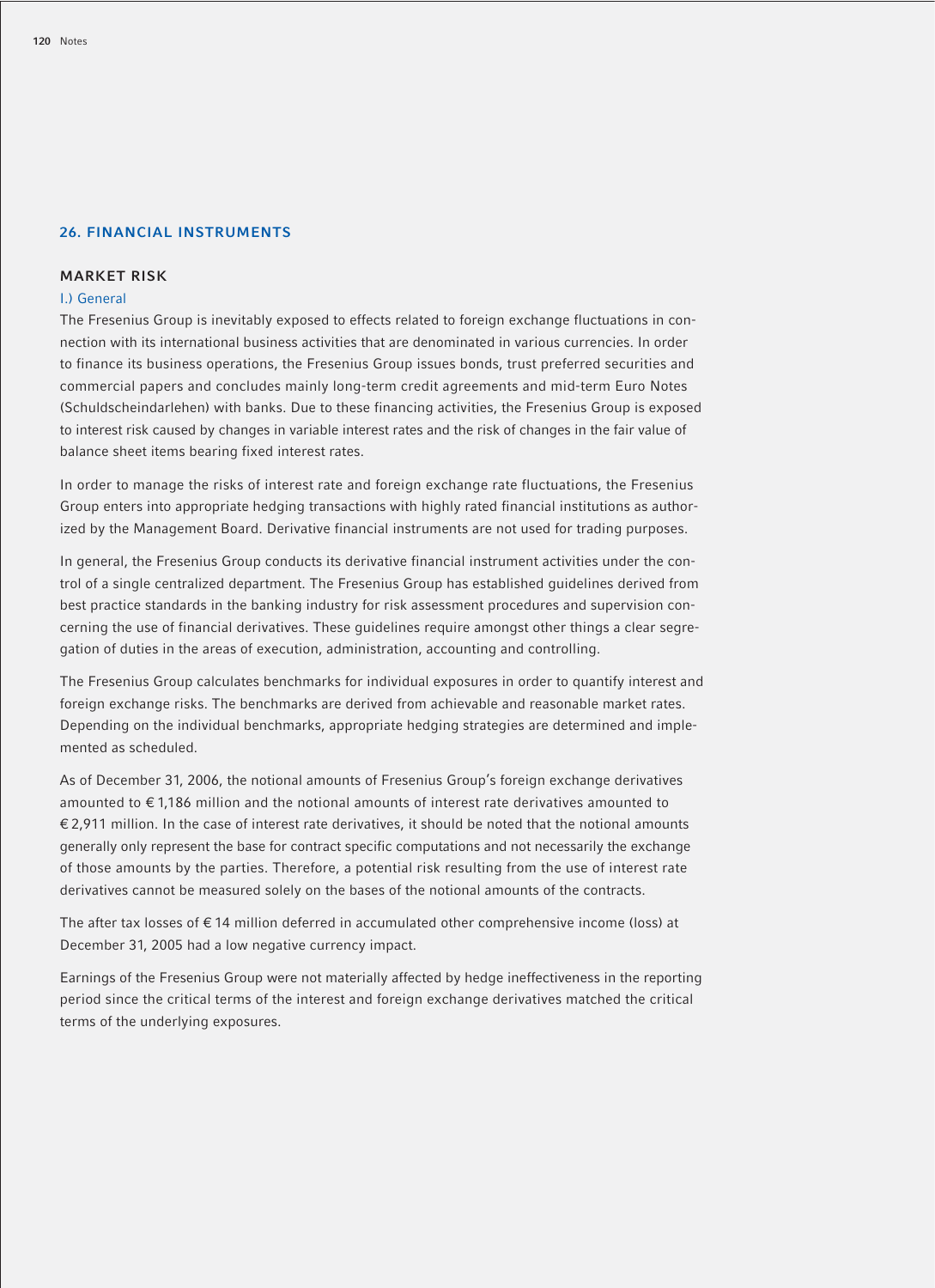## 26. FINANCIAL INSTRUMENTS

### MARKET RISK

#### I.) General

The Fresenius Group is inevitably exposed to effects related to foreign exchange fluctuations in connection with its international business activities that are denominated in various currencies. In order to finance its business operations, the Fresenius Group issues bonds, trust preferred securities and commercial papers and concludes mainly long-term credit agreements and mid-term Euro Notes (Schuldscheindarlehen) with banks. Due to these financing activities, the Fresenius Group is exposed to interest risk caused by changes in variable interest rates and the risk of changes in the fair value of balance sheet items bearing fixed interest rates.

In order to manage the risks of interest rate and foreign exchange rate fluctuations, the Fresenius Group enters into appropriate hedging transactions with highly rated financial institutions as authorized by the Management Board. Derivative financial instruments are not used for trading purposes.

In general, the Fresenius Group conducts its derivative financial instrument activities under the control of a single centralized department. The Fresenius Group has established guidelines derived from best practice standards in the banking industry for risk assessment procedures and supervision concerning the use of financial derivatives. These guidelines require amongst other things a clear segregation of duties in the areas of execution, administration, accounting and controlling.

The Fresenius Group calculates benchmarks for individual exposures in order to quantify interest and foreign exchange risks. The benchmarks are derived from achievable and reasonable market rates. Depending on the individual benchmarks, appropriate hedging strategies are determined and implemented as scheduled.

As of December 31, 2006, the notional amounts of Fresenius Group's foreign exchange derivatives amounted to € 1,186 million and the notional amounts of interest rate derivatives amounted to € 2,911 million. In the case of interest rate derivatives, it should be noted that the notional amounts generally only represent the base for contract specific computations and not necessarily the exchange of those amounts by the parties. Therefore, a potential risk resulting from the use of interest rate derivatives cannot be measured solely on the bases of the notional amounts of the contracts.

The after tax losses of € 14 million deferred in accumulated other comprehensive income (loss) at December 31, 2005 had a low negative currency impact.

Earnings of the Fresenius Group were not materially affected by hedge ineffectiveness in the reporting period since the critical terms of the interest and foreign exchange derivatives matched the critical terms of the underlying exposures.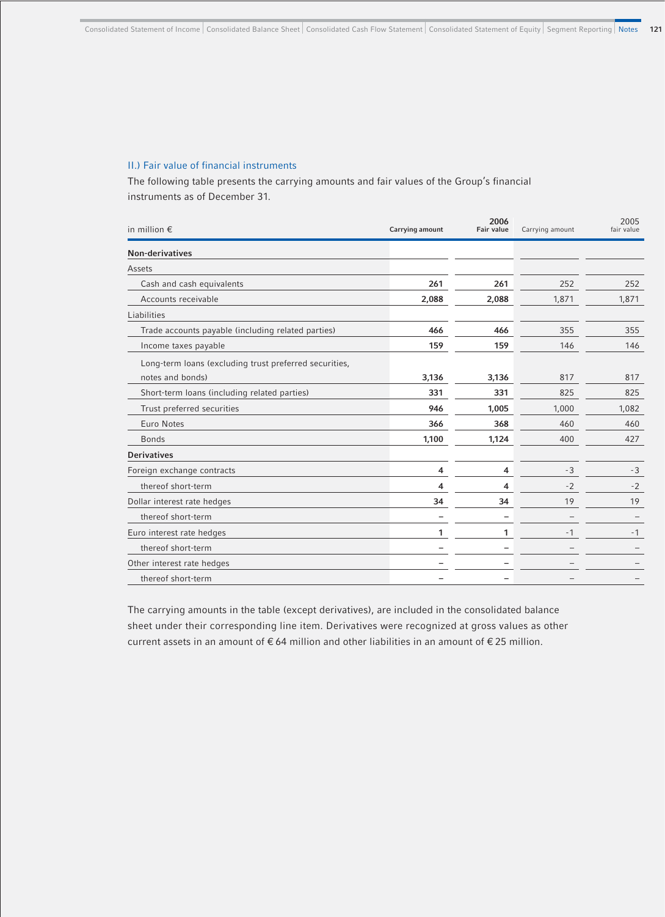## II.) Fair value of financial instruments

The following table presents the carrying amounts and fair values of the Group's financial instruments as of December 31.

| in million € | 2006 Carrying amount | 2006 Fair value | 2005 Carrying amount | 2005 fair value |
|---|---|---|---|---|
| **Non-derivatives** | | | | |
| Assets | | | | |
| Cash and cash equivalents | **261** | **261** | 252 | 252 |
| Accounts receivable | **2,088** | **2,088** | 1,871 | 1,871 |
| Liabilities | | | | |
| Trade accounts payable (including related parties) | **466** | **466** | 355 | 355 |
| Income taxes payable | **159** | **159** | 146 | 146 |
| Long-term loans (excluding trust preferred securities, notes and bonds) | **3,136** | **3,136** | 817 | 817 |
| Short-term loans (including related parties) | **331** | **331** | 825 | 825 |
| Trust preferred securities | **946** | **1,005** | 1,000 | 1,082 |
| Euro Notes | **366** | **368** | 460 | 460 |
| Bonds | **1,100** | **1,124** | 400 | 427 |
| **Derivatives** | | | | |
| Foreign exchange contracts | **4** | **4** | -3 | -3 |
| thereof short-term | **4** | **4** | -2 | -2 |
| Dollar interest rate hedges | **34** | **34** | 19 | 19 |
| thereof short-term | **–** | **–** | – | – |
| Euro interest rate hedges | **1** | **1** | -1 | -1 |
| thereof short-term | **–** | **–** | – | – |
| Other interest rate hedges | **–** | **–** | – | – |
| thereof short-term | **–** | **–** | – | – |

The carrying amounts in the table (except derivatives), are included in the consolidated balance sheet under their corresponding line item. Derivatives were recognized at gross values as other current assets in an amount of € 64 million and other liabilities in an amount of € 25 million.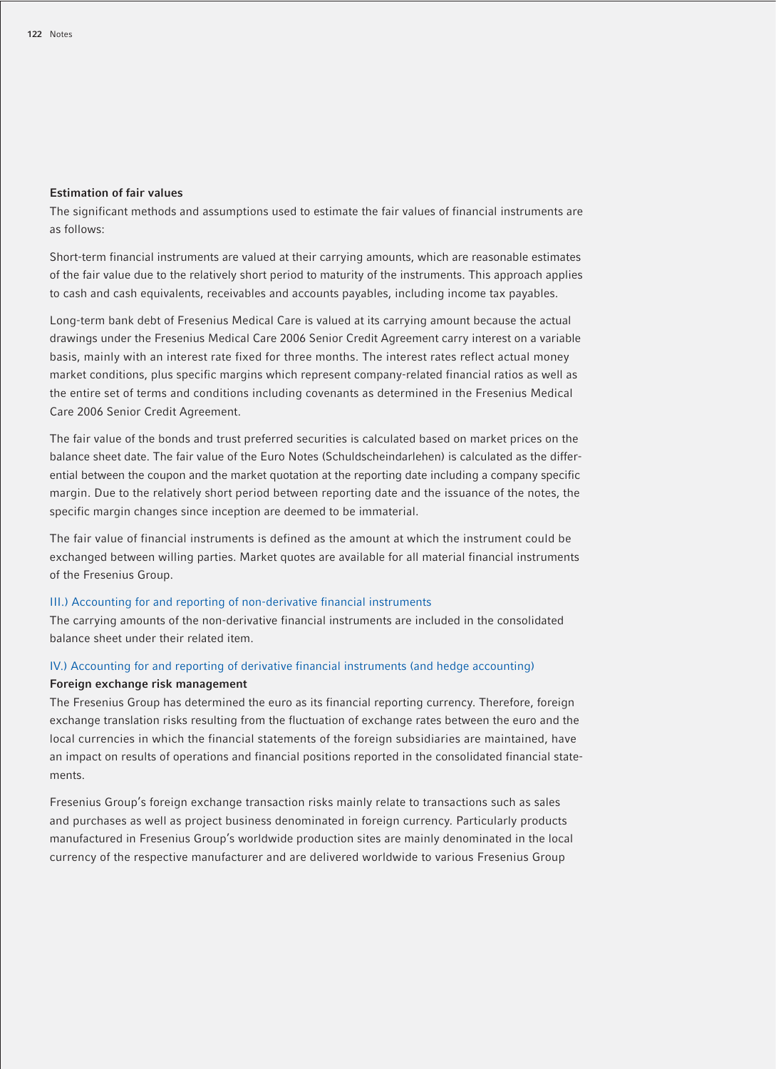**Estimation of fair values**

The significant methods and assumptions used to estimate the fair values of financial instruments are as follows:

Short-term financial instruments are valued at their carrying amounts, which are reasonable estimates of the fair value due to the relatively short period to maturity of the instruments. This approach applies to cash and cash equivalents, receivables and accounts payables, including income tax payables.

Long-term bank debt of Fresenius Medical Care is valued at its carrying amount because the actual drawings under the Fresenius Medical Care 2006 Senior Credit Agreement carry interest on a variable basis, mainly with an interest rate fixed for three months. The interest rates reflect actual money market conditions, plus specific margins which represent company-related financial ratios as well as the entire set of terms and conditions including covenants as determined in the Fresenius Medical Care 2006 Senior Credit Agreement.

The fair value of the bonds and trust preferred securities is calculated based on market prices on the balance sheet date. The fair value of the Euro Notes (Schuldscheindarlehen) is calculated as the differential between the coupon and the market quotation at the reporting date including a company specific margin. Due to the relatively short period between reporting date and the issuance of the notes, the specific margin changes since inception are deemed to be immaterial.

The fair value of financial instruments is defined as the amount at which the instrument could be exchanged between willing parties. Market quotes are available for all material financial instruments of the Fresenius Group.

### III.) Accounting for and reporting of non-derivative financial instruments

The carrying amounts of the non-derivative financial instruments are included in the consolidated balance sheet under their related item.

### IV.) Accounting for and reporting of derivative financial instruments (and hedge accounting)

**Foreign exchange risk management**

The Fresenius Group has determined the euro as its financial reporting currency. Therefore, foreign exchange translation risks resulting from the fluctuation of exchange rates between the euro and the local currencies in which the financial statements of the foreign subsidiaries are maintained, have an impact on results of operations and financial positions reported in the consolidated financial statements.

Fresenius Group's foreign exchange transaction risks mainly relate to transactions such as sales and purchases as well as project business denominated in foreign currency. Particularly products manufactured in Fresenius Group's worldwide production sites are mainly denominated in the local currency of the respective manufacturer and are delivered worldwide to various Fresenius Group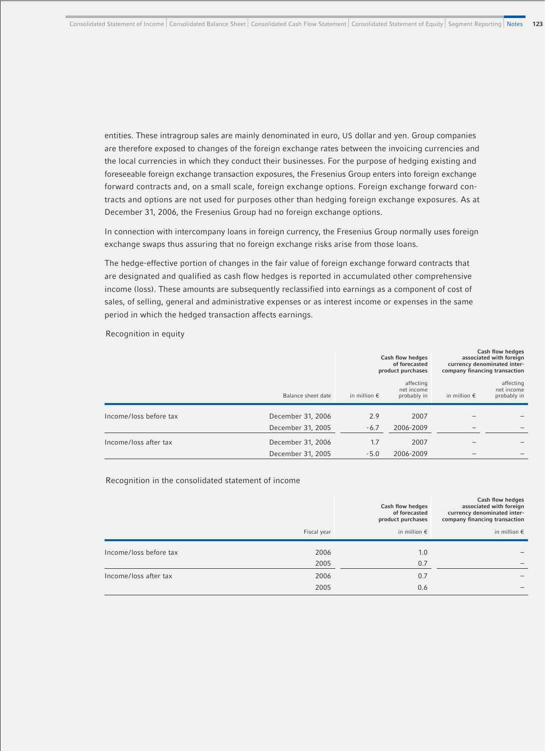entities. These intragroup sales are mainly denominated in euro, US dollar and yen. Group companies are therefore exposed to changes of the foreign exchange rates between the invoicing currencies and the local currencies in which they conduct their businesses. For the purpose of hedging existing and foreseeable foreign exchange transaction exposures, the Fresenius Group enters into foreign exchange forward contracts and, on a small scale, foreign exchange options. Foreign exchange forward contracts and options are not used for purposes other than hedging foreign exchange exposures. As at December 31, 2006, the Fresenius Group had no foreign exchange options.

In connection with intercompany loans in foreign currency, the Fresenius Group normally uses foreign exchange swaps thus assuring that no foreign exchange risks arise from those loans.

The hedge-effective portion of changes in the fair value of foreign exchange forward contracts that are designated and qualified as cash flow hedges is reported in accumulated other comprehensive income (loss). These amounts are subsequently reclassified into earnings as a component of cost of sales, of selling, general and administrative expenses or as interest income or expenses in the same period in which the hedged transaction affects earnings.

Recognition in equity

| | | Cash flow hedges of forecasted product purchases | | Cash flow hedges associated with foreign currency denominated inter-company financing transaction | |
|---|---|---|---|---|---|
| | Balance sheet date | in million € | affecting net income probably in | in million € | affecting net income probably in |
| Income/loss before tax | December 31, 2006 | 2.9 | 2007 | – | – |
| | December 31, 2005 | -6.7 | 2006-2009 | – | – |
| Income/loss after tax | December 31, 2006 | 1.7 | 2007 | – | – |
| | December 31, 2005 | -5.0 | 2006-2009 | – | – |

Recognition in the consolidated statement of income

| | | Cash flow hedges of forecasted product purchases | Cash flow hedges associated with foreign currency denominated inter-company financing transaction |
|---|---|---|---|
| | Fiscal year | in million € | in million € |
| Income/loss before tax | 2006 | 1.0 | – |
| | 2005 | 0.7 | – |
| Income/loss after tax | 2006 | 0.7 | – |
| | 2005 | 0.6 | – |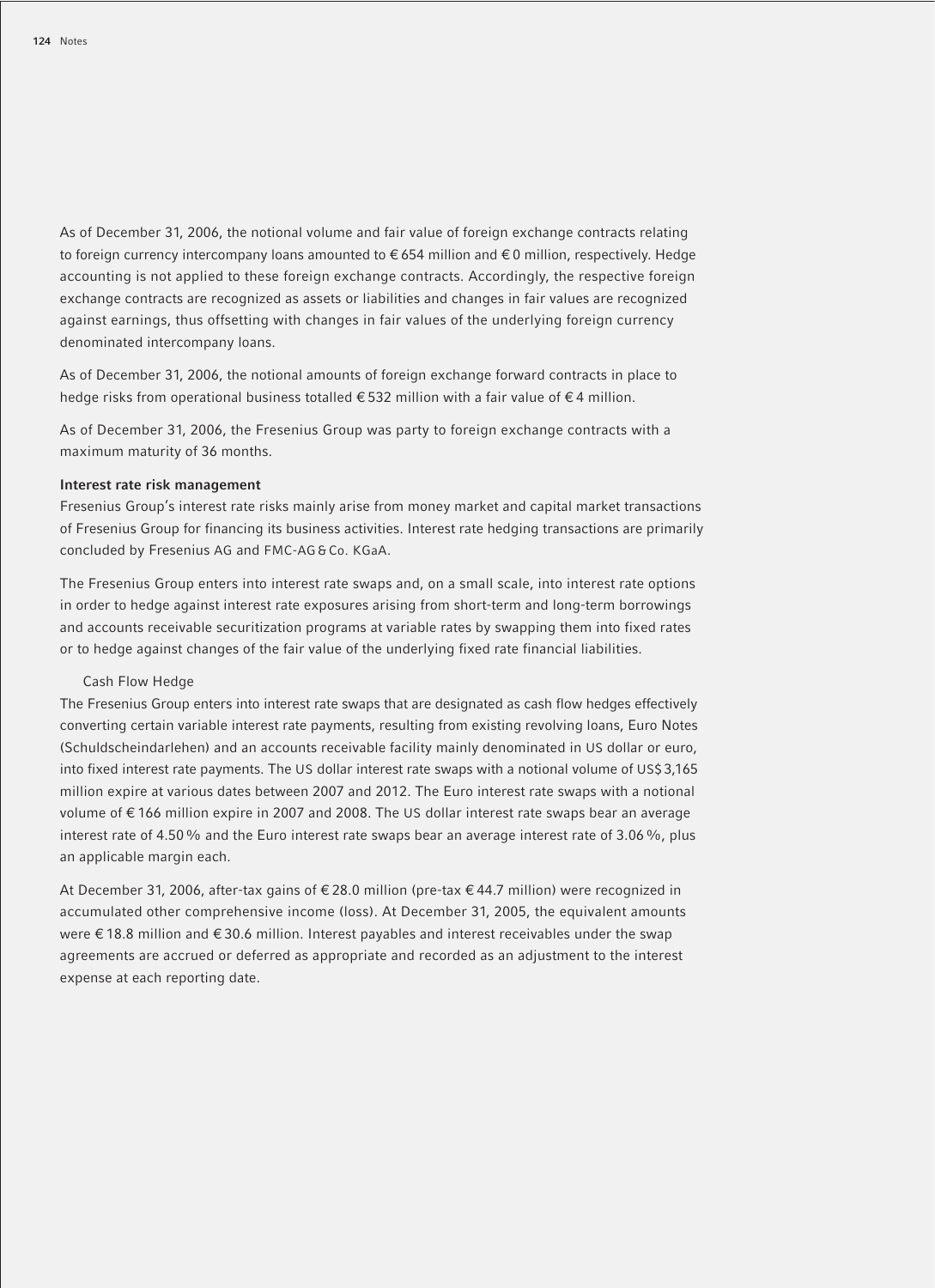As of December 31, 2006, the notional volume and fair value of foreign exchange contracts relating to foreign currency intercompany loans amounted to € 654 million and € 0 million, respectively. Hedge accounting is not applied to these foreign exchange contracts. Accordingly, the respective foreign exchange contracts are recognized as assets or liabilities and changes in fair values are recognized against earnings, thus offsetting with changes in fair values of the underlying foreign currency denominated intercompany loans.

As of December 31, 2006, the notional amounts of foreign exchange forward contracts in place to hedge risks from operational business totalled € 532 million with a fair value of € 4 million.

As of December 31, 2006, the Fresenius Group was party to foreign exchange contracts with a maximum maturity of 36 months.

**Interest rate risk management**

Fresenius Group's interest rate risks mainly arise from money market and capital market transactions of Fresenius Group for financing its business activities. Interest rate hedging transactions are primarily concluded by Fresenius AG and FMC-AG & Co. KGaA.

The Fresenius Group enters into interest rate swaps and, on a small scale, into interest rate options in order to hedge against interest rate exposures arising from short-term and long-term borrowings and accounts receivable securitization programs at variable rates by swapping them into fixed rates or to hedge against changes of the fair value of the underlying fixed rate financial liabilities.

Cash Flow Hedge

The Fresenius Group enters into interest rate swaps that are designated as cash flow hedges effectively converting certain variable interest rate payments, resulting from existing revolving loans, Euro Notes (Schuldscheindarlehen) and an accounts receivable facility mainly denominated in US dollar or euro, into fixed interest rate payments. The US dollar interest rate swaps with a notional volume of US$ 3,165 million expire at various dates between 2007 and 2012. The Euro interest rate swaps with a notional volume of € 166 million expire in 2007 and 2008. The US dollar interest rate swaps bear an average interest rate of 4.50 % and the Euro interest rate swaps bear an average interest rate of 3.06 %, plus an applicable margin each.

At December 31, 2006, after-tax gains of € 28.0 million (pre-tax € 44.7 million) were recognized in accumulated other comprehensive income (loss). At December 31, 2005, the equivalent amounts were € 18.8 million and € 30.6 million. Interest payables and interest receivables under the swap agreements are accrued or deferred as appropriate and recorded as an adjustment to the interest expense at each reporting date.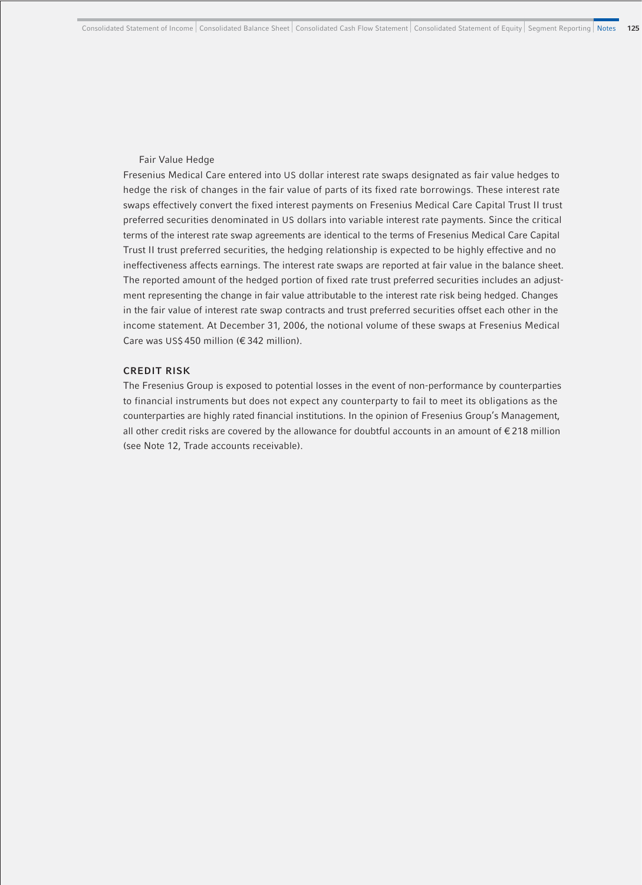#### Fair Value Hedge

Fresenius Medical Care entered into US dollar interest rate swaps designated as fair value hedges to hedge the risk of changes in the fair value of parts of its fixed rate borrowings. These interest rate swaps effectively convert the fixed interest payments on Fresenius Medical Care Capital Trust II trust preferred securities denominated in US dollars into variable interest rate payments. Since the critical terms of the interest rate swap agreements are identical to the terms of Fresenius Medical Care Capital Trust II trust preferred securities, the hedging relationship is expected to be highly effective and no ineffectiveness affects earnings. The interest rate swaps are reported at fair value in the balance sheet. The reported amount of the hedged portion of fixed rate trust preferred securities includes an adjustment representing the change in fair value attributable to the interest rate risk being hedged. Changes in the fair value of interest rate swap contracts and trust preferred securities offset each other in the income statement. At December 31, 2006, the notional volume of these swaps at Fresenius Medical Care was US$ 450 million (€ 342 million).

### CREDIT RISK

The Fresenius Group is exposed to potential losses in the event of non-performance by counterparties to financial instruments but does not expect any counterparty to fail to meet its obligations as the counterparties are highly rated financial institutions. In the opinion of Fresenius Group's Management, all other credit risks are covered by the allowance for doubtful accounts in an amount of € 218 million (see Note 12, Trade accounts receivable).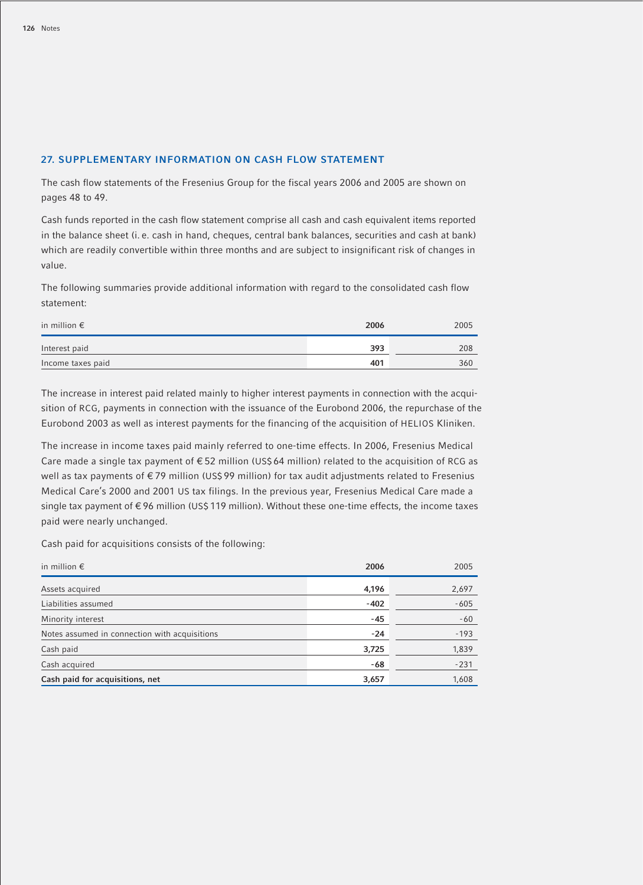## 27. SUPPLEMENTARY INFORMATION ON CASH FLOW STATEMENT

The cash flow statements of the Fresenius Group for the fiscal years 2006 and 2005 are shown on pages 48 to 49.

Cash funds reported in the cash flow statement comprise all cash and cash equivalent items reported in the balance sheet (i. e. cash in hand, cheques, central bank balances, securities and cash at bank) which are readily convertible within three months and are subject to insignificant risk of changes in value.

The following summaries provide additional information with regard to the consolidated cash flow statement:

| in million € | 2006 | 2005 |
|---|---|---|
| Interest paid | 393 | 208 |
| Income taxes paid | 401 | 360 |

The increase in interest paid related mainly to higher interest payments in connection with the acquisition of RCG, payments in connection with the issuance of the Eurobond 2006, the repurchase of the Eurobond 2003 as well as interest payments for the financing of the acquisition of HELIOS Kliniken.

The increase in income taxes paid mainly referred to one-time effects. In 2006, Fresenius Medical Care made a single tax payment of € 52 million (US$ 64 million) related to the acquisition of RCG as well as tax payments of € 79 million (US$ 99 million) for tax audit adjustments related to Fresenius Medical Care's 2000 and 2001 US tax filings. In the previous year, Fresenius Medical Care made a single tax payment of € 96 million (US$ 119 million). Without these one-time effects, the income taxes paid were nearly unchanged.

Cash paid for acquisitions consists of the following:

| in million € | 2006 | 2005 |
|---|---|---|
| Assets acquired | 4,196 | 2,697 |
| Liabilities assumed | -402 | -605 |
| Minority interest | -45 | -60 |
| Notes assumed in connection with acquisitions | -24 | -193 |
| Cash paid | 3,725 | 1,839 |
| Cash acquired | -68 | -231 |
| **Cash paid for acquisitions, net** | **3,657** | **1,608** |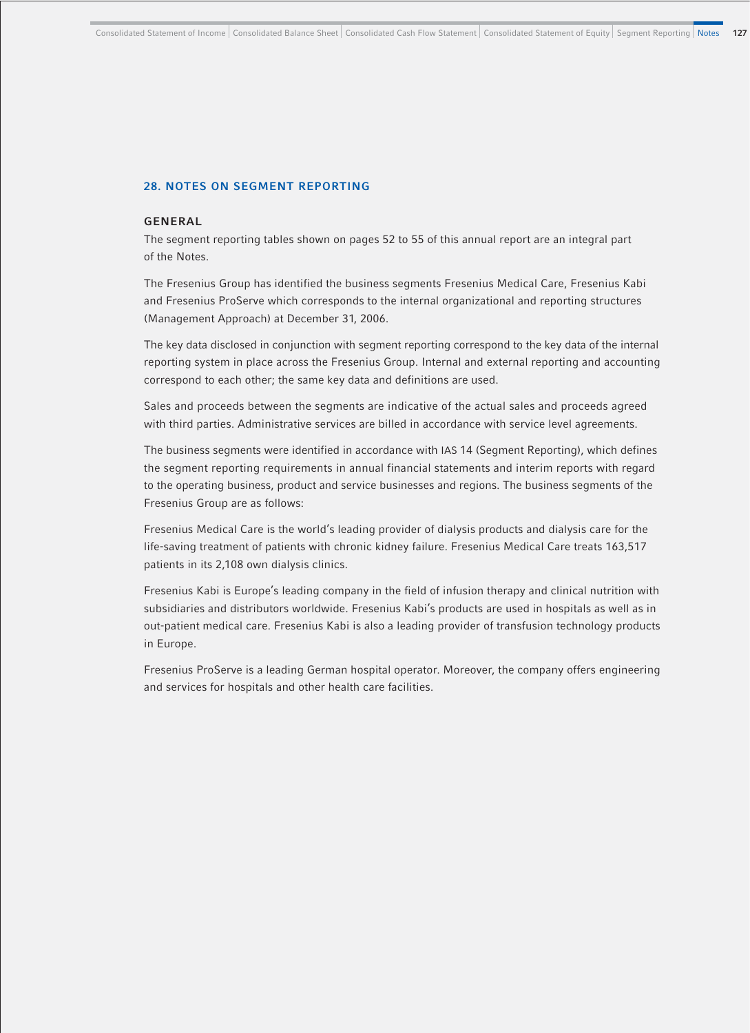## 28. NOTES ON SEGMENT REPORTING

### GENERAL

The segment reporting tables shown on pages 52 to 55 of this annual report are an integral part of the Notes.

The Fresenius Group has identified the business segments Fresenius Medical Care, Fresenius Kabi and Fresenius ProServe which corresponds to the internal organizational and reporting structures (Management Approach) at December 31, 2006.

The key data disclosed in conjunction with segment reporting correspond to the key data of the internal reporting system in place across the Fresenius Group. Internal and external reporting and accounting correspond to each other; the same key data and definitions are used.

Sales and proceeds between the segments are indicative of the actual sales and proceeds agreed with third parties. Administrative services are billed in accordance with service level agreements.

The business segments were identified in accordance with IAS 14 (Segment Reporting), which defines the segment reporting requirements in annual financial statements and interim reports with regard to the operating business, product and service businesses and regions. The business segments of the Fresenius Group are as follows:

Fresenius Medical Care is the world's leading provider of dialysis products and dialysis care for the life-saving treatment of patients with chronic kidney failure. Fresenius Medical Care treats 163,517 patients in its 2,108 own dialysis clinics.

Fresenius Kabi is Europe's leading company in the field of infusion therapy and clinical nutrition with subsidiaries and distributors worldwide. Fresenius Kabi's products are used in hospitals as well as in out-patient medical care. Fresenius Kabi is also a leading provider of transfusion technology products in Europe.

Fresenius ProServe is a leading German hospital operator. Moreover, the company offers engineering and services for hospitals and other health care facilities.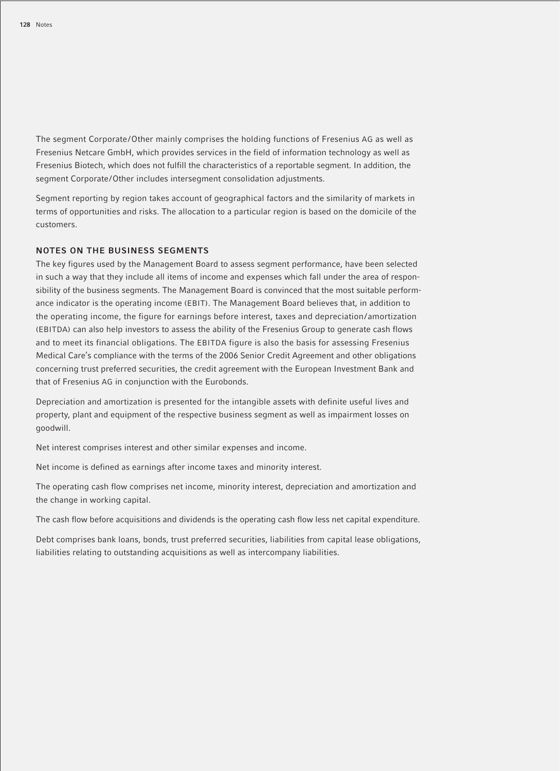The segment Corporate/Other mainly comprises the holding functions of Fresenius AG as well as Fresenius Netcare GmbH, which provides services in the field of information technology as well as Fresenius Biotech, which does not fulfill the characteristics of a reportable segment. In addition, the segment Corporate/Other includes intersegment consolidation adjustments.

Segment reporting by region takes account of geographical factors and the similarity of markets in terms of opportunities and risks. The allocation to a particular region is based on the domicile of the customers.

## NOTES ON THE BUSINESS SEGMENTS

The key figures used by the Management Board to assess segment performance, have been selected in such a way that they include all items of income and expenses which fall under the area of responsibility of the business segments. The Management Board is convinced that the most suitable performance indicator is the operating income (EBIT). The Management Board believes that, in addition to the operating income, the figure for earnings before interest, taxes and depreciation/amortization (EBITDA) can also help investors to assess the ability of the Fresenius Group to generate cash flows and to meet its financial obligations. The EBITDA figure is also the basis for assessing Fresenius Medical Care's compliance with the terms of the 2006 Senior Credit Agreement and other obligations concerning trust preferred securities, the credit agreement with the European Investment Bank and that of Fresenius AG in conjunction with the Eurobonds.

Depreciation and amortization is presented for the intangible assets with definite useful lives and property, plant and equipment of the respective business segment as well as impairment losses on goodwill.

Net interest comprises interest and other similar expenses and income.

Net income is defined as earnings after income taxes and minority interest.

The operating cash flow comprises net income, minority interest, depreciation and amortization and the change in working capital.

The cash flow before acquisitions and dividends is the operating cash flow less net capital expenditure.

Debt comprises bank loans, bonds, trust preferred securities, liabilities from capital lease obligations, liabilities relating to outstanding acquisitions as well as intercompany liabilities.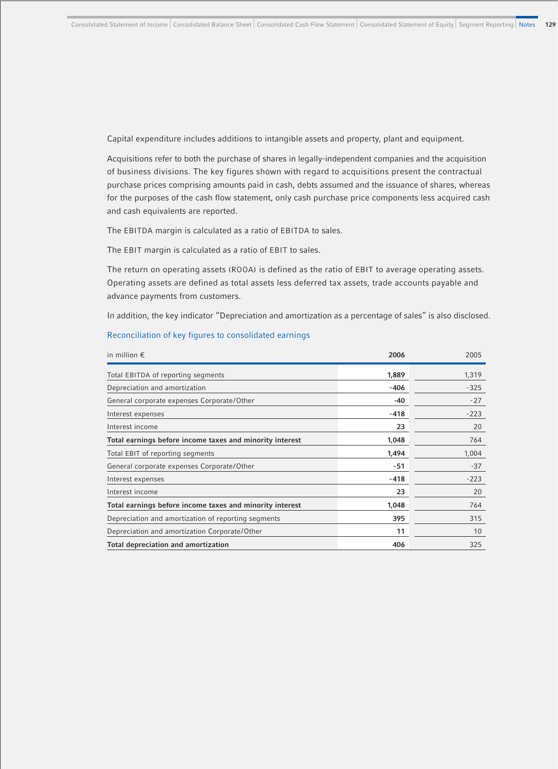Capital expenditure includes additions to intangible assets and property, plant and equipment.

Acquisitions refer to both the purchase of shares in legally-independent companies and the acquisition of business divisions. The key figures shown with regard to acquisitions present the contractual purchase prices comprising amounts paid in cash, debts assumed and the issuance of shares, whereas for the purposes of the cash flow statement, only cash purchase price components less acquired cash and cash equivalents are reported.

The EBITDA margin is calculated as a ratio of EBITDA to sales.

The EBIT margin is calculated as a ratio of EBIT to sales.

The return on operating assets (ROOA) is defined as the ratio of EBIT to average operating assets. Operating assets are defined as total assets less deferred tax assets, trade accounts payable and advance payments from customers.

In addition, the key indicator "Depreciation and amortization as a percentage of sales" is also disclosed.

## Reconciliation of key figures to consolidated earnings

| in million € | **2006** | 2005 |
|---|---|---|
| Total EBITDA of reporting segments | **1,889** | 1,319 |
| Depreciation and amortization | **-406** | -325 |
| General corporate expenses Corporate/Other | **-40** | -27 |
| Interest expenses | **-418** | -223 |
| Interest income | **23** | 20 |
| **Total earnings before income taxes and minority interest** | **1,048** | 764 |
| Total EBIT of reporting segments | **1,494** | 1,004 |
| General corporate expenses Corporate/Other | **-51** | -37 |
| Interest expenses | **-418** | -223 |
| Interest income | **23** | 20 |
| **Total earnings before income taxes and minority interest** | **1,048** | 764 |
| Depreciation and amortization of reporting segments | **395** | 315 |
| Depreciation and amortization Corporate/Other | **11** | 10 |
| **Total depreciation and amortization** | **406** | 325 |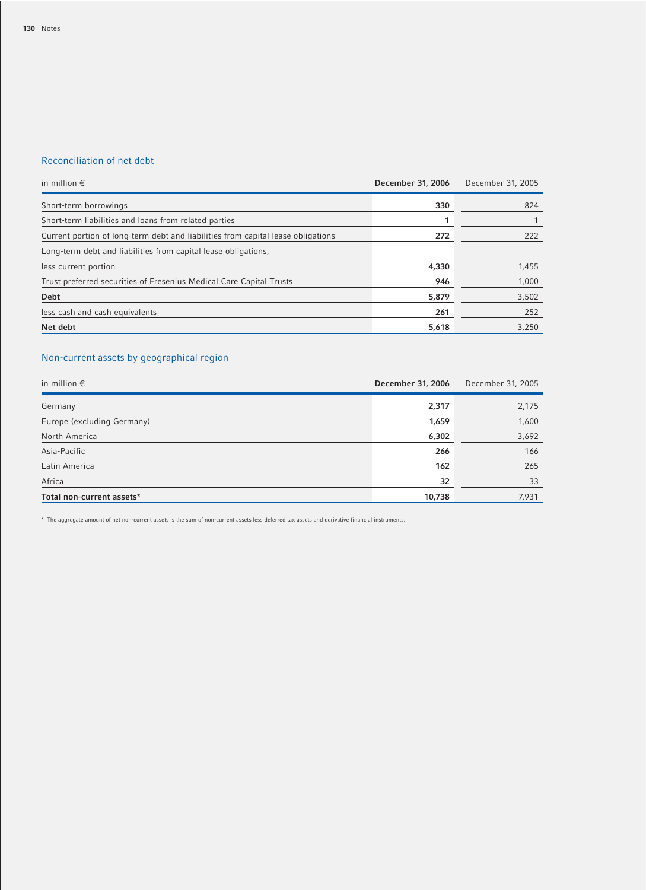## Reconciliation of net debt

| in million € | December 31, 2006 | December 31, 2005 |
| --- | --- | --- |
| Short-term borrowings | 330 | 824 |
| Short-term liabilities and loans from related parties | 1 | 1 |
| Current portion of long-term debt and liabilities from capital lease obligations | 272 | 222 |
| Long-term debt and liabilities from capital lease obligations, less current portion | 4,330 | 1,455 |
| Trust preferred securities of Fresenius Medical Care Capital Trusts | 946 | 1,000 |
| **Debt** | **5,879** | 3,502 |
| less cash and cash equivalents | 261 | 252 |
| **Net debt** | **5,618** | 3,250 |

## Non-current assets by geographical region

| in million € | December 31, 2006 | December 31, 2005 |
| --- | --- | --- |
| Germany | 2,317 | 2,175 |
| Europe (excluding Germany) | 1,659 | 1,600 |
| North America | 6,302 | 3,692 |
| Asia-Pacific | 266 | 166 |
| Latin America | 162 | 265 |
| Africa | 32 | 33 |
| **Total non-current assets*** | **10,738** | 7,931 |

* The aggregate amount of net non-current assets is the sum of non-current assets less deferred tax assets and derivative financial instruments.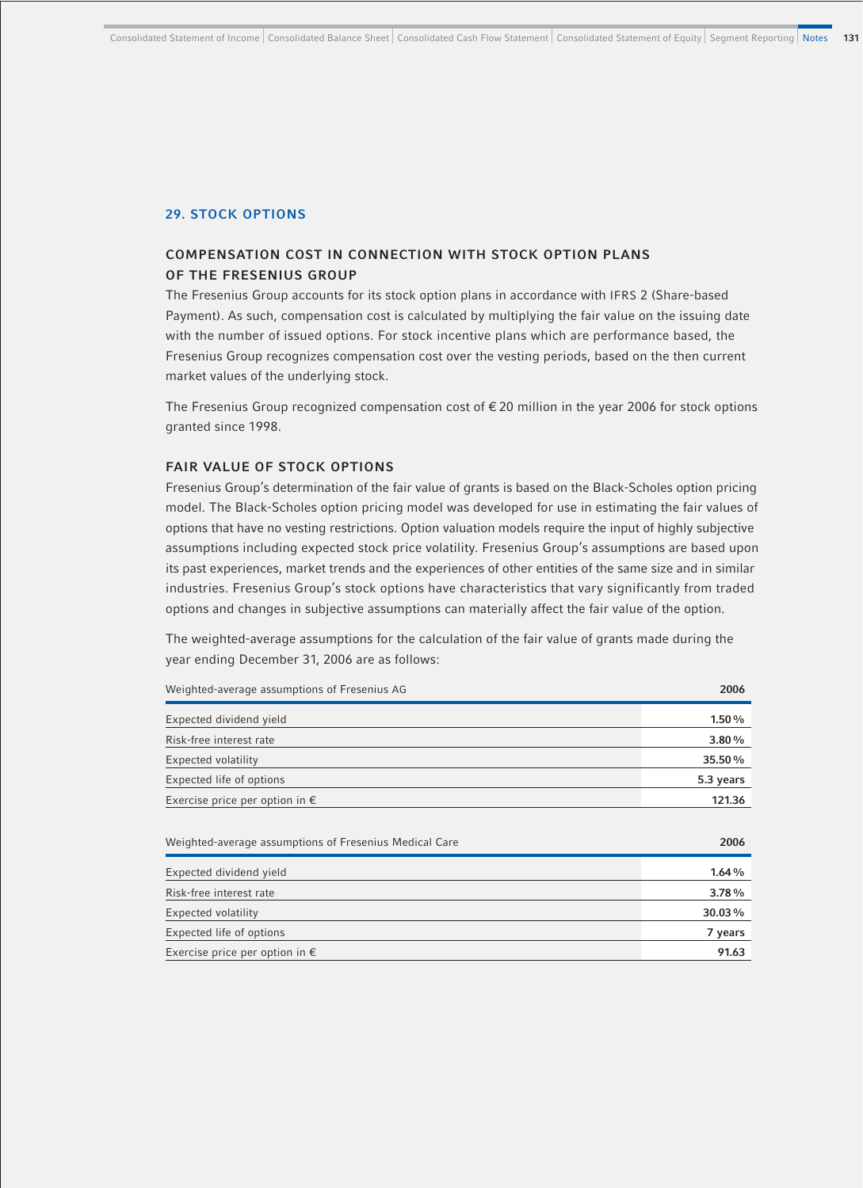## 29. STOCK OPTIONS

### COMPENSATION COST IN CONNECTION WITH STOCK OPTION PLANS OF THE FRESENIUS GROUP

The Fresenius Group accounts for its stock option plans in accordance with IFRS 2 (Share-based Payment). As such, compensation cost is calculated by multiplying the fair value on the issuing date with the number of issued options. For stock incentive plans which are performance based, the Fresenius Group recognizes compensation cost over the vesting periods, based on the then current market values of the underlying stock.

The Fresenius Group recognized compensation cost of € 20 million in the year 2006 for stock options granted since 1998.

### FAIR VALUE OF STOCK OPTIONS

Fresenius Group's determination of the fair value of grants is based on the Black-Scholes option pricing model. The Black-Scholes option pricing model was developed for use in estimating the fair values of options that have no vesting restrictions. Option valuation models require the input of highly subjective assumptions including expected stock price volatility. Fresenius Group's assumptions are based upon its past experiences, market trends and the experiences of other entities of the same size and in similar industries. Fresenius Group's stock options have characteristics that vary significantly from traded options and changes in subjective assumptions can materially affect the fair value of the option.

The weighted-average assumptions for the calculation of the fair value of grants made during the year ending December 31, 2006 are as follows:

| Weighted-average assumptions of Fresenius AG | 2006 |
|---|---|
| Expected dividend yield | **1.50 %** |
| Risk-free interest rate | **3.80 %** |
| Expected volatility | **35.50 %** |
| Expected life of options | **5.3 years** |
| Exercise price per option in € | **121.36** |

| Weighted-average assumptions of Fresenius Medical Care | 2006 |
|---|---|
| Expected dividend yield | **1.64 %** |
| Risk-free interest rate | **3.78 %** |
| Expected volatility | **30.03 %** |
| Expected life of options | **7 years** |
| Exercise price per option in € | **91.63** |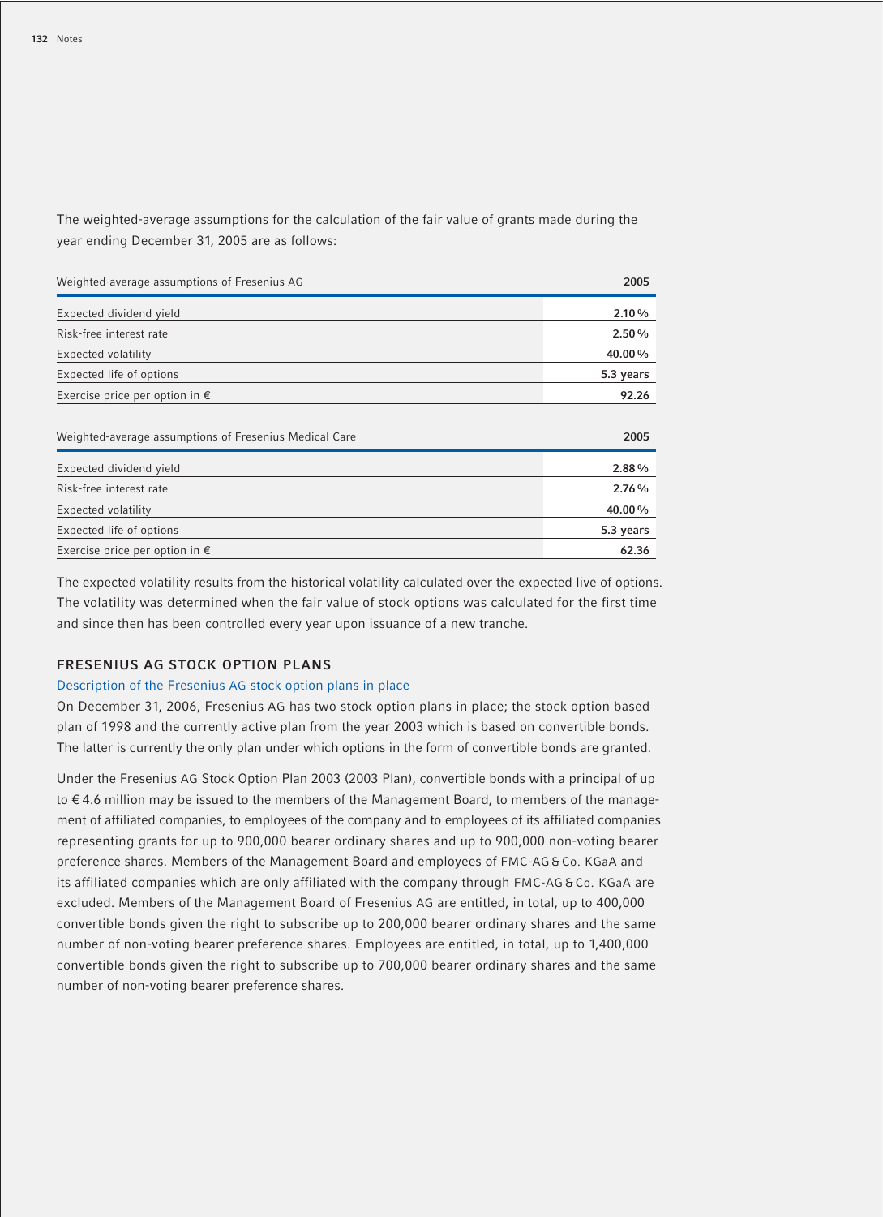The weighted-average assumptions for the calculation of the fair value of grants made during the year ending December 31, 2005 are as follows:

| Weighted-average assumptions of Fresenius AG | 2005 |
|---|---|
| Expected dividend yield | **2.10 %** |
| Risk-free interest rate | **2.50 %** |
| Expected volatility | **40.00 %** |
| Expected life of options | **5.3 years** |
| Exercise price per option in € | **92.26** |

| Weighted-average assumptions of Fresenius Medical Care | 2005 |
|---|---|
| Expected dividend yield | **2.88 %** |
| Risk-free interest rate | **2.76 %** |
| Expected volatility | **40.00 %** |
| Expected life of options | **5.3 years** |
| Exercise price per option in € | **62.36** |

The expected volatility results from the historical volatility calculated over the expected live of options. The volatility was determined when the fair value of stock options was calculated for the first time and since then has been controlled every year upon issuance of a new tranche.

## FRESENIUS AG STOCK OPTION PLANS

### Description of the Fresenius AG stock option plans in place

On December 31, 2006, Fresenius AG has two stock option plans in place; the stock option based plan of 1998 and the currently active plan from the year 2003 which is based on convertible bonds. The latter is currently the only plan under which options in the form of convertible bonds are granted.

Under the Fresenius AG Stock Option Plan 2003 (2003 Plan), convertible bonds with a principal of up to € 4.6 million may be issued to the members of the Management Board, to members of the management of affiliated companies, to employees of the company and to employees of its affiliated companies representing grants for up to 900,000 bearer ordinary shares and up to 900,000 non-voting bearer preference shares. Members of the Management Board and employees of FMC-AG & Co. KGaA and its affiliated companies which are only affiliated with the company through FMC-AG & Co. KGaA are excluded. Members of the Management Board of Fresenius AG are entitled, in total, up to 400,000 convertible bonds given the right to subscribe up to 200,000 bearer ordinary shares and the same number of non-voting bearer preference shares. Employees are entitled, in total, up to 1,400,000 convertible bonds given the right to subscribe up to 700,000 bearer ordinary shares and the same number of non-voting bearer preference shares.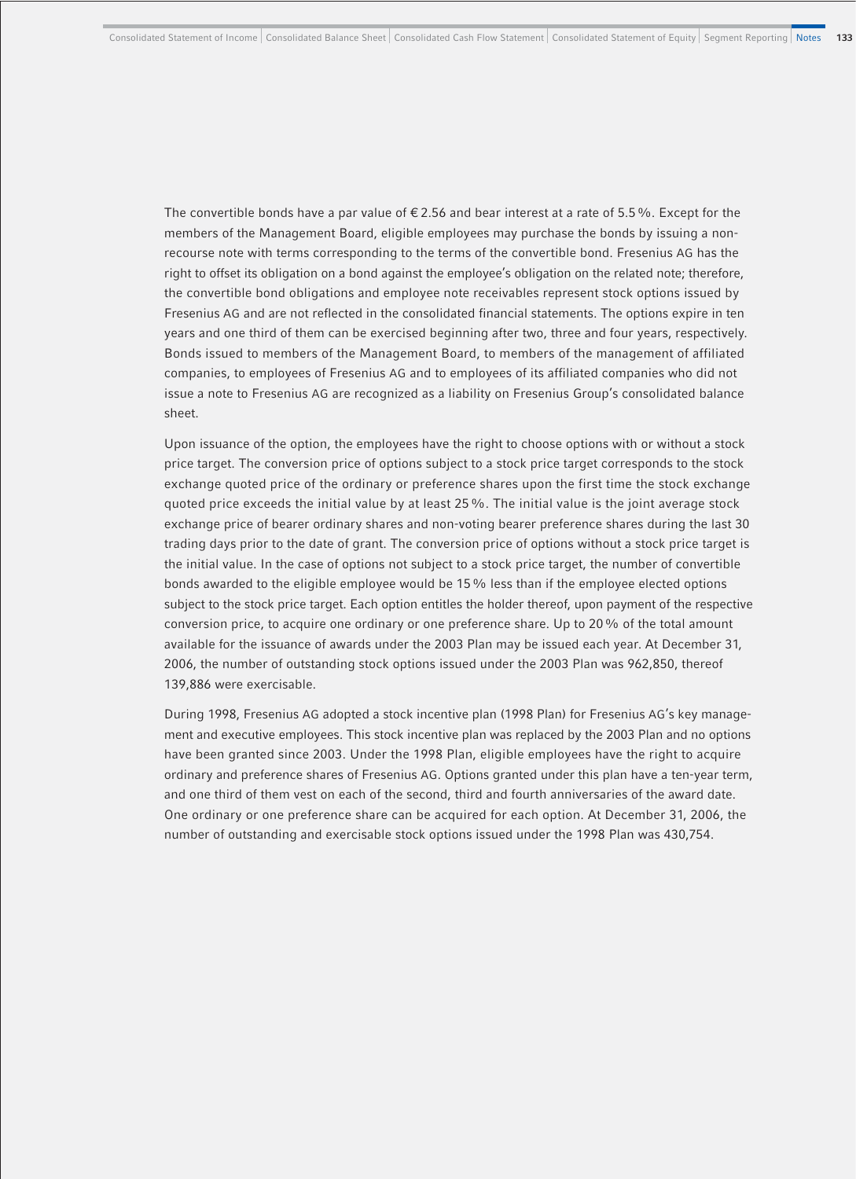The convertible bonds have a par value of € 2.56 and bear interest at a rate of 5.5 %. Except for the members of the Management Board, eligible employees may purchase the bonds by issuing a non-recourse note with terms corresponding to the terms of the convertible bond. Fresenius AG has the right to offset its obligation on a bond against the employee's obligation on the related note; therefore, the convertible bond obligations and employee note receivables represent stock options issued by Fresenius AG and are not reflected in the consolidated financial statements. The options expire in ten years and one third of them can be exercised beginning after two, three and four years, respectively. Bonds issued to members of the Management Board, to members of the management of affiliated companies, to employees of Fresenius AG and to employees of its affiliated companies who did not issue a note to Fresenius AG are recognized as a liability on Fresenius Group's consolidated balance sheet.

Upon issuance of the option, the employees have the right to choose options with or without a stock price target. The conversion price of options subject to a stock price target corresponds to the stock exchange quoted price of the ordinary or preference shares upon the first time the stock exchange quoted price exceeds the initial value by at least 25 %. The initial value is the joint average stock exchange price of bearer ordinary shares and non-voting bearer preference shares during the last 30 trading days prior to the date of grant. The conversion price of options without a stock price target is the initial value. In the case of options not subject to a stock price target, the number of convertible bonds awarded to the eligible employee would be 15 % less than if the employee elected options subject to the stock price target. Each option entitles the holder thereof, upon payment of the respective conversion price, to acquire one ordinary or one preference share. Up to 20 % of the total amount available for the issuance of awards under the 2003 Plan may be issued each year. At December 31, 2006, the number of outstanding stock options issued under the 2003 Plan was 962,850, thereof 139,886 were exercisable.

During 1998, Fresenius AG adopted a stock incentive plan (1998 Plan) for Fresenius AG's key management and executive employees. This stock incentive plan was replaced by the 2003 Plan and no options have been granted since 2003. Under the 1998 Plan, eligible employees have the right to acquire ordinary and preference shares of Fresenius AG. Options granted under this plan have a ten-year term, and one third of them vest on each of the second, third and fourth anniversaries of the award date. One ordinary or one preference share can be acquired for each option. At December 31, 2006, the number of outstanding and exercisable stock options issued under the 1998 Plan was 430,754.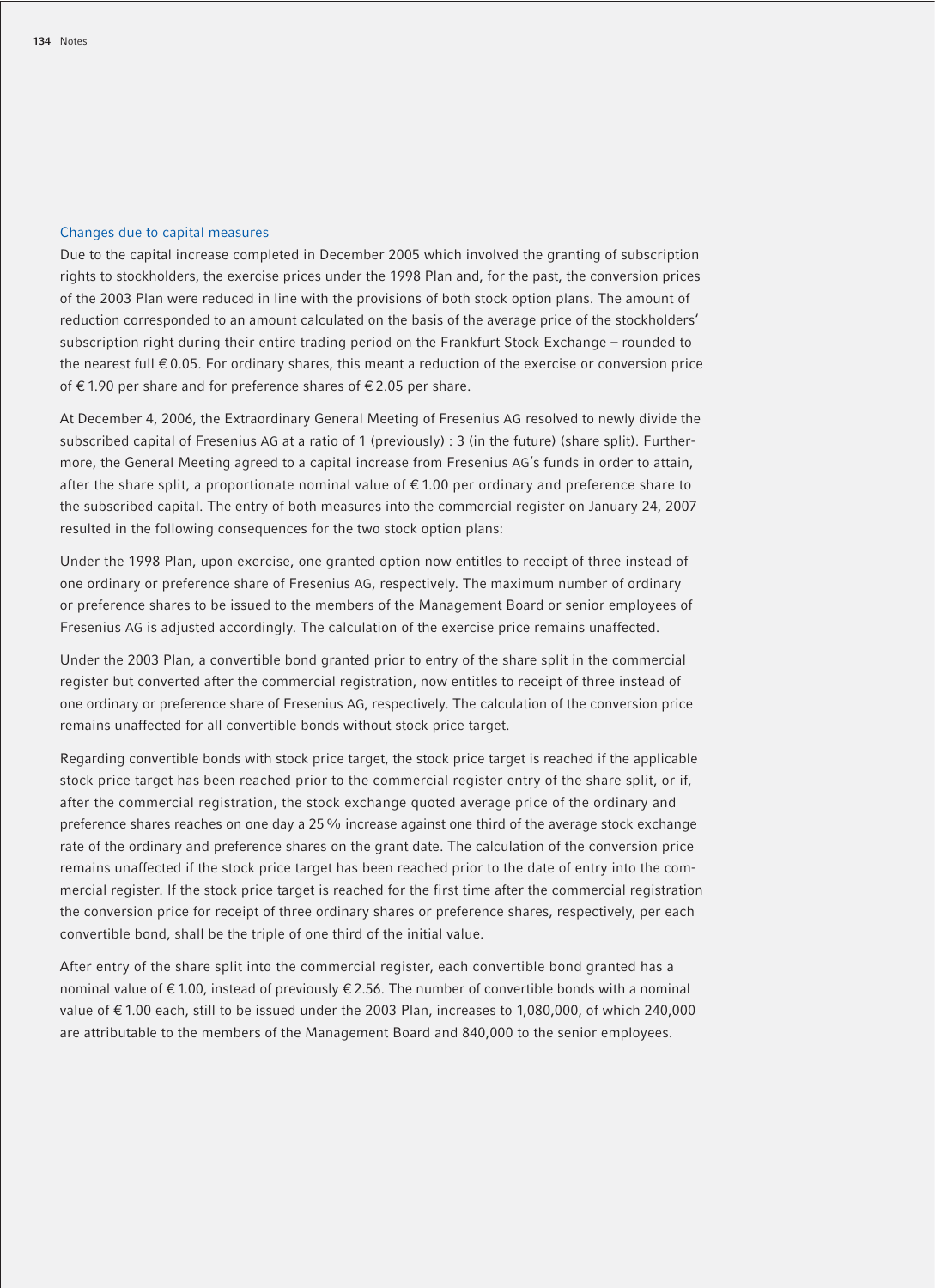### Changes due to capital measures

Due to the capital increase completed in December 2005 which involved the granting of subscription rights to stockholders, the exercise prices under the 1998 Plan and, for the past, the conversion prices of the 2003 Plan were reduced in line with the provisions of both stock option plans. The amount of reduction corresponded to an amount calculated on the basis of the average price of the stockholders' subscription right during their entire trading period on the Frankfurt Stock Exchange – rounded to the nearest full € 0.05. For ordinary shares, this meant a reduction of the exercise or conversion price of € 1.90 per share and for preference shares of € 2.05 per share.

At December 4, 2006, the Extraordinary General Meeting of Fresenius AG resolved to newly divide the subscribed capital of Fresenius AG at a ratio of 1 (previously) : 3 (in the future) (share split). Furthermore, the General Meeting agreed to a capital increase from Fresenius AG's funds in order to attain, after the share split, a proportionate nominal value of € 1.00 per ordinary and preference share to the subscribed capital. The entry of both measures into the commercial register on January 24, 2007 resulted in the following consequences for the two stock option plans:

Under the 1998 Plan, upon exercise, one granted option now entitles to receipt of three instead of one ordinary or preference share of Fresenius AG, respectively. The maximum number of ordinary or preference shares to be issued to the members of the Management Board or senior employees of Fresenius AG is adjusted accordingly. The calculation of the exercise price remains unaffected.

Under the 2003 Plan, a convertible bond granted prior to entry of the share split in the commercial register but converted after the commercial registration, now entitles to receipt of three instead of one ordinary or preference share of Fresenius AG, respectively. The calculation of the conversion price remains unaffected for all convertible bonds without stock price target.

Regarding convertible bonds with stock price target, the stock price target is reached if the applicable stock price target has been reached prior to the commercial register entry of the share split, or if, after the commercial registration, the stock exchange quoted average price of the ordinary and preference shares reaches on one day a 25 % increase against one third of the average stock exchange rate of the ordinary and preference shares on the grant date. The calculation of the conversion price remains unaffected if the stock price target has been reached prior to the date of entry into the commercial register. If the stock price target is reached for the first time after the commercial registration the conversion price for receipt of three ordinary shares or preference shares, respectively, per each convertible bond, shall be the triple of one third of the initial value.

After entry of the share split into the commercial register, each convertible bond granted has a nominal value of € 1.00, instead of previously € 2.56. The number of convertible bonds with a nominal value of € 1.00 each, still to be issued under the 2003 Plan, increases to 1,080,000, of which 240,000 are attributable to the members of the Management Board and 840,000 to the senior employees.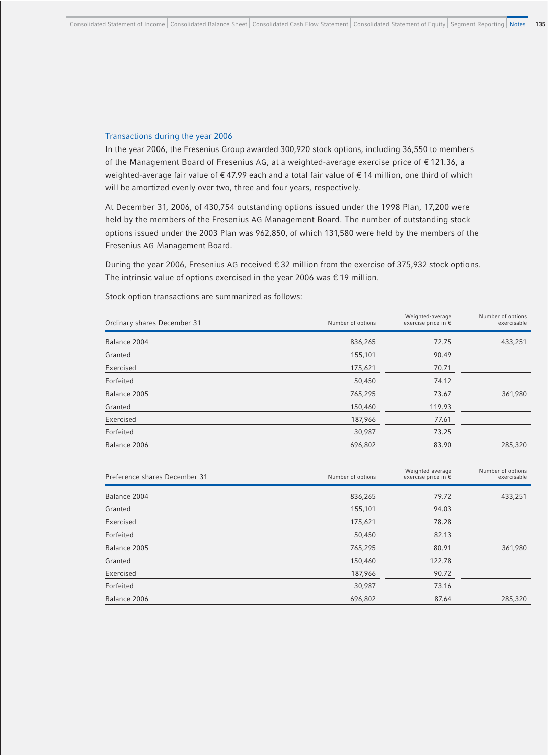### Transactions during the year 2006

In the year 2006, the Fresenius Group awarded 300,920 stock options, including 36,550 to members of the Management Board of Fresenius AG, at a weighted-average exercise price of € 121.36, a weighted-average fair value of € 47.99 each and a total fair value of € 14 million, one third of which will be amortized evenly over two, three and four years, respectively.

At December 31, 2006, of 430,754 outstanding options issued under the 1998 Plan, 17,200 were held by the members of the Fresenius AG Management Board. The number of outstanding stock options issued under the 2003 Plan was 962,850, of which 131,580 were held by the members of the Fresenius AG Management Board.

During the year 2006, Fresenius AG received € 32 million from the exercise of 375,932 stock options. The intrinsic value of options exercised in the year 2006 was € 19 million.

Stock option transactions are summarized as follows:

| Ordinary shares December 31 | Number of options | Weighted-average exercise price in € | Number of options exercisable |
|---|---|---|---|
| Balance 2004 | 836,265 | 72.75 | 433,251 |
| Granted | 155,101 | 90.49 | |
| Exercised | 175,621 | 70.71 | |
| Forfeited | 50,450 | 74.12 | |
| Balance 2005 | 765,295 | 73.67 | 361,980 |
| Granted | 150,460 | 119.93 | |
| Exercised | 187,966 | 77.61 | |
| Forfeited | 30,987 | 73.25 | |
| Balance 2006 | 696,802 | 83.90 | 285,320 |

| Preference shares December 31 | Number of options | Weighted-average exercise price in € | Number of options exercisable |
|---|---|---|---|
| Balance 2004 | 836,265 | 79.72 | 433,251 |
| Granted | 155,101 | 94.03 | |
| Exercised | 175,621 | 78.28 | |
| Forfeited | 50,450 | 82.13 | |
| Balance 2005 | 765,295 | 80.91 | 361,980 |
| Granted | 150,460 | 122.78 | |
| Exercised | 187,966 | 90.72 | |
| Forfeited | 30,987 | 73.16 | |
| Balance 2006 | 696,802 | 87.64 | 285,320 |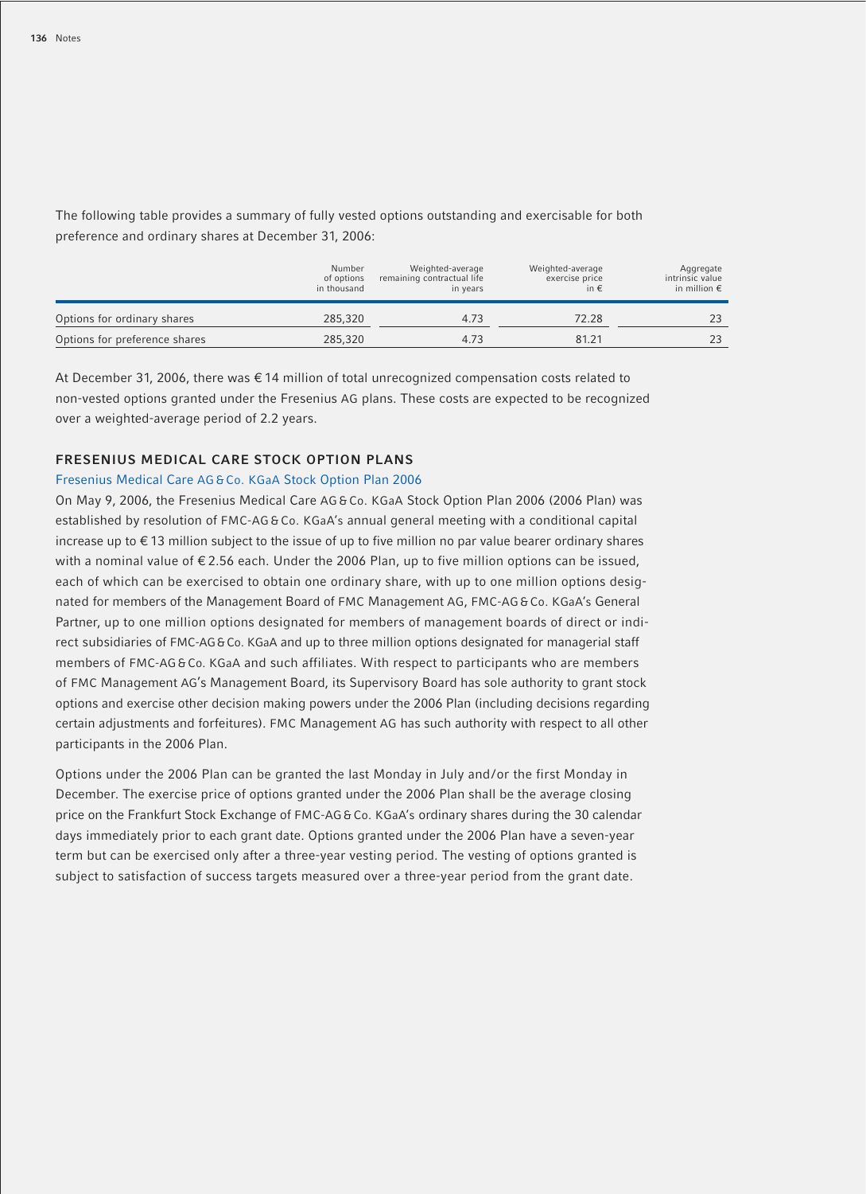The following table provides a summary of fully vested options outstanding and exercisable for both preference and ordinary shares at December 31, 2006:

| | Number of options in thousand | Weighted-average remaining contractual life in years | Weighted-average exercise price in € | Aggregate intrinsic value in million € |
|---|---|---|---|---|
| Options for ordinary shares | 285,320 | 4.73 | 72.28 | 23 |
| Options for preference shares | 285,320 | 4.73 | 81.21 | 23 |

At December 31, 2006, there was € 14 million of total unrecognized compensation costs related to non-vested options granted under the Fresenius AG plans. These costs are expected to be recognized over a weighted-average period of 2.2 years.

## FRESENIUS MEDICAL CARE STOCK OPTION PLANS

### Fresenius Medical Care AG & Co. KGaA Stock Option Plan 2006

On May 9, 2006, the Fresenius Medical Care AG & Co. KGaA Stock Option Plan 2006 (2006 Plan) was established by resolution of FMC-AG & Co. KGaA's annual general meeting with a conditional capital increase up to € 13 million subject to the issue of up to five million no par value bearer ordinary shares with a nominal value of € 2.56 each. Under the 2006 Plan, up to five million options can be issued, each of which can be exercised to obtain one ordinary share, with up to one million options designated for members of the Management Board of FMC Management AG, FMC-AG & Co. KGaA's General Partner, up to one million options designated for members of management boards of direct or indirect subsidiaries of FMC-AG & Co. KGaA and up to three million options designated for managerial staff members of FMC-AG & Co. KGaA and such affiliates. With respect to participants who are members of FMC Management AG's Management Board, its Supervisory Board has sole authority to grant stock options and exercise other decision making powers under the 2006 Plan (including decisions regarding certain adjustments and forfeitures). FMC Management AG has such authority with respect to all other participants in the 2006 Plan.

Options under the 2006 Plan can be granted the last Monday in July and/or the first Monday in December. The exercise price of options granted under the 2006 Plan shall be the average closing price on the Frankfurt Stock Exchange of FMC-AG & Co. KGaA's ordinary shares during the 30 calendar days immediately prior to each grant date. Options granted under the 2006 Plan have a seven-year term but can be exercised only after a three-year vesting period. The vesting of options granted is subject to satisfaction of success targets measured over a three-year period from the grant date.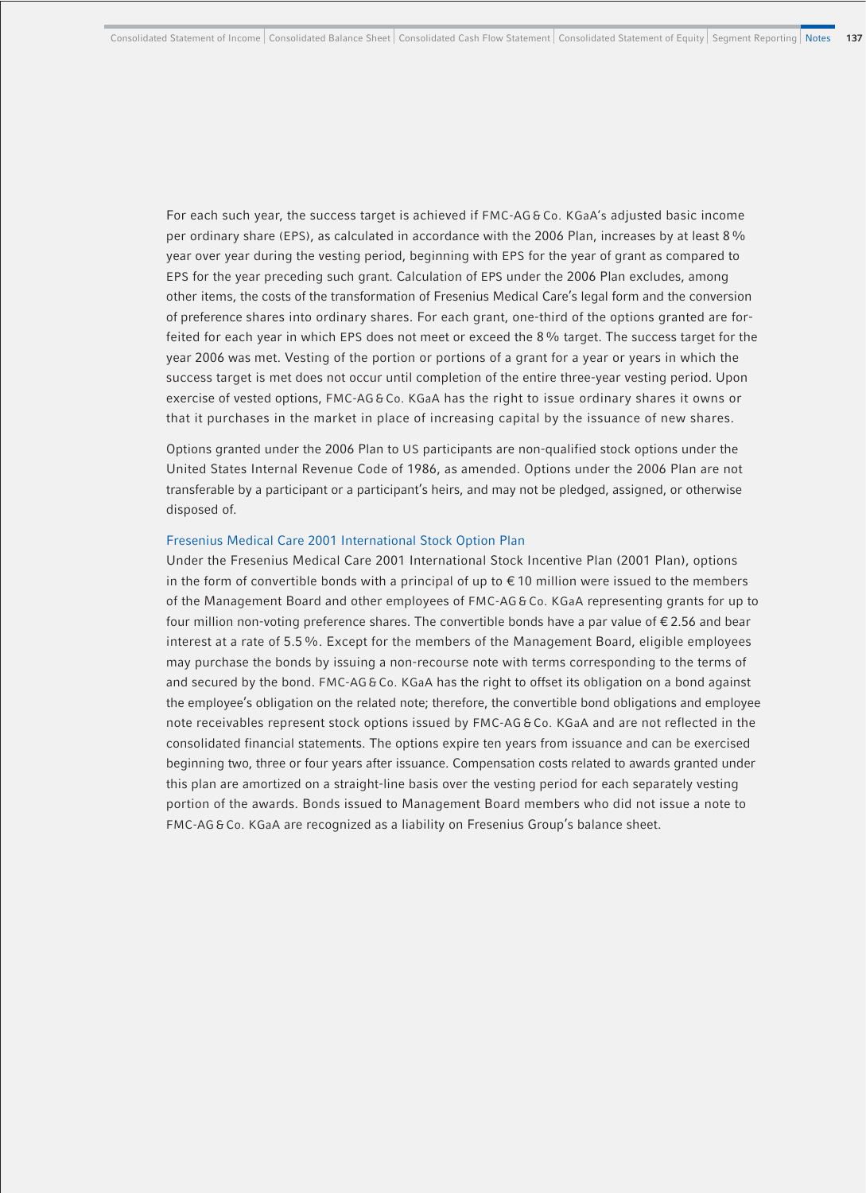For each such year, the success target is achieved if FMC-AG & Co. KGaA's adjusted basic income per ordinary share (EPS), as calculated in accordance with the 2006 Plan, increases by at least 8 % year over year during the vesting period, beginning with EPS for the year of grant as compared to EPS for the year preceding such grant. Calculation of EPS under the 2006 Plan excludes, among other items, the costs of the transformation of Fresenius Medical Care's legal form and the conversion of preference shares into ordinary shares. For each grant, one-third of the options granted are forfeited for each year in which EPS does not meet or exceed the 8 % target. The success target for the year 2006 was met. Vesting of the portion or portions of a grant for a year or years in which the success target is met does not occur until completion of the entire three-year vesting period. Upon exercise of vested options, FMC-AG & Co. KGaA has the right to issue ordinary shares it owns or that it purchases in the market in place of increasing capital by the issuance of new shares.

Options granted under the 2006 Plan to US participants are non-qualified stock options under the United States Internal Revenue Code of 1986, as amended. Options under the 2006 Plan are not transferable by a participant or a participant's heirs, and may not be pledged, assigned, or otherwise disposed of.

### Fresenius Medical Care 2001 International Stock Option Plan

Under the Fresenius Medical Care 2001 International Stock Incentive Plan (2001 Plan), options in the form of convertible bonds with a principal of up to € 10 million were issued to the members of the Management Board and other employees of FMC-AG & Co. KGaA representing grants for up to four million non-voting preference shares. The convertible bonds have a par value of € 2.56 and bear interest at a rate of 5.5 %. Except for the members of the Management Board, eligible employees may purchase the bonds by issuing a non-recourse note with terms corresponding to the terms of and secured by the bond. FMC-AG & Co. KGaA has the right to offset its obligation on a bond against the employee's obligation on the related note; therefore, the convertible bond obligations and employee note receivables represent stock options issued by FMC-AG & Co. KGaA and are not reflected in the consolidated financial statements. The options expire ten years from issuance and can be exercised beginning two, three or four years after issuance. Compensation costs related to awards granted under this plan are amortized on a straight-line basis over the vesting period for each separately vesting portion of the awards. Bonds issued to Management Board members who did not issue a note to FMC-AG & Co. KGaA are recognized as a liability on Fresenius Group's balance sheet.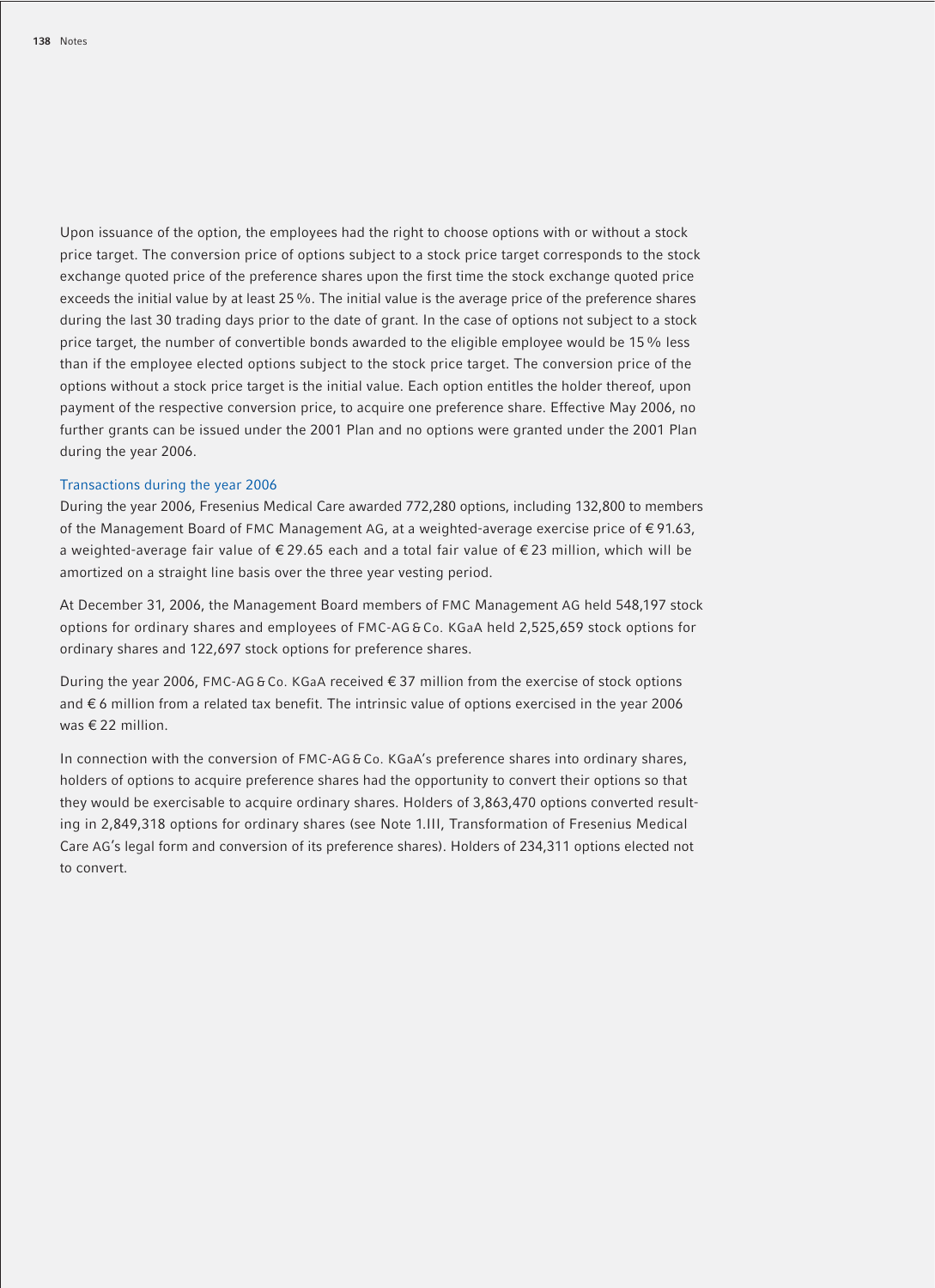Upon issuance of the option, the employees had the right to choose options with or without a stock price target. The conversion price of options subject to a stock price target corresponds to the stock exchange quoted price of the preference shares upon the first time the stock exchange quoted price exceeds the initial value by at least 25 %. The initial value is the average price of the preference shares during the last 30 trading days prior to the date of grant. In the case of options not subject to a stock price target, the number of convertible bonds awarded to the eligible employee would be 15 % less than if the employee elected options subject to the stock price target. The conversion price of the options without a stock price target is the initial value. Each option entitles the holder thereof, upon payment of the respective conversion price, to acquire one preference share. Effective May 2006, no further grants can be issued under the 2001 Plan and no options were granted under the 2001 Plan during the year 2006.

### Transactions during the year 2006

During the year 2006, Fresenius Medical Care awarded 772,280 options, including 132,800 to members of the Management Board of FMC Management AG, at a weighted-average exercise price of € 91.63, a weighted-average fair value of € 29.65 each and a total fair value of € 23 million, which will be amortized on a straight line basis over the three year vesting period.

At December 31, 2006, the Management Board members of FMC Management AG held 548,197 stock options for ordinary shares and employees of FMC-AG & Co. KGaA held 2,525,659 stock options for ordinary shares and 122,697 stock options for preference shares.

During the year 2006, FMC-AG & Co. KGaA received € 37 million from the exercise of stock options and € 6 million from a related tax benefit. The intrinsic value of options exercised in the year 2006 was € 22 million.

In connection with the conversion of FMC-AG & Co. KGaA's preference shares into ordinary shares, holders of options to acquire preference shares had the opportunity to convert their options so that they would be exercisable to acquire ordinary shares. Holders of 3,863,470 options converted resulting in 2,849,318 options for ordinary shares (see Note 1.III, Transformation of Fresenius Medical Care AG's legal form and conversion of its preference shares). Holders of 234,311 options elected not to convert.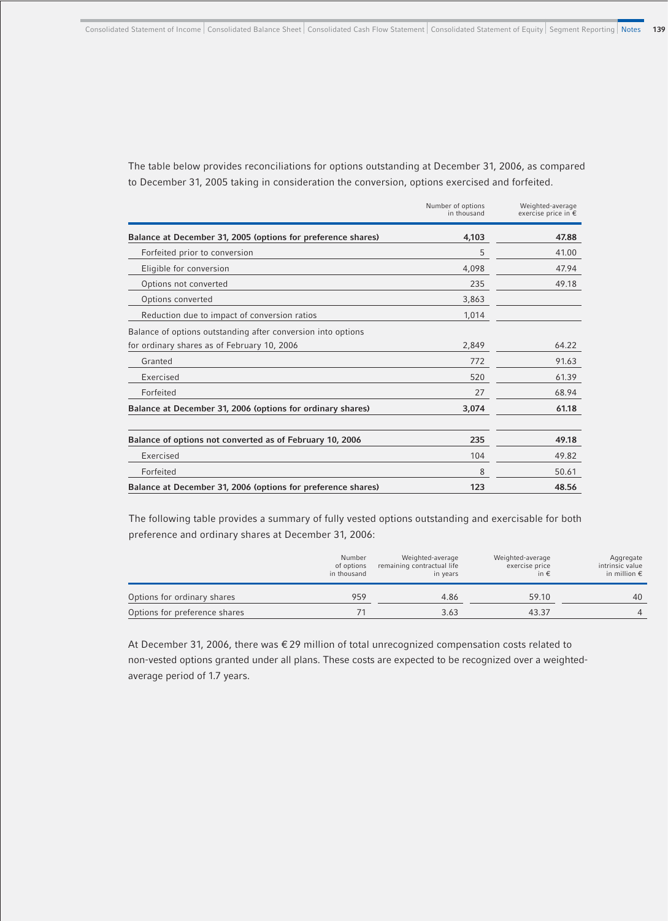The table below provides reconciliations for options outstanding at December 31, 2006, as compared to December 31, 2005 taking in consideration the conversion, options exercised and forfeited.

| | Number of options in thousand | Weighted-average exercise price in € |
|---|---|---|
| **Balance at December 31, 2005 (options for preference shares)** | **4,103** | **47.88** |
| Forfeited prior to conversion | 5 | 41.00 |
| Eligible for conversion | 4,098 | 47.94 |
| Options not converted | 235 | 49.18 |
| Options converted | 3,863 | |
| Reduction due to impact of conversion ratios | 1,014 | |
| Balance of options outstanding after conversion into options for ordinary shares as of February 10, 2006 | 2,849 | 64.22 |
| Granted | 772 | 91.63 |
| Exercised | 520 | 61.39 |
| Forfeited | 27 | 68.94 |
| **Balance at December 31, 2006 (options for ordinary shares)** | **3,074** | **61.18** |
| | | |
| **Balance of options not converted as of February 10, 2006** | **235** | **49.18** |
| Exercised | 104 | 49.82 |
| Forfeited | 8 | 50.61 |
| **Balance at December 31, 2006 (options for preference shares)** | **123** | **48.56** |

The following table provides a summary of fully vested options outstanding and exercisable for both preference and ordinary shares at December 31, 2006:

| | Number of options in thousand | Weighted-average remaining contractual life in years | Weighted-average exercise price in € | Aggregate intrinsic value in million € |
|---|---|---|---|---|
| Options for ordinary shares | 959 | 4.86 | 59.10 | 40 |
| Options for preference shares | 71 | 3.63 | 43.37 | 4 |

At December 31, 2006, there was € 29 million of total unrecognized compensation costs related to non-vested options granted under all plans. These costs are expected to be recognized over a weighted-average period of 1.7 years.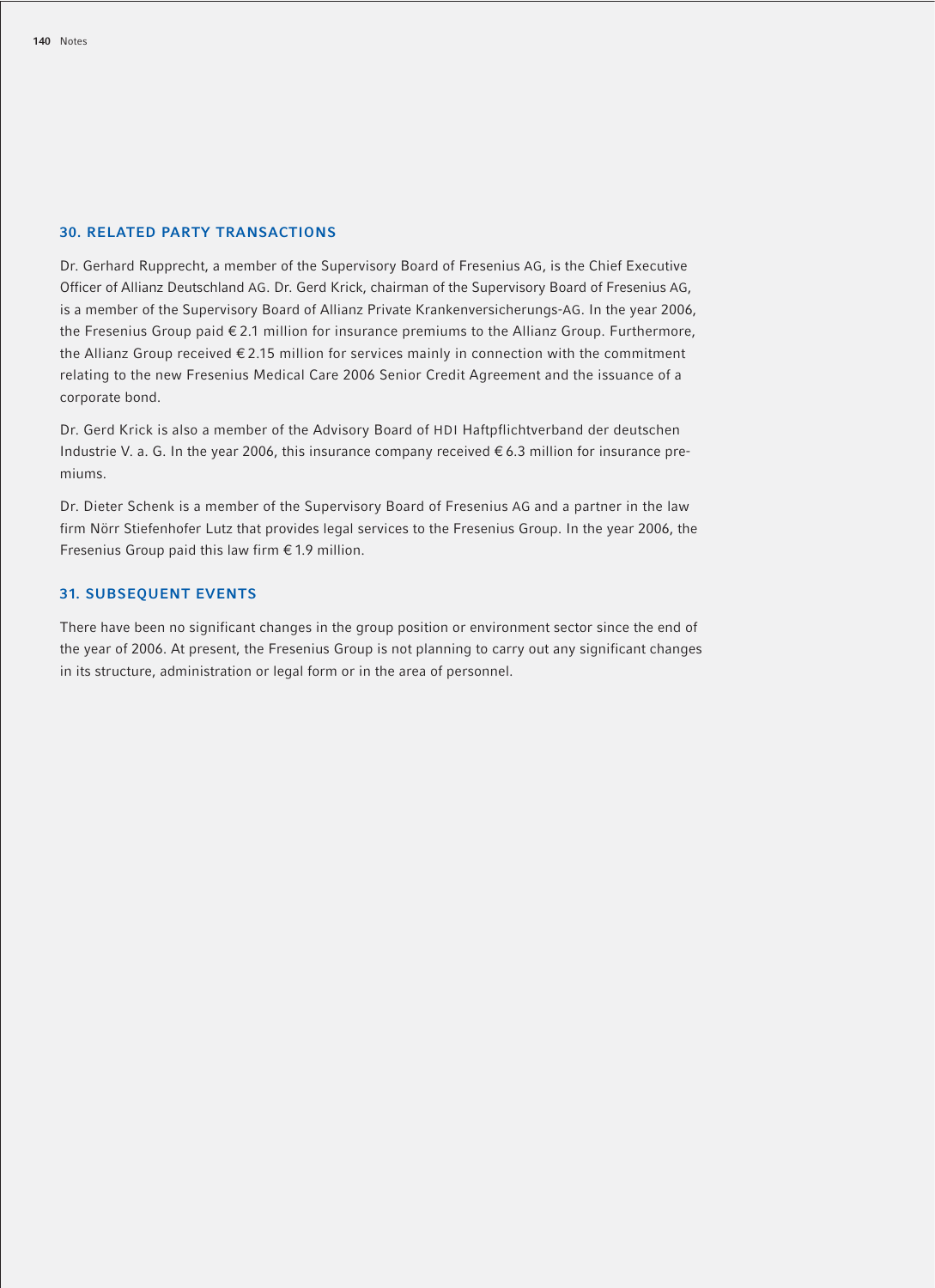## 30. RELATED PARTY TRANSACTIONS

Dr. Gerhard Rupprecht, a member of the Supervisory Board of Fresenius AG, is the Chief Executive Officer of Allianz Deutschland AG. Dr. Gerd Krick, chairman of the Supervisory Board of Fresenius AG, is a member of the Supervisory Board of Allianz Private Krankenversicherungs-AG. In the year 2006, the Fresenius Group paid € 2.1 million for insurance premiums to the Allianz Group. Furthermore, the Allianz Group received € 2.15 million for services mainly in connection with the commitment relating to the new Fresenius Medical Care 2006 Senior Credit Agreement and the issuance of a corporate bond.

Dr. Gerd Krick is also a member of the Advisory Board of HDI Haftpflichtverband der deutschen Industrie V. a. G. In the year 2006, this insurance company received € 6.3 million for insurance premiums.

Dr. Dieter Schenk is a member of the Supervisory Board of Fresenius AG and a partner in the law firm Nörr Stiefenhofer Lutz that provides legal services to the Fresenius Group. In the year 2006, the Fresenius Group paid this law firm € 1.9 million.

## 31. SUBSEQUENT EVENTS

There have been no significant changes in the group position or environment sector since the end of the year of 2006. At present, the Fresenius Group is not planning to carry out any significant changes in its structure, administration or legal form or in the area of personnel.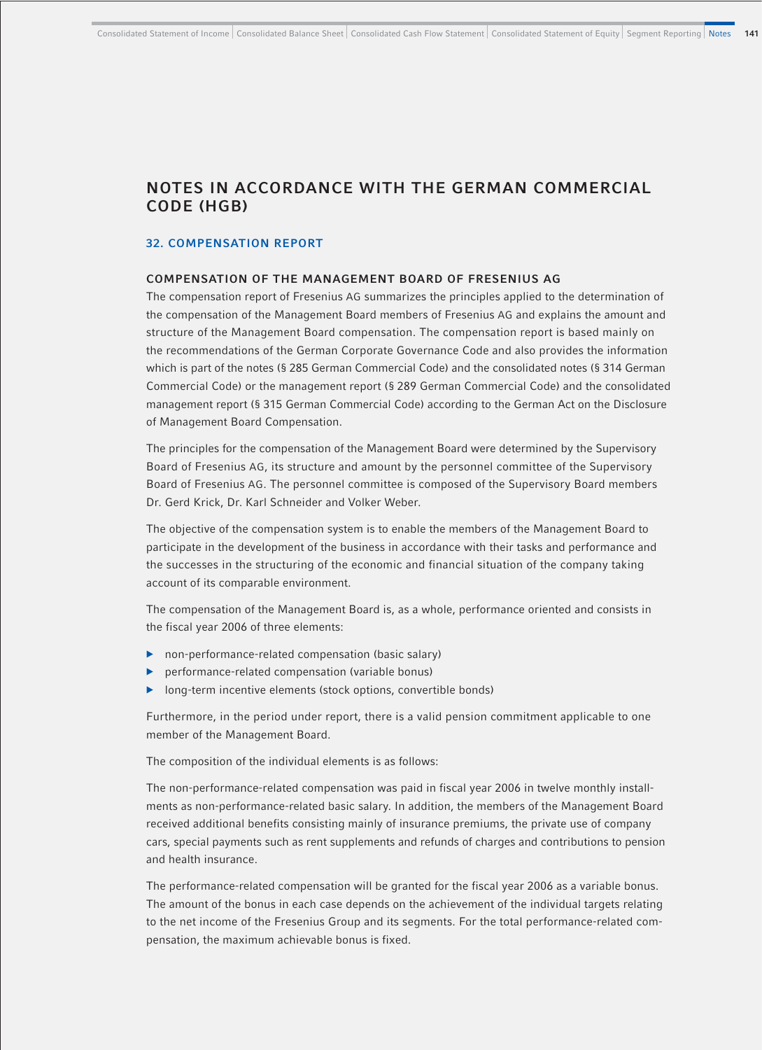# NOTES IN ACCORDANCE WITH THE GERMAN COMMERCIAL CODE (HGB)

## 32. COMPENSATION REPORT

### COMPENSATION OF THE MANAGEMENT BOARD OF FRESENIUS AG

The compensation report of Fresenius AG summarizes the principles applied to the determination of the compensation of the Management Board members of Fresenius AG and explains the amount and structure of the Management Board compensation. The compensation report is based mainly on the recommendations of the German Corporate Governance Code and also provides the information which is part of the notes (§ 285 German Commercial Code) and the consolidated notes (§ 314 German Commercial Code) or the management report (§ 289 German Commercial Code) and the consolidated management report (§ 315 German Commercial Code) according to the German Act on the Disclosure of Management Board Compensation.

The principles for the compensation of the Management Board were determined by the Supervisory Board of Fresenius AG, its structure and amount by the personnel committee of the Supervisory Board of Fresenius AG. The personnel committee is composed of the Supervisory Board members Dr. Gerd Krick, Dr. Karl Schneider and Volker Weber.

The objective of the compensation system is to enable the members of the Management Board to participate in the development of the business in accordance with their tasks and performance and the successes in the structuring of the economic and financial situation of the company taking account of its comparable environment.

The compensation of the Management Board is, as a whole, performance oriented and consists in the fiscal year 2006 of three elements:

- non-performance-related compensation (basic salary)
- performance-related compensation (variable bonus)
- long-term incentive elements (stock options, convertible bonds)

Furthermore, in the period under report, there is a valid pension commitment applicable to one member of the Management Board.

The composition of the individual elements is as follows:

The non-performance-related compensation was paid in fiscal year 2006 in twelve monthly installments as non-performance-related basic salary. In addition, the members of the Management Board received additional benefits consisting mainly of insurance premiums, the private use of company cars, special payments such as rent supplements and refunds of charges and contributions to pension and health insurance.

The performance-related compensation will be granted for the fiscal year 2006 as a variable bonus. The amount of the bonus in each case depends on the achievement of the individual targets relating to the net income of the Fresenius Group and its segments. For the total performance-related compensation, the maximum achievable bonus is fixed.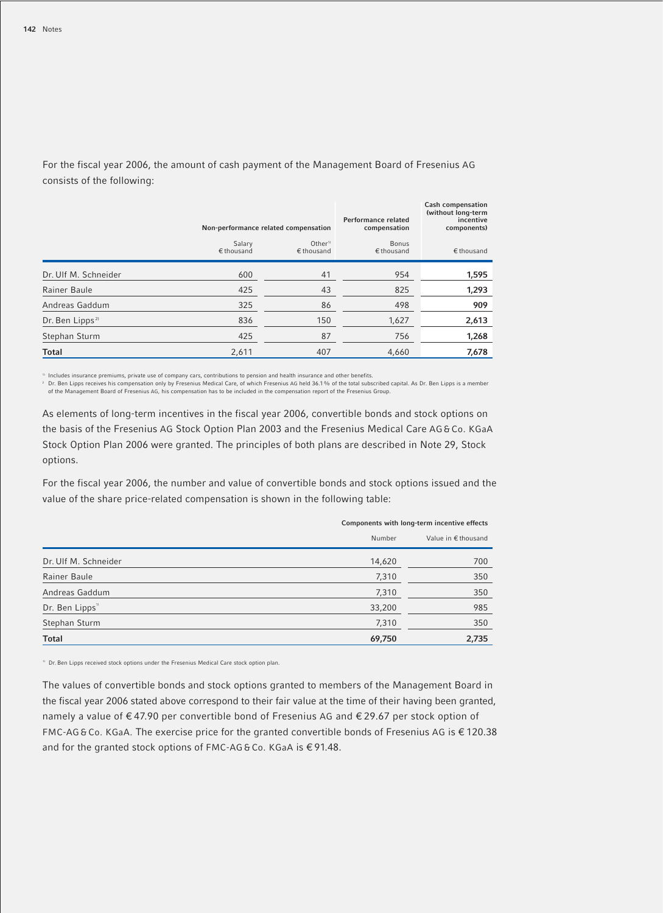For the fiscal year 2006, the amount of cash payment of the Management Board of Fresenius AG consists of the following:

| | Non-performance related compensation | | Performance related compensation | Cash compensation (without long-term incentive components) |
|---|---|---|---|---|
| | Salary € thousand | Other[1] € thousand | Bonus € thousand | € thousand |
| Dr. Ulf M. Schneider | 600 | 41 | 954 | **1,595** |
| Rainer Baule | 425 | 43 | 825 | **1,293** |
| Andreas Gaddum | 325 | 86 | 498 | **909** |
| Dr. Ben Lipps[2] | 836 | 150 | 1,627 | **2,613** |
| Stephan Sturm | 425 | 87 | 756 | **1,268** |
| **Total** | 2,611 | 407 | 4,660 | **7,678** |

[1] Includes insurance premiums, private use of company cars, contributions to pension and health insurance and other benefits.
[2] Dr. Ben Lipps receives his compensation only by Fresenius Medical Care, of which Fresenius AG held 36.1% of the total subscribed capital. As Dr. Ben Lipps is a member of the Management Board of Fresenius AG, his compensation has to be included in the compensation report of the Fresenius Group.

As elements of long-term incentives in the fiscal year 2006, convertible bonds and stock options on the basis of the Fresenius AG Stock Option Plan 2003 and the Fresenius Medical Care AG & Co. KGaA Stock Option Plan 2006 were granted. The principles of both plans are described in Note 29, Stock options.

For the fiscal year 2006, the number and value of convertible bonds and stock options issued and the value of the share price-related compensation is shown in the following table:

| | Components with long-term incentive effects | |
|---|---|---|
| | Number | Value in € thousand |
| Dr. Ulf M. Schneider | 14,620 | 700 |
| Rainer Baule | 7,310 | 350 |
| Andreas Gaddum | 7,310 | 350 |
| Dr. Ben Lipps[1] | 33,200 | 985 |
| Stephan Sturm | 7,310 | 350 |
| **Total** | **69,750** | **2,735** |

[1] Dr. Ben Lipps received stock options under the Fresenius Medical Care stock option plan.

The values of convertible bonds and stock options granted to members of the Management Board in the fiscal year 2006 stated above correspond to their fair value at the time of their having been granted, namely a value of € 47.90 per convertible bond of Fresenius AG and € 29.67 per stock option of FMC-AG & Co. KGaA. The exercise price for the granted convertible bonds of Fresenius AG is € 120.38 and for the granted stock options of FMC-AG & Co. KGaA is € 91.48.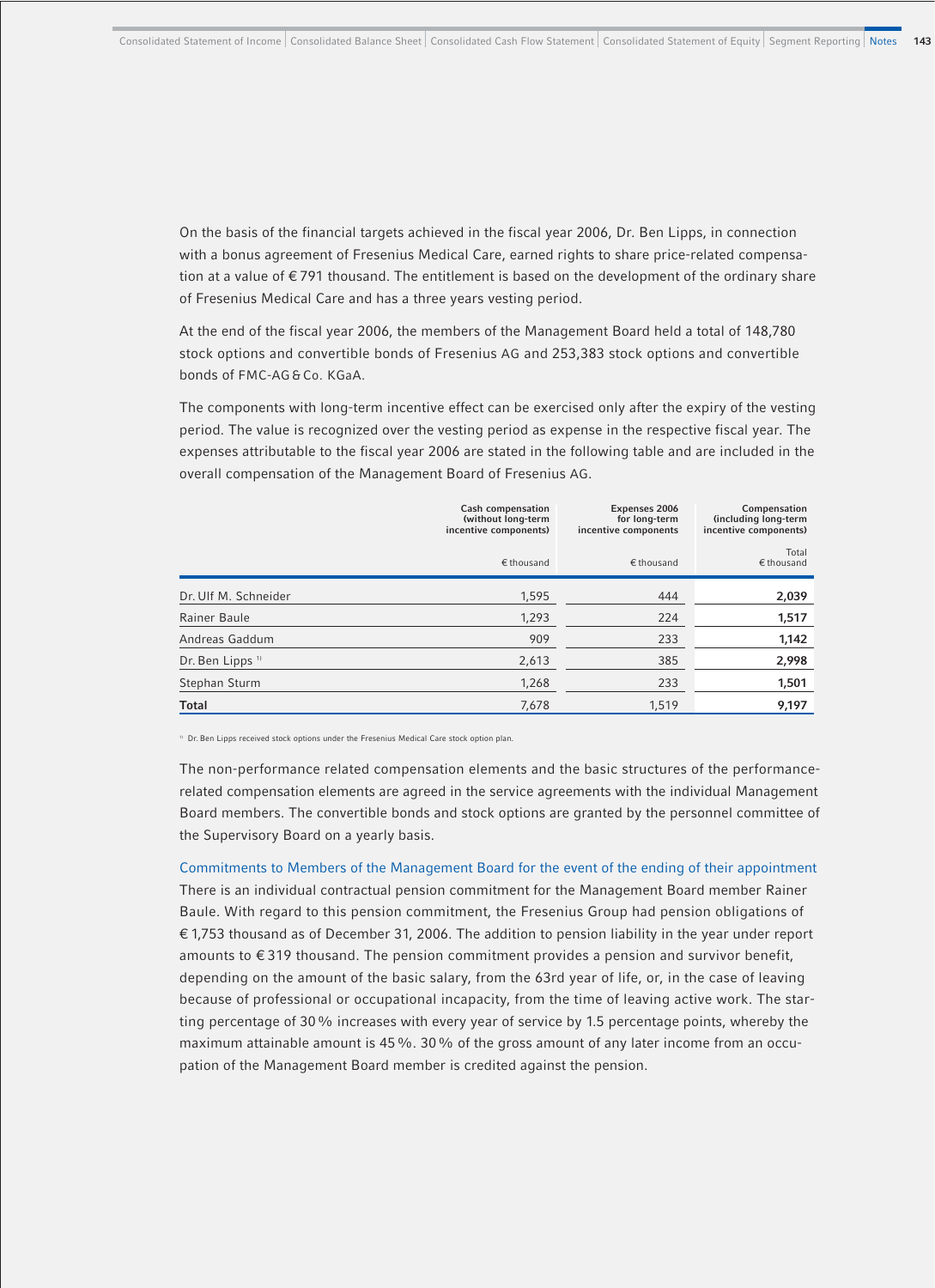On the basis of the financial targets achieved in the fiscal year 2006, Dr. Ben Lipps, in connection with a bonus agreement of Fresenius Medical Care, earned rights to share price-related compensation at a value of € 791 thousand. The entitlement is based on the development of the ordinary share of Fresenius Medical Care and has a three years vesting period.

At the end of the fiscal year 2006, the members of the Management Board held a total of 148,780 stock options and convertible bonds of Fresenius AG and 253,383 stock options and convertible bonds of FMC-AG & Co. KGaA.

The components with long-term incentive effect can be exercised only after the expiry of the vesting period. The value is recognized over the vesting period as expense in the respective fiscal year. The expenses attributable to the fiscal year 2006 are stated in the following table and are included in the overall compensation of the Management Board of Fresenius AG.

| | Cash compensation (without long-term incentive components) | Expenses 2006 for long-term incentive components | Compensation (including long-term incentive components) |
|---|---|---|---|
| | | | Total |
| | € thousand | € thousand | € thousand |
| Dr. Ulf M. Schneider | 1,595 | 444 | **2,039** |
| Rainer Baule | 1,293 | 224 | **1,517** |
| Andreas Gaddum | 909 | 233 | **1,142** |
| Dr. Ben Lipps [1] | 2,613 | 385 | **2,998** |
| Stephan Sturm | 1,268 | 233 | **1,501** |
| **Total** | 7,678 | 1,519 | **9,197** |

[1] Dr. Ben Lipps received stock options under the Fresenius Medical Care stock option plan.

The non-performance related compensation elements and the basic structures of the performance-related compensation elements are agreed in the service agreements with the individual Management Board members. The convertible bonds and stock options are granted by the personnel committee of the Supervisory Board on a yearly basis.

### Commitments to Members of the Management Board for the event of the ending of their appointment

There is an individual contractual pension commitment for the Management Board member Rainer Baule. With regard to this pension commitment, the Fresenius Group had pension obligations of € 1,753 thousand as of December 31, 2006. The addition to pension liability in the year under report amounts to € 319 thousand. The pension commitment provides a pension and survivor benefit, depending on the amount of the basic salary, from the 63rd year of life, or, in the case of leaving because of professional or occupational incapacity, from the time of leaving active work. The starting percentage of 30 % increases with every year of service by 1.5 percentage points, whereby the maximum attainable amount is 45 %. 30 % of the gross amount of any later income from an occupation of the Management Board member is credited against the pension.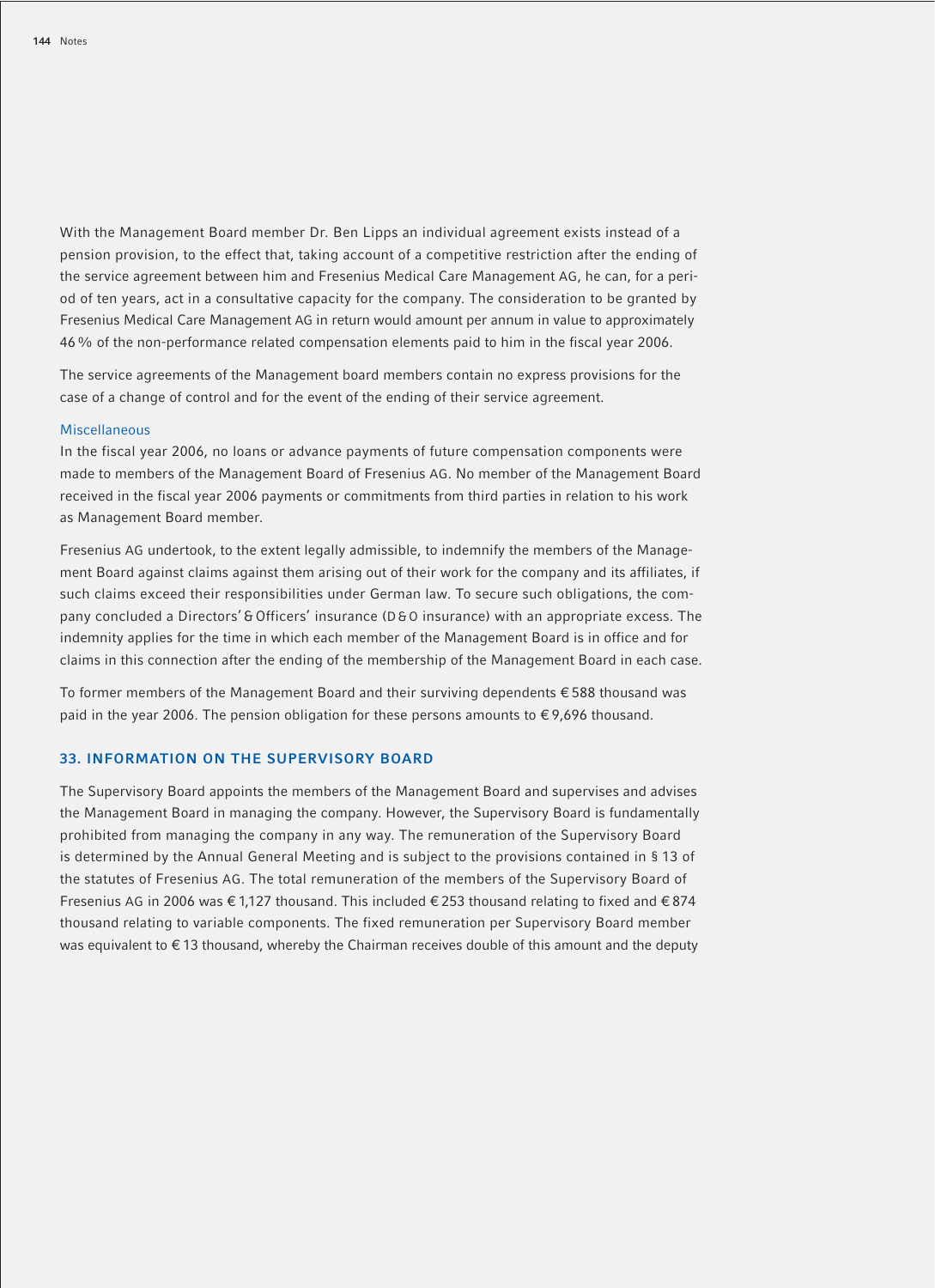With the Management Board member Dr. Ben Lipps an individual agreement exists instead of a pension provision, to the effect that, taking account of a competitive restriction after the ending of the service agreement between him and Fresenius Medical Care Management AG, he can, for a period of ten years, act in a consultative capacity for the company. The consideration to be granted by Fresenius Medical Care Management AG in return would amount per annum in value to approximately 46 % of the non-performance related compensation elements paid to him in the fiscal year 2006.

The service agreements of the Management board members contain no express provisions for the case of a change of control and for the event of the ending of their service agreement.

### Miscellaneous

In the fiscal year 2006, no loans or advance payments of future compensation components were made to members of the Management Board of Fresenius AG. No member of the Management Board received in the fiscal year 2006 payments or commitments from third parties in relation to his work as Management Board member.

Fresenius AG undertook, to the extent legally admissible, to indemnify the members of the Management Board against claims against them arising out of their work for the company and its affiliates, if such claims exceed their responsibilities under German law. To secure such obligations, the company concluded a Directors' & Officers' insurance (D & O insurance) with an appropriate excess. The indemnity applies for the time in which each member of the Management Board is in office and for claims in this connection after the ending of the membership of the Management Board in each case.

To former members of the Management Board and their surviving dependents € 588 thousand was paid in the year 2006. The pension obligation for these persons amounts to € 9,696 thousand.

## 33. INFORMATION ON THE SUPERVISORY BOARD

The Supervisory Board appoints the members of the Management Board and supervises and advises the Management Board in managing the company. However, the Supervisory Board is fundamentally prohibited from managing the company in any way. The remuneration of the Supervisory Board is determined by the Annual General Meeting and is subject to the provisions contained in § 13 of the statutes of Fresenius AG. The total remuneration of the members of the Supervisory Board of Fresenius AG in 2006 was € 1,127 thousand. This included € 253 thousand relating to fixed and € 874 thousand relating to variable components. The fixed remuneration per Supervisory Board member was equivalent to € 13 thousand, whereby the Chairman receives double of this amount and the deputy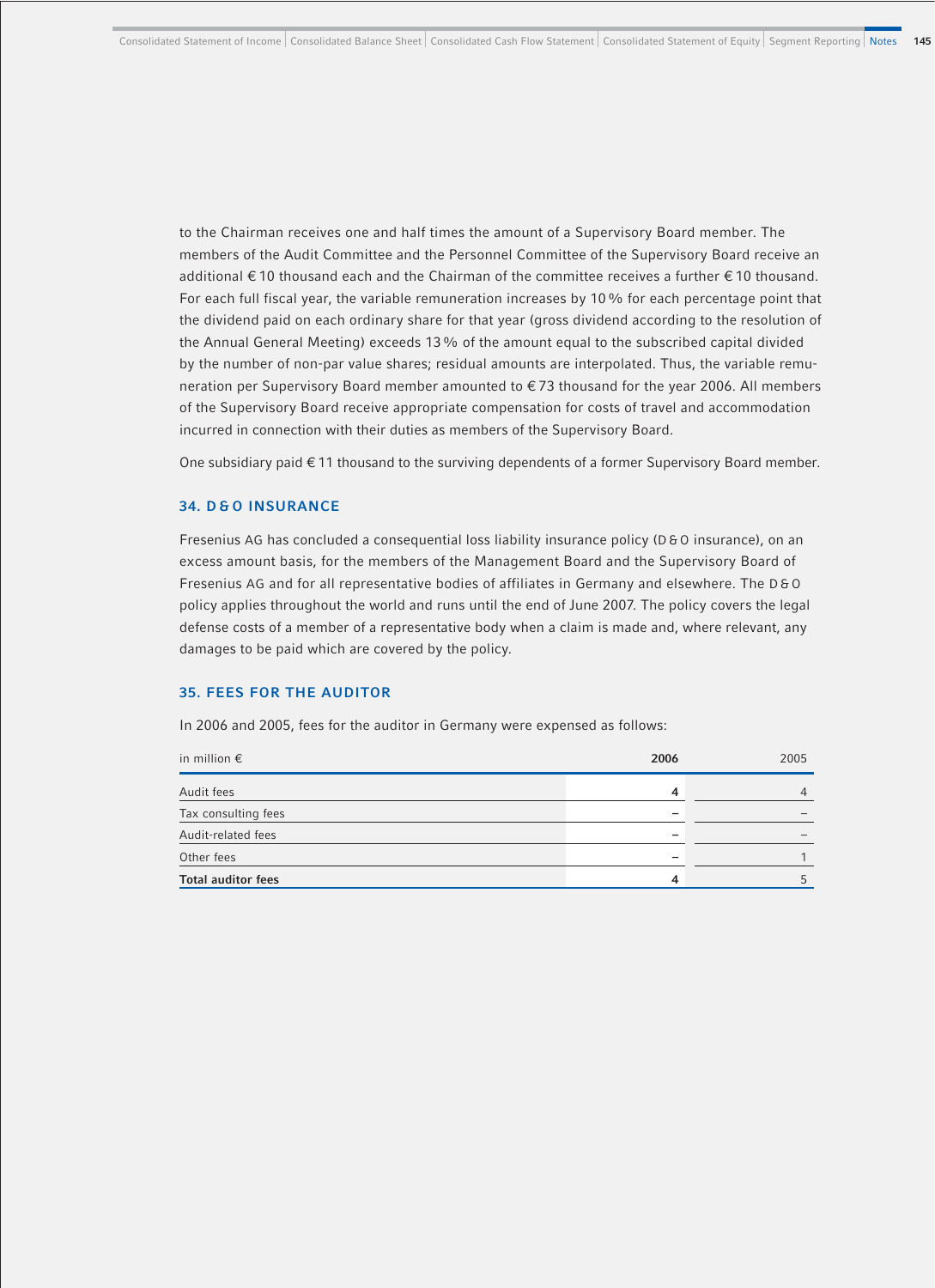to the Chairman receives one and half times the amount of a Supervisory Board member. The members of the Audit Committee and the Personnel Committee of the Supervisory Board receive an additional € 10 thousand each and the Chairman of the committee receives a further € 10 thousand. For each full fiscal year, the variable remuneration increases by 10 % for each percentage point that the dividend paid on each ordinary share for that year (gross dividend according to the resolution of the Annual General Meeting) exceeds 13 % of the amount equal to the subscribed capital divided by the number of non-par value shares; residual amounts are interpolated. Thus, the variable remuneration per Supervisory Board member amounted to € 73 thousand for the year 2006. All members of the Supervisory Board receive appropriate compensation for costs of travel and accommodation incurred in connection with their duties as members of the Supervisory Board.

One subsidiary paid € 11 thousand to the surviving dependents of a former Supervisory Board member.

## 34. D & O INSURANCE

Fresenius AG has concluded a consequential loss liability insurance policy (D & O insurance), on an excess amount basis, for the members of the Management Board and the Supervisory Board of Fresenius AG and for all representative bodies of affiliates in Germany and elsewhere. The D & O policy applies throughout the world and runs until the end of June 2007. The policy covers the legal defense costs of a member of a representative body when a claim is made and, where relevant, any damages to be paid which are covered by the policy.

## 35. FEES FOR THE AUDITOR

In 2006 and 2005, fees for the auditor in Germany were expensed as follows:

| in million € | **2006** | 2005 |
|---|---|---|
| Audit fees | **4** | 4 |
| Tax consulting fees | **–** | – |
| Audit-related fees | **–** | – |
| Other fees | **–** | 1 |
| **Total auditor fees** | **4** | 5 |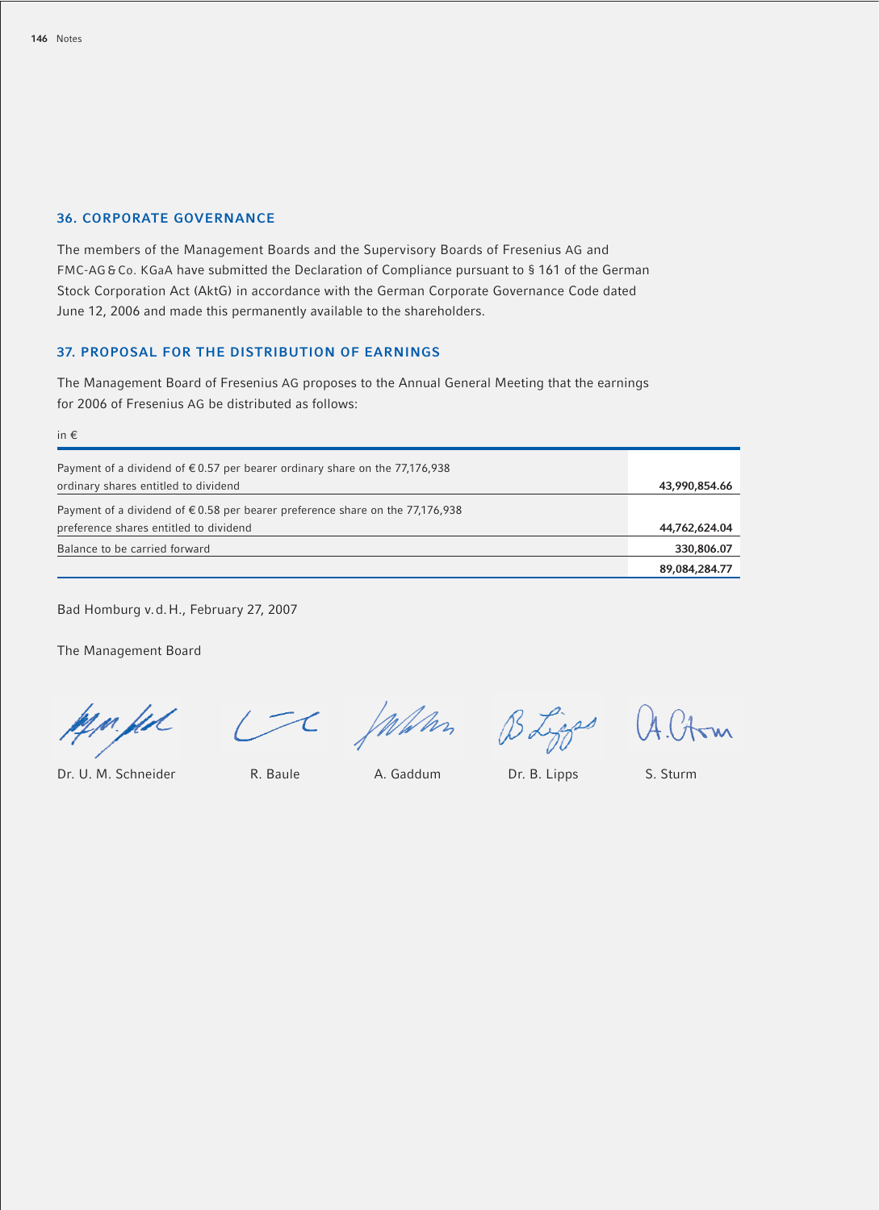## 36. CORPORATE GOVERNANCE

The members of the Management Boards and the Supervisory Boards of Fresenius AG and FMC-AG & Co. KGaA have submitted the Declaration of Compliance pursuant to § 161 of the German Stock Corporation Act (AktG) in accordance with the German Corporate Governance Code dated June 12, 2006 and made this permanently available to the shareholders.

## 37. PROPOSAL FOR THE DISTRIBUTION OF EARNINGS

The Management Board of Fresenius AG proposes to the Annual General Meeting that the earnings for 2006 of Fresenius AG be distributed as follows:

in €

| | |
|---|---|
| Payment of a dividend of € 0.57 per bearer ordinary share on the 77,176,938 ordinary shares entitled to dividend | **43,990,854.66** |
| Payment of a dividend of € 0.58 per bearer preference share on the 77,176,938 preference shares entitled to dividend | **44,762,624.04** |
| Balance to be carried forward | **330,806.07** |
| | **89,084,284.77** |

Bad Homburg v. d. H., February 27, 2007

The Management Board

Dr. U. M. Schneider    R. Baule    A. Gaddum    Dr. B. Lipps    S. Sturm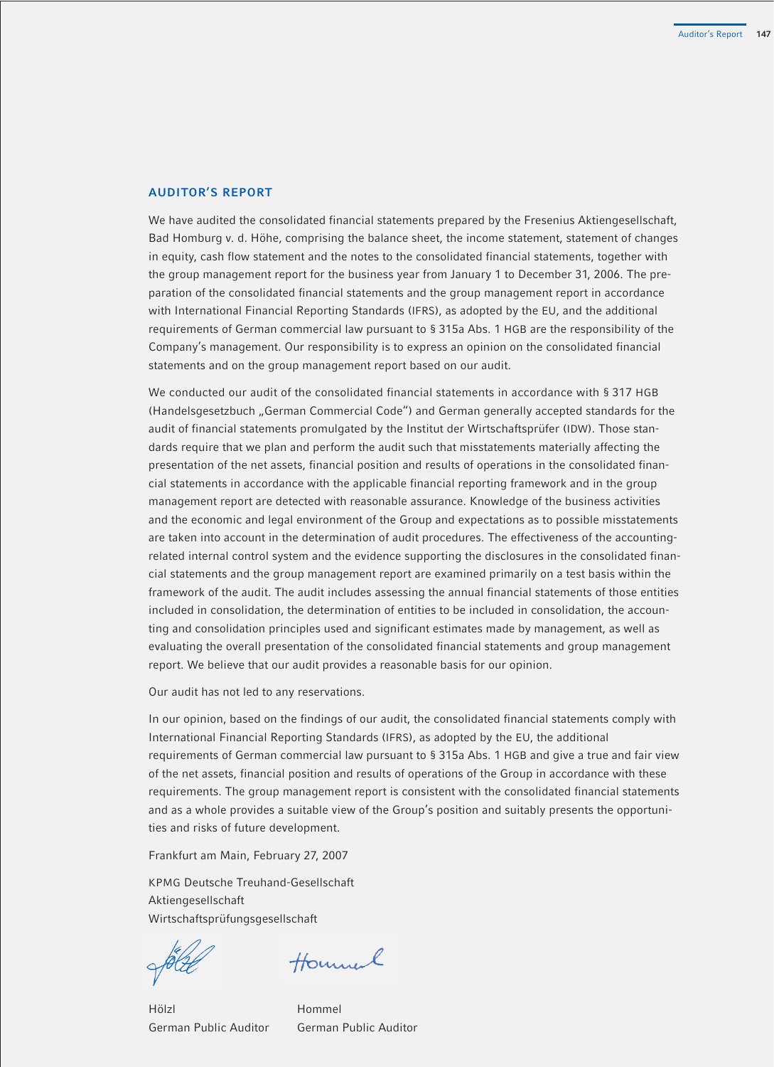## AUDITOR'S REPORT

We have audited the consolidated financial statements prepared by the Fresenius Aktiengesellschaft, Bad Homburg v. d. Höhe, comprising the balance sheet, the income statement, statement of changes in equity, cash flow statement and the notes to the consolidated financial statements, together with the group management report for the business year from January 1 to December 31, 2006. The preparation of the consolidated financial statements and the group management report in accordance with International Financial Reporting Standards (IFRS), as adopted by the EU, and the additional requirements of German commercial law pursuant to § 315a Abs. 1 HGB are the responsibility of the Company's management. Our responsibility is to express an opinion on the consolidated financial statements and on the group management report based on our audit.

We conducted our audit of the consolidated financial statements in accordance with § 317 HGB (Handelsgesetzbuch „German Commercial Code") and German generally accepted standards for the audit of financial statements promulgated by the Institut der Wirtschaftsprüfer (IDW). Those standards require that we plan and perform the audit such that misstatements materially affecting the presentation of the net assets, financial position and results of operations in the consolidated financial statements in accordance with the applicable financial reporting framework and in the group management report are detected with reasonable assurance. Knowledge of the business activities and the economic and legal environment of the Group and expectations as to possible misstatements are taken into account in the determination of audit procedures. The effectiveness of the accounting-related internal control system and the evidence supporting the disclosures in the consolidated financial statements and the group management report are examined primarily on a test basis within the framework of the audit. The audit includes assessing the annual financial statements of those entities included in consolidation, the determination of entities to be included in consolidation, the accounting and consolidation principles used and significant estimates made by management, as well as evaluating the overall presentation of the consolidated financial statements and group management report. We believe that our audit provides a reasonable basis for our opinion.

Our audit has not led to any reservations.

In our opinion, based on the findings of our audit, the consolidated financial statements comply with International Financial Reporting Standards (IFRS), as adopted by the EU, the additional requirements of German commercial law pursuant to § 315a Abs. 1 HGB and give a true and fair view of the net assets, financial position and results of operations of the Group in accordance with these requirements. The group management report is consistent with the consolidated financial statements and as a whole provides a suitable view of the Group's position and suitably presents the opportunities and risks of future development.

Frankfurt am Main, February 27, 2007

KPMG Deutsche Treuhand-Gesellschaft
Aktiengesellschaft
Wirtschaftsprüfungsgesellschaft

Hölzl
German Public Auditor

Hommel
German Public Auditor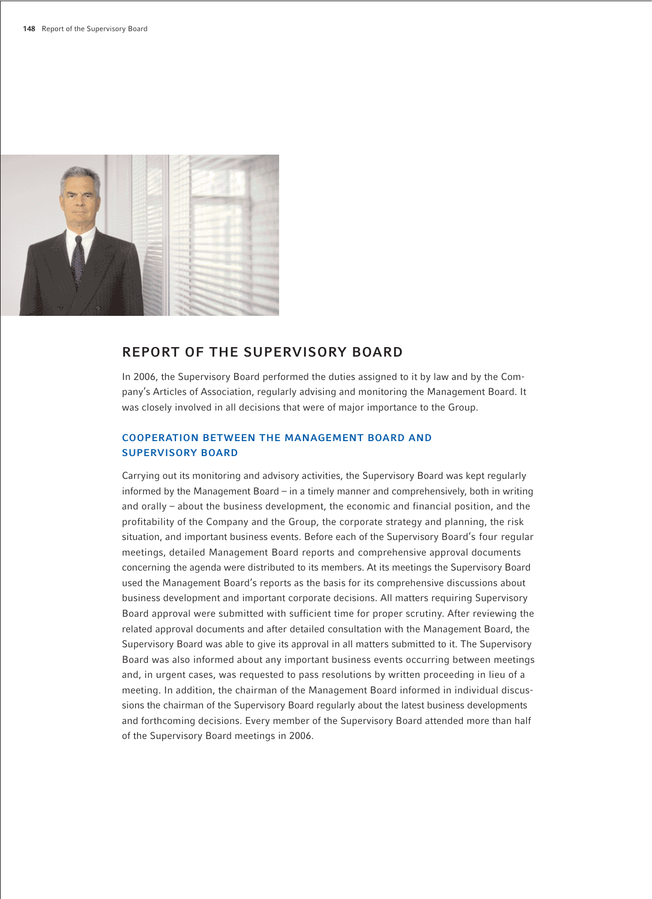# REPORT OF THE SUPERVISORY BOARD

In 2006, the Supervisory Board performed the duties assigned to it by law and by the Company's Articles of Association, regularly advising and monitoring the Management Board. It was closely involved in all decisions that were of major importance to the Group.

## COOPERATION BETWEEN THE MANAGEMENT BOARD AND SUPERVISORY BOARD

Carrying out its monitoring and advisory activities, the Supervisory Board was kept regularly informed by the Management Board – in a timely manner and comprehensively, both in writing and orally – about the business development, the economic and financial position, and the profitability of the Company and the Group, the corporate strategy and planning, the risk situation, and important business events. Before each of the Supervisory Board's four regular meetings, detailed Management Board reports and comprehensive approval documents concerning the agenda were distributed to its members. At its meetings the Supervisory Board used the Management Board's reports as the basis for its comprehensive discussions about business development and important corporate decisions. All matters requiring Supervisory Board approval were submitted with sufficient time for proper scrutiny. After reviewing the related approval documents and after detailed consultation with the Management Board, the Supervisory Board was able to give its approval in all matters submitted to it. The Supervisory Board was also informed about any important business events occurring between meetings and, in urgent cases, was requested to pass resolutions by written proceeding in lieu of a meeting. In addition, the chairman of the Management Board informed in individual discussions the chairman of the Supervisory Board regularly about the latest business developments and forthcoming decisions. Every member of the Supervisory Board attended more than half of the Supervisory Board meetings in 2006.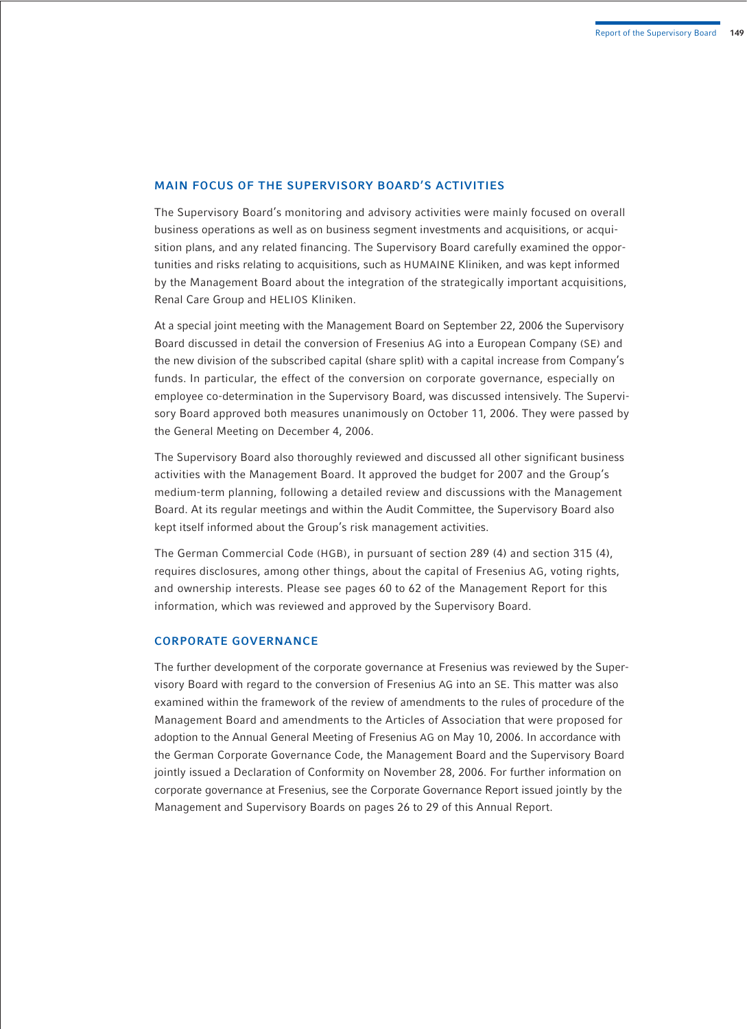## MAIN FOCUS OF THE SUPERVISORY BOARD'S ACTIVITIES

The Supervisory Board's monitoring and advisory activities were mainly focused on overall business operations as well as on business segment investments and acquisitions, or acquisition plans, and any related financing. The Supervisory Board carefully examined the opportunities and risks relating to acquisitions, such as HUMAINE Kliniken, and was kept informed by the Management Board about the integration of the strategically important acquisitions, Renal Care Group and HELIOS Kliniken.

At a special joint meeting with the Management Board on September 22, 2006 the Supervisory Board discussed in detail the conversion of Fresenius AG into a European Company (SE) and the new division of the subscribed capital (share split) with a capital increase from Company's funds. In particular, the effect of the conversion on corporate governance, especially on employee co-determination in the Supervisory Board, was discussed intensively. The Supervisory Board approved both measures unanimously on October 11, 2006. They were passed by the General Meeting on December 4, 2006.

The Supervisory Board also thoroughly reviewed and discussed all other significant business activities with the Management Board. It approved the budget for 2007 and the Group's medium-term planning, following a detailed review and discussions with the Management Board. At its regular meetings and within the Audit Committee, the Supervisory Board also kept itself informed about the Group's risk management activities.

The German Commercial Code (HGB), in pursuant of section 289 (4) and section 315 (4), requires disclosures, among other things, about the capital of Fresenius AG, voting rights, and ownership interests. Please see pages 60 to 62 of the Management Report for this information, which was reviewed and approved by the Supervisory Board.

## CORPORATE GOVERNANCE

The further development of the corporate governance at Fresenius was reviewed by the Supervisory Board with regard to the conversion of Fresenius AG into an SE. This matter was also examined within the framework of the review of amendments to the rules of procedure of the Management Board and amendments to the Articles of Association that were proposed for adoption to the Annual General Meeting of Fresenius AG on May 10, 2006. In accordance with the German Corporate Governance Code, the Management Board and the Supervisory Board jointly issued a Declaration of Conformity on November 28, 2006. For further information on corporate governance at Fresenius, see the Corporate Governance Report issued jointly by the Management and Supervisory Boards on pages 26 to 29 of this Annual Report.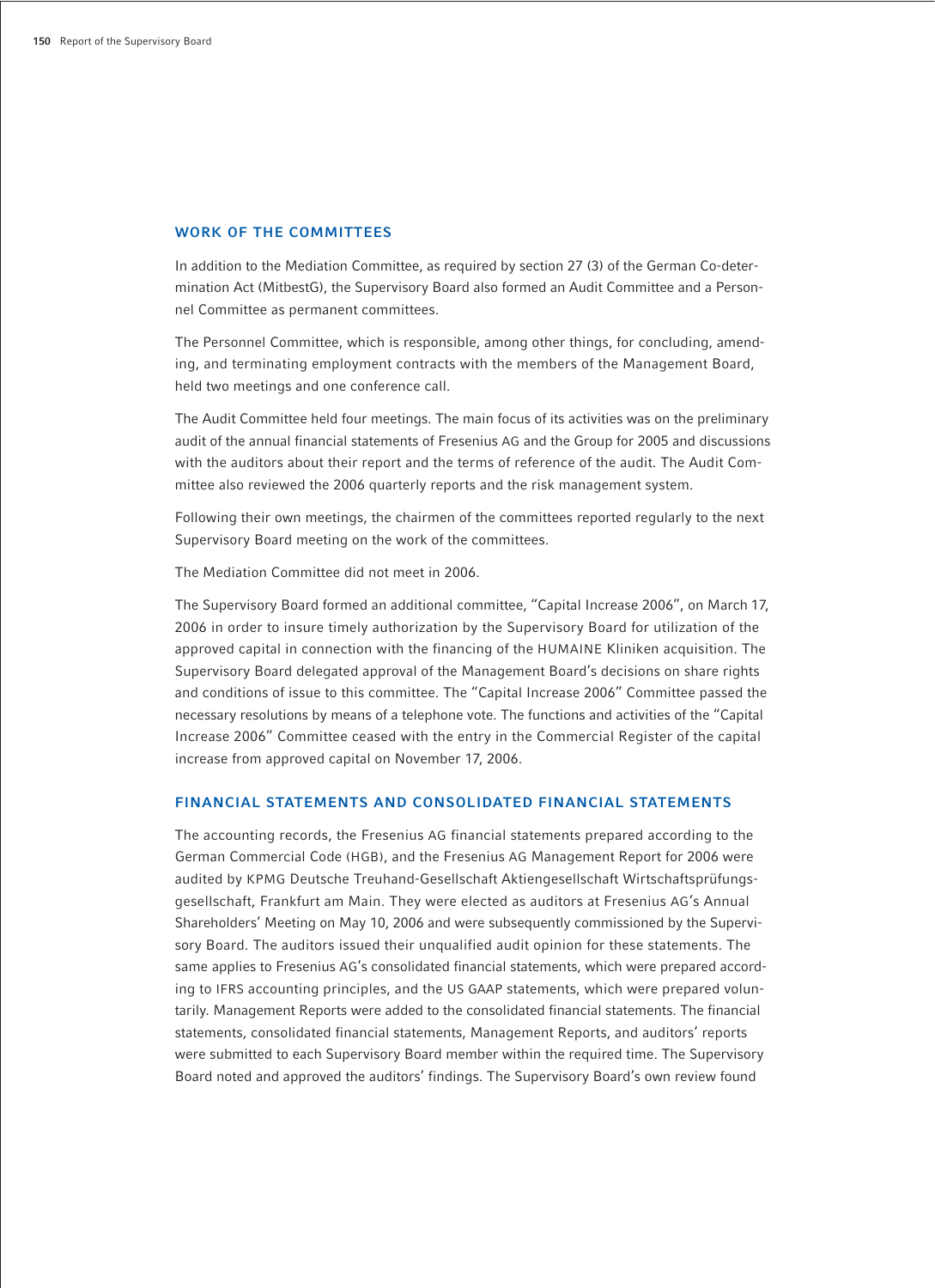## WORK OF THE COMMITTEES

In addition to the Mediation Committee, as required by section 27 (3) of the German Co-determination Act (MitbestG), the Supervisory Board also formed an Audit Committee and a Personnel Committee as permanent committees.

The Personnel Committee, which is responsible, among other things, for concluding, amending, and terminating employment contracts with the members of the Management Board, held two meetings and one conference call.

The Audit Committee held four meetings. The main focus of its activities was on the preliminary audit of the annual financial statements of Fresenius AG and the Group for 2005 and discussions with the auditors about their report and the terms of reference of the audit. The Audit Committee also reviewed the 2006 quarterly reports and the risk management system.

Following their own meetings, the chairmen of the committees reported regularly to the next Supervisory Board meeting on the work of the committees.

The Mediation Committee did not meet in 2006.

The Supervisory Board formed an additional committee, "Capital Increase 2006", on March 17, 2006 in order to insure timely authorization by the Supervisory Board for utilization of the approved capital in connection with the financing of the HUMAINE Kliniken acquisition. The Supervisory Board delegated approval of the Management Board's decisions on share rights and conditions of issue to this committee. The "Capital Increase 2006" Committee passed the necessary resolutions by means of a telephone vote. The functions and activities of the "Capital Increase 2006" Committee ceased with the entry in the Commercial Register of the capital increase from approved capital on November 17, 2006.

## FINANCIAL STATEMENTS AND CONSOLIDATED FINANCIAL STATEMENTS

The accounting records, the Fresenius AG financial statements prepared according to the German Commercial Code (HGB), and the Fresenius AG Management Report for 2006 were audited by KPMG Deutsche Treuhand-Gesellschaft Aktiengesellschaft Wirtschaftsprüfungsgesellschaft, Frankfurt am Main. They were elected as auditors at Fresenius AG's Annual Shareholders' Meeting on May 10, 2006 and were subsequently commissioned by the Supervisory Board. The auditors issued their unqualified audit opinion for these statements. The same applies to Fresenius AG's consolidated financial statements, which were prepared according to IFRS accounting principles, and the US GAAP statements, which were prepared voluntarily. Management Reports were added to the consolidated financial statements. The financial statements, consolidated financial statements, Management Reports, and auditors' reports were submitted to each Supervisory Board member within the required time. The Supervisory Board noted and approved the auditors' findings. The Supervisory Board's own review found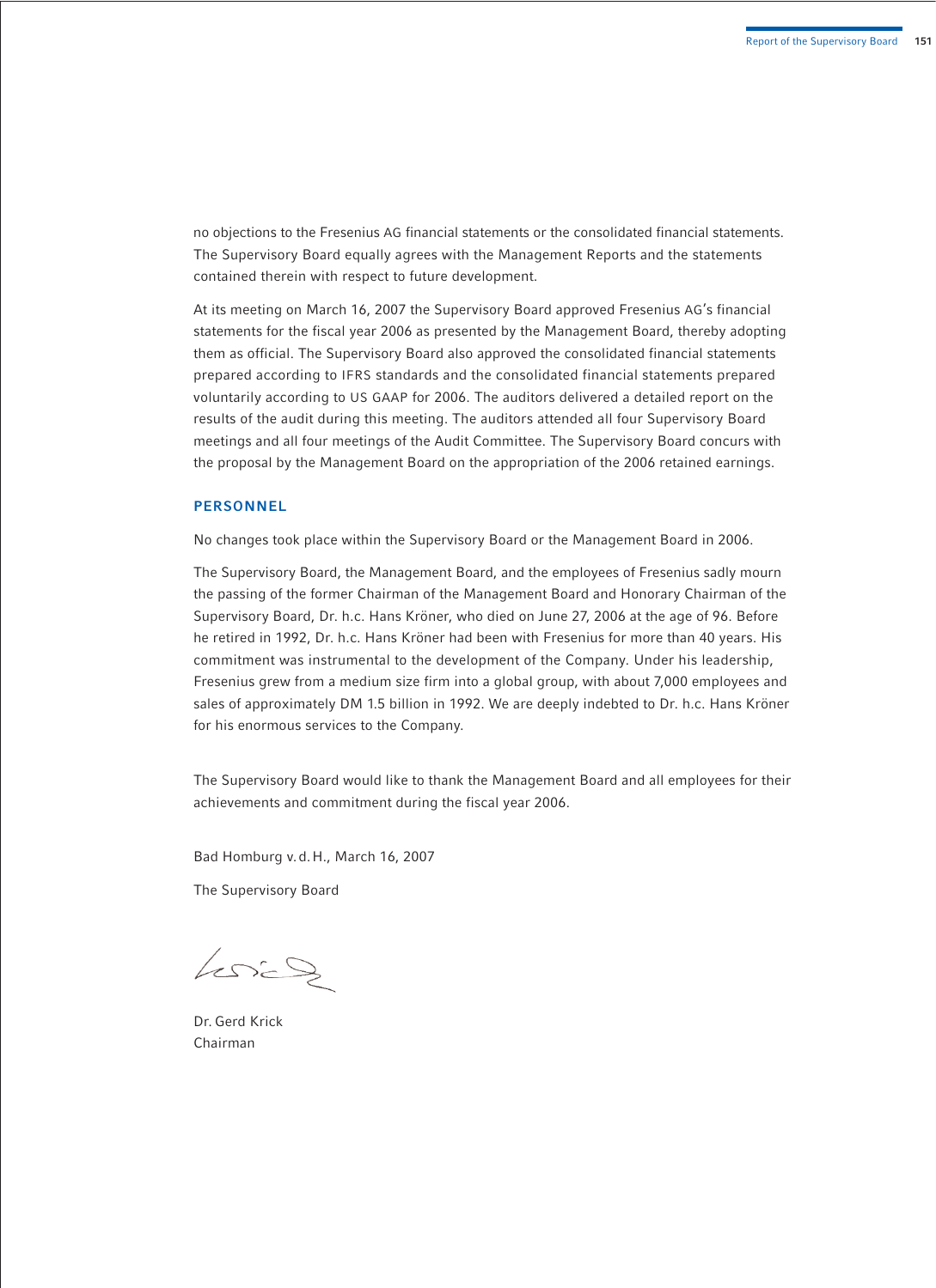no objections to the Fresenius AG financial statements or the consolidated financial statements. The Supervisory Board equally agrees with the Management Reports and the statements contained therein with respect to future development.

At its meeting on March 16, 2007 the Supervisory Board approved Fresenius AG's financial statements for the fiscal year 2006 as presented by the Management Board, thereby adopting them as official. The Supervisory Board also approved the consolidated financial statements prepared according to IFRS standards and the consolidated financial statements prepared voluntarily according to US GAAP for 2006. The auditors delivered a detailed report on the results of the audit during this meeting. The auditors attended all four Supervisory Board meetings and all four meetings of the Audit Committee. The Supervisory Board concurs with the proposal by the Management Board on the appropriation of the 2006 retained earnings.

## PERSONNEL

No changes took place within the Supervisory Board or the Management Board in 2006.

The Supervisory Board, the Management Board, and the employees of Fresenius sadly mourn the passing of the former Chairman of the Management Board and Honorary Chairman of the Supervisory Board, Dr. h.c. Hans Kröner, who died on June 27, 2006 at the age of 96. Before he retired in 1992, Dr. h.c. Hans Kröner had been with Fresenius for more than 40 years. His commitment was instrumental to the development of the Company. Under his leadership, Fresenius grew from a medium size firm into a global group, with about 7,000 employees and sales of approximately DM 1.5 billion in 1992. We are deeply indebted to Dr. h.c. Hans Kröner for his enormous services to the Company.

The Supervisory Board would like to thank the Management Board and all employees for their achievements and commitment during the fiscal year 2006.

Bad Homburg v.d.H., March 16, 2007

The Supervisory Board

Dr. Gerd Krick
Chairman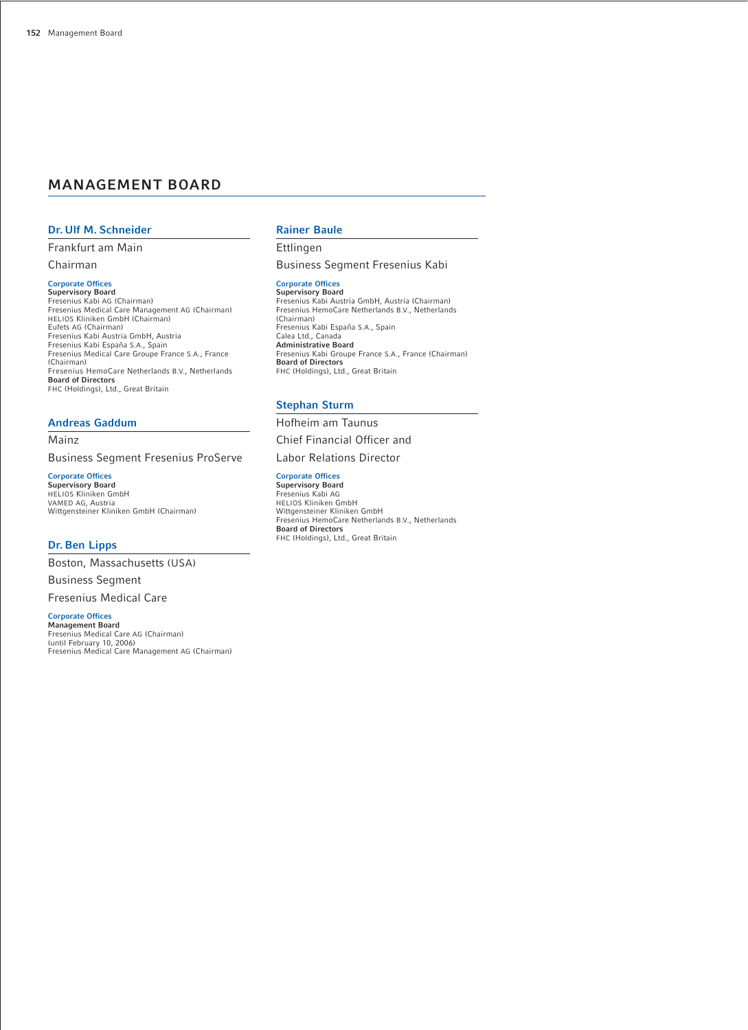# MANAGEMENT BOARD

## Dr. Ulf M. Schneider

Frankfurt am Main

Chairman

**Corporate Offices**

**Supervisory Board**
Fresenius Kabi AG (Chairman)
Fresenius Medical Care Management AG (Chairman)
HELIOS Kliniken GmbH (Chairman)
Eufets AG (Chairman)
Fresenius Kabi Austria GmbH, Austria
Fresenius Kabi España S.A., Spain
Fresenius Medical Care Groupe France S.A., France (Chairman)
Fresenius HemoCare Netherlands B.V., Netherlands

**Board of Directors**
FHC (Holdings), Ltd., Great Britain

## Andreas Gaddum

Mainz

Business Segment Fresenius ProServe

**Corporate Offices**

**Supervisory Board**
HELIOS Kliniken GmbH
VAMED AG, Austria
Wittgensteiner Kliniken GmbH (Chairman)

## Dr. Ben Lipps

Boston, Massachusetts (USA)

Business Segment Fresenius Medical Care

**Corporate Offices**

**Management Board**
Fresenius Medical Care AG (Chairman) (until February 10, 2006)
Fresenius Medical Care Management AG (Chairman)

## Rainer Baule

Ettlingen

Business Segment Fresenius Kabi

**Corporate Offices**

**Supervisory Board**
Fresenius Kabi Austria GmbH, Austria (Chairman)
Fresenius HemoCare Netherlands B.V., Netherlands (Chairman)
Fresenius Kabi España S.A., Spain
Calea Ltd., Canada

**Administrative Board**
Fresenius Kabi Groupe France S.A., France (Chairman)

**Board of Directors**
FHC (Holdings), Ltd., Great Britain

## Stephan Sturm

Hofheim am Taunus

Chief Financial Officer and Labor Relations Director

**Corporate Offices**

**Supervisory Board**
Fresenius Kabi AG
HELIOS Kliniken GmbH
Wittgensteiner Kliniken GmbH
Fresenius HemoCare Netherlands B.V., Netherlands

**Board of Directors**
FHC (Holdings), Ltd., Great Britain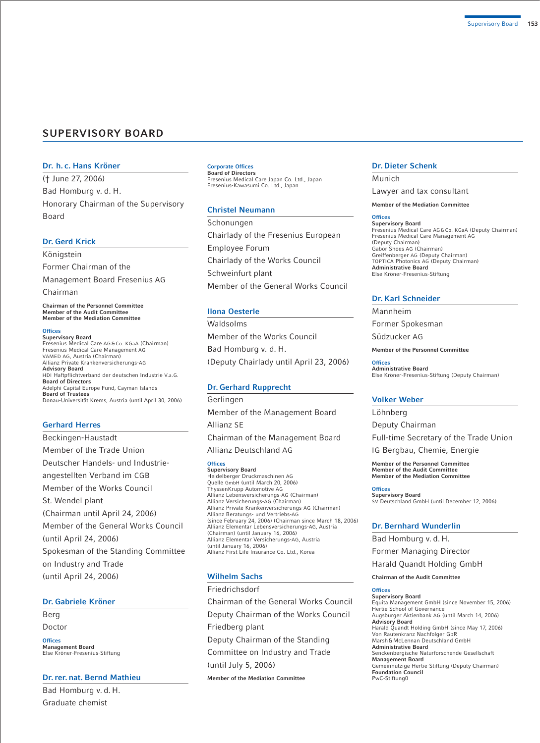# SUPERVISORY BOARD

### Dr. h. c. Hans Kröner

(† June 27, 2006)
Bad Homburg v. d. H.
Honorary Chairman of the Supervisory Board

### Dr. Gerd Krick

Königstein
Former Chairman of the Management Board Fresenius AG
Chairman

**Chairman of the Personnel Committee**
**Member of the Audit Committee**
**Member of the Mediation Committee**

Offices
**Supervisory Board**
Fresenius Medical Care AG & Co. KGaA (Chairman)
Fresenius Medical Care Management AG
VAMED AG, Austria (Chairman)
Allianz Private Krankenversicherungs-AG
**Advisory Board**
HDI Haftpflichtverband der deutschen Industrie V.a.G.
**Board of Directors**
Adelphi Capital Europe Fund, Cayman Islands
**Board of Trustees**
Donau-Universität Krems, Austria (until April 30, 2006)

### Gerhard Herres

Beckingen-Haustadt
Member of the Trade Union Deutscher Handels- und Industrieangestellten Verband im CGB
Member of the Works Council St. Wendel plant
(Chairman until April 24, 2006)
Member of the General Works Council (until April 24, 2006)
Spokesman of the Standing Committee on Industry and Trade
(until April 24, 2006)

### Dr. Gabriele Kröner

Berg
Doctor

Offices
**Management Board**
Else Kröner-Fresenius-Stiftung

### Dr. rer. nat. Bernd Mathieu

Bad Homburg v. d. H.
Graduate chemist

Corporate Offices
**Board of Directors**
Fresenius Medical Care Japan Co. Ltd., Japan
Fresenius-Kawasumi Co. Ltd., Japan

### Christel Neumann

Schonungen
Chairlady of the Fresenius European Employee Forum
Chairlady of the Works Council Schweinfurt plant
Member of the General Works Council

### Ilona Oesterle

Waldsolms
Member of the Works Council Bad Homburg v. d. H.
(Deputy Chairlady until April 23, 2006)

### Dr. Gerhard Rupprecht

Gerlingen
Member of the Management Board Allianz SE
Chairman of the Management Board Allianz Deutschland AG

Offices
**Supervisory Board**
Heidelberger Druckmaschinen AG
Quelle GmbH (until March 20, 2006)
ThyssenKrupp Automotive AG
Allianz Lebensversicherungs-AG (Chairman)
Allianz Versicherungs-AG (Chairman)
Allianz Private Krankenversicherungs-AG (Chairman)
Allianz Beratungs- und Vertriebs-AG
(since February 24, 2006) (Chairman since March 18, 2006)
Allianz Elementar Lebensversicherungs-AG, Austria
(Chairman) (until January 16, 2006)
Allianz Elementar Versicherungs-AG, Austria
(until January 16, 2006)
Allianz First Life Insurance Co. Ltd., Korea

### Wilhelm Sachs

Friedrichsdorf
Chairman of the General Works Council
Deputy Chairman of the Works Council Friedberg plant
Deputy Chairman of the Standing Committee on Industry and Trade
(until July 5, 2006)

**Member of the Mediation Committee**

### Dr. Dieter Schenk

Munich
Lawyer and tax consultant

**Member of the Mediation Committee**

Offices
**Supervisory Board**
Fresenius Medical Care AG & Co. KGaA (Deputy Chairman)
Fresenius Medical Care Management AG
(Deputy Chairman)
Gabor Shoes AG (Chairman)
Greiffenberger AG (Deputy Chairman)
TOPTICA Photonics AG (Deputy Chairman)
**Administrative Board**
Else Kröner-Fresenius-Stiftung

### Dr. Karl Schneider

Mannheim
Former Spokesman Südzucker AG

**Member of the Personnel Committee**

Offices
**Administrative Board**
Else Kröner-Fresenius-Stiftung (Deputy Chairman)

### Volker Weber

Löhnberg
Deputy Chairman
Full-time Secretary of the Trade Union IG Bergbau, Chemie, Energie

**Member of the Personnel Committee**
**Member of the Audit Committee**
**Member of the Mediation Committee**

Offices
**Supervisory Board**
SV Deutschland GmbH (until December 12, 2006)

### Dr. Bernhard Wunderlin

Bad Homburg v. d. H.
Former Managing Director Harald Quandt Holding GmbH

**Chairman of the Audit Committee**

Offices
**Supervisory Board**
Equita Management GmbH (since November 15, 2006)
Hertie School of Governance
Augsburger Aktienbank AG (until March 14, 2006)
**Advisory Board**
Harald Quandt Holding GmbH (since May 17, 2006)
Von Rautenkranz Nachfolger GbR
Marsh & McLennan Deutschland GmbH
**Administrative Board**
Senckenbergische Naturforschende Gesellschaft
**Management Board**
Gemeinnützige Hertie-Stiftung (Deputy Chairman)
**Foundation Council**
PwC-Stiftung0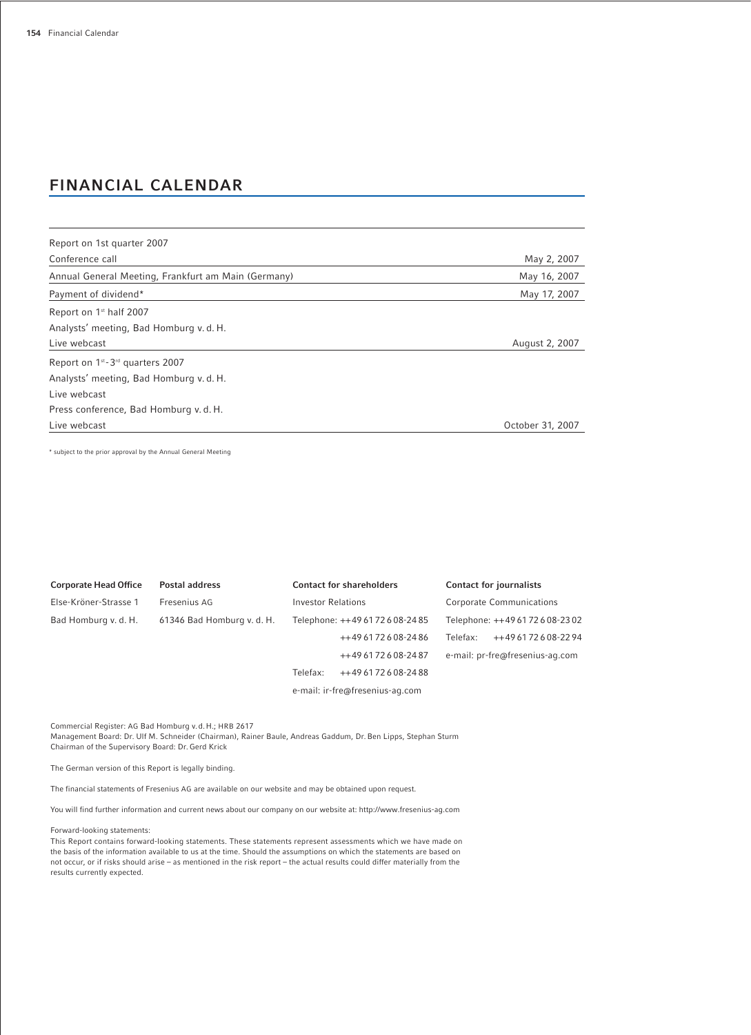# FINANCIAL CALENDAR

| | |
|---|---|
| Report on 1st quarter 2007<br>Conference call | May 2, 2007 |
| Annual General Meeting, Frankfurt am Main (Germany) | May 16, 2007 |
| Payment of dividend* | May 17, 2007 |
| Report on 1st half 2007<br>Analysts' meeting, Bad Homburg v. d. H.<br>Live webcast | August 2, 2007 |
| Report on 1st-3rd quarters 2007<br>Analysts' meeting, Bad Homburg v. d. H.<br>Live webcast<br>Press conference, Bad Homburg v. d. H.<br>Live webcast | October 31, 2007 |

* subject to the prior approval by the Annual General Meeting

| Corporate Head Office | Postal address | Contact for shareholders | Contact for journalists |
|---|---|---|---|
| Else-Kröner-Strasse 1 | Fresenius AG | Investor Relations | Corporate Communications |
| Bad Homburg v. d. H. | 61346 Bad Homburg v. d. H. | Telephone: ++49 61 72 6 08-24 85 | Telephone: ++49 61 72 6 08-23 02 |
| | | ++49 61 72 6 08-24 86 | Telefax: ++49 61 72 6 08-22 94 |
| | | ++49 61 72 6 08-24 87 | e-mail: pr-fre@fresenius-ag.com |
| | | Telefax: ++49 61 72 6 08-24 88 | |
| | | e-mail: ir-fre@fresenius-ag.com | |

Commercial Register: AG Bad Homburg v. d. H.; HRB 2617
Management Board: Dr. Ulf M. Schneider (Chairman), Rainer Baule, Andreas Gaddum, Dr. Ben Lipps, Stephan Sturm
Chairman of the Supervisory Board: Dr. Gerd Krick

The German version of this Report is legally binding.

The financial statements of Fresenius AG are available on our website and may be obtained upon request.

You will find further information and current news about our company on our website at: http://www.fresenius-ag.com

Forward-looking statements:
This Report contains forward-looking statements. These statements represent assessments which we have made on the basis of the information available to us at the time. Should the assumptions on which the statements are based on not occur, or if risks should arise – as mentioned in the risk report – the actual results could differ materially from the results currently expected.